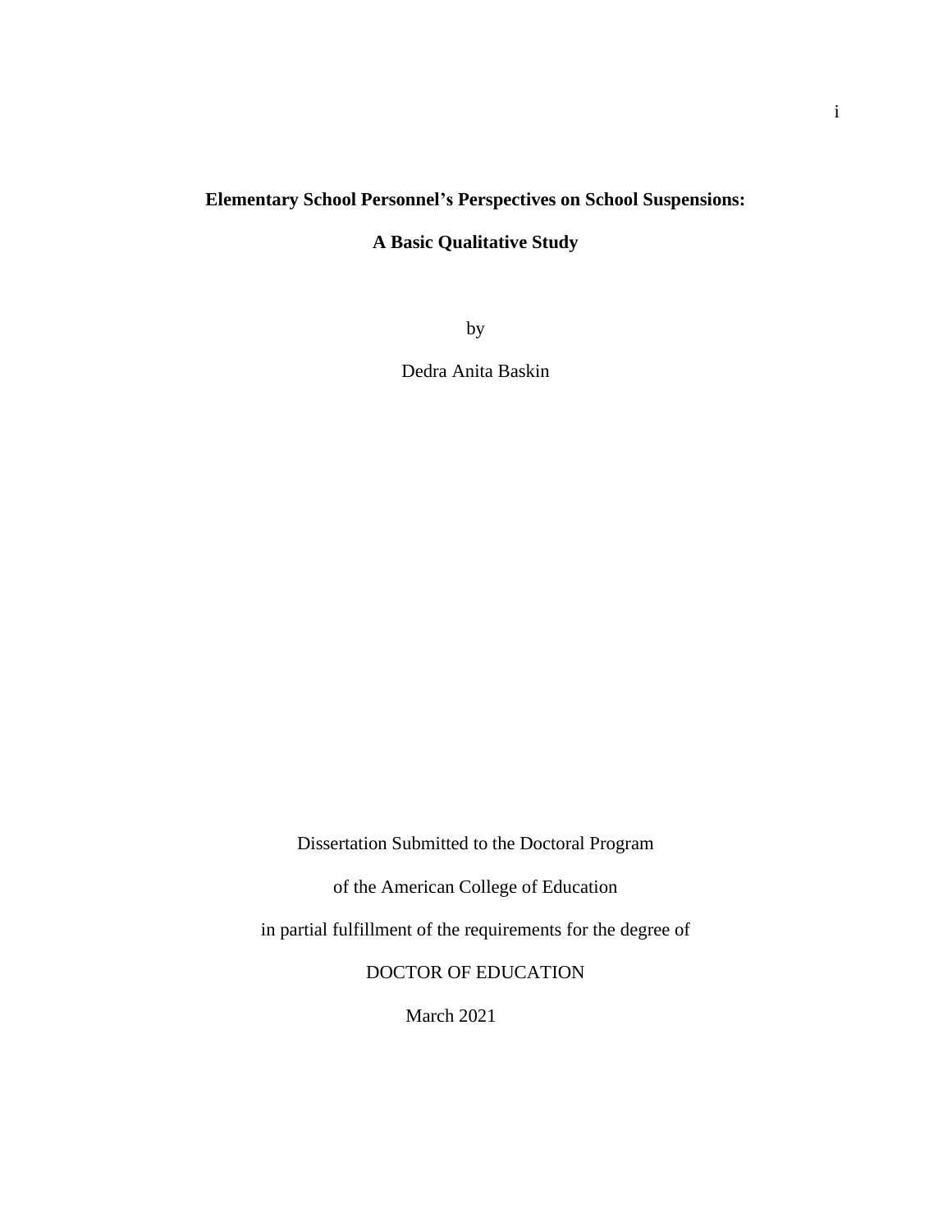# Elementary School Personnel's Perspectives on School Suspensions:

# A Basic Qualitative Study

by

Dedra Anita Baskin

Dissertation Submitted to the Doctoral Program

of the American College of Education

in partial fulfillment of the requirements for the degree of

DOCTOR OF EDUCATION

March 2021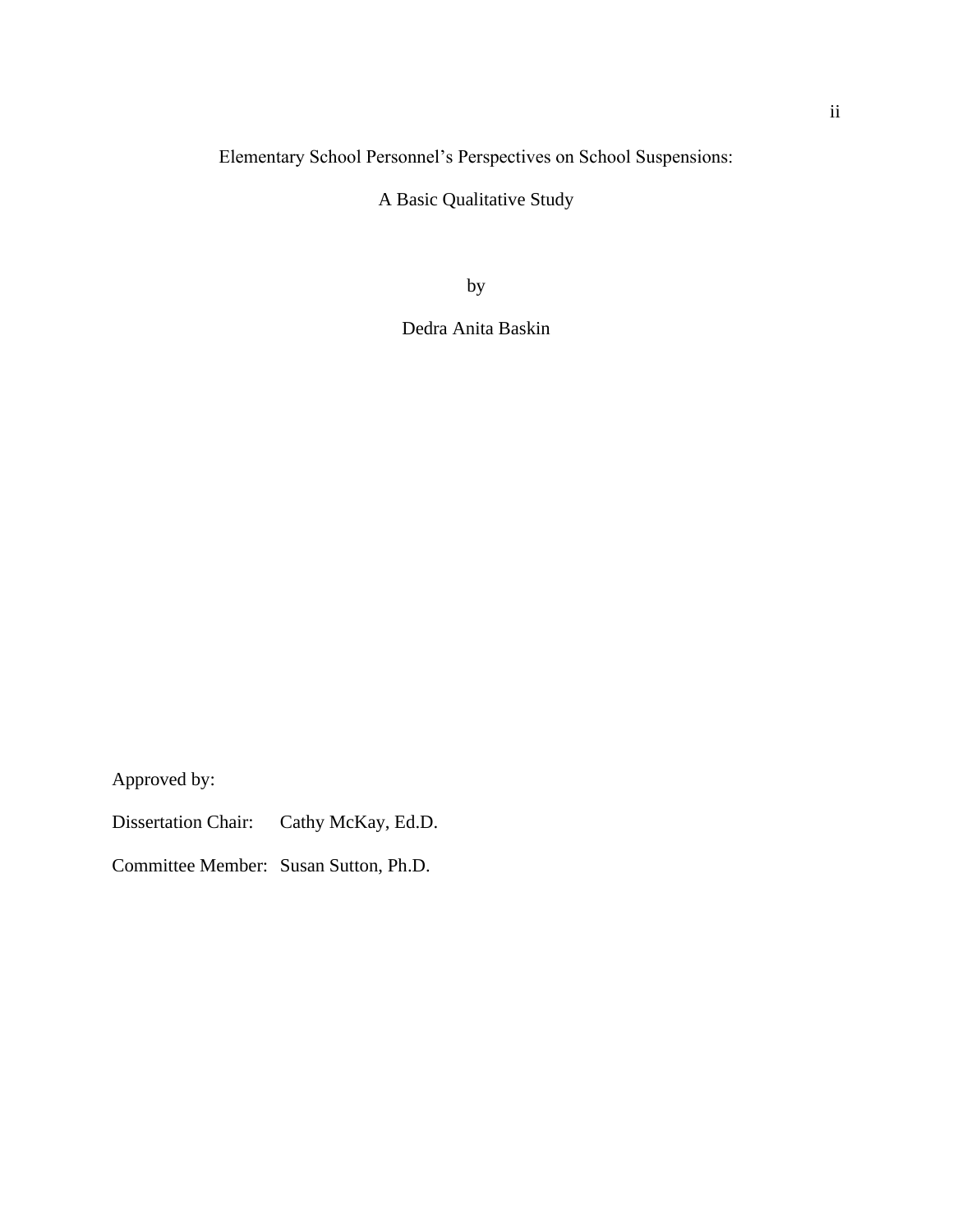Elementary School Personnel's Perspectives on School Suspensions:

A Basic Qualitative Study

by

Dedra Anita Baskin

Approved by:

Dissertation Chair: Cathy McKay, Ed.D.

Committee Member: Susan Sutton, Ph.D.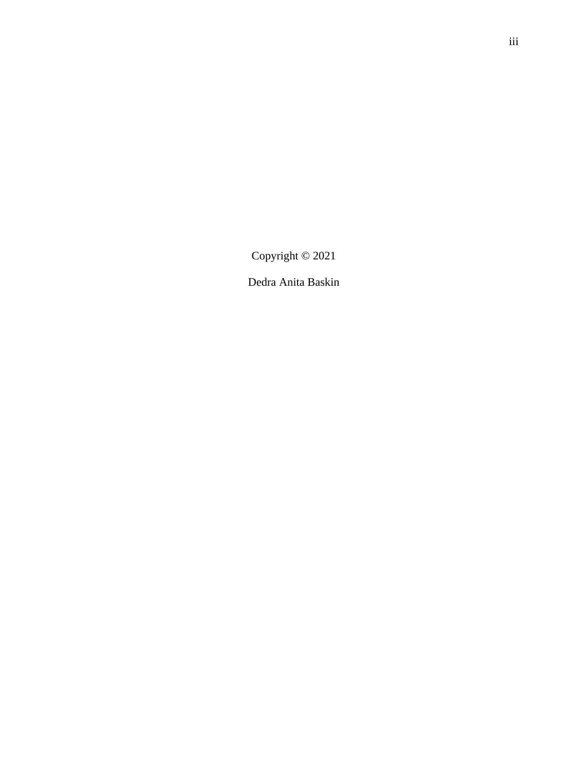Copyright © 2021

Dedra Anita Baskin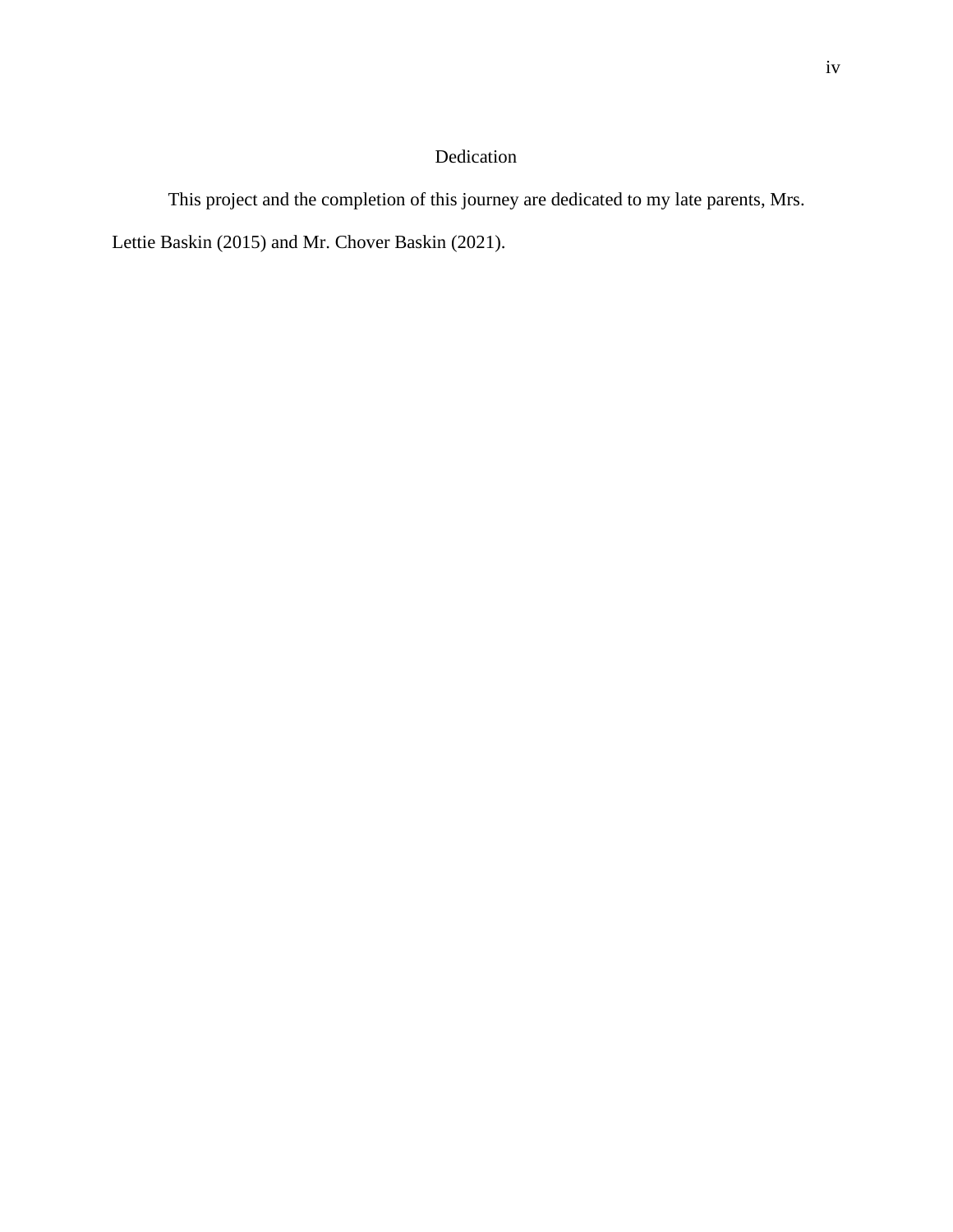# Dedication

This project and the completion of this journey are dedicated to my late parents, Mrs. Lettie Baskin (2015) and Mr. Chover Baskin (2021).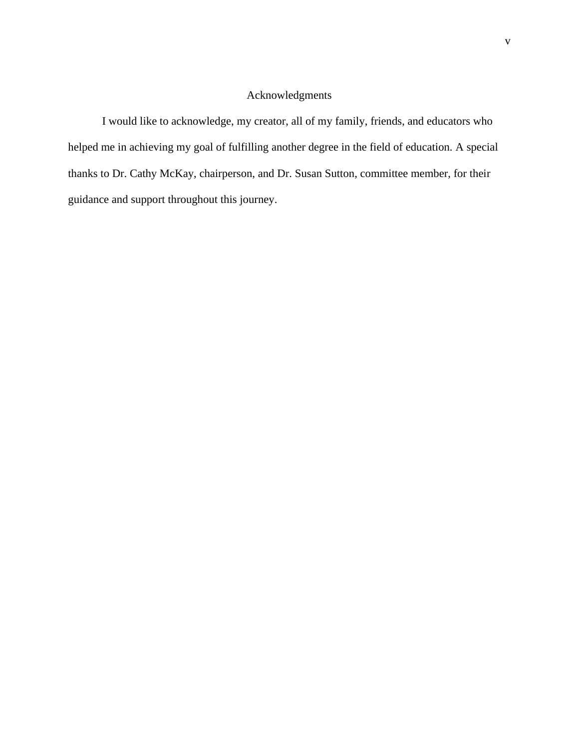# Acknowledgments

I would like to acknowledge, my creator, all of my family, friends, and educators who helped me in achieving my goal of fulfilling another degree in the field of education. A special thanks to Dr. Cathy McKay, chairperson, and Dr. Susan Sutton, committee member, for their guidance and support throughout this journey.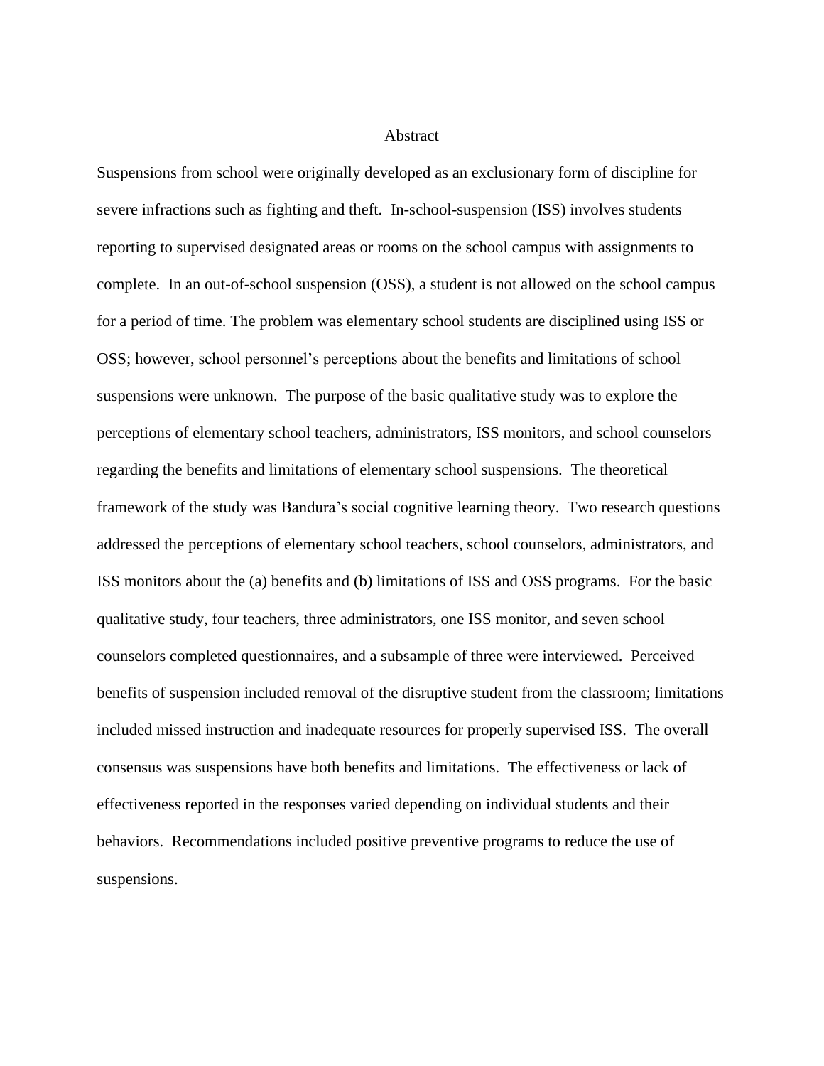# Abstract

Suspensions from school were originally developed as an exclusionary form of discipline for severe infractions such as fighting and theft. In-school-suspension (ISS) involves students reporting to supervised designated areas or rooms on the school campus with assignments to complete. In an out-of-school suspension (OSS), a student is not allowed on the school campus for a period of time. The problem was elementary school students are disciplined using ISS or OSS; however, school personnel's perceptions about the benefits and limitations of school suspensions were unknown. The purpose of the basic qualitative study was to explore the perceptions of elementary school teachers, administrators, ISS monitors, and school counselors regarding the benefits and limitations of elementary school suspensions. The theoretical framework of the study was Bandura's social cognitive learning theory. Two research questions addressed the perceptions of elementary school teachers, school counselors, administrators, and ISS monitors about the (a) benefits and (b) limitations of ISS and OSS programs. For the basic qualitative study, four teachers, three administrators, one ISS monitor, and seven school counselors completed questionnaires, and a subsample of three were interviewed. Perceived benefits of suspension included removal of the disruptive student from the classroom; limitations included missed instruction and inadequate resources for properly supervised ISS. The overall consensus was suspensions have both benefits and limitations. The effectiveness or lack of effectiveness reported in the responses varied depending on individual students and their behaviors. Recommendations included positive preventive programs to reduce the use of suspensions.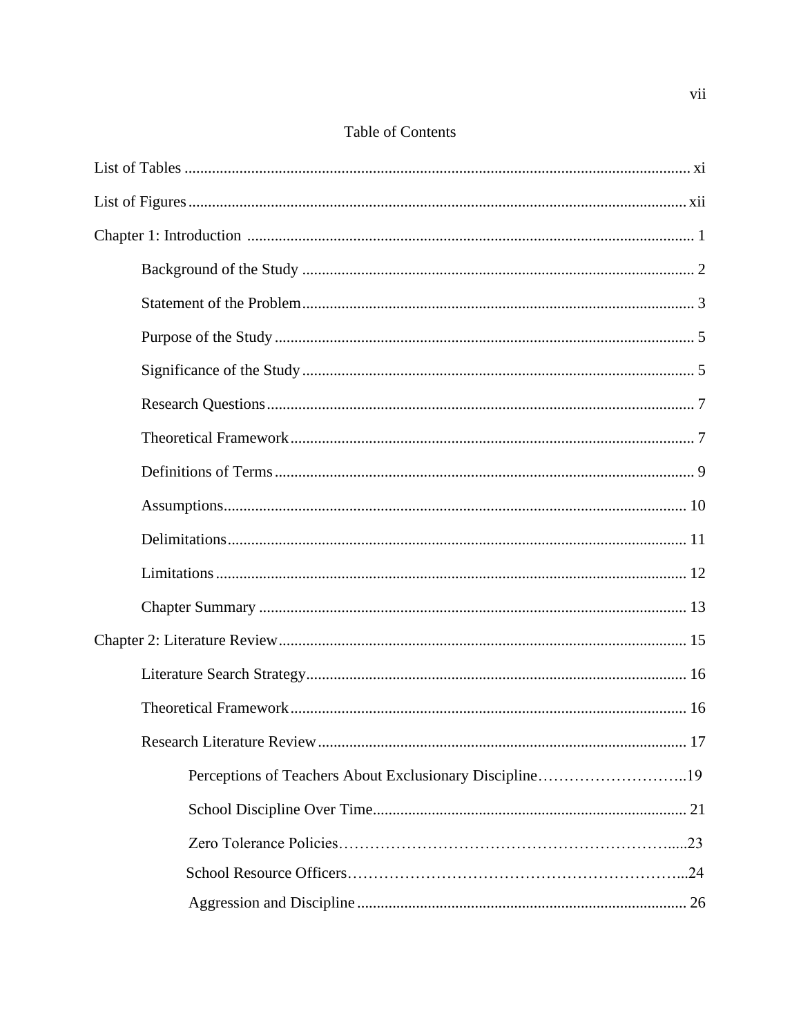# Table of Contents

List of Tables ........ xi

List of Figures ........ xii

Chapter 1: Introduction ........ 1

- Background of the Study ........ 2
- Statement of the Problem ........ 3
- Purpose of the Study ........ 5
- Significance of the Study ........ 5
- Research Questions ........ 7
- Theoretical Framework ........ 7
- Definitions of Terms ........ 9
- Assumptions ........ 10
- Delimitations ........ 11
- Limitations ........ 12
- Chapter Summary ........ 13

Chapter 2: Literature Review ........ 15

- Literature Search Strategy ........ 16
- Theoretical Framework ........ 16
- Research Literature Review ........ 17
  - Perceptions of Teachers About Exclusionary Discipline ........ 19
  - School Discipline Over Time ........ 21
  - Zero Tolerance Policies ........ 23
  - School Resource Officers ........ 24
  - Aggression and Discipline ........ 26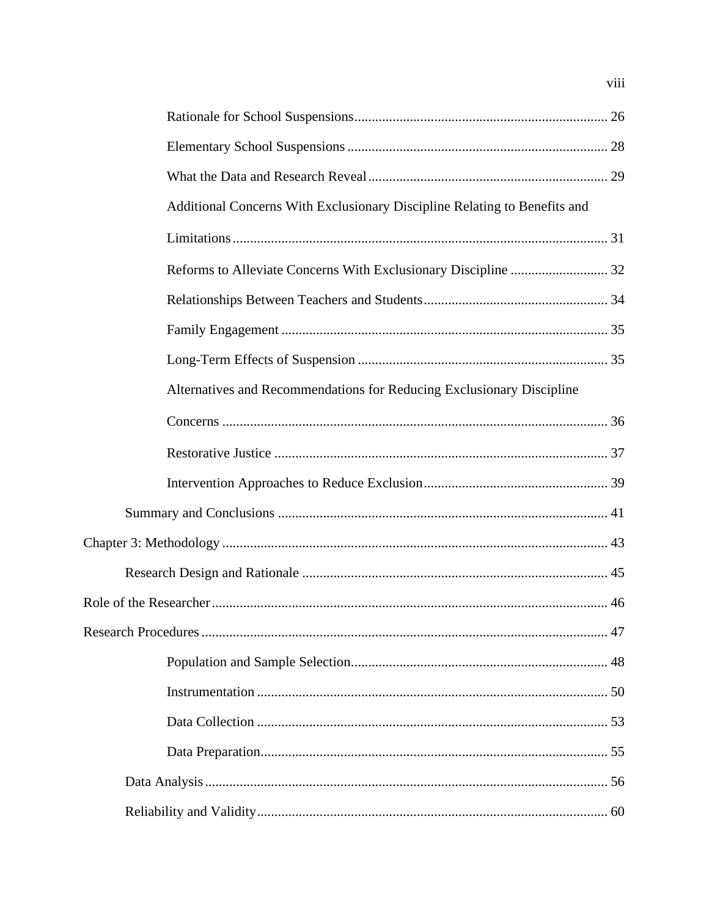Rationale for School Suspensions ........................................................................ 26

Elementary School Suspensions .......................................................................... 28

What the Data and Research Reveal .................................................................... 29

Additional Concerns With Exclusionary Discipline Relating to Benefits and Limitations .......................................................................................................... 31

Reforms to Alleviate Concerns With Exclusionary Discipline ............................ 32

Relationships Between Teachers and Students .................................................... 34

Family Engagement ............................................................................................. 35

Long-Term Effects of Suspension ....................................................................... 35

Alternatives and Recommendations for Reducing Exclusionary Discipline Concerns .............................................................................................................. 36

Restorative Justice ............................................................................................... 37

Intervention Approaches to Reduce Exclusion .................................................... 39

Summary and Conclusions .............................................................................................. 41

Chapter 3: Methodology .............................................................................................................. 43

Research Design and Rationale ....................................................................................... 45

Role of the Researcher ................................................................................................................. 46

Research Procedures .................................................................................................................... 47

Population and Sample Selection ......................................................................... 48

Instrumentation .................................................................................................... 50

Data Collection .................................................................................................... 53

Data Preparation .................................................................................................. 55

Data Analysis ................................................................................................................... 56

Reliability and Validity .................................................................................................... 60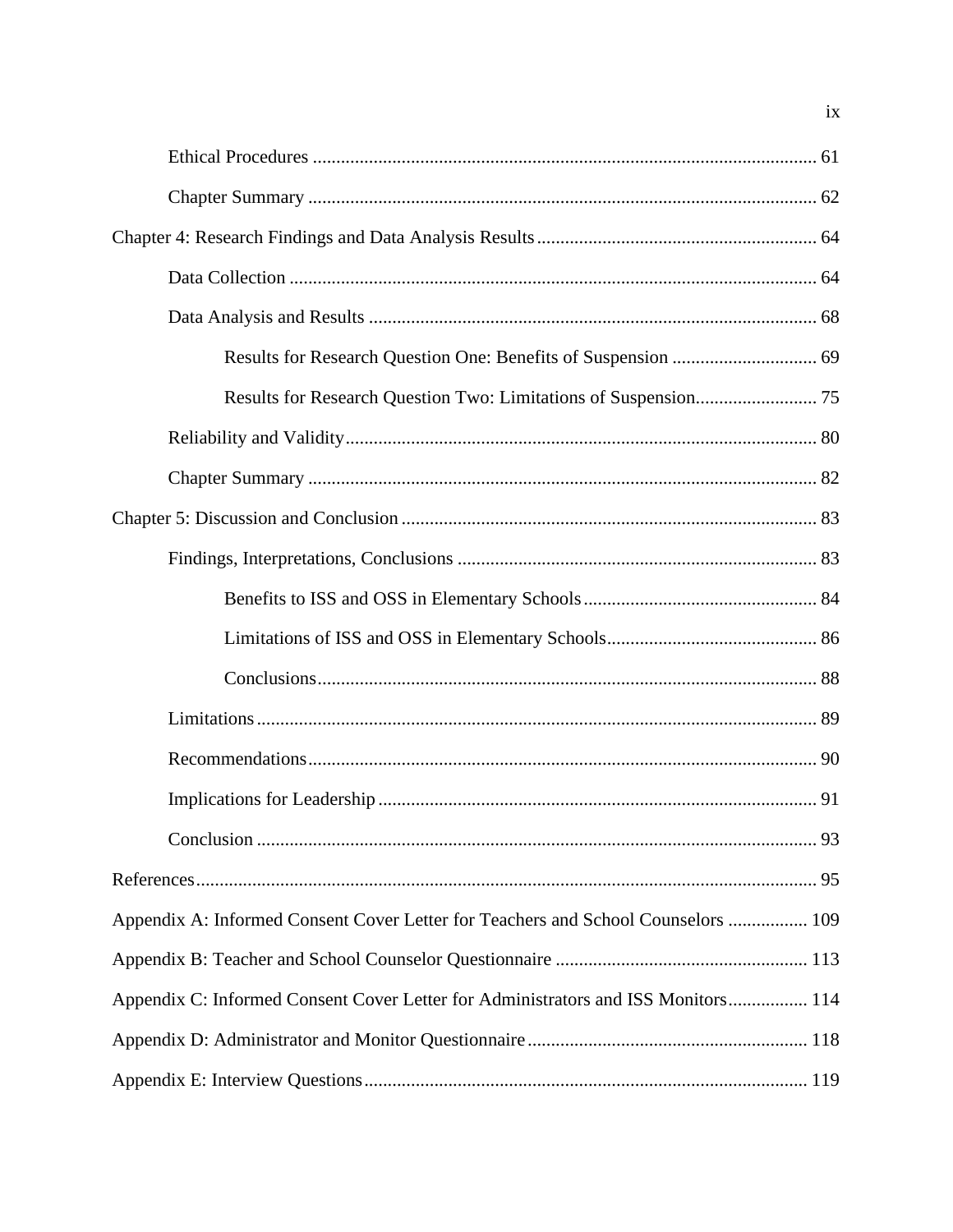Ethical Procedures ........................................................................................................... 61

Chapter Summary ............................................................................................................ 62

Chapter 4: Research Findings and Data Analysis Results ............................................................ 64

Data Collection ................................................................................................................ 64

Data Analysis and Results ................................................................................................ 68

Results for Research Question One: Benefits of Suspension ............................... 69

Results for Research Question Two: Limitations of Suspension.......................... 75

Reliability and Validity.................................................................................................... 80

Chapter Summary ............................................................................................................ 82

Chapter 5: Discussion and Conclusion ........................................................................................ 83

Findings, Interpretations, Conclusions ............................................................................. 83

Benefits to ISS and OSS in Elementary Schools.................................................. 84

Limitations of ISS and OSS in Elementary Schools............................................. 86

Conclusions........................................................................................................... 88

Limitations....................................................................................................................... 89

Recommendations............................................................................................................ 90

Implications for Leadership ............................................................................................. 91

Conclusion ....................................................................................................................... 93

References.................................................................................................................................... 95

Appendix A: Informed Consent Cover Letter for Teachers and School Counselors ................. 109

Appendix B: Teacher and School Counselor Questionnaire ...................................................... 113

Appendix C: Informed Consent Cover Letter for Administrators and ISS Monitors................. 114

Appendix D: Administrator and Monitor Questionnaire ........................................................... 118

Appendix E: Interview Questions.............................................................................................. 119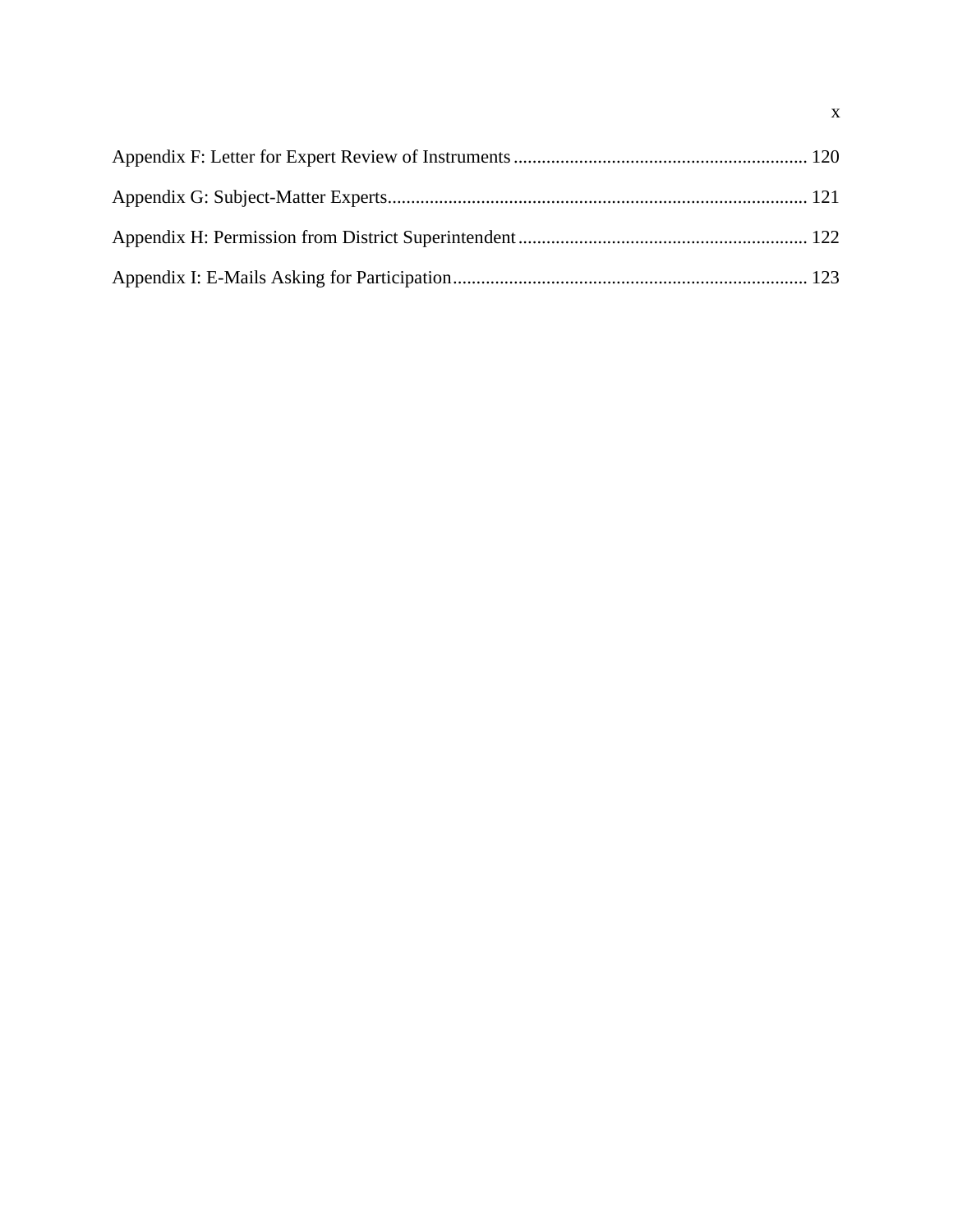Appendix F: Letter for Expert Review of Instruments ............................................................... 120

Appendix G: Subject-Matter Experts......................................................................................... 121

Appendix H: Permission from District Superintendent .............................................................. 122

Appendix I: E-Mails Asking for Participation............................................................................ 123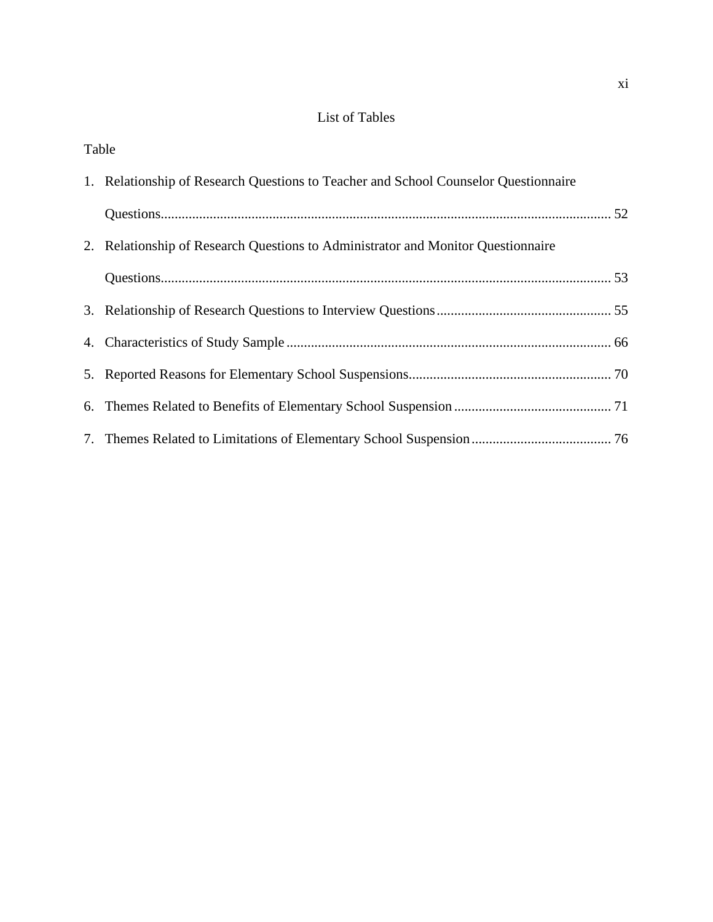# List of Tables

Table

1. Relationship of Research Questions to Teacher and School Counselor Questionnaire Questions................................................................................................................ 52
2. Relationship of Research Questions to Administrator and Monitor Questionnaire Questions................................................................................................................ 53
3. Relationship of Research Questions to Interview Questions.................................................. 55
4. Characteristics of Study Sample............................................................................................ 66
5. Reported Reasons for Elementary School Suspensions.......................................................... 70
6. Themes Related to Benefits of Elementary School Suspension............................................. 71
7. Themes Related to Limitations of Elementary School Suspension........................................ 76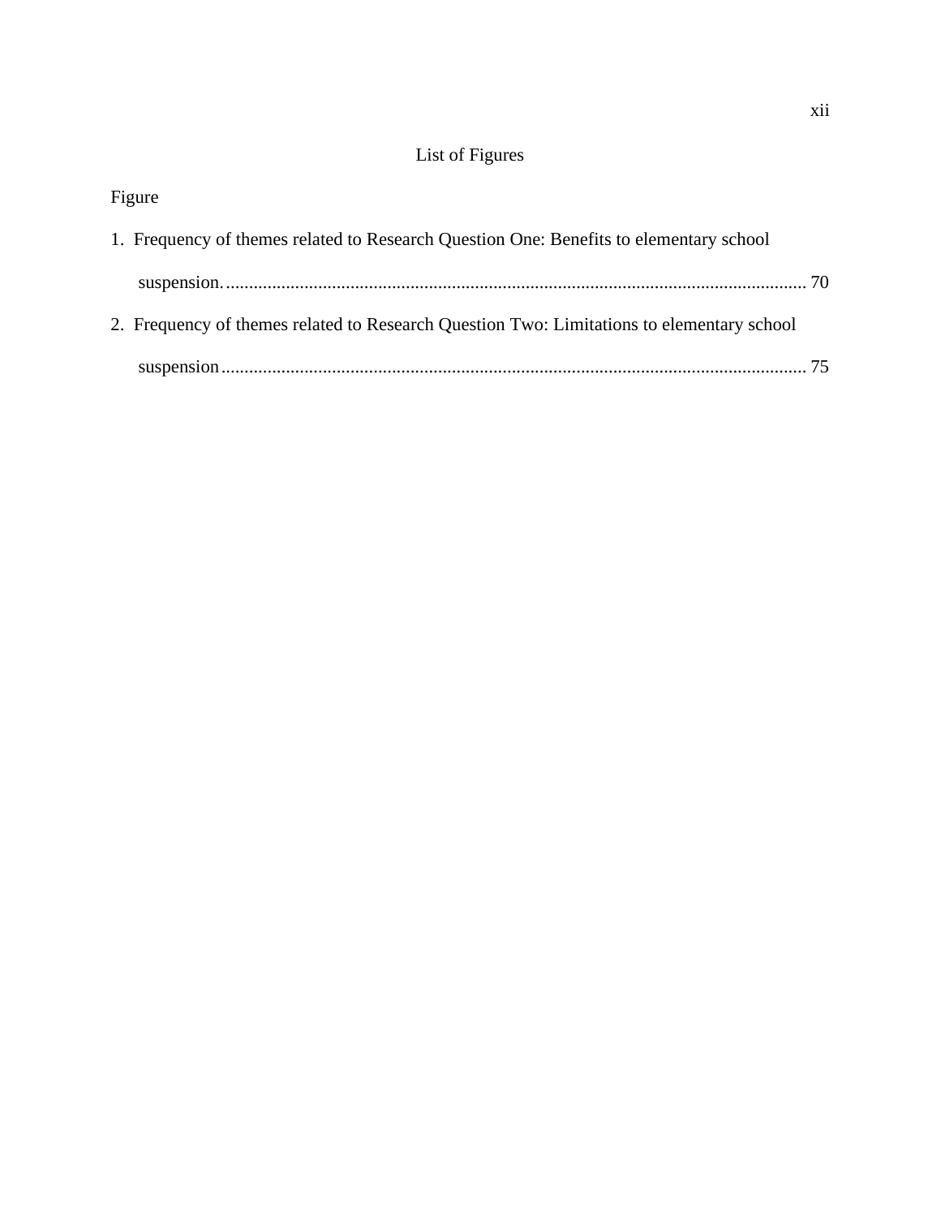# List of Figures

Figure

1. Frequency of themes related to Research Question One: Benefits to elementary school suspension. ............................................................................................................................ 70
2. Frequency of themes related to Research Question Two: Limitations to elementary school suspension ............................................................................................................................ 75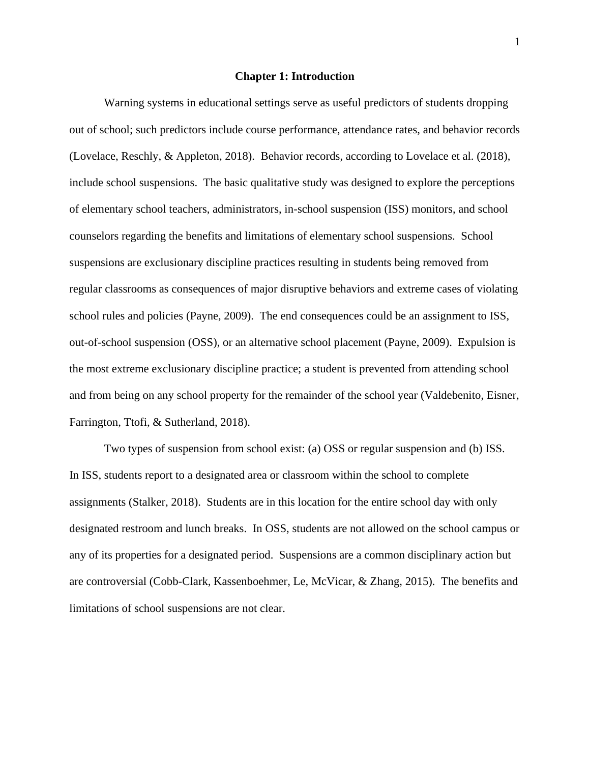# Chapter 1: Introduction

Warning systems in educational settings serve as useful predictors of students dropping out of school; such predictors include course performance, attendance rates, and behavior records (Lovelace, Reschly, & Appleton, 2018). Behavior records, according to Lovelace et al. (2018), include school suspensions. The basic qualitative study was designed to explore the perceptions of elementary school teachers, administrators, in-school suspension (ISS) monitors, and school counselors regarding the benefits and limitations of elementary school suspensions. School suspensions are exclusionary discipline practices resulting in students being removed from regular classrooms as consequences of major disruptive behaviors and extreme cases of violating school rules and policies (Payne, 2009). The end consequences could be an assignment to ISS, out-of-school suspension (OSS), or an alternative school placement (Payne, 2009). Expulsion is the most extreme exclusionary discipline practice; a student is prevented from attending school and from being on any school property for the remainder of the school year (Valdebenito, Eisner, Farrington, Ttofi, & Sutherland, 2018).

Two types of suspension from school exist: (a) OSS or regular suspension and (b) ISS. In ISS, students report to a designated area or classroom within the school to complete assignments (Stalker, 2018). Students are in this location for the entire school day with only designated restroom and lunch breaks. In OSS, students are not allowed on the school campus or any of its properties for a designated period. Suspensions are a common disciplinary action but are controversial (Cobb-Clark, Kassenboehmer, Le, McVicar, & Zhang, 2015). The benefits and limitations of school suspensions are not clear.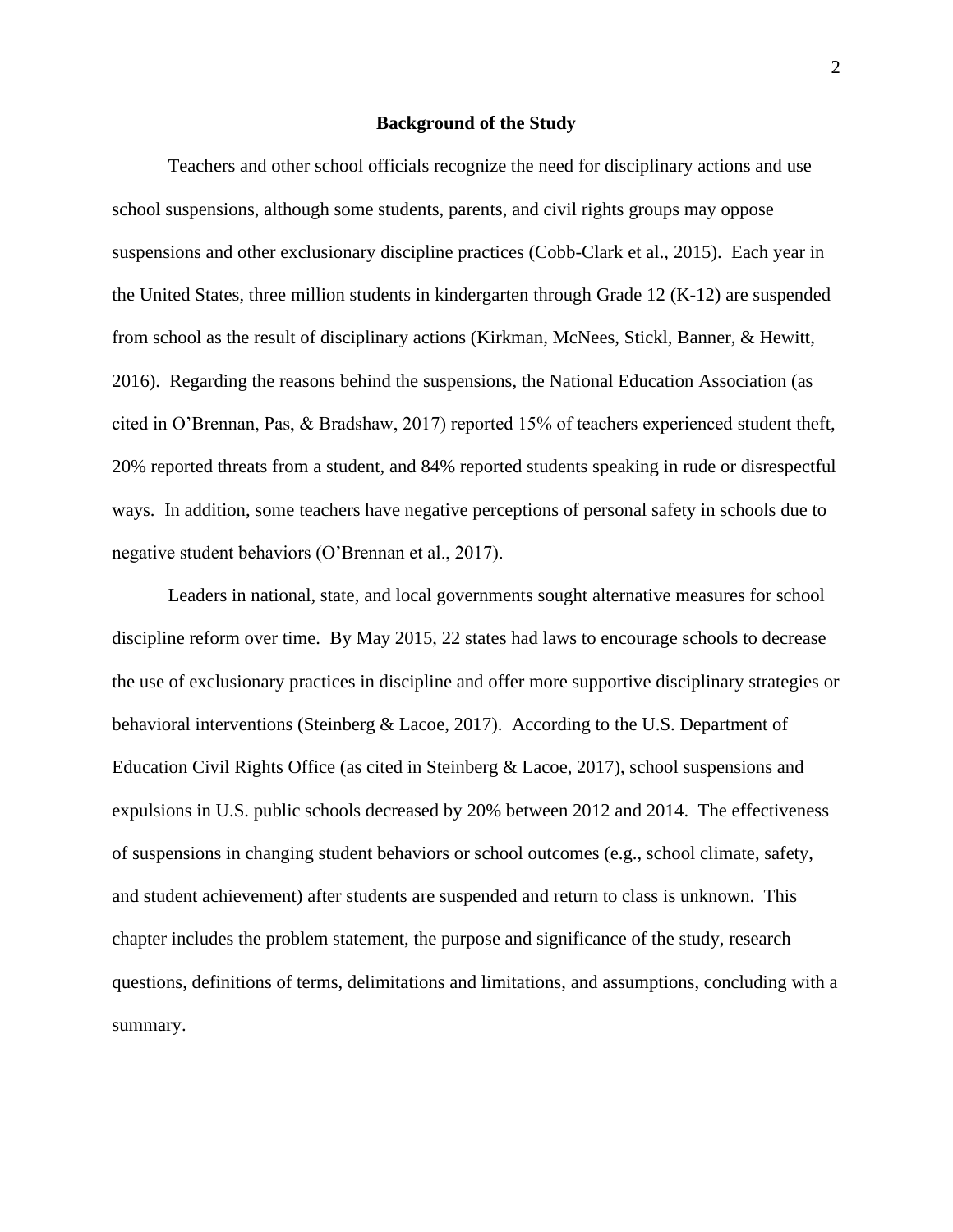## Background of the Study

Teachers and other school officials recognize the need for disciplinary actions and use school suspensions, although some students, parents, and civil rights groups may oppose suspensions and other exclusionary discipline practices (Cobb-Clark et al., 2015). Each year in the United States, three million students in kindergarten through Grade 12 (K-12) are suspended from school as the result of disciplinary actions (Kirkman, McNees, Stickl, Banner, & Hewitt, 2016). Regarding the reasons behind the suspensions, the National Education Association (as cited in O'Brennan, Pas, & Bradshaw, 2017) reported 15% of teachers experienced student theft, 20% reported threats from a student, and 84% reported students speaking in rude or disrespectful ways. In addition, some teachers have negative perceptions of personal safety in schools due to negative student behaviors (O'Brennan et al., 2017).

Leaders in national, state, and local governments sought alternative measures for school discipline reform over time. By May 2015, 22 states had laws to encourage schools to decrease the use of exclusionary practices in discipline and offer more supportive disciplinary strategies or behavioral interventions (Steinberg & Lacoe, 2017). According to the U.S. Department of Education Civil Rights Office (as cited in Steinberg & Lacoe, 2017), school suspensions and expulsions in U.S. public schools decreased by 20% between 2012 and 2014. The effectiveness of suspensions in changing student behaviors or school outcomes (e.g., school climate, safety, and student achievement) after students are suspended and return to class is unknown. This chapter includes the problem statement, the purpose and significance of the study, research questions, definitions of terms, delimitations and limitations, and assumptions, concluding with a summary.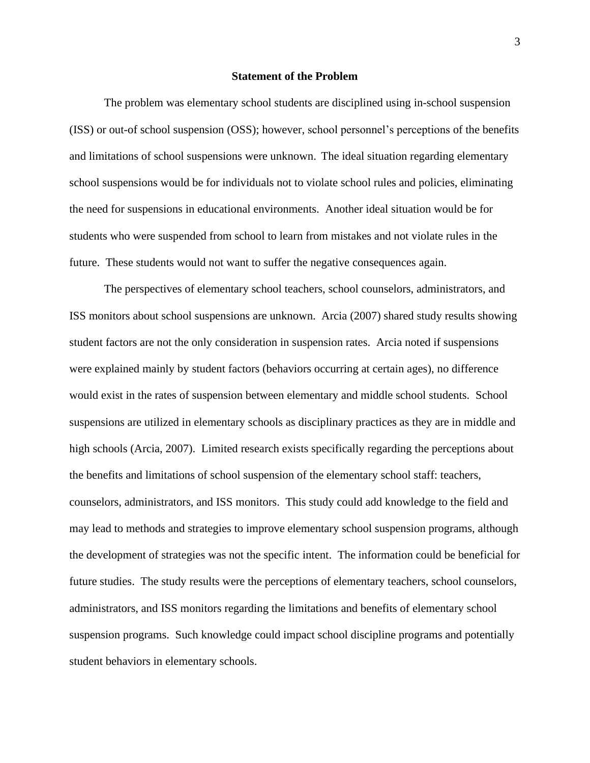## Statement of the Problem

The problem was elementary school students are disciplined using in-school suspension (ISS) or out-of school suspension (OSS); however, school personnel's perceptions of the benefits and limitations of school suspensions were unknown. The ideal situation regarding elementary school suspensions would be for individuals not to violate school rules and policies, eliminating the need for suspensions in educational environments. Another ideal situation would be for students who were suspended from school to learn from mistakes and not violate rules in the future. These students would not want to suffer the negative consequences again.

The perspectives of elementary school teachers, school counselors, administrators, and ISS monitors about school suspensions are unknown. Arcia (2007) shared study results showing student factors are not the only consideration in suspension rates. Arcia noted if suspensions were explained mainly by student factors (behaviors occurring at certain ages), no difference would exist in the rates of suspension between elementary and middle school students. School suspensions are utilized in elementary schools as disciplinary practices as they are in middle and high schools (Arcia, 2007). Limited research exists specifically regarding the perceptions about the benefits and limitations of school suspension of the elementary school staff: teachers, counselors, administrators, and ISS monitors. This study could add knowledge to the field and may lead to methods and strategies to improve elementary school suspension programs, although the development of strategies was not the specific intent. The information could be beneficial for future studies. The study results were the perceptions of elementary teachers, school counselors, administrators, and ISS monitors regarding the limitations and benefits of elementary school suspension programs. Such knowledge could impact school discipline programs and potentially student behaviors in elementary schools.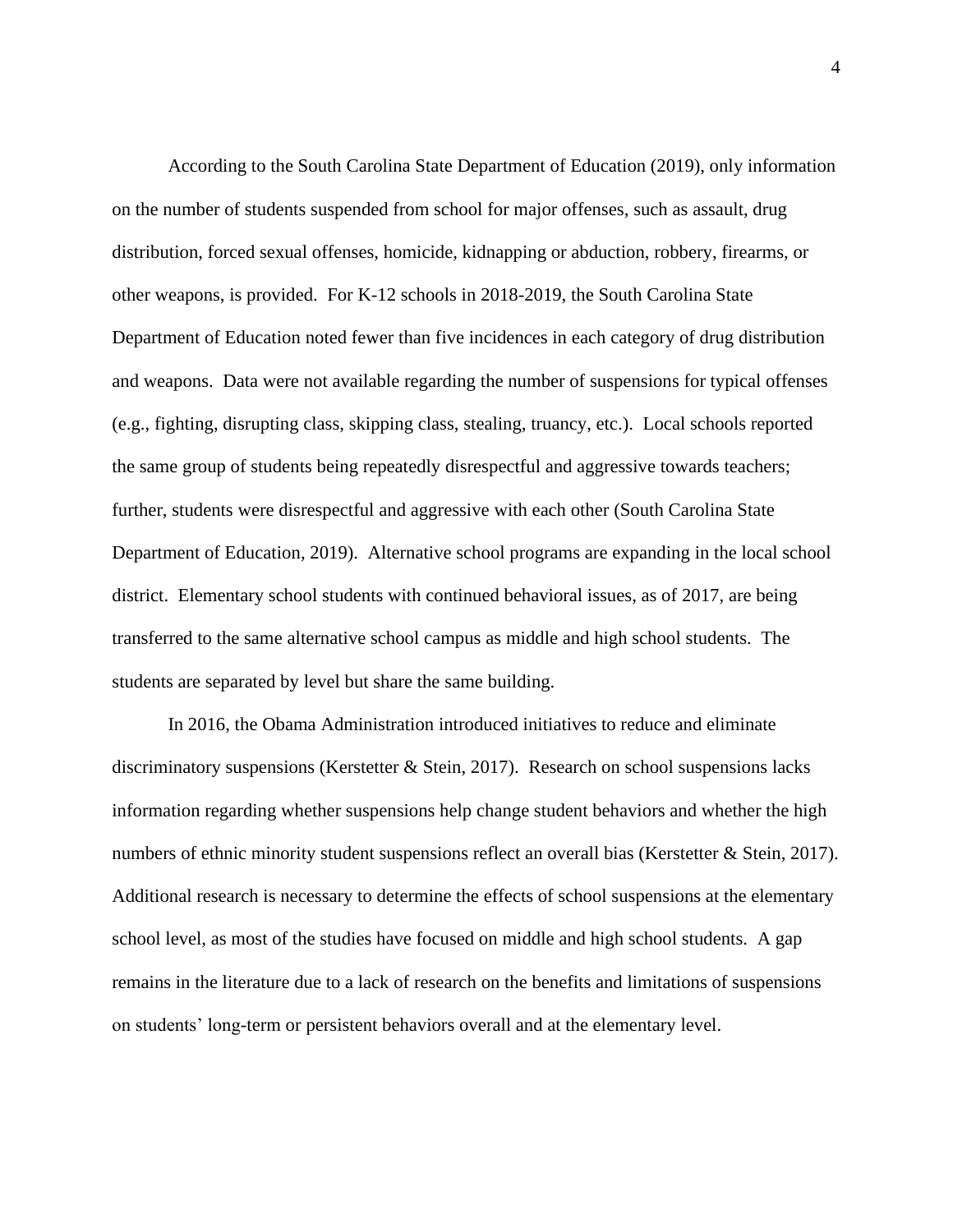According to the South Carolina State Department of Education (2019), only information on the number of students suspended from school for major offenses, such as assault, drug distribution, forced sexual offenses, homicide, kidnapping or abduction, robbery, firearms, or other weapons, is provided. For K-12 schools in 2018-2019, the South Carolina State Department of Education noted fewer than five incidences in each category of drug distribution and weapons. Data were not available regarding the number of suspensions for typical offenses (e.g., fighting, disrupting class, skipping class, stealing, truancy, etc.). Local schools reported the same group of students being repeatedly disrespectful and aggressive towards teachers; further, students were disrespectful and aggressive with each other (South Carolina State Department of Education, 2019). Alternative school programs are expanding in the local school district. Elementary school students with continued behavioral issues, as of 2017, are being transferred to the same alternative school campus as middle and high school students. The students are separated by level but share the same building.

In 2016, the Obama Administration introduced initiatives to reduce and eliminate discriminatory suspensions (Kerstetter & Stein, 2017). Research on school suspensions lacks information regarding whether suspensions help change student behaviors and whether the high numbers of ethnic minority student suspensions reflect an overall bias (Kerstetter & Stein, 2017). Additional research is necessary to determine the effects of school suspensions at the elementary school level, as most of the studies have focused on middle and high school students. A gap remains in the literature due to a lack of research on the benefits and limitations of suspensions on students' long-term or persistent behaviors overall and at the elementary level.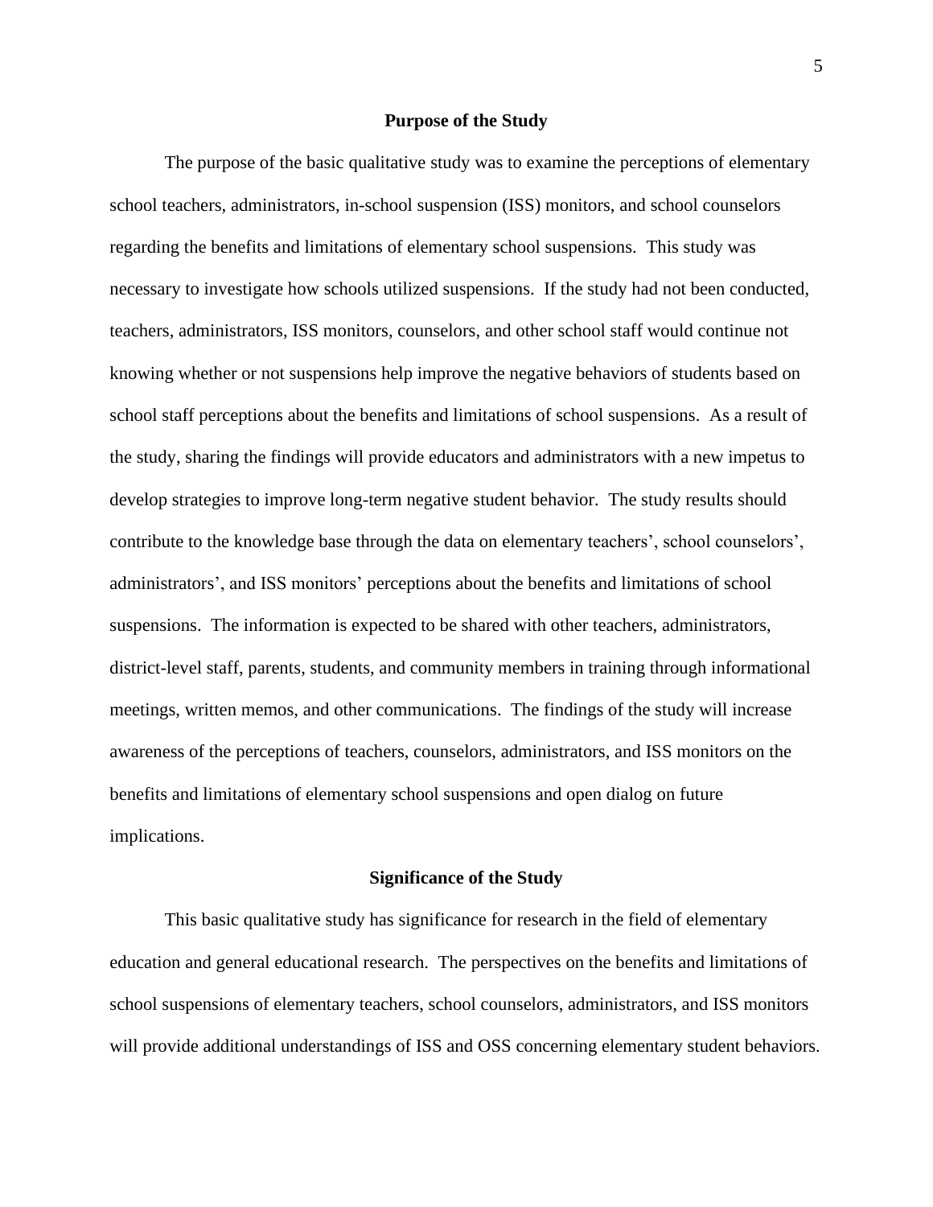## Purpose of the Study

The purpose of the basic qualitative study was to examine the perceptions of elementary school teachers, administrators, in-school suspension (ISS) monitors, and school counselors regarding the benefits and limitations of elementary school suspensions. This study was necessary to investigate how schools utilized suspensions. If the study had not been conducted, teachers, administrators, ISS monitors, counselors, and other school staff would continue not knowing whether or not suspensions help improve the negative behaviors of students based on school staff perceptions about the benefits and limitations of school suspensions. As a result of the study, sharing the findings will provide educators and administrators with a new impetus to develop strategies to improve long-term negative student behavior. The study results should contribute to the knowledge base through the data on elementary teachers', school counselors', administrators', and ISS monitors' perceptions about the benefits and limitations of school suspensions. The information is expected to be shared with other teachers, administrators, district-level staff, parents, students, and community members in training through informational meetings, written memos, and other communications. The findings of the study will increase awareness of the perceptions of teachers, counselors, administrators, and ISS monitors on the benefits and limitations of elementary school suspensions and open dialog on future implications.

## Significance of the Study

This basic qualitative study has significance for research in the field of elementary education and general educational research. The perspectives on the benefits and limitations of school suspensions of elementary teachers, school counselors, administrators, and ISS monitors will provide additional understandings of ISS and OSS concerning elementary student behaviors.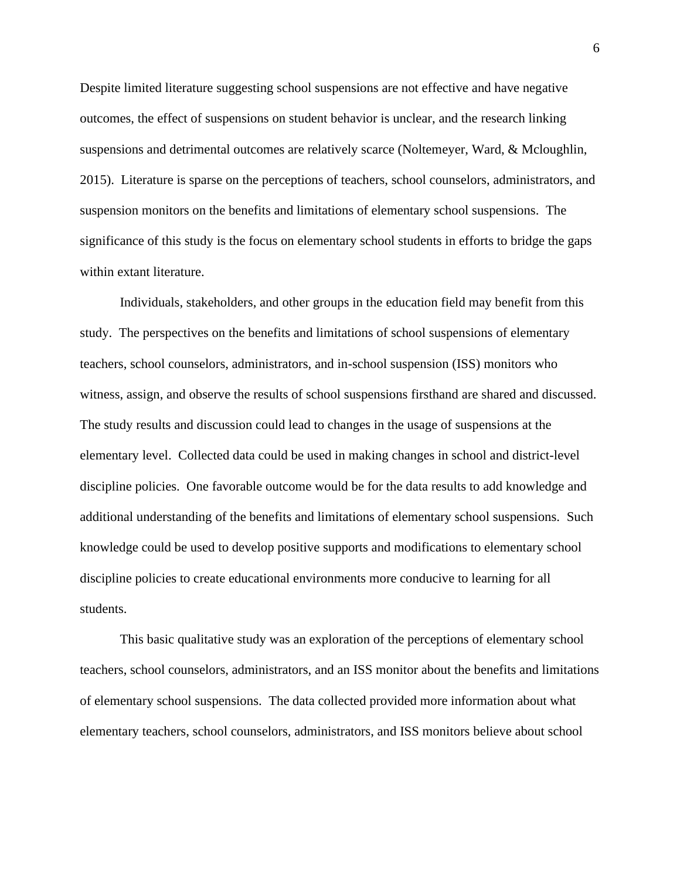Despite limited literature suggesting school suspensions are not effective and have negative outcomes, the effect of suspensions on student behavior is unclear, and the research linking suspensions and detrimental outcomes are relatively scarce (Noltemeyer, Ward, & Mcloughlin, 2015). Literature is sparse on the perceptions of teachers, school counselors, administrators, and suspension monitors on the benefits and limitations of elementary school suspensions. The significance of this study is the focus on elementary school students in efforts to bridge the gaps within extant literature.

Individuals, stakeholders, and other groups in the education field may benefit from this study. The perspectives on the benefits and limitations of school suspensions of elementary teachers, school counselors, administrators, and in-school suspension (ISS) monitors who witness, assign, and observe the results of school suspensions firsthand are shared and discussed. The study results and discussion could lead to changes in the usage of suspensions at the elementary level. Collected data could be used in making changes in school and district-level discipline policies. One favorable outcome would be for the data results to add knowledge and additional understanding of the benefits and limitations of elementary school suspensions. Such knowledge could be used to develop positive supports and modifications to elementary school discipline policies to create educational environments more conducive to learning for all students.

This basic qualitative study was an exploration of the perceptions of elementary school teachers, school counselors, administrators, and an ISS monitor about the benefits and limitations of elementary school suspensions. The data collected provided more information about what elementary teachers, school counselors, administrators, and ISS monitors believe about school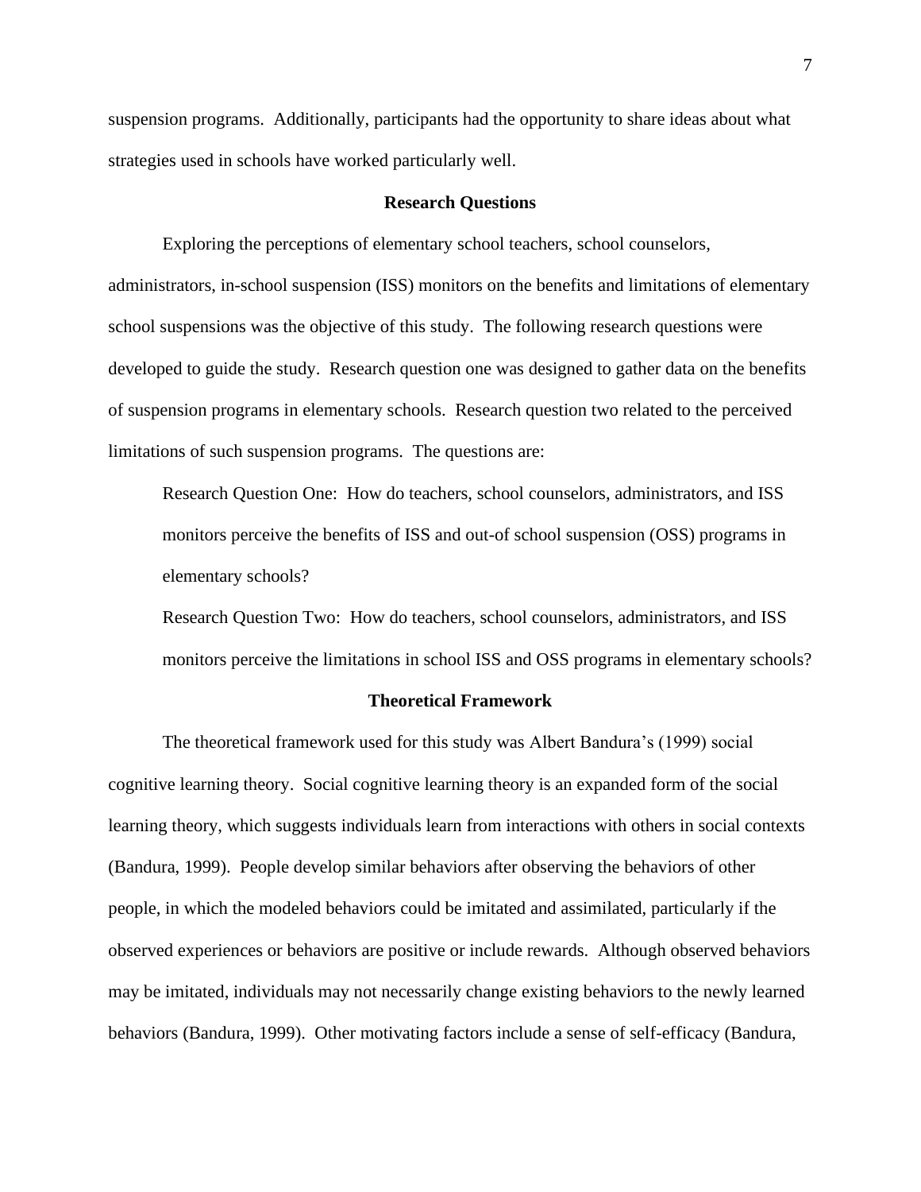suspension programs. Additionally, participants had the opportunity to share ideas about what strategies used in schools have worked particularly well.

## Research Questions

Exploring the perceptions of elementary school teachers, school counselors, administrators, in-school suspension (ISS) monitors on the benefits and limitations of elementary school suspensions was the objective of this study. The following research questions were developed to guide the study. Research question one was designed to gather data on the benefits of suspension programs in elementary schools. Research question two related to the perceived limitations of such suspension programs. The questions are:

> Research Question One: How do teachers, school counselors, administrators, and ISS monitors perceive the benefits of ISS and out-of school suspension (OSS) programs in elementary schools?
>
> Research Question Two: How do teachers, school counselors, administrators, and ISS monitors perceive the limitations in school ISS and OSS programs in elementary schools?

## Theoretical Framework

The theoretical framework used for this study was Albert Bandura's (1999) social cognitive learning theory. Social cognitive learning theory is an expanded form of the social learning theory, which suggests individuals learn from interactions with others in social contexts (Bandura, 1999). People develop similar behaviors after observing the behaviors of other people, in which the modeled behaviors could be imitated and assimilated, particularly if the observed experiences or behaviors are positive or include rewards. Although observed behaviors may be imitated, individuals may not necessarily change existing behaviors to the newly learned behaviors (Bandura, 1999). Other motivating factors include a sense of self-efficacy (Bandura,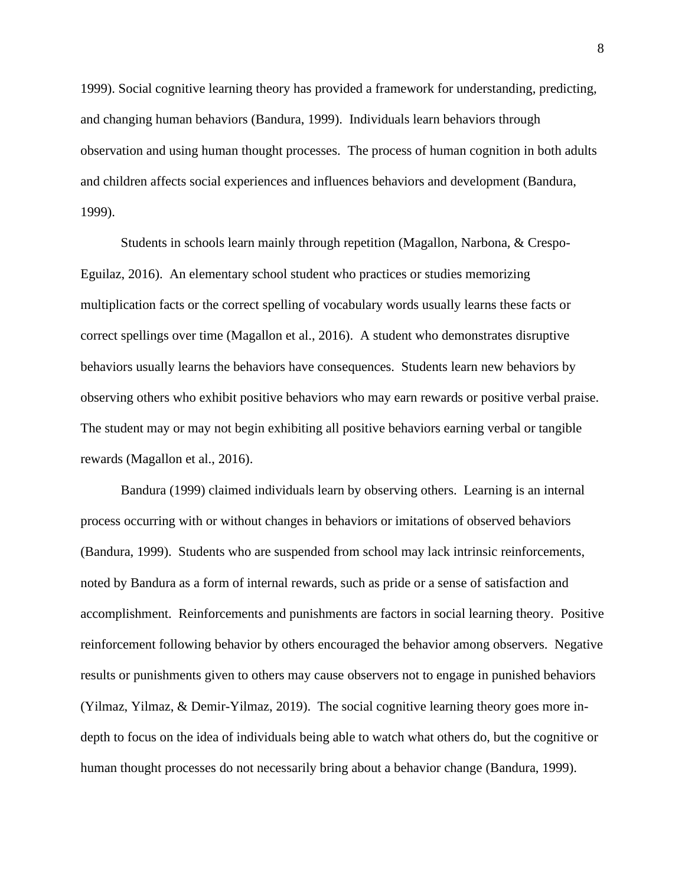1999). Social cognitive learning theory has provided a framework for understanding, predicting, and changing human behaviors (Bandura, 1999). Individuals learn behaviors through observation and using human thought processes. The process of human cognition in both adults and children affects social experiences and influences behaviors and development (Bandura, 1999).

Students in schools learn mainly through repetition (Magallon, Narbona, & Crespo-Eguilaz, 2016). An elementary school student who practices or studies memorizing multiplication facts or the correct spelling of vocabulary words usually learns these facts or correct spellings over time (Magallon et al., 2016). A student who demonstrates disruptive behaviors usually learns the behaviors have consequences. Students learn new behaviors by observing others who exhibit positive behaviors who may earn rewards or positive verbal praise. The student may or may not begin exhibiting all positive behaviors earning verbal or tangible rewards (Magallon et al., 2016).

Bandura (1999) claimed individuals learn by observing others. Learning is an internal process occurring with or without changes in behaviors or imitations of observed behaviors (Bandura, 1999). Students who are suspended from school may lack intrinsic reinforcements, noted by Bandura as a form of internal rewards, such as pride or a sense of satisfaction and accomplishment. Reinforcements and punishments are factors in social learning theory. Positive reinforcement following behavior by others encouraged the behavior among observers. Negative results or punishments given to others may cause observers not to engage in punished behaviors (Yilmaz, Yilmaz, & Demir-Yilmaz, 2019). The social cognitive learning theory goes more in-depth to focus on the idea of individuals being able to watch what others do, but the cognitive or human thought processes do not necessarily bring about a behavior change (Bandura, 1999).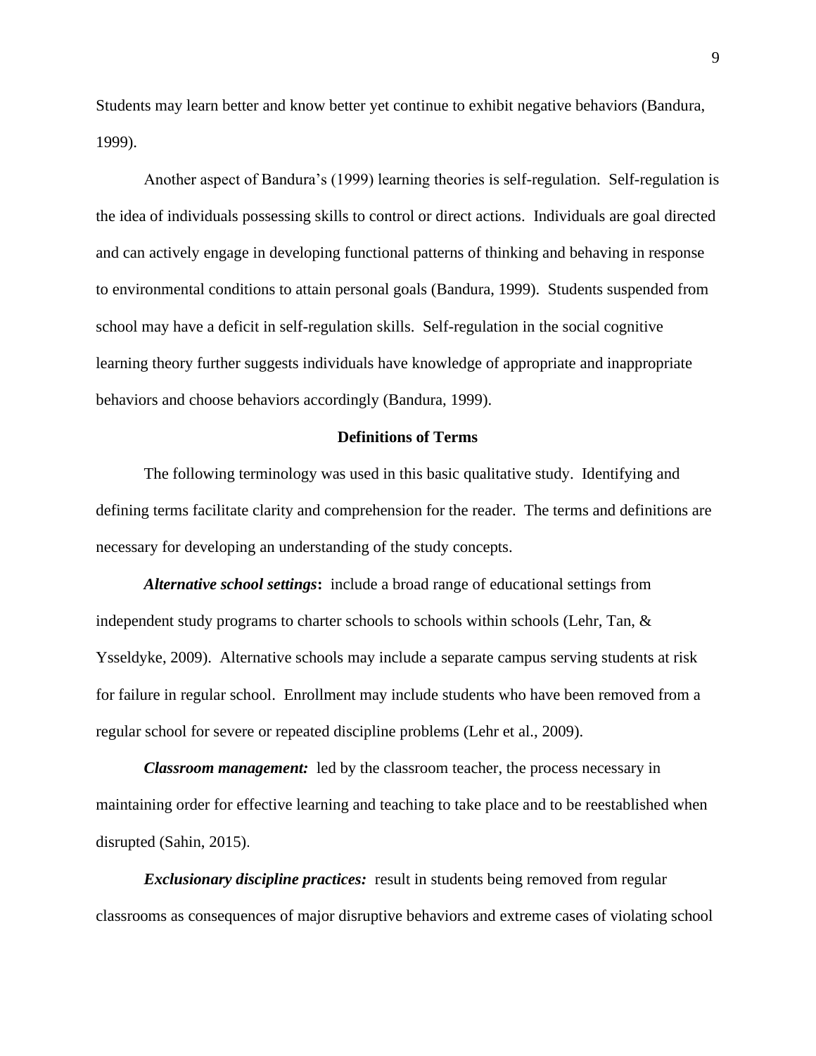Students may learn better and know better yet continue to exhibit negative behaviors (Bandura, 1999).

Another aspect of Bandura's (1999) learning theories is self-regulation. Self-regulation is the idea of individuals possessing skills to control or direct actions. Individuals are goal directed and can actively engage in developing functional patterns of thinking and behaving in response to environmental conditions to attain personal goals (Bandura, 1999). Students suspended from school may have a deficit in self-regulation skills. Self-regulation in the social cognitive learning theory further suggests individuals have knowledge of appropriate and inappropriate behaviors and choose behaviors accordingly (Bandura, 1999).

## Definitions of Terms

The following terminology was used in this basic qualitative study. Identifying and defining terms facilitate clarity and comprehension for the reader. The terms and definitions are necessary for developing an understanding of the study concepts.

***Alternative school settings*:** include a broad range of educational settings from independent study programs to charter schools to schools within schools (Lehr, Tan, & Ysseldyke, 2009). Alternative schools may include a separate campus serving students at risk for failure in regular school. Enrollment may include students who have been removed from a regular school for severe or repeated discipline problems (Lehr et al., 2009).

***Classroom management:*** led by the classroom teacher, the process necessary in maintaining order for effective learning and teaching to take place and to be reestablished when disrupted (Sahin, 2015).

***Exclusionary discipline practices:*** result in students being removed from regular classrooms as consequences of major disruptive behaviors and extreme cases of violating school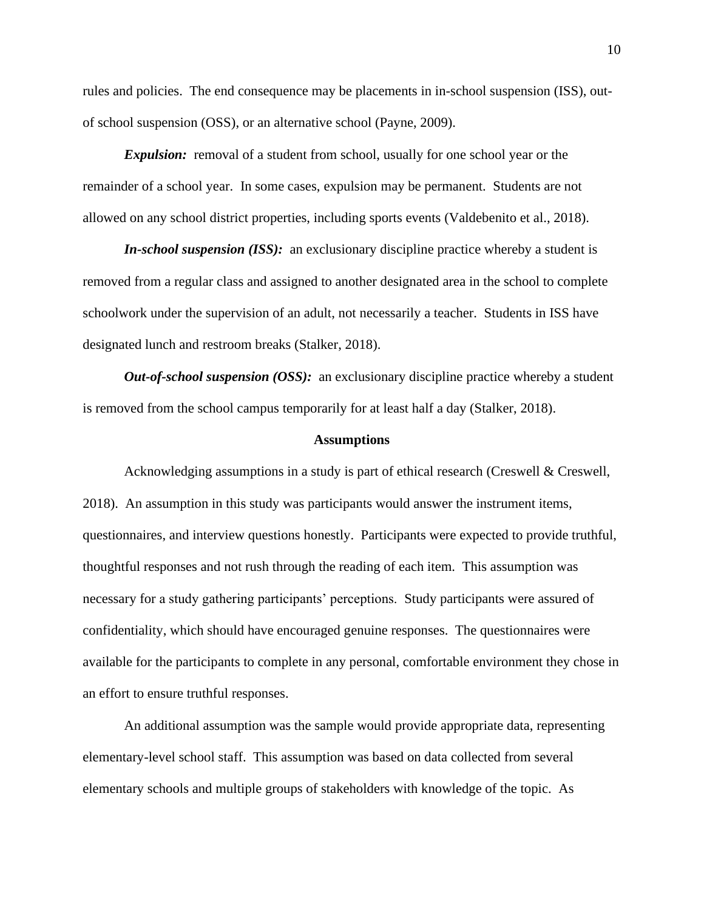rules and policies. The end consequence may be placements in in-school suspension (ISS), out-of school suspension (OSS), or an alternative school (Payne, 2009).

***Expulsion:*** removal of a student from school, usually for one school year or the remainder of a school year. In some cases, expulsion may be permanent. Students are not allowed on any school district properties, including sports events (Valdebenito et al., 2018).

***In-school suspension (ISS):*** an exclusionary discipline practice whereby a student is removed from a regular class and assigned to another designated area in the school to complete schoolwork under the supervision of an adult, not necessarily a teacher. Students in ISS have designated lunch and restroom breaks (Stalker, 2018).

***Out-of-school suspension (OSS):*** an exclusionary discipline practice whereby a student is removed from the school campus temporarily for at least half a day (Stalker, 2018).

## Assumptions

Acknowledging assumptions in a study is part of ethical research (Creswell & Creswell, 2018). An assumption in this study was participants would answer the instrument items, questionnaires, and interview questions honestly. Participants were expected to provide truthful, thoughtful responses and not rush through the reading of each item. This assumption was necessary for a study gathering participants' perceptions. Study participants were assured of confidentiality, which should have encouraged genuine responses. The questionnaires were available for the participants to complete in any personal, comfortable environment they chose in an effort to ensure truthful responses.

An additional assumption was the sample would provide appropriate data, representing elementary-level school staff. This assumption was based on data collected from several elementary schools and multiple groups of stakeholders with knowledge of the topic. As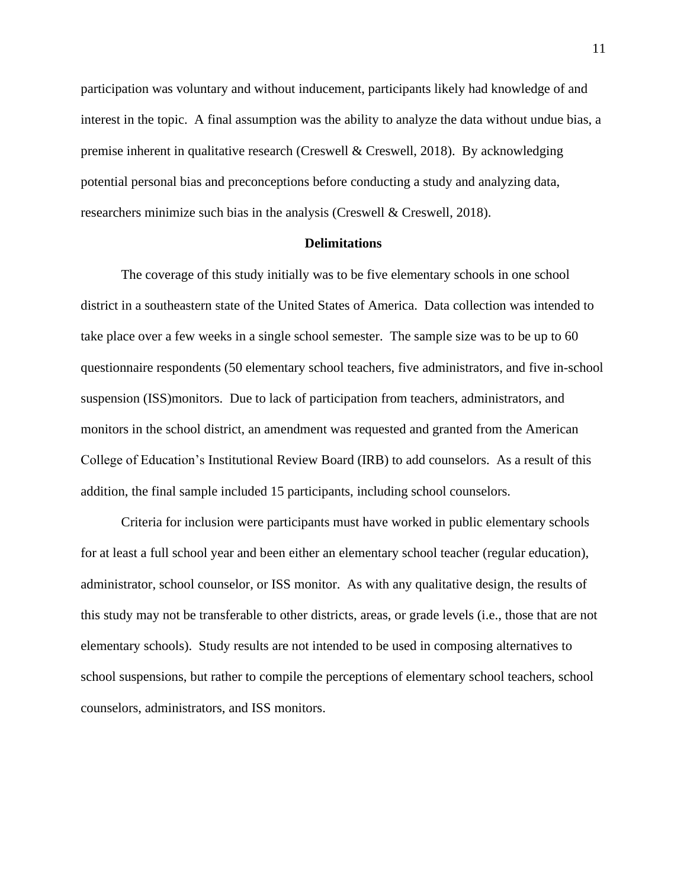participation was voluntary and without inducement, participants likely had knowledge of and interest in the topic. A final assumption was the ability to analyze the data without undue bias, a premise inherent in qualitative research (Creswell & Creswell, 2018). By acknowledging potential personal bias and preconceptions before conducting a study and analyzing data, researchers minimize such bias in the analysis (Creswell & Creswell, 2018).

## Delimitations

The coverage of this study initially was to be five elementary schools in one school district in a southeastern state of the United States of America. Data collection was intended to take place over a few weeks in a single school semester. The sample size was to be up to 60 questionnaire respondents (50 elementary school teachers, five administrators, and five in-school suspension (ISS)monitors. Due to lack of participation from teachers, administrators, and monitors in the school district, an amendment was requested and granted from the American College of Education's Institutional Review Board (IRB) to add counselors. As a result of this addition, the final sample included 15 participants, including school counselors.

Criteria for inclusion were participants must have worked in public elementary schools for at least a full school year and been either an elementary school teacher (regular education), administrator, school counselor, or ISS monitor. As with any qualitative design, the results of this study may not be transferable to other districts, areas, or grade levels (i.e., those that are not elementary schools). Study results are not intended to be used in composing alternatives to school suspensions, but rather to compile the perceptions of elementary school teachers, school counselors, administrators, and ISS monitors.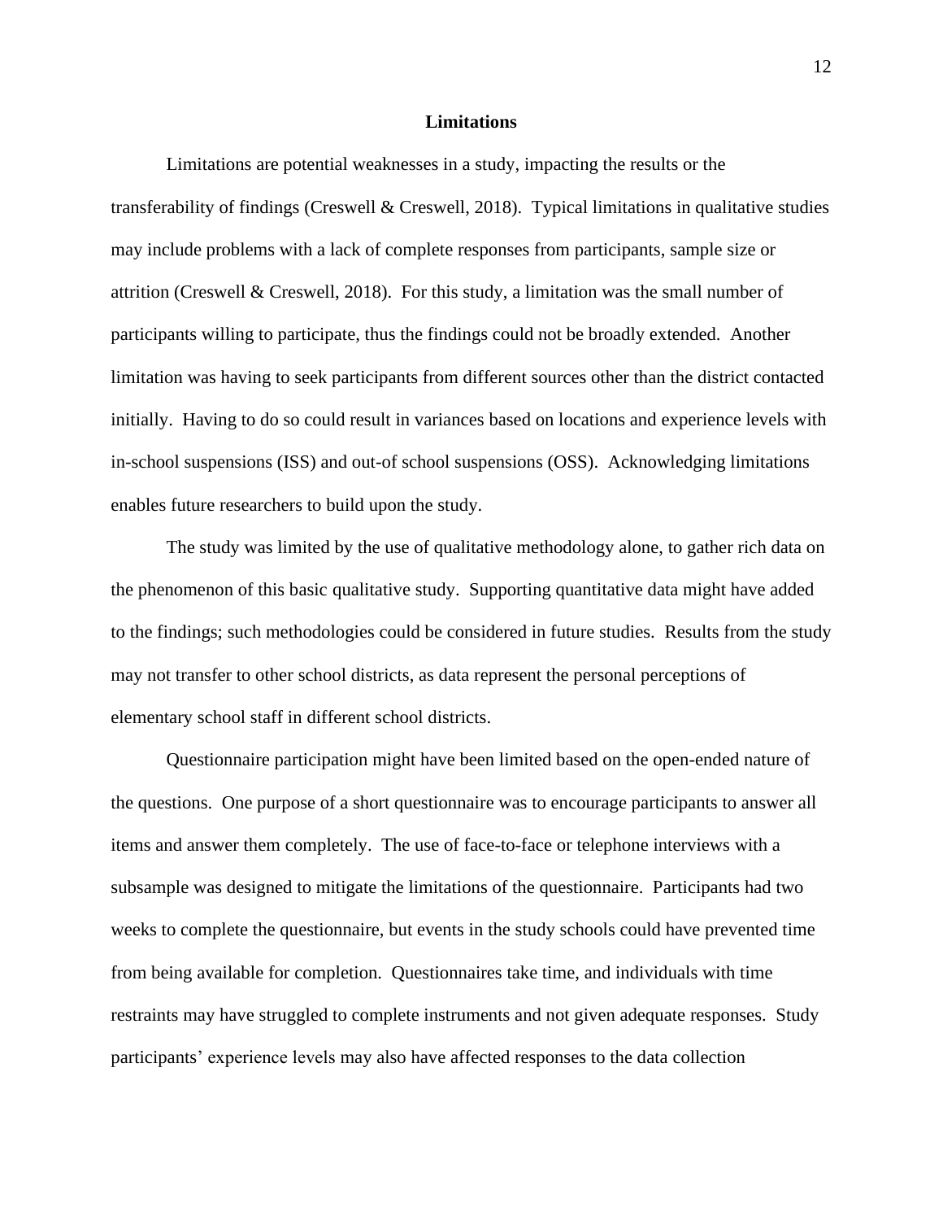## Limitations

Limitations are potential weaknesses in a study, impacting the results or the transferability of findings (Creswell & Creswell, 2018). Typical limitations in qualitative studies may include problems with a lack of complete responses from participants, sample size or attrition (Creswell & Creswell, 2018). For this study, a limitation was the small number of participants willing to participate, thus the findings could not be broadly extended. Another limitation was having to seek participants from different sources other than the district contacted initially. Having to do so could result in variances based on locations and experience levels with in-school suspensions (ISS) and out-of school suspensions (OSS). Acknowledging limitations enables future researchers to build upon the study.

The study was limited by the use of qualitative methodology alone, to gather rich data on the phenomenon of this basic qualitative study. Supporting quantitative data might have added to the findings; such methodologies could be considered in future studies. Results from the study may not transfer to other school districts, as data represent the personal perceptions of elementary school staff in different school districts.

Questionnaire participation might have been limited based on the open-ended nature of the questions. One purpose of a short questionnaire was to encourage participants to answer all items and answer them completely. The use of face-to-face or telephone interviews with a subsample was designed to mitigate the limitations of the questionnaire. Participants had two weeks to complete the questionnaire, but events in the study schools could have prevented time from being available for completion. Questionnaires take time, and individuals with time restraints may have struggled to complete instruments and not given adequate responses. Study participants' experience levels may also have affected responses to the data collection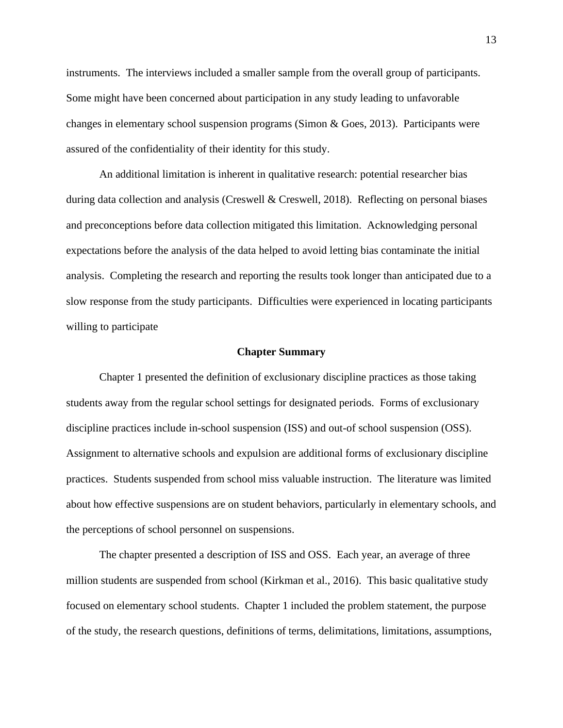instruments. The interviews included a smaller sample from the overall group of participants. Some might have been concerned about participation in any study leading to unfavorable changes in elementary school suspension programs (Simon & Goes, 2013). Participants were assured of the confidentiality of their identity for this study.

An additional limitation is inherent in qualitative research: potential researcher bias during data collection and analysis (Creswell & Creswell, 2018). Reflecting on personal biases and preconceptions before data collection mitigated this limitation. Acknowledging personal expectations before the analysis of the data helped to avoid letting bias contaminate the initial analysis. Completing the research and reporting the results took longer than anticipated due to a slow response from the study participants. Difficulties were experienced in locating participants willing to participate

## Chapter Summary

Chapter 1 presented the definition of exclusionary discipline practices as those taking students away from the regular school settings for designated periods. Forms of exclusionary discipline practices include in-school suspension (ISS) and out-of school suspension (OSS). Assignment to alternative schools and expulsion are additional forms of exclusionary discipline practices. Students suspended from school miss valuable instruction. The literature was limited about how effective suspensions are on student behaviors, particularly in elementary schools, and the perceptions of school personnel on suspensions.

The chapter presented a description of ISS and OSS. Each year, an average of three million students are suspended from school (Kirkman et al., 2016). This basic qualitative study focused on elementary school students. Chapter 1 included the problem statement, the purpose of the study, the research questions, definitions of terms, delimitations, limitations, assumptions,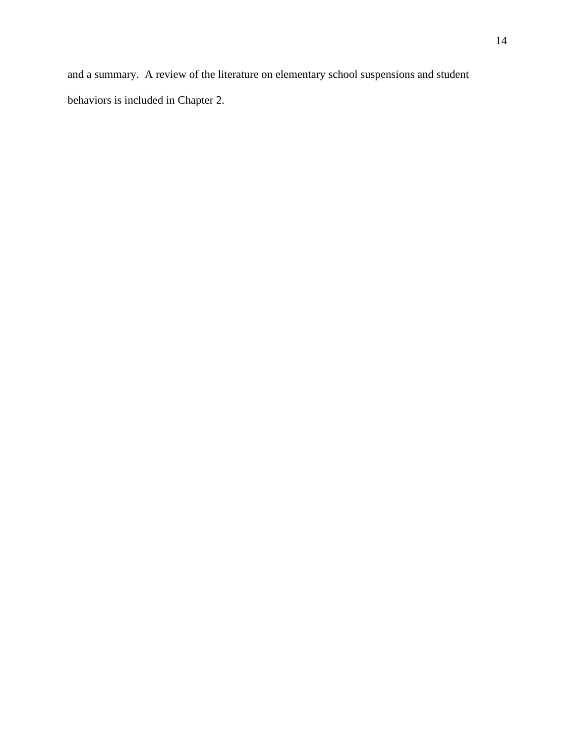and a summary.  A review of the literature on elementary school suspensions and student behaviors is included in Chapter 2.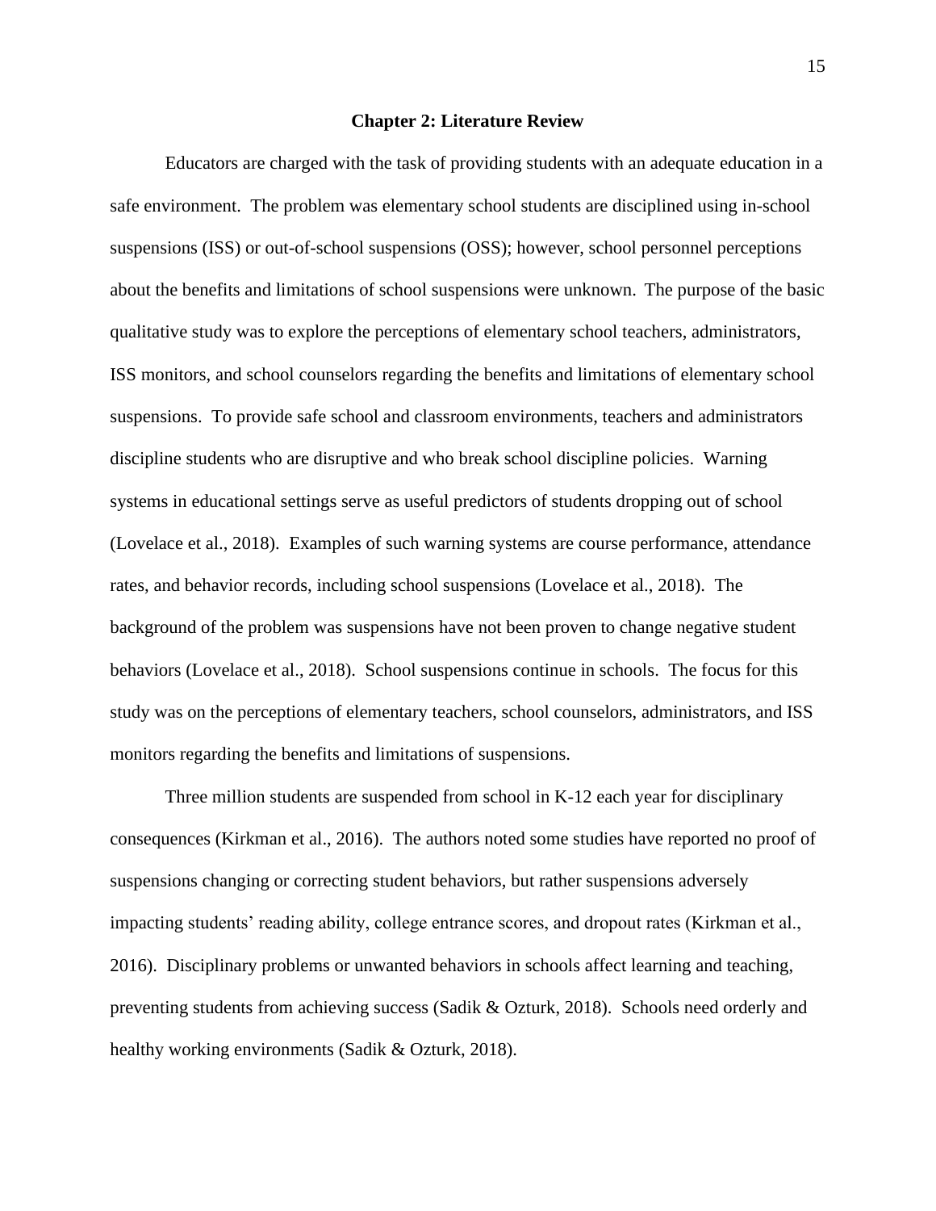# Chapter 2: Literature Review

Educators are charged with the task of providing students with an adequate education in a safe environment. The problem was elementary school students are disciplined using in-school suspensions (ISS) or out-of-school suspensions (OSS); however, school personnel perceptions about the benefits and limitations of school suspensions were unknown. The purpose of the basic qualitative study was to explore the perceptions of elementary school teachers, administrators, ISS monitors, and school counselors regarding the benefits and limitations of elementary school suspensions. To provide safe school and classroom environments, teachers and administrators discipline students who are disruptive and who break school discipline policies. Warning systems in educational settings serve as useful predictors of students dropping out of school (Lovelace et al., 2018). Examples of such warning systems are course performance, attendance rates, and behavior records, including school suspensions (Lovelace et al., 2018). The background of the problem was suspensions have not been proven to change negative student behaviors (Lovelace et al., 2018). School suspensions continue in schools. The focus for this study was on the perceptions of elementary teachers, school counselors, administrators, and ISS monitors regarding the benefits and limitations of suspensions.

Three million students are suspended from school in K-12 each year for disciplinary consequences (Kirkman et al., 2016). The authors noted some studies have reported no proof of suspensions changing or correcting student behaviors, but rather suspensions adversely impacting students' reading ability, college entrance scores, and dropout rates (Kirkman et al., 2016). Disciplinary problems or unwanted behaviors in schools affect learning and teaching, preventing students from achieving success (Sadik & Ozturk, 2018). Schools need orderly and healthy working environments (Sadik & Ozturk, 2018).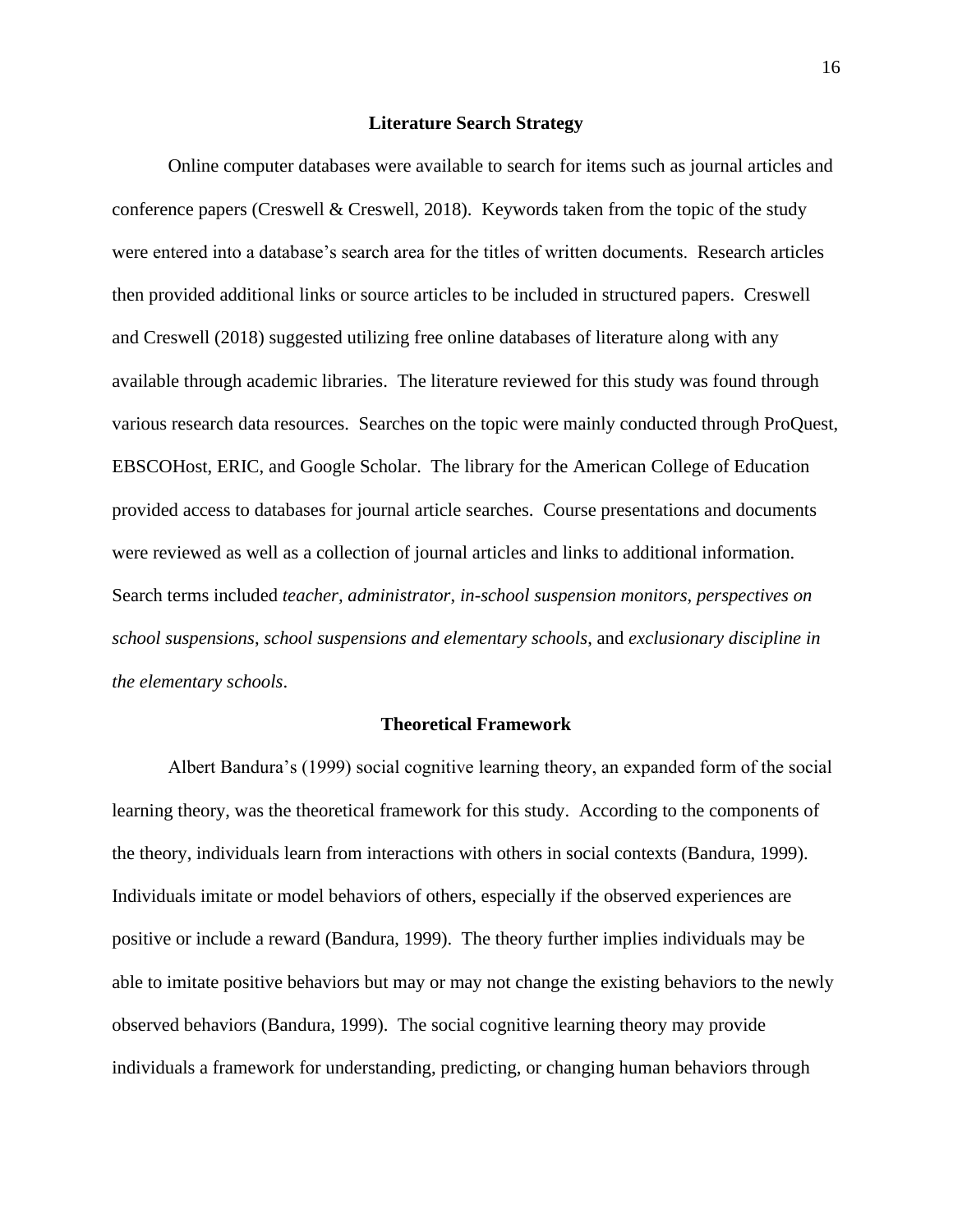## Literature Search Strategy

Online computer databases were available to search for items such as journal articles and conference papers (Creswell & Creswell, 2018). Keywords taken from the topic of the study were entered into a database's search area for the titles of written documents. Research articles then provided additional links or source articles to be included in structured papers. Creswell and Creswell (2018) suggested utilizing free online databases of literature along with any available through academic libraries. The literature reviewed for this study was found through various research data resources. Searches on the topic were mainly conducted through ProQuest, EBSCOHost, ERIC, and Google Scholar. The library for the American College of Education provided access to databases for journal article searches. Course presentations and documents were reviewed as well as a collection of journal articles and links to additional information. Search terms included *teacher, administrator*, *in-school suspension monitors, perspectives on school suspensions*, *school suspensions and elementary schools*, and *exclusionary discipline in the elementary schools*.

## Theoretical Framework

Albert Bandura's (1999) social cognitive learning theory, an expanded form of the social learning theory, was the theoretical framework for this study. According to the components of the theory, individuals learn from interactions with others in social contexts (Bandura, 1999). Individuals imitate or model behaviors of others, especially if the observed experiences are positive or include a reward (Bandura, 1999). The theory further implies individuals may be able to imitate positive behaviors but may or may not change the existing behaviors to the newly observed behaviors (Bandura, 1999). The social cognitive learning theory may provide individuals a framework for understanding, predicting, or changing human behaviors through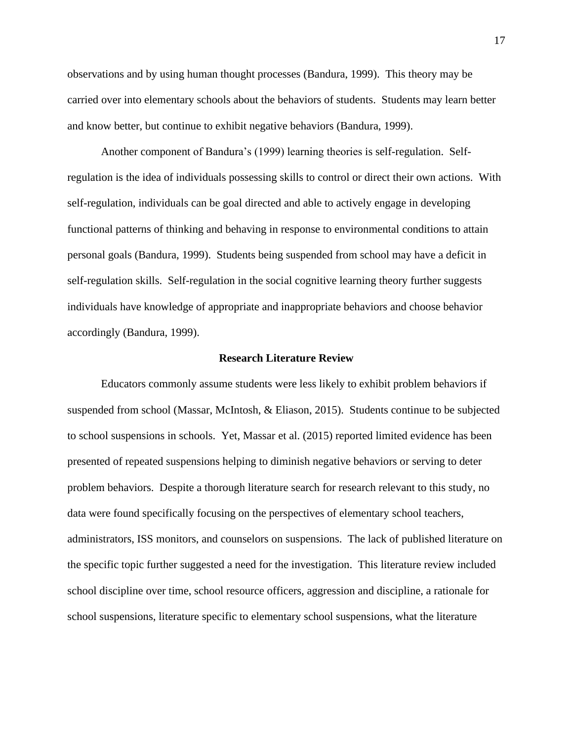observations and by using human thought processes (Bandura, 1999). This theory may be carried over into elementary schools about the behaviors of students. Students may learn better and know better, but continue to exhibit negative behaviors (Bandura, 1999).

Another component of Bandura's (1999) learning theories is self-regulation. Self-regulation is the idea of individuals possessing skills to control or direct their own actions. With self-regulation, individuals can be goal directed and able to actively engage in developing functional patterns of thinking and behaving in response to environmental conditions to attain personal goals (Bandura, 1999). Students being suspended from school may have a deficit in self-regulation skills. Self-regulation in the social cognitive learning theory further suggests individuals have knowledge of appropriate and inappropriate behaviors and choose behavior accordingly (Bandura, 1999).

## Research Literature Review

Educators commonly assume students were less likely to exhibit problem behaviors if suspended from school (Massar, McIntosh, & Eliason, 2015). Students continue to be subjected to school suspensions in schools. Yet, Massar et al. (2015) reported limited evidence has been presented of repeated suspensions helping to diminish negative behaviors or serving to deter problem behaviors. Despite a thorough literature search for research relevant to this study, no data were found specifically focusing on the perspectives of elementary school teachers, administrators, ISS monitors, and counselors on suspensions. The lack of published literature on the specific topic further suggested a need for the investigation. This literature review included school discipline over time, school resource officers, aggression and discipline, a rationale for school suspensions, literature specific to elementary school suspensions, what the literature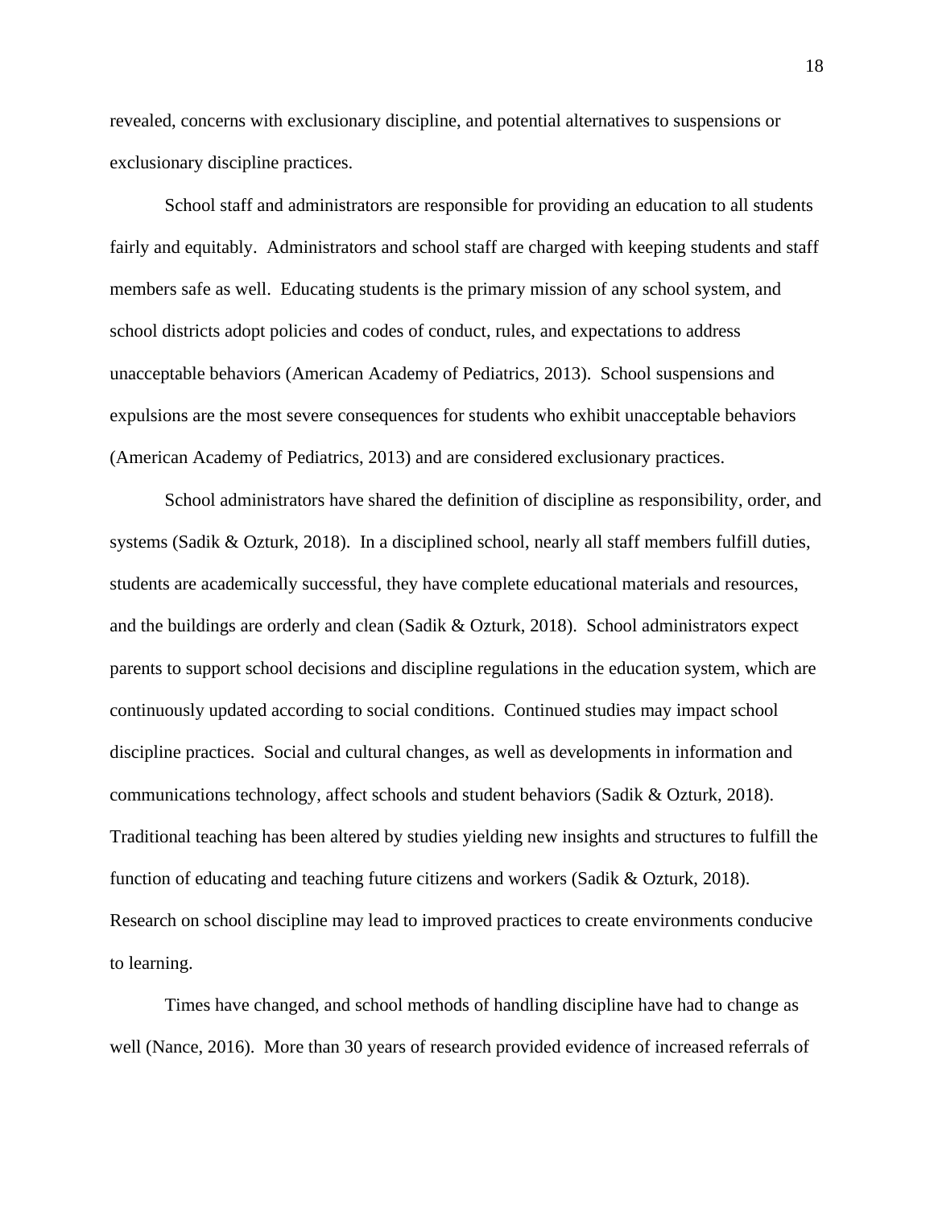revealed, concerns with exclusionary discipline, and potential alternatives to suspensions or exclusionary discipline practices.

School staff and administrators are responsible for providing an education to all students fairly and equitably. Administrators and school staff are charged with keeping students and staff members safe as well. Educating students is the primary mission of any school system, and school districts adopt policies and codes of conduct, rules, and expectations to address unacceptable behaviors (American Academy of Pediatrics, 2013). School suspensions and expulsions are the most severe consequences for students who exhibit unacceptable behaviors (American Academy of Pediatrics, 2013) and are considered exclusionary practices.

School administrators have shared the definition of discipline as responsibility, order, and systems (Sadik & Ozturk, 2018). In a disciplined school, nearly all staff members fulfill duties, students are academically successful, they have complete educational materials and resources, and the buildings are orderly and clean (Sadik & Ozturk, 2018). School administrators expect parents to support school decisions and discipline regulations in the education system, which are continuously updated according to social conditions. Continued studies may impact school discipline practices. Social and cultural changes, as well as developments in information and communications technology, affect schools and student behaviors (Sadik & Ozturk, 2018). Traditional teaching has been altered by studies yielding new insights and structures to fulfill the function of educating and teaching future citizens and workers (Sadik & Ozturk, 2018). Research on school discipline may lead to improved practices to create environments conducive to learning.

Times have changed, and school methods of handling discipline have had to change as well (Nance, 2016). More than 30 years of research provided evidence of increased referrals of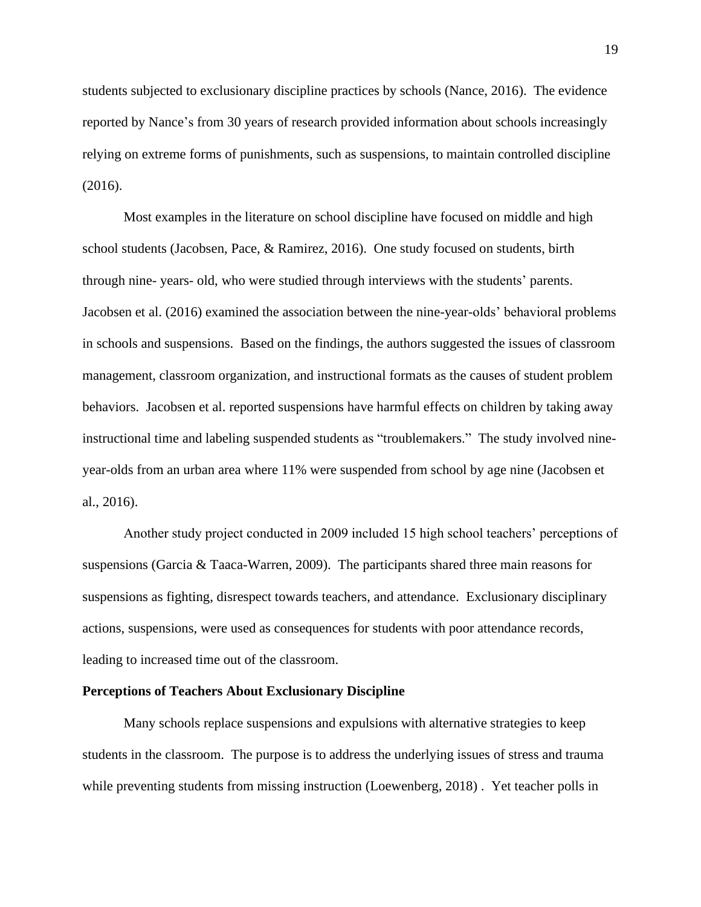students subjected to exclusionary discipline practices by schools (Nance, 2016). The evidence reported by Nance's from 30 years of research provided information about schools increasingly relying on extreme forms of punishments, such as suspensions, to maintain controlled discipline (2016).

Most examples in the literature on school discipline have focused on middle and high school students (Jacobsen, Pace, & Ramirez, 2016). One study focused on students, birth through nine- years- old, who were studied through interviews with the students' parents. Jacobsen et al. (2016) examined the association between the nine-year-olds' behavioral problems in schools and suspensions. Based on the findings, the authors suggested the issues of classroom management, classroom organization, and instructional formats as the causes of student problem behaviors. Jacobsen et al. reported suspensions have harmful effects on children by taking away instructional time and labeling suspended students as "troublemakers." The study involved nine-year-olds from an urban area where 11% were suspended from school by age nine (Jacobsen et al., 2016).

Another study project conducted in 2009 included 15 high school teachers' perceptions of suspensions (Garcia & Taaca-Warren, 2009). The participants shared three main reasons for suspensions as fighting, disrespect towards teachers, and attendance. Exclusionary disciplinary actions, suspensions, were used as consequences for students with poor attendance records, leading to increased time out of the classroom.

## Perceptions of Teachers About Exclusionary Discipline

Many schools replace suspensions and expulsions with alternative strategies to keep students in the classroom. The purpose is to address the underlying issues of stress and trauma while preventing students from missing instruction (Loewenberg, 2018) . Yet teacher polls in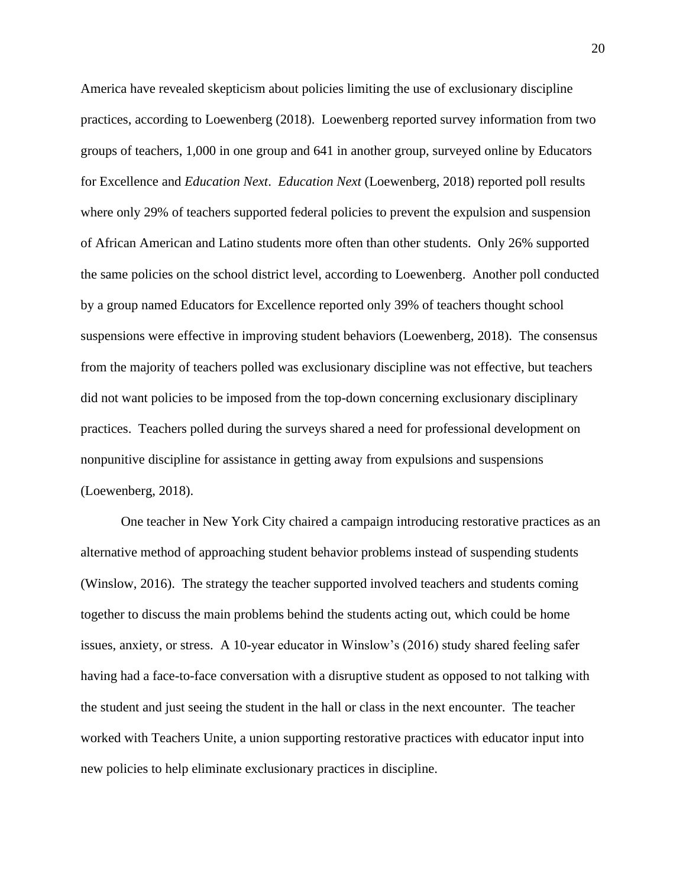America have revealed skepticism about policies limiting the use of exclusionary discipline practices, according to Loewenberg (2018). Loewenberg reported survey information from two groups of teachers, 1,000 in one group and 641 in another group, surveyed online by Educators for Excellence and *Education Next*. *Education Next* (Loewenberg, 2018) reported poll results where only 29% of teachers supported federal policies to prevent the expulsion and suspension of African American and Latino students more often than other students. Only 26% supported the same policies on the school district level, according to Loewenberg. Another poll conducted by a group named Educators for Excellence reported only 39% of teachers thought school suspensions were effective in improving student behaviors (Loewenberg, 2018). The consensus from the majority of teachers polled was exclusionary discipline was not effective, but teachers did not want policies to be imposed from the top-down concerning exclusionary disciplinary practices. Teachers polled during the surveys shared a need for professional development on nonpunitive discipline for assistance in getting away from expulsions and suspensions (Loewenberg, 2018).

One teacher in New York City chaired a campaign introducing restorative practices as an alternative method of approaching student behavior problems instead of suspending students (Winslow, 2016). The strategy the teacher supported involved teachers and students coming together to discuss the main problems behind the students acting out, which could be home issues, anxiety, or stress. A 10-year educator in Winslow's (2016) study shared feeling safer having had a face-to-face conversation with a disruptive student as opposed to not talking with the student and just seeing the student in the hall or class in the next encounter. The teacher worked with Teachers Unite, a union supporting restorative practices with educator input into new policies to help eliminate exclusionary practices in discipline.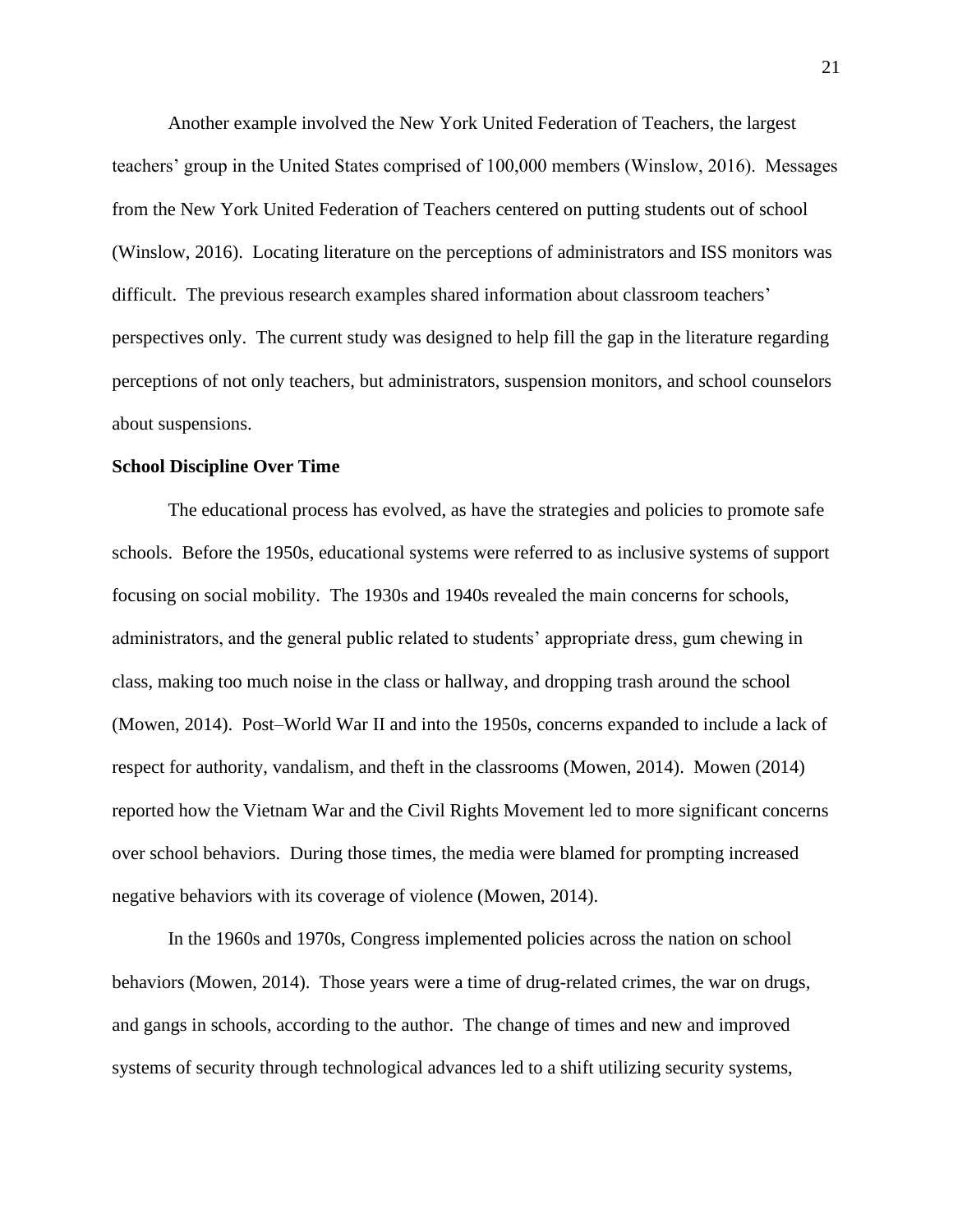Another example involved the New York United Federation of Teachers, the largest teachers' group in the United States comprised of 100,000 members (Winslow, 2016). Messages from the New York United Federation of Teachers centered on putting students out of school (Winslow, 2016). Locating literature on the perceptions of administrators and ISS monitors was difficult. The previous research examples shared information about classroom teachers' perspectives only. The current study was designed to help fill the gap in the literature regarding perceptions of not only teachers, but administrators, suspension monitors, and school counselors about suspensions.

**School Discipline Over Time**

The educational process has evolved, as have the strategies and policies to promote safe schools. Before the 1950s, educational systems were referred to as inclusive systems of support focusing on social mobility. The 1930s and 1940s revealed the main concerns for schools, administrators, and the general public related to students' appropriate dress, gum chewing in class, making too much noise in the class or hallway, and dropping trash around the school (Mowen, 2014). Post–World War II and into the 1950s, concerns expanded to include a lack of respect for authority, vandalism, and theft in the classrooms (Mowen, 2014). Mowen (2014) reported how the Vietnam War and the Civil Rights Movement led to more significant concerns over school behaviors. During those times, the media were blamed for prompting increased negative behaviors with its coverage of violence (Mowen, 2014).

In the 1960s and 1970s, Congress implemented policies across the nation on school behaviors (Mowen, 2014). Those years were a time of drug-related crimes, the war on drugs, and gangs in schools, according to the author. The change of times and new and improved systems of security through technological advances led to a shift utilizing security systems,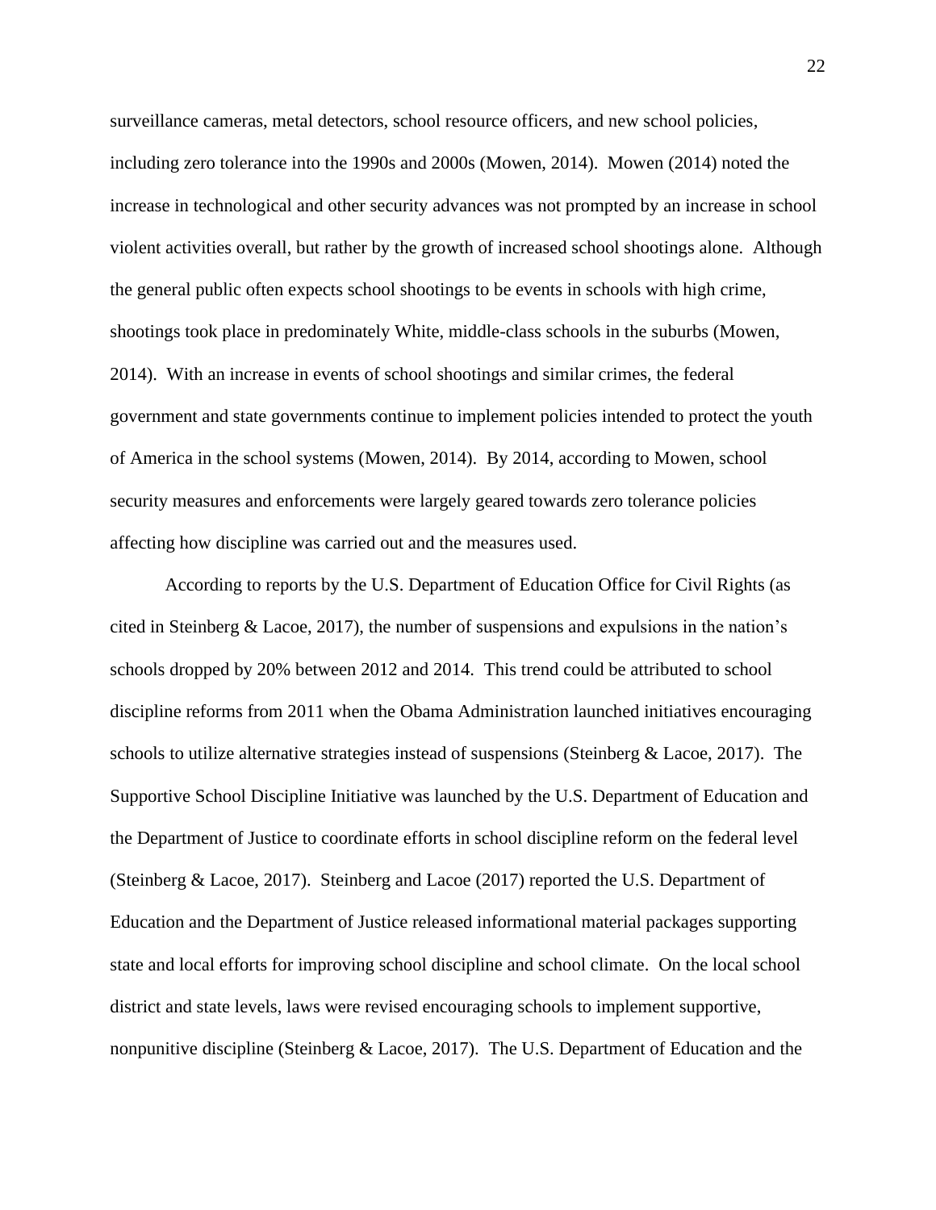surveillance cameras, metal detectors, school resource officers, and new school policies, including zero tolerance into the 1990s and 2000s (Mowen, 2014). Mowen (2014) noted the increase in technological and other security advances was not prompted by an increase in school violent activities overall, but rather by the growth of increased school shootings alone. Although the general public often expects school shootings to be events in schools with high crime, shootings took place in predominately White, middle-class schools in the suburbs (Mowen, 2014). With an increase in events of school shootings and similar crimes, the federal government and state governments continue to implement policies intended to protect the youth of America in the school systems (Mowen, 2014). By 2014, according to Mowen, school security measures and enforcements were largely geared towards zero tolerance policies affecting how discipline was carried out and the measures used.

According to reports by the U.S. Department of Education Office for Civil Rights (as cited in Steinberg & Lacoe, 2017), the number of suspensions and expulsions in the nation's schools dropped by 20% between 2012 and 2014. This trend could be attributed to school discipline reforms from 2011 when the Obama Administration launched initiatives encouraging schools to utilize alternative strategies instead of suspensions (Steinberg & Lacoe, 2017). The Supportive School Discipline Initiative was launched by the U.S. Department of Education and the Department of Justice to coordinate efforts in school discipline reform on the federal level (Steinberg & Lacoe, 2017). Steinberg and Lacoe (2017) reported the U.S. Department of Education and the Department of Justice released informational material packages supporting state and local efforts for improving school discipline and school climate. On the local school district and state levels, laws were revised encouraging schools to implement supportive, nonpunitive discipline (Steinberg & Lacoe, 2017). The U.S. Department of Education and the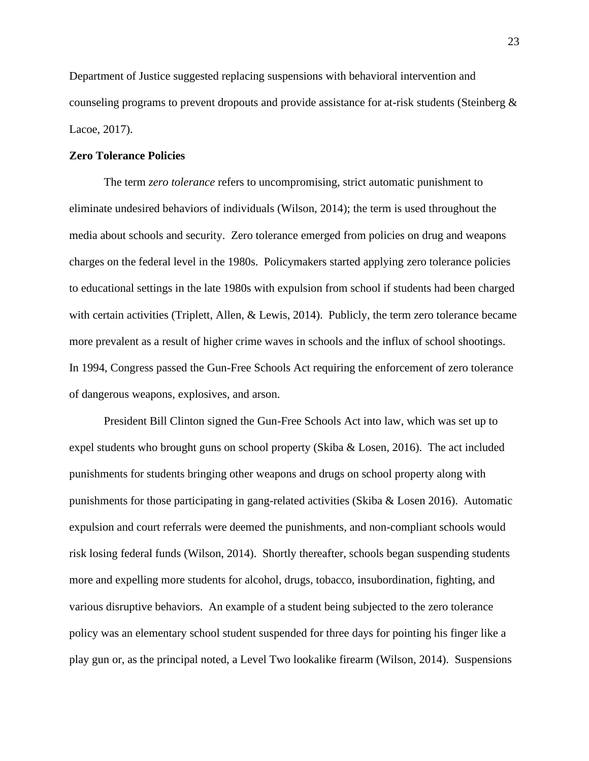Department of Justice suggested replacing suspensions with behavioral intervention and counseling programs to prevent dropouts and provide assistance for at-risk students (Steinberg & Lacoe, 2017).

**Zero Tolerance Policies**

The term *zero tolerance* refers to uncompromising, strict automatic punishment to eliminate undesired behaviors of individuals (Wilson, 2014); the term is used throughout the media about schools and security. Zero tolerance emerged from policies on drug and weapons charges on the federal level in the 1980s. Policymakers started applying zero tolerance policies to educational settings in the late 1980s with expulsion from school if students had been charged with certain activities (Triplett, Allen, & Lewis, 2014). Publicly, the term zero tolerance became more prevalent as a result of higher crime waves in schools and the influx of school shootings. In 1994, Congress passed the Gun-Free Schools Act requiring the enforcement of zero tolerance of dangerous weapons, explosives, and arson.

President Bill Clinton signed the Gun-Free Schools Act into law, which was set up to expel students who brought guns on school property (Skiba & Losen, 2016). The act included punishments for students bringing other weapons and drugs on school property along with punishments for those participating in gang-related activities (Skiba & Losen 2016). Automatic expulsion and court referrals were deemed the punishments, and non-compliant schools would risk losing federal funds (Wilson, 2014). Shortly thereafter, schools began suspending students more and expelling more students for alcohol, drugs, tobacco, insubordination, fighting, and various disruptive behaviors. An example of a student being subjected to the zero tolerance policy was an elementary school student suspended for three days for pointing his finger like a play gun or, as the principal noted, a Level Two lookalike firearm (Wilson, 2014). Suspensions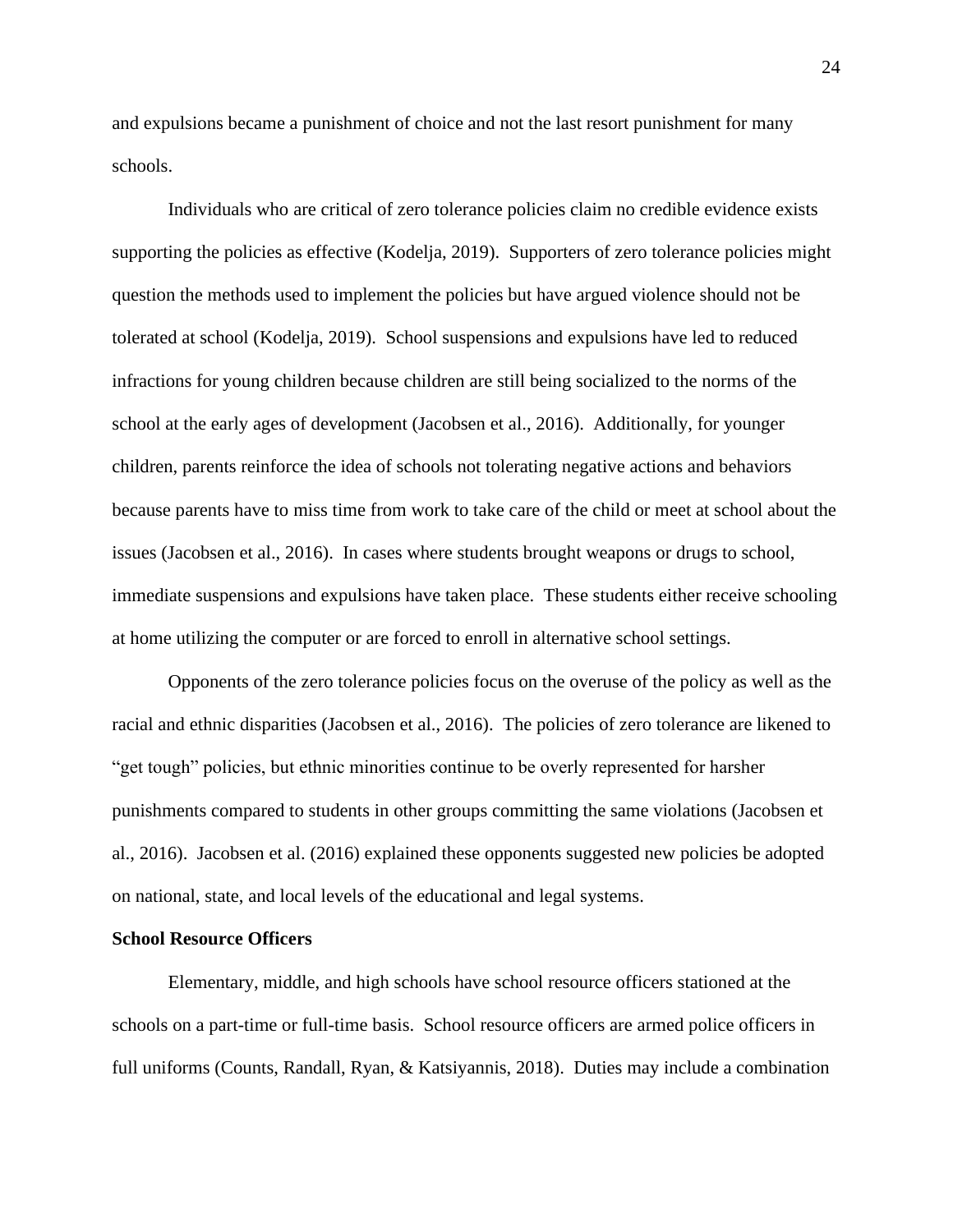and expulsions became a punishment of choice and not the last resort punishment for many schools.

Individuals who are critical of zero tolerance policies claim no credible evidence exists supporting the policies as effective (Kodelja, 2019). Supporters of zero tolerance policies might question the methods used to implement the policies but have argued violence should not be tolerated at school (Kodelja, 2019). School suspensions and expulsions have led to reduced infractions for young children because children are still being socialized to the norms of the school at the early ages of development (Jacobsen et al., 2016). Additionally, for younger children, parents reinforce the idea of schools not tolerating negative actions and behaviors because parents have to miss time from work to take care of the child or meet at school about the issues (Jacobsen et al., 2016). In cases where students brought weapons or drugs to school, immediate suspensions and expulsions have taken place. These students either receive schooling at home utilizing the computer or are forced to enroll in alternative school settings.

Opponents of the zero tolerance policies focus on the overuse of the policy as well as the racial and ethnic disparities (Jacobsen et al., 2016). The policies of zero tolerance are likened to "get tough" policies, but ethnic minorities continue to be overly represented for harsher punishments compared to students in other groups committing the same violations (Jacobsen et al., 2016). Jacobsen et al. (2016) explained these opponents suggested new policies be adopted on national, state, and local levels of the educational and legal systems.

**School Resource Officers**

Elementary, middle, and high schools have school resource officers stationed at the schools on a part-time or full-time basis. School resource officers are armed police officers in full uniforms (Counts, Randall, Ryan, & Katsiyannis, 2018). Duties may include a combination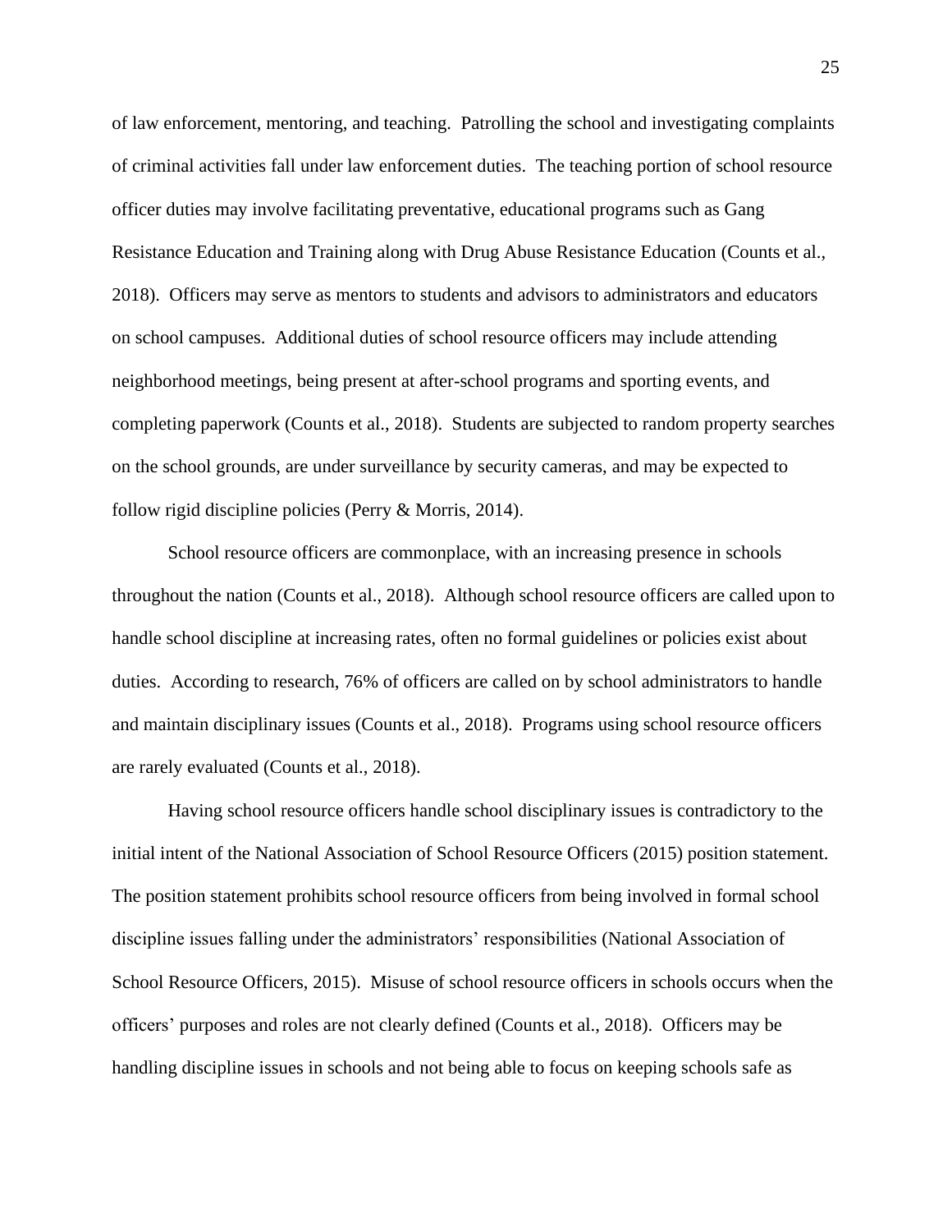of law enforcement, mentoring, and teaching. Patrolling the school and investigating complaints of criminal activities fall under law enforcement duties. The teaching portion of school resource officer duties may involve facilitating preventative, educational programs such as Gang Resistance Education and Training along with Drug Abuse Resistance Education (Counts et al., 2018). Officers may serve as mentors to students and advisors to administrators and educators on school campuses. Additional duties of school resource officers may include attending neighborhood meetings, being present at after-school programs and sporting events, and completing paperwork (Counts et al., 2018). Students are subjected to random property searches on the school grounds, are under surveillance by security cameras, and may be expected to follow rigid discipline policies (Perry & Morris, 2014).

School resource officers are commonplace, with an increasing presence in schools throughout the nation (Counts et al., 2018). Although school resource officers are called upon to handle school discipline at increasing rates, often no formal guidelines or policies exist about duties. According to research, 76% of officers are called on by school administrators to handle and maintain disciplinary issues (Counts et al., 2018). Programs using school resource officers are rarely evaluated (Counts et al., 2018).

Having school resource officers handle school disciplinary issues is contradictory to the initial intent of the National Association of School Resource Officers (2015) position statement. The position statement prohibits school resource officers from being involved in formal school discipline issues falling under the administrators' responsibilities (National Association of School Resource Officers, 2015). Misuse of school resource officers in schools occurs when the officers' purposes and roles are not clearly defined (Counts et al., 2018). Officers may be handling discipline issues in schools and not being able to focus on keeping schools safe as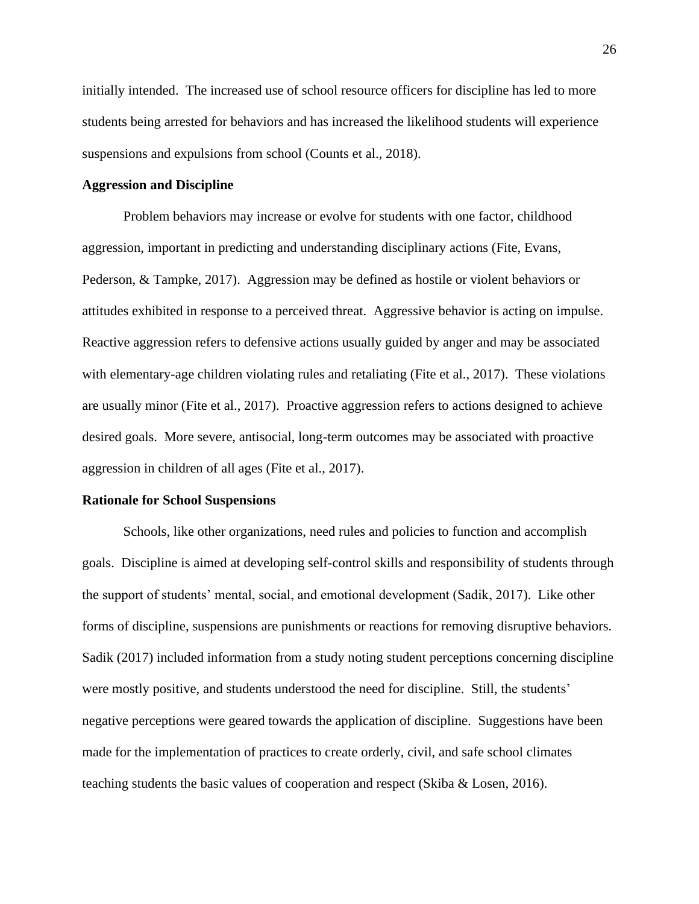initially intended. The increased use of school resource officers for discipline has led to more students being arrested for behaviors and has increased the likelihood students will experience suspensions and expulsions from school (Counts et al., 2018).

**Aggression and Discipline**

Problem behaviors may increase or evolve for students with one factor, childhood aggression, important in predicting and understanding disciplinary actions (Fite, Evans, Pederson, & Tampke, 2017). Aggression may be defined as hostile or violent behaviors or attitudes exhibited in response to a perceived threat. Aggressive behavior is acting on impulse. Reactive aggression refers to defensive actions usually guided by anger and may be associated with elementary-age children violating rules and retaliating (Fite et al., 2017). These violations are usually minor (Fite et al., 2017). Proactive aggression refers to actions designed to achieve desired goals. More severe, antisocial, long-term outcomes may be associated with proactive aggression in children of all ages (Fite et al., 2017).

**Rationale for School Suspensions**

Schools, like other organizations, need rules and policies to function and accomplish goals. Discipline is aimed at developing self-control skills and responsibility of students through the support of students' mental, social, and emotional development (Sadik, 2017). Like other forms of discipline, suspensions are punishments or reactions for removing disruptive behaviors. Sadik (2017) included information from a study noting student perceptions concerning discipline were mostly positive, and students understood the need for discipline. Still, the students' negative perceptions were geared towards the application of discipline. Suggestions have been made for the implementation of practices to create orderly, civil, and safe school climates teaching students the basic values of cooperation and respect (Skiba & Losen, 2016).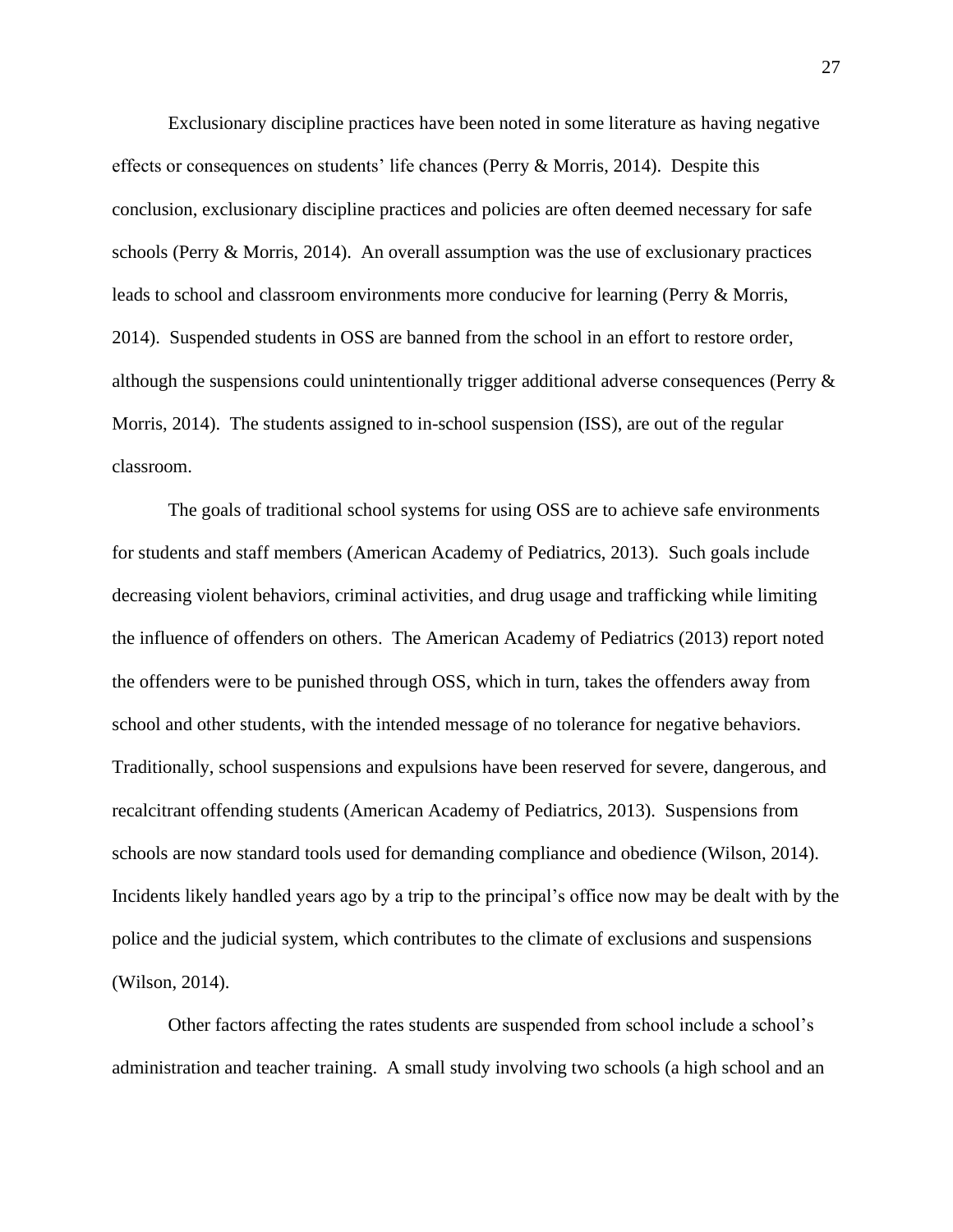Exclusionary discipline practices have been noted in some literature as having negative effects or consequences on students' life chances (Perry & Morris, 2014). Despite this conclusion, exclusionary discipline practices and policies are often deemed necessary for safe schools (Perry & Morris, 2014). An overall assumption was the use of exclusionary practices leads to school and classroom environments more conducive for learning (Perry & Morris, 2014). Suspended students in OSS are banned from the school in an effort to restore order, although the suspensions could unintentionally trigger additional adverse consequences (Perry & Morris, 2014). The students assigned to in-school suspension (ISS), are out of the regular classroom.

The goals of traditional school systems for using OSS are to achieve safe environments for students and staff members (American Academy of Pediatrics, 2013). Such goals include decreasing violent behaviors, criminal activities, and drug usage and trafficking while limiting the influence of offenders on others. The American Academy of Pediatrics (2013) report noted the offenders were to be punished through OSS, which in turn, takes the offenders away from school and other students, with the intended message of no tolerance for negative behaviors. Traditionally, school suspensions and expulsions have been reserved for severe, dangerous, and recalcitrant offending students (American Academy of Pediatrics, 2013). Suspensions from schools are now standard tools used for demanding compliance and obedience (Wilson, 2014). Incidents likely handled years ago by a trip to the principal's office now may be dealt with by the police and the judicial system, which contributes to the climate of exclusions and suspensions (Wilson, 2014).

Other factors affecting the rates students are suspended from school include a school's administration and teacher training. A small study involving two schools (a high school and an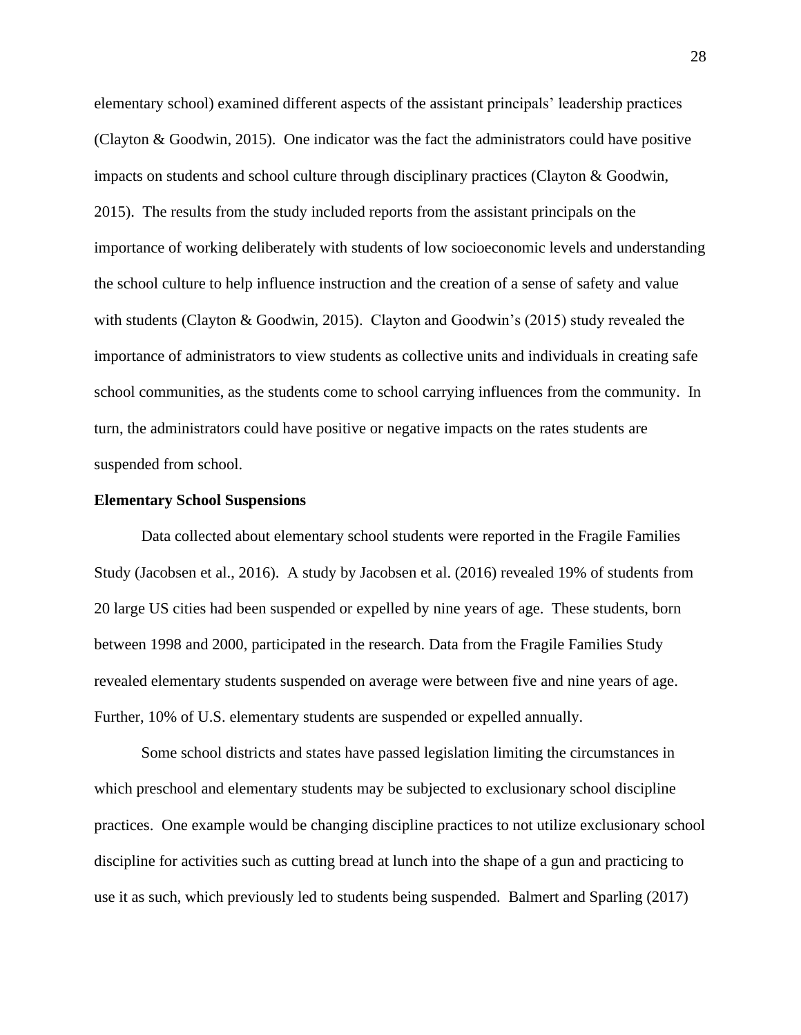elementary school) examined different aspects of the assistant principals' leadership practices (Clayton & Goodwin, 2015). One indicator was the fact the administrators could have positive impacts on students and school culture through disciplinary practices (Clayton & Goodwin, 2015). The results from the study included reports from the assistant principals on the importance of working deliberately with students of low socioeconomic levels and understanding the school culture to help influence instruction and the creation of a sense of safety and value with students (Clayton & Goodwin, 2015). Clayton and Goodwin's (2015) study revealed the importance of administrators to view students as collective units and individuals in creating safe school communities, as the students come to school carrying influences from the community. In turn, the administrators could have positive or negative impacts on the rates students are suspended from school.

**Elementary School Suspensions**

Data collected about elementary school students were reported in the Fragile Families Study (Jacobsen et al., 2016). A study by Jacobsen et al. (2016) revealed 19% of students from 20 large US cities had been suspended or expelled by nine years of age. These students, born between 1998 and 2000, participated in the research. Data from the Fragile Families Study revealed elementary students suspended on average were between five and nine years of age. Further, 10% of U.S. elementary students are suspended or expelled annually.

Some school districts and states have passed legislation limiting the circumstances in which preschool and elementary students may be subjected to exclusionary school discipline practices. One example would be changing discipline practices to not utilize exclusionary school discipline for activities such as cutting bread at lunch into the shape of a gun and practicing to use it as such, which previously led to students being suspended. Balmert and Sparling (2017)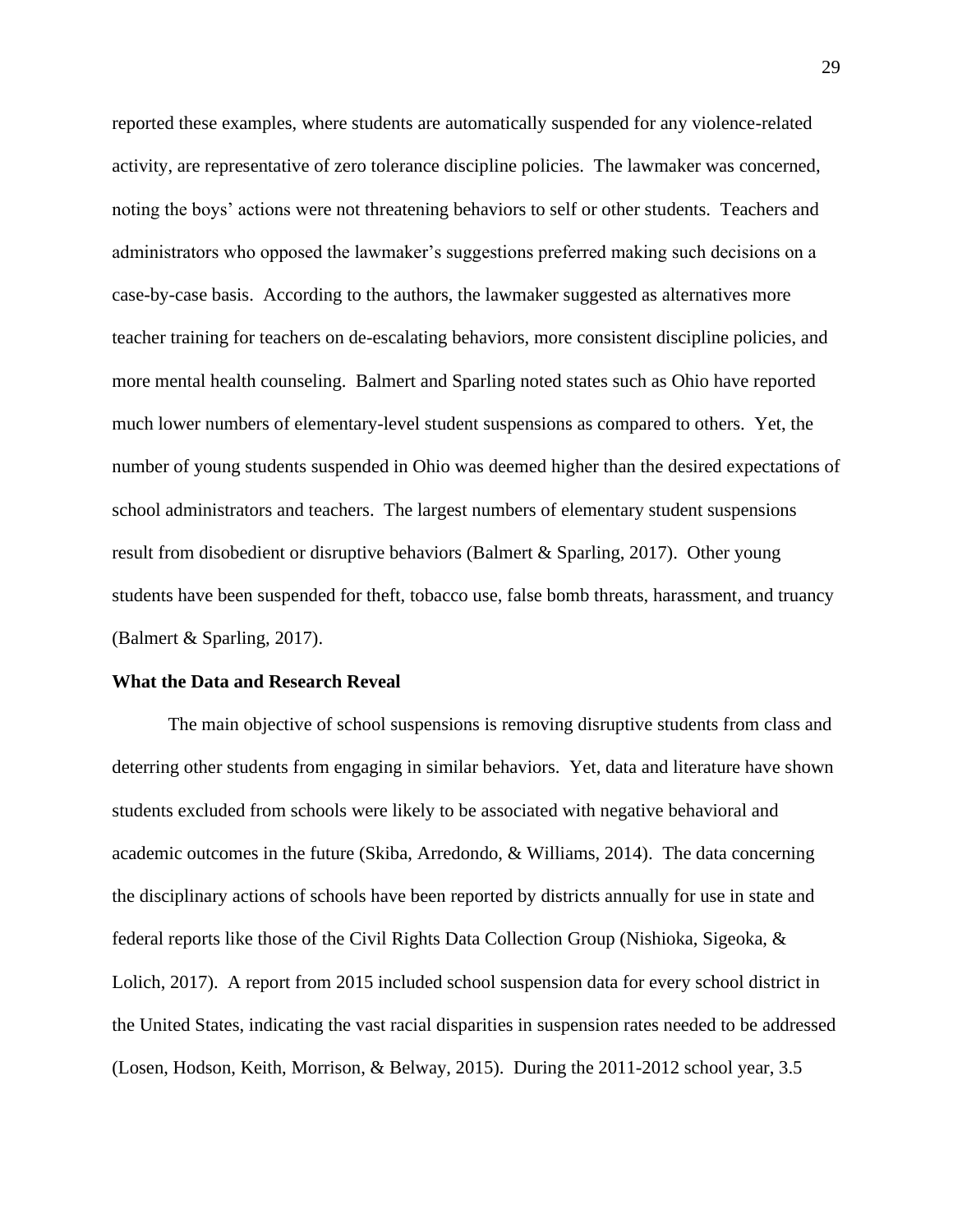reported these examples, where students are automatically suspended for any violence-related activity, are representative of zero tolerance discipline policies. The lawmaker was concerned, noting the boys' actions were not threatening behaviors to self or other students. Teachers and administrators who opposed the lawmaker's suggestions preferred making such decisions on a case-by-case basis. According to the authors, the lawmaker suggested as alternatives more teacher training for teachers on de-escalating behaviors, more consistent discipline policies, and more mental health counseling. Balmert and Sparling noted states such as Ohio have reported much lower numbers of elementary-level student suspensions as compared to others. Yet, the number of young students suspended in Ohio was deemed higher than the desired expectations of school administrators and teachers. The largest numbers of elementary student suspensions result from disobedient or disruptive behaviors (Balmert & Sparling, 2017). Other young students have been suspended for theft, tobacco use, false bomb threats, harassment, and truancy (Balmert & Sparling, 2017).

**What the Data and Research Reveal**

The main objective of school suspensions is removing disruptive students from class and deterring other students from engaging in similar behaviors. Yet, data and literature have shown students excluded from schools were likely to be associated with negative behavioral and academic outcomes in the future (Skiba, Arredondo, & Williams, 2014). The data concerning the disciplinary actions of schools have been reported by districts annually for use in state and federal reports like those of the Civil Rights Data Collection Group (Nishioka, Sigeoka, & Lolich, 2017). A report from 2015 included school suspension data for every school district in the United States, indicating the vast racial disparities in suspension rates needed to be addressed (Losen, Hodson, Keith, Morrison, & Belway, 2015). During the 2011-2012 school year, 3.5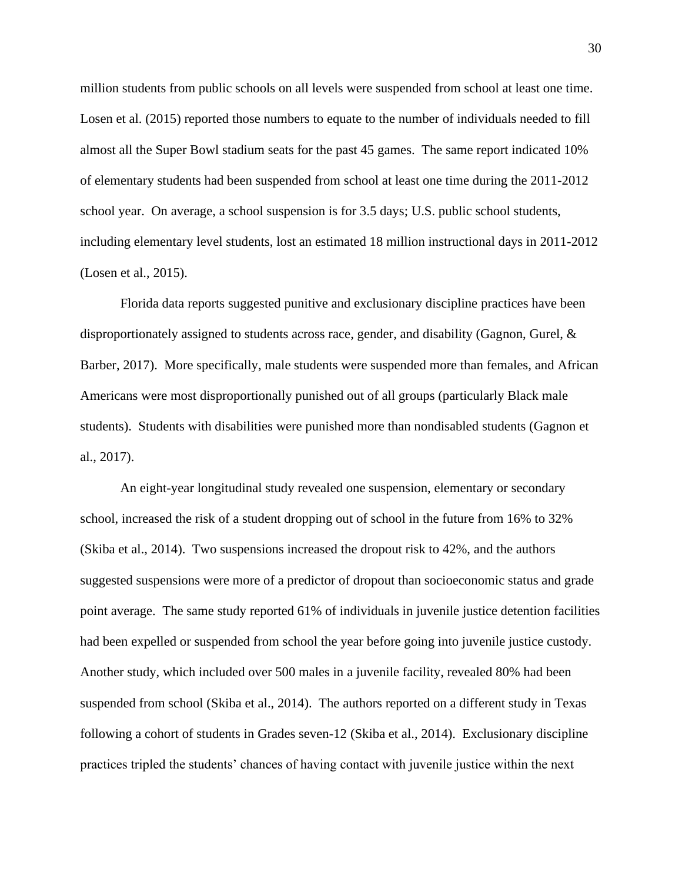million students from public schools on all levels were suspended from school at least one time. Losen et al. (2015) reported those numbers to equate to the number of individuals needed to fill almost all the Super Bowl stadium seats for the past 45 games. The same report indicated 10% of elementary students had been suspended from school at least one time during the 2011-2012 school year. On average, a school suspension is for 3.5 days; U.S. public school students, including elementary level students, lost an estimated 18 million instructional days in 2011-2012 (Losen et al., 2015).

Florida data reports suggested punitive and exclusionary discipline practices have been disproportionately assigned to students across race, gender, and disability (Gagnon, Gurel, & Barber, 2017). More specifically, male students were suspended more than females, and African Americans were most disproportionally punished out of all groups (particularly Black male students). Students with disabilities were punished more than nondisabled students (Gagnon et al., 2017).

An eight-year longitudinal study revealed one suspension, elementary or secondary school, increased the risk of a student dropping out of school in the future from 16% to 32% (Skiba et al., 2014). Two suspensions increased the dropout risk to 42%, and the authors suggested suspensions were more of a predictor of dropout than socioeconomic status and grade point average. The same study reported 61% of individuals in juvenile justice detention facilities had been expelled or suspended from school the year before going into juvenile justice custody. Another study, which included over 500 males in a juvenile facility, revealed 80% had been suspended from school (Skiba et al., 2014). The authors reported on a different study in Texas following a cohort of students in Grades seven-12 (Skiba et al., 2014). Exclusionary discipline practices tripled the students' chances of having contact with juvenile justice within the next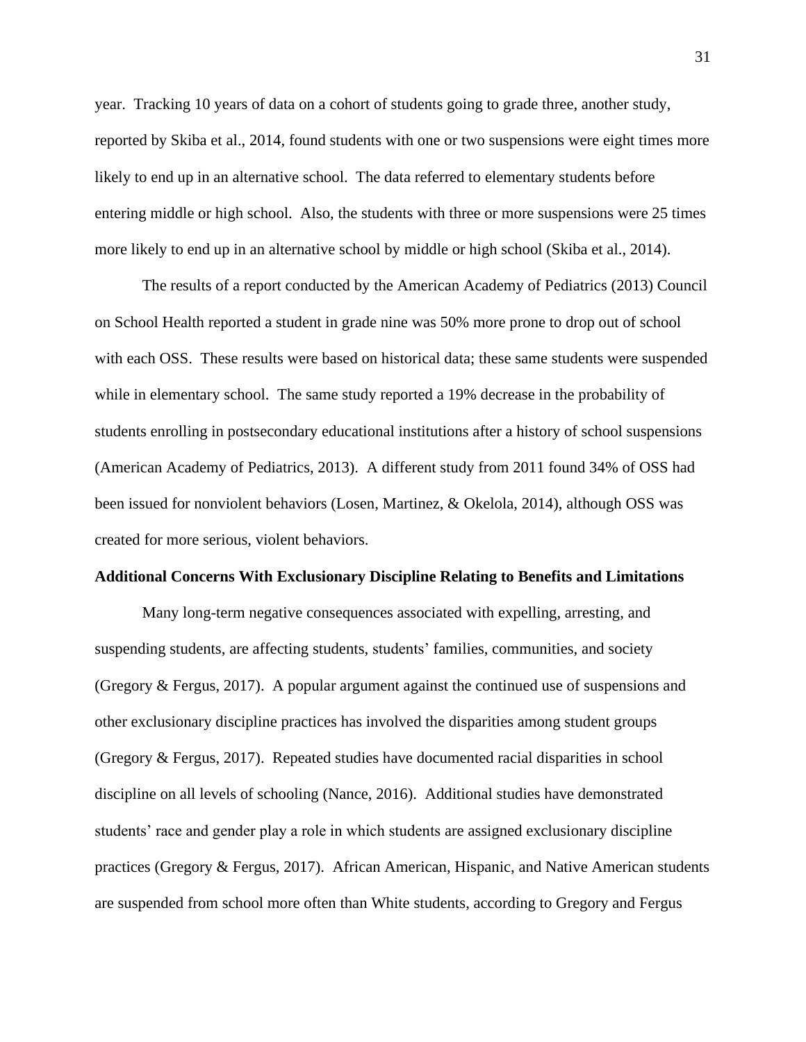year. Tracking 10 years of data on a cohort of students going to grade three, another study, reported by Skiba et al., 2014, found students with one or two suspensions were eight times more likely to end up in an alternative school. The data referred to elementary students before entering middle or high school. Also, the students with three or more suspensions were 25 times more likely to end up in an alternative school by middle or high school (Skiba et al., 2014).

The results of a report conducted by the American Academy of Pediatrics (2013) Council on School Health reported a student in grade nine was 50% more prone to drop out of school with each OSS. These results were based on historical data; these same students were suspended while in elementary school. The same study reported a 19% decrease in the probability of students enrolling in postsecondary educational institutions after a history of school suspensions (American Academy of Pediatrics, 2013). A different study from 2011 found 34% of OSS had been issued for nonviolent behaviors (Losen, Martinez, & Okelola, 2014), although OSS was created for more serious, violent behaviors.

**Additional Concerns With Exclusionary Discipline Relating to Benefits and Limitations**

Many long-term negative consequences associated with expelling, arresting, and suspending students, are affecting students, students' families, communities, and society (Gregory & Fergus, 2017). A popular argument against the continued use of suspensions and other exclusionary discipline practices has involved the disparities among student groups (Gregory & Fergus, 2017). Repeated studies have documented racial disparities in school discipline on all levels of schooling (Nance, 2016). Additional studies have demonstrated students' race and gender play a role in which students are assigned exclusionary discipline practices (Gregory & Fergus, 2017). African American, Hispanic, and Native American students are suspended from school more often than White students, according to Gregory and Fergus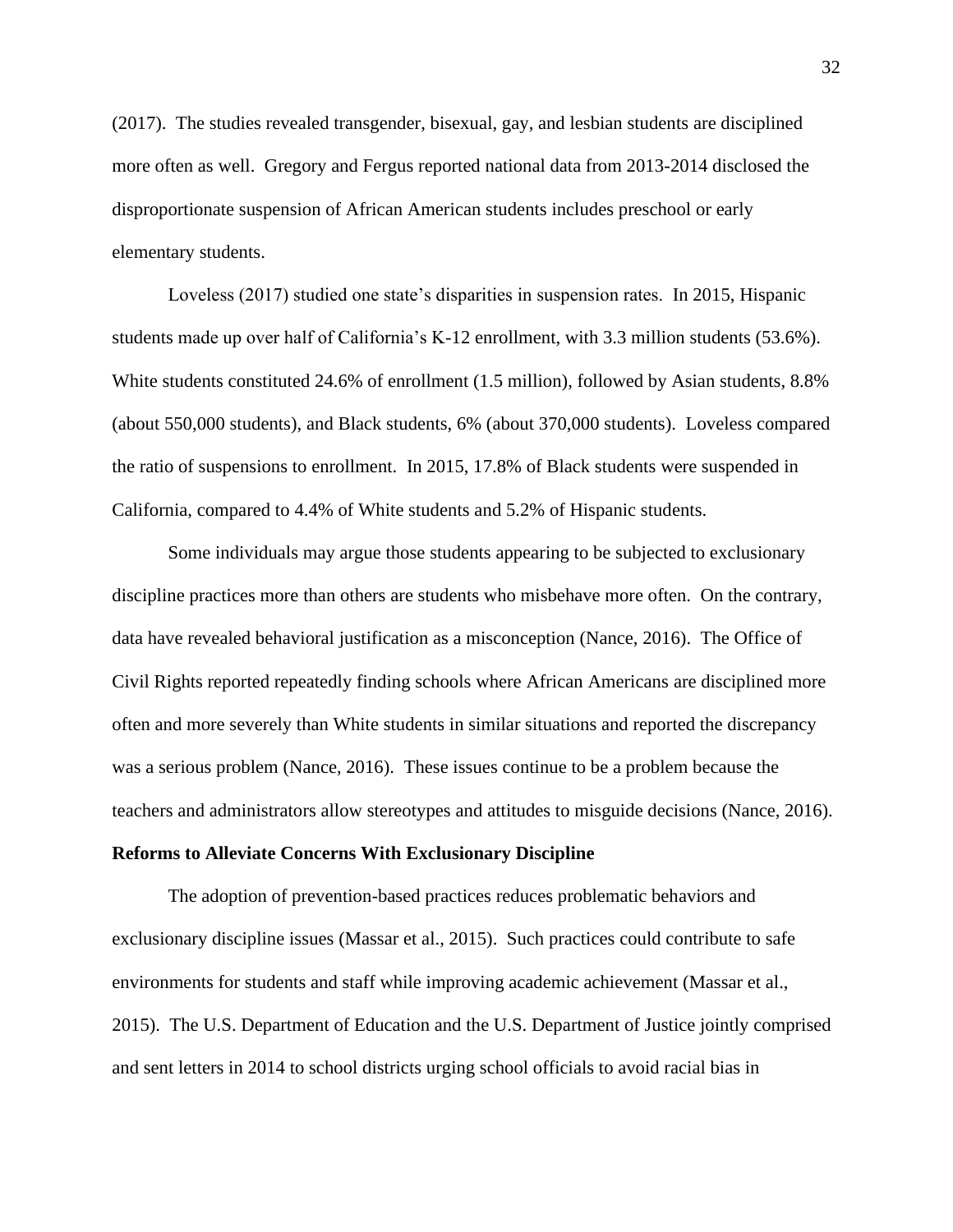(2017). The studies revealed transgender, bisexual, gay, and lesbian students are disciplined more often as well. Gregory and Fergus reported national data from 2013-2014 disclosed the disproportionate suspension of African American students includes preschool or early elementary students.

Loveless (2017) studied one state's disparities in suspension rates. In 2015, Hispanic students made up over half of California's K-12 enrollment, with 3.3 million students (53.6%). White students constituted 24.6% of enrollment (1.5 million), followed by Asian students, 8.8% (about 550,000 students), and Black students, 6% (about 370,000 students). Loveless compared the ratio of suspensions to enrollment. In 2015, 17.8% of Black students were suspended in California, compared to 4.4% of White students and 5.2% of Hispanic students.

Some individuals may argue those students appearing to be subjected to exclusionary discipline practices more than others are students who misbehave more often. On the contrary, data have revealed behavioral justification as a misconception (Nance, 2016). The Office of Civil Rights reported repeatedly finding schools where African Americans are disciplined more often and more severely than White students in similar situations and reported the discrepancy was a serious problem (Nance, 2016). These issues continue to be a problem because the teachers and administrators allow stereotypes and attitudes to misguide decisions (Nance, 2016).

**Reforms to Alleviate Concerns With Exclusionary Discipline**

The adoption of prevention-based practices reduces problematic behaviors and exclusionary discipline issues (Massar et al., 2015). Such practices could contribute to safe environments for students and staff while improving academic achievement (Massar et al., 2015). The U.S. Department of Education and the U.S. Department of Justice jointly comprised and sent letters in 2014 to school districts urging school officials to avoid racial bias in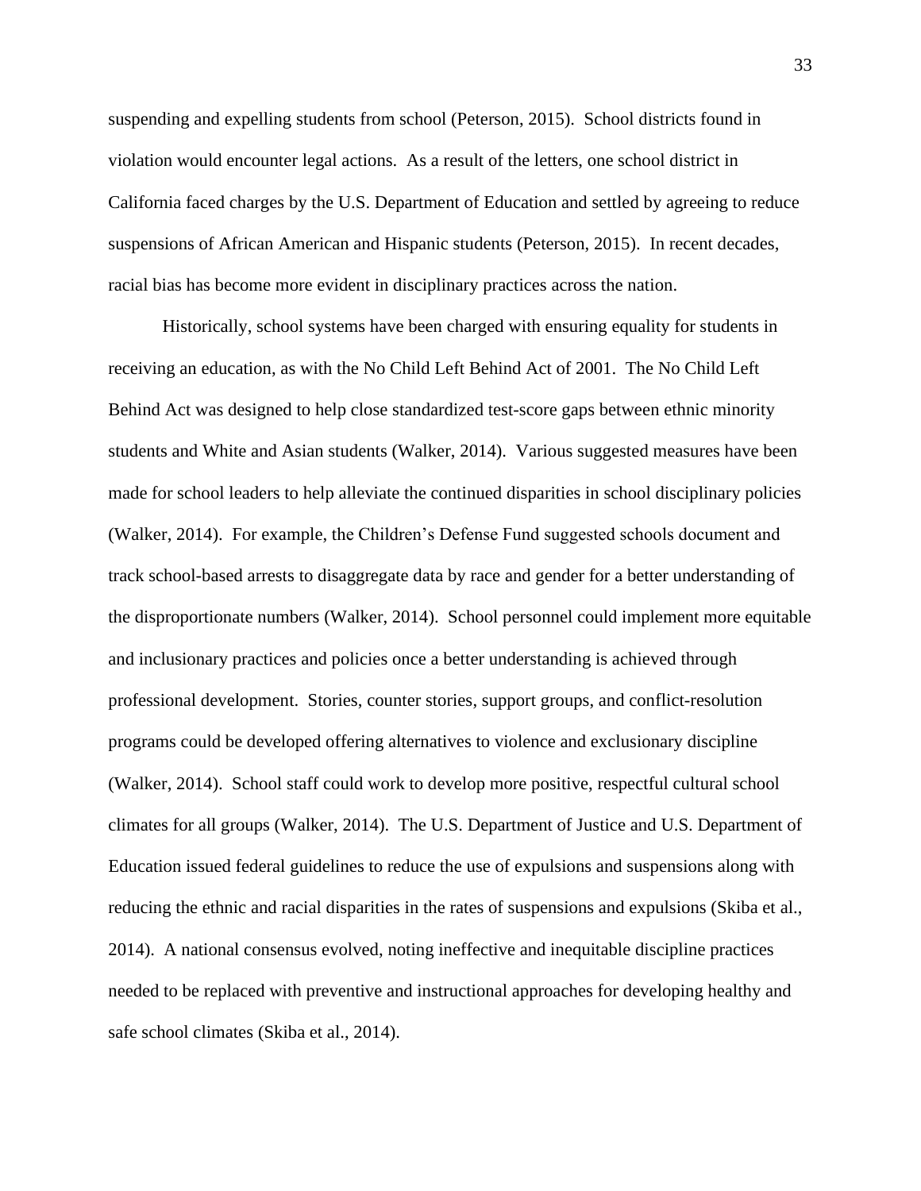suspending and expelling students from school (Peterson, 2015). School districts found in violation would encounter legal actions. As a result of the letters, one school district in California faced charges by the U.S. Department of Education and settled by agreeing to reduce suspensions of African American and Hispanic students (Peterson, 2015). In recent decades, racial bias has become more evident in disciplinary practices across the nation.

Historically, school systems have been charged with ensuring equality for students in receiving an education, as with the No Child Left Behind Act of 2001. The No Child Left Behind Act was designed to help close standardized test-score gaps between ethnic minority students and White and Asian students (Walker, 2014). Various suggested measures have been made for school leaders to help alleviate the continued disparities in school disciplinary policies (Walker, 2014). For example, the Children's Defense Fund suggested schools document and track school-based arrests to disaggregate data by race and gender for a better understanding of the disproportionate numbers (Walker, 2014). School personnel could implement more equitable and inclusionary practices and policies once a better understanding is achieved through professional development. Stories, counter stories, support groups, and conflict-resolution programs could be developed offering alternatives to violence and exclusionary discipline (Walker, 2014). School staff could work to develop more positive, respectful cultural school climates for all groups (Walker, 2014). The U.S. Department of Justice and U.S. Department of Education issued federal guidelines to reduce the use of expulsions and suspensions along with reducing the ethnic and racial disparities in the rates of suspensions and expulsions (Skiba et al., 2014). A national consensus evolved, noting ineffective and inequitable discipline practices needed to be replaced with preventive and instructional approaches for developing healthy and safe school climates (Skiba et al., 2014).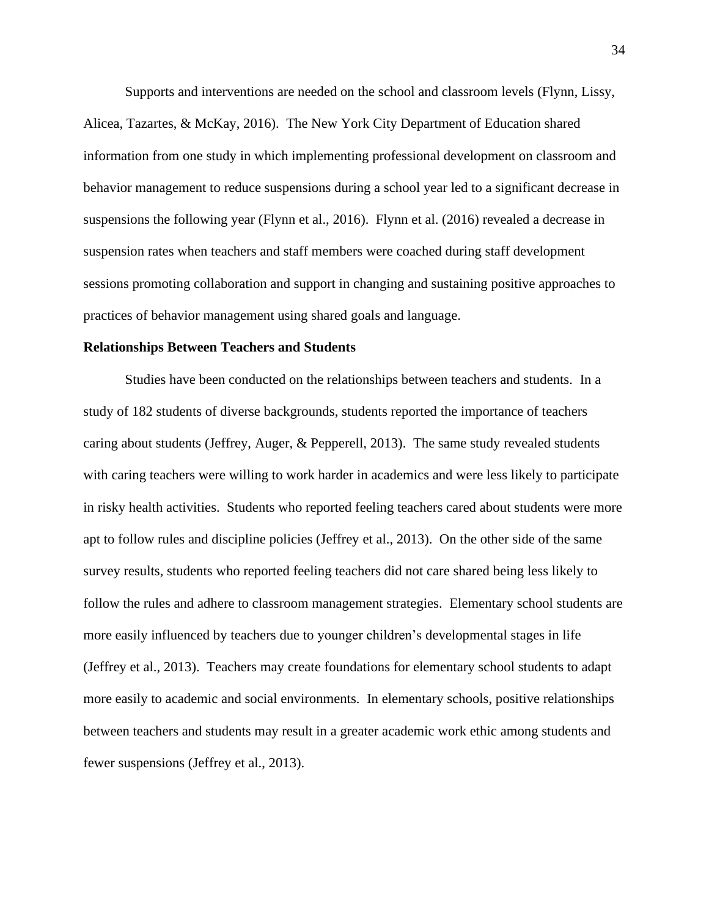Supports and interventions are needed on the school and classroom levels (Flynn, Lissy, Alicea, Tazartes, & McKay, 2016). The New York City Department of Education shared information from one study in which implementing professional development on classroom and behavior management to reduce suspensions during a school year led to a significant decrease in suspensions the following year (Flynn et al., 2016). Flynn et al. (2016) revealed a decrease in suspension rates when teachers and staff members were coached during staff development sessions promoting collaboration and support in changing and sustaining positive approaches to practices of behavior management using shared goals and language.

**Relationships Between Teachers and Students**

Studies have been conducted on the relationships between teachers and students. In a study of 182 students of diverse backgrounds, students reported the importance of teachers caring about students (Jeffrey, Auger, & Pepperell, 2013). The same study revealed students with caring teachers were willing to work harder in academics and were less likely to participate in risky health activities. Students who reported feeling teachers cared about students were more apt to follow rules and discipline policies (Jeffrey et al., 2013). On the other side of the same survey results, students who reported feeling teachers did not care shared being less likely to follow the rules and adhere to classroom management strategies. Elementary school students are more easily influenced by teachers due to younger children's developmental stages in life (Jeffrey et al., 2013). Teachers may create foundations for elementary school students to adapt more easily to academic and social environments. In elementary schools, positive relationships between teachers and students may result in a greater academic work ethic among students and fewer suspensions (Jeffrey et al., 2013).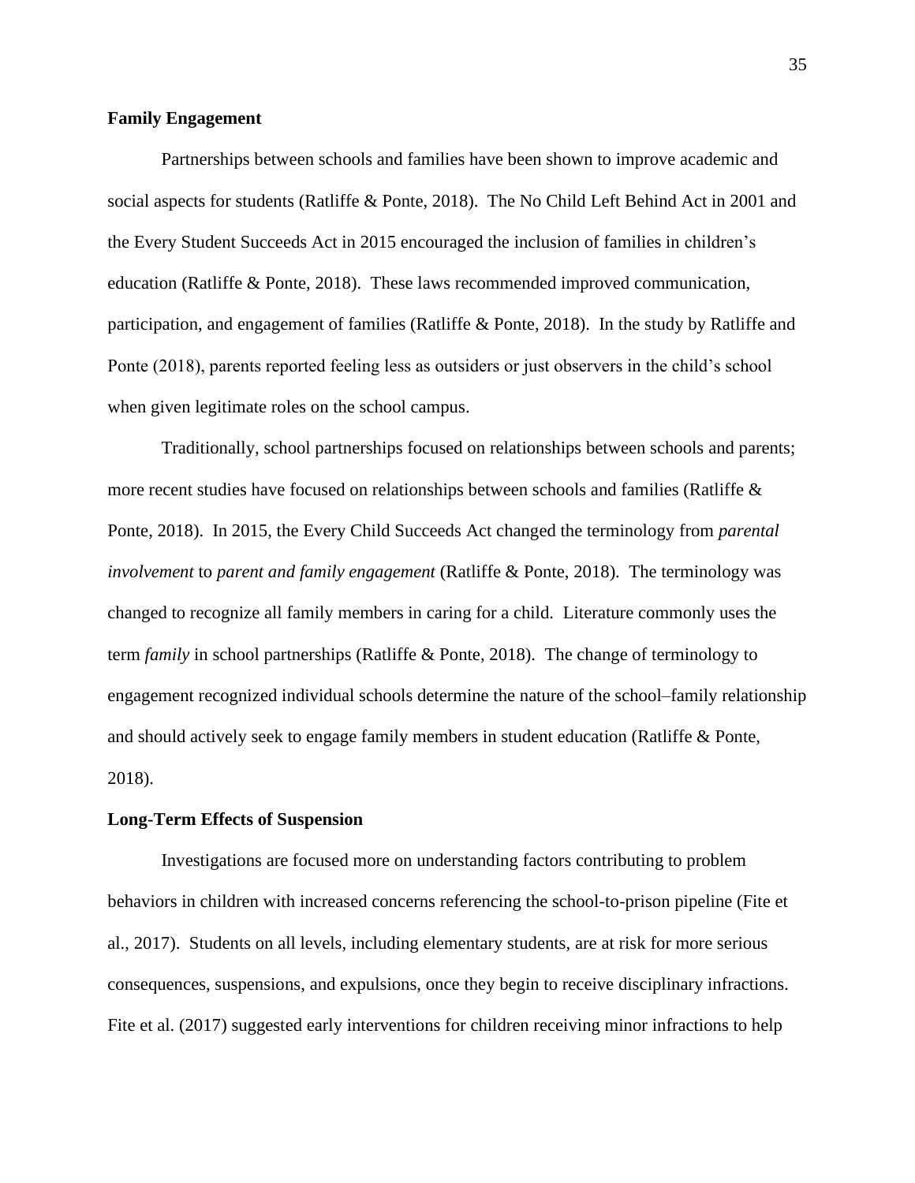**Family Engagement**

Partnerships between schools and families have been shown to improve academic and social aspects for students (Ratliffe & Ponte, 2018). The No Child Left Behind Act in 2001 and the Every Student Succeeds Act in 2015 encouraged the inclusion of families in children's education (Ratliffe & Ponte, 2018). These laws recommended improved communication, participation, and engagement of families (Ratliffe & Ponte, 2018). In the study by Ratliffe and Ponte (2018), parents reported feeling less as outsiders or just observers in the child's school when given legitimate roles on the school campus.

Traditionally, school partnerships focused on relationships between schools and parents; more recent studies have focused on relationships between schools and families (Ratliffe & Ponte, 2018). In 2015, the Every Child Succeeds Act changed the terminology from *parental involvement* to *parent and family engagement* (Ratliffe & Ponte, 2018). The terminology was changed to recognize all family members in caring for a child. Literature commonly uses the term *family* in school partnerships (Ratliffe & Ponte, 2018). The change of terminology to engagement recognized individual schools determine the nature of the school–family relationship and should actively seek to engage family members in student education (Ratliffe & Ponte, 2018).

**Long-Term Effects of Suspension**

Investigations are focused more on understanding factors contributing to problem behaviors in children with increased concerns referencing the school-to-prison pipeline (Fite et al., 2017). Students on all levels, including elementary students, are at risk for more serious consequences, suspensions, and expulsions, once they begin to receive disciplinary infractions. Fite et al. (2017) suggested early interventions for children receiving minor infractions to help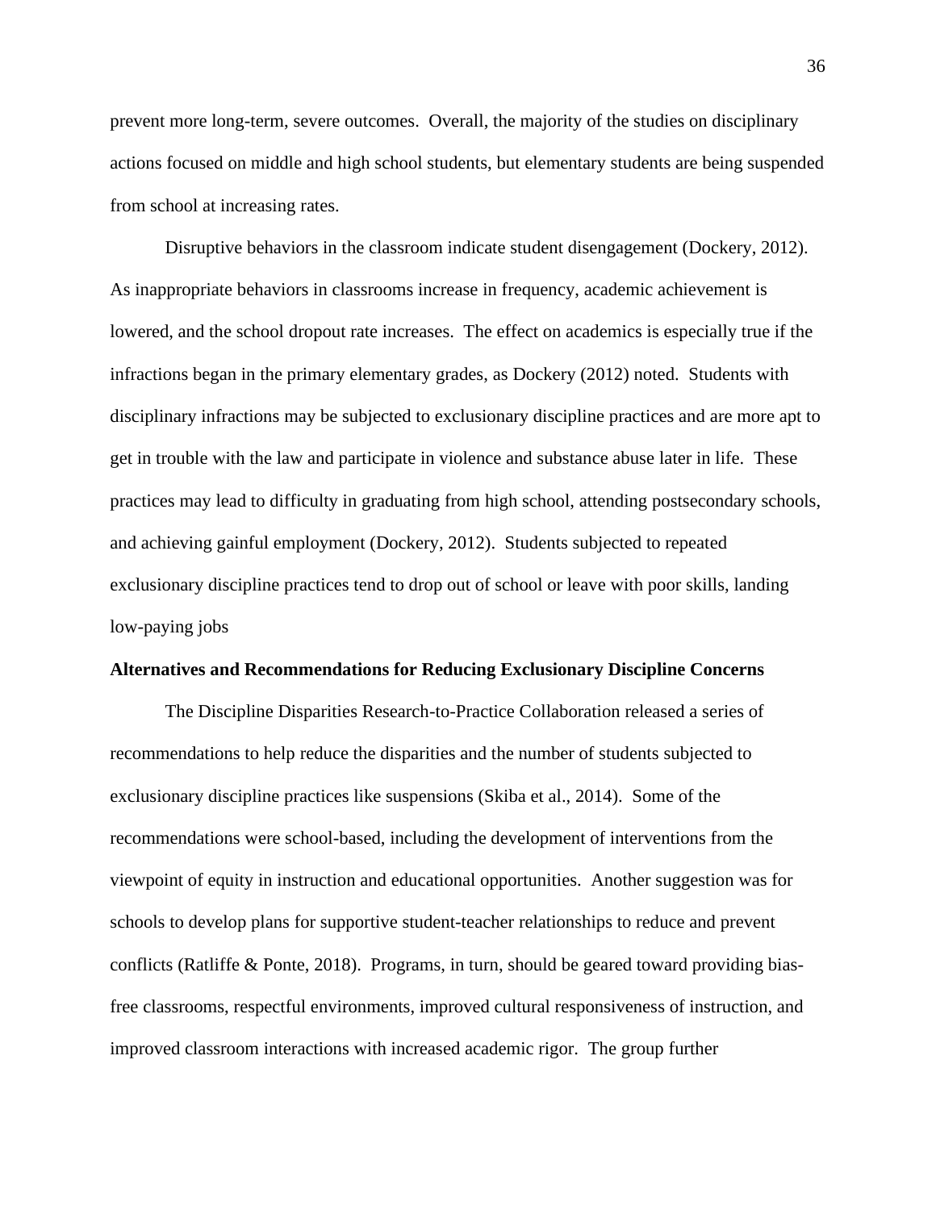prevent more long-term, severe outcomes. Overall, the majority of the studies on disciplinary actions focused on middle and high school students, but elementary students are being suspended from school at increasing rates.

Disruptive behaviors in the classroom indicate student disengagement (Dockery, 2012). As inappropriate behaviors in classrooms increase in frequency, academic achievement is lowered, and the school dropout rate increases. The effect on academics is especially true if the infractions began in the primary elementary grades, as Dockery (2012) noted. Students with disciplinary infractions may be subjected to exclusionary discipline practices and are more apt to get in trouble with the law and participate in violence and substance abuse later in life. These practices may lead to difficulty in graduating from high school, attending postsecondary schools, and achieving gainful employment (Dockery, 2012). Students subjected to repeated exclusionary discipline practices tend to drop out of school or leave with poor skills, landing low-paying jobs

**Alternatives and Recommendations for Reducing Exclusionary Discipline Concerns**

The Discipline Disparities Research-to-Practice Collaboration released a series of recommendations to help reduce the disparities and the number of students subjected to exclusionary discipline practices like suspensions (Skiba et al., 2014). Some of the recommendations were school-based, including the development of interventions from the viewpoint of equity in instruction and educational opportunities. Another suggestion was for schools to develop plans for supportive student-teacher relationships to reduce and prevent conflicts (Ratliffe & Ponte, 2018). Programs, in turn, should be geared toward providing bias-free classrooms, respectful environments, improved cultural responsiveness of instruction, and improved classroom interactions with increased academic rigor. The group further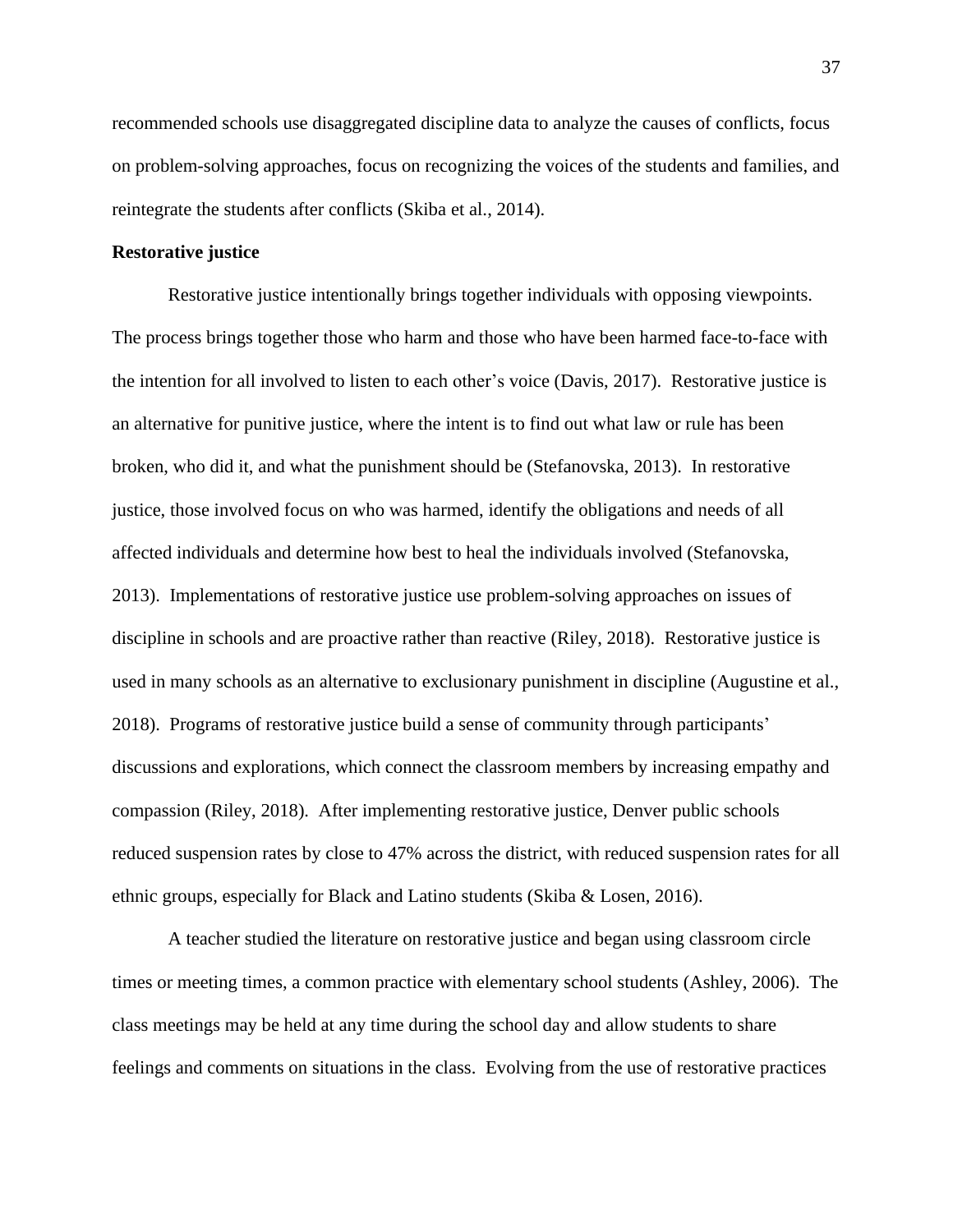recommended schools use disaggregated discipline data to analyze the causes of conflicts, focus on problem-solving approaches, focus on recognizing the voices of the students and families, and reintegrate the students after conflicts (Skiba et al., 2014).

**Restorative justice**

Restorative justice intentionally brings together individuals with opposing viewpoints. The process brings together those who harm and those who have been harmed face-to-face with the intention for all involved to listen to each other's voice (Davis, 2017). Restorative justice is an alternative for punitive justice, where the intent is to find out what law or rule has been broken, who did it, and what the punishment should be (Stefanovska, 2013). In restorative justice, those involved focus on who was harmed, identify the obligations and needs of all affected individuals and determine how best to heal the individuals involved (Stefanovska, 2013). Implementations of restorative justice use problem-solving approaches on issues of discipline in schools and are proactive rather than reactive (Riley, 2018). Restorative justice is used in many schools as an alternative to exclusionary punishment in discipline (Augustine et al., 2018). Programs of restorative justice build a sense of community through participants' discussions and explorations, which connect the classroom members by increasing empathy and compassion (Riley, 2018). After implementing restorative justice, Denver public schools reduced suspension rates by close to 47% across the district, with reduced suspension rates for all ethnic groups, especially for Black and Latino students (Skiba & Losen, 2016).

A teacher studied the literature on restorative justice and began using classroom circle times or meeting times, a common practice with elementary school students (Ashley, 2006). The class meetings may be held at any time during the school day and allow students to share feelings and comments on situations in the class. Evolving from the use of restorative practices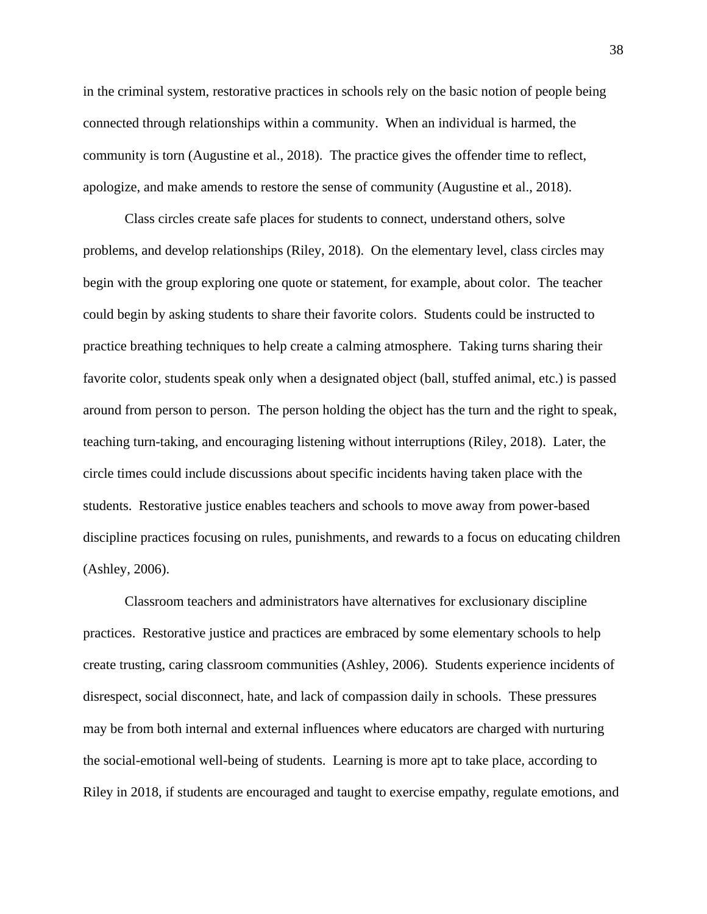in the criminal system, restorative practices in schools rely on the basic notion of people being connected through relationships within a community. When an individual is harmed, the community is torn (Augustine et al., 2018). The practice gives the offender time to reflect, apologize, and make amends to restore the sense of community (Augustine et al., 2018).

Class circles create safe places for students to connect, understand others, solve problems, and develop relationships (Riley, 2018). On the elementary level, class circles may begin with the group exploring one quote or statement, for example, about color. The teacher could begin by asking students to share their favorite colors. Students could be instructed to practice breathing techniques to help create a calming atmosphere. Taking turns sharing their favorite color, students speak only when a designated object (ball, stuffed animal, etc.) is passed around from person to person. The person holding the object has the turn and the right to speak, teaching turn-taking, and encouraging listening without interruptions (Riley, 2018). Later, the circle times could include discussions about specific incidents having taken place with the students. Restorative justice enables teachers and schools to move away from power-based discipline practices focusing on rules, punishments, and rewards to a focus on educating children (Ashley, 2006).

Classroom teachers and administrators have alternatives for exclusionary discipline practices. Restorative justice and practices are embraced by some elementary schools to help create trusting, caring classroom communities (Ashley, 2006). Students experience incidents of disrespect, social disconnect, hate, and lack of compassion daily in schools. These pressures may be from both internal and external influences where educators are charged with nurturing the social-emotional well-being of students. Learning is more apt to take place, according to Riley in 2018, if students are encouraged and taught to exercise empathy, regulate emotions, and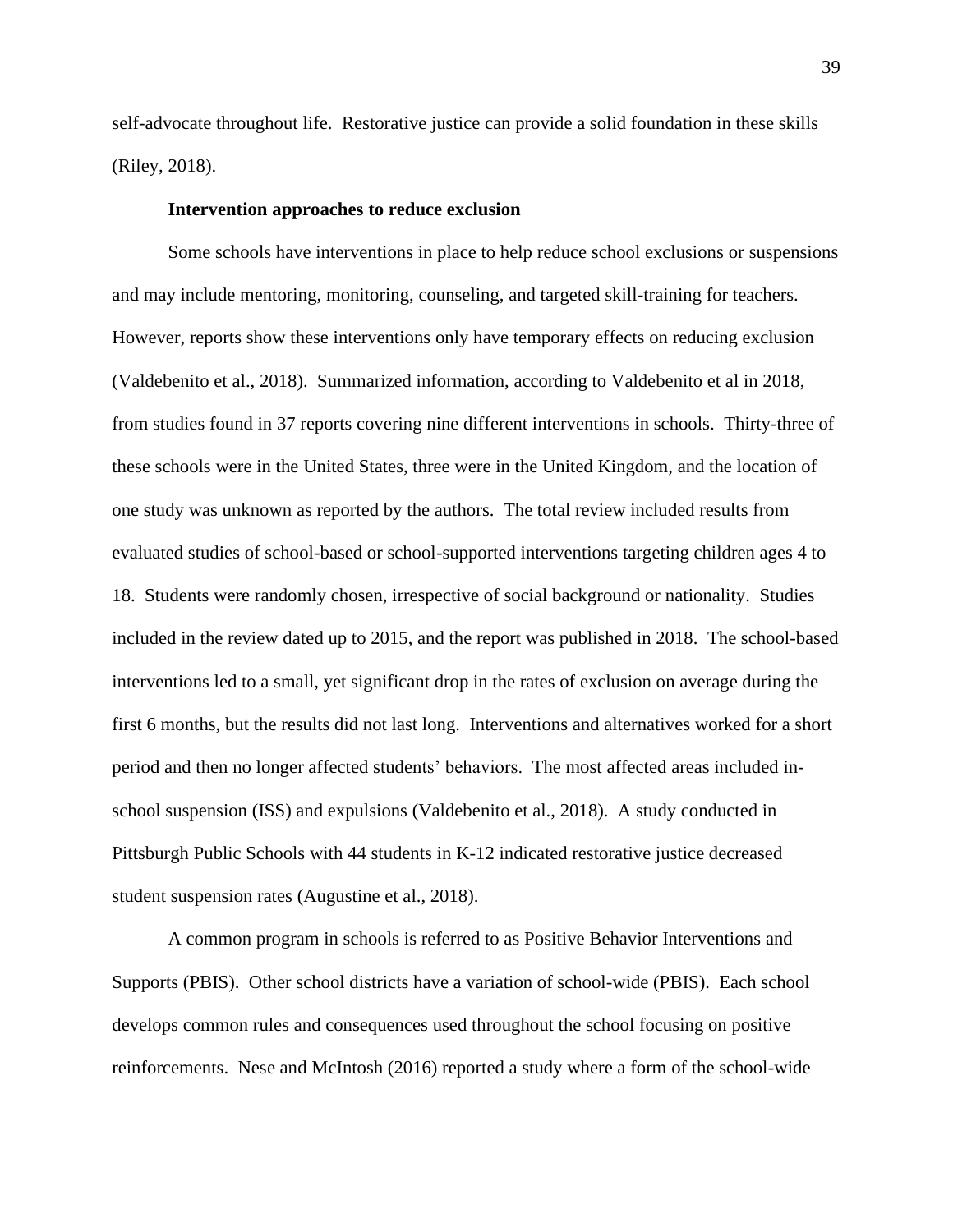self-advocate throughout life. Restorative justice can provide a solid foundation in these skills (Riley, 2018).

### Intervention approaches to reduce exclusion

Some schools have interventions in place to help reduce school exclusions or suspensions and may include mentoring, monitoring, counseling, and targeted skill-training for teachers. However, reports show these interventions only have temporary effects on reducing exclusion (Valdebenito et al., 2018). Summarized information, according to Valdebenito et al in 2018, from studies found in 37 reports covering nine different interventions in schools. Thirty-three of these schools were in the United States, three were in the United Kingdom, and the location of one study was unknown as reported by the authors. The total review included results from evaluated studies of school-based or school-supported interventions targeting children ages 4 to 18. Students were randomly chosen, irrespective of social background or nationality. Studies included in the review dated up to 2015, and the report was published in 2018. The school-based interventions led to a small, yet significant drop in the rates of exclusion on average during the first 6 months, but the results did not last long. Interventions and alternatives worked for a short period and then no longer affected students' behaviors. The most affected areas included in-school suspension (ISS) and expulsions (Valdebenito et al., 2018). A study conducted in Pittsburgh Public Schools with 44 students in K-12 indicated restorative justice decreased student suspension rates (Augustine et al., 2018).

A common program in schools is referred to as Positive Behavior Interventions and Supports (PBIS). Other school districts have a variation of school-wide (PBIS). Each school develops common rules and consequences used throughout the school focusing on positive reinforcements. Nese and McIntosh (2016) reported a study where a form of the school-wide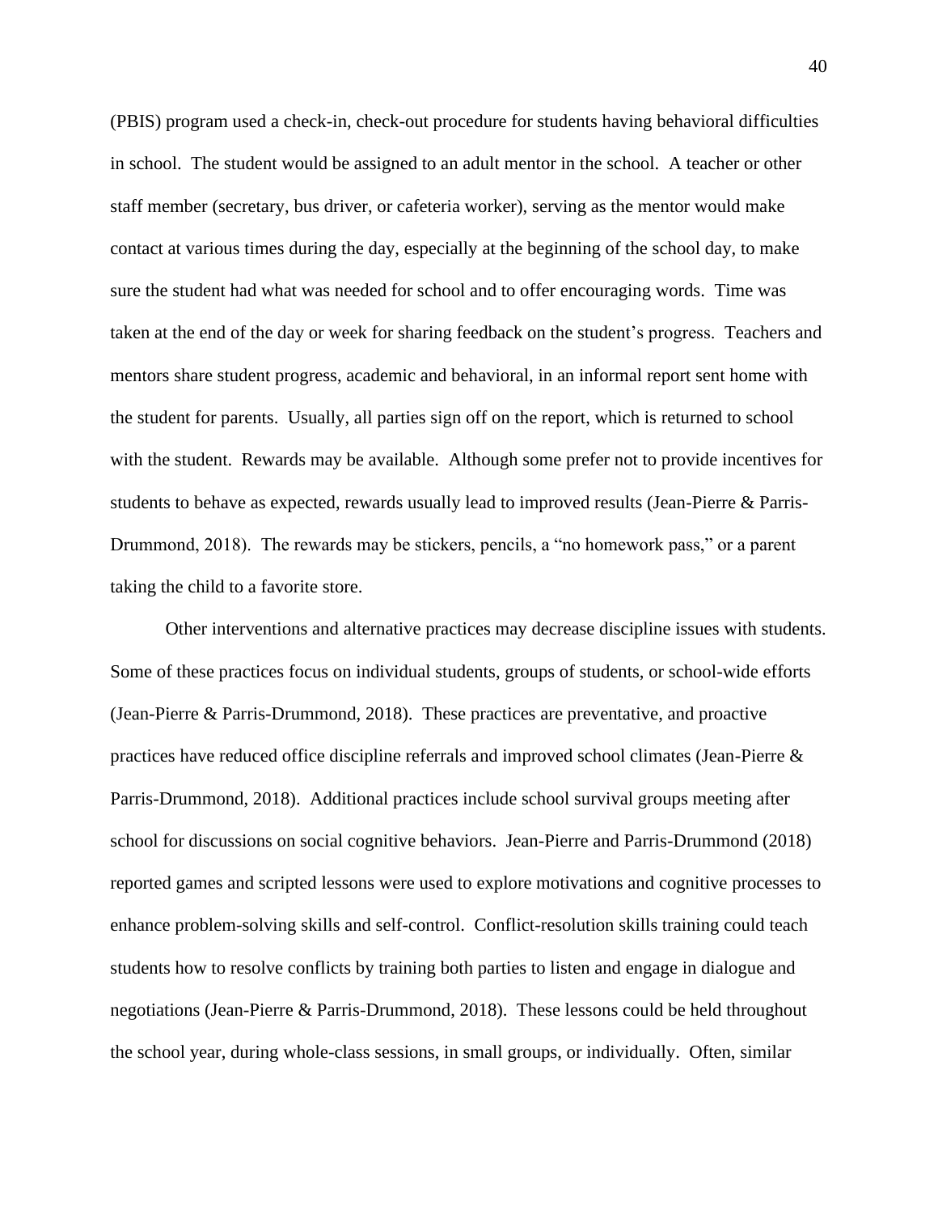(PBIS) program used a check-in, check-out procedure for students having behavioral difficulties in school. The student would be assigned to an adult mentor in the school. A teacher or other staff member (secretary, bus driver, or cafeteria worker), serving as the mentor would make contact at various times during the day, especially at the beginning of the school day, to make sure the student had what was needed for school and to offer encouraging words. Time was taken at the end of the day or week for sharing feedback on the student's progress. Teachers and mentors share student progress, academic and behavioral, in an informal report sent home with the student for parents. Usually, all parties sign off on the report, which is returned to school with the student. Rewards may be available. Although some prefer not to provide incentives for students to behave as expected, rewards usually lead to improved results (Jean-Pierre & Parris-Drummond, 2018). The rewards may be stickers, pencils, a "no homework pass," or a parent taking the child to a favorite store.

Other interventions and alternative practices may decrease discipline issues with students. Some of these practices focus on individual students, groups of students, or school-wide efforts (Jean-Pierre & Parris-Drummond, 2018). These practices are preventative, and proactive practices have reduced office discipline referrals and improved school climates (Jean-Pierre & Parris-Drummond, 2018). Additional practices include school survival groups meeting after school for discussions on social cognitive behaviors. Jean-Pierre and Parris-Drummond (2018) reported games and scripted lessons were used to explore motivations and cognitive processes to enhance problem-solving skills and self-control. Conflict-resolution skills training could teach students how to resolve conflicts by training both parties to listen and engage in dialogue and negotiations (Jean-Pierre & Parris-Drummond, 2018). These lessons could be held throughout the school year, during whole-class sessions, in small groups, or individually. Often, similar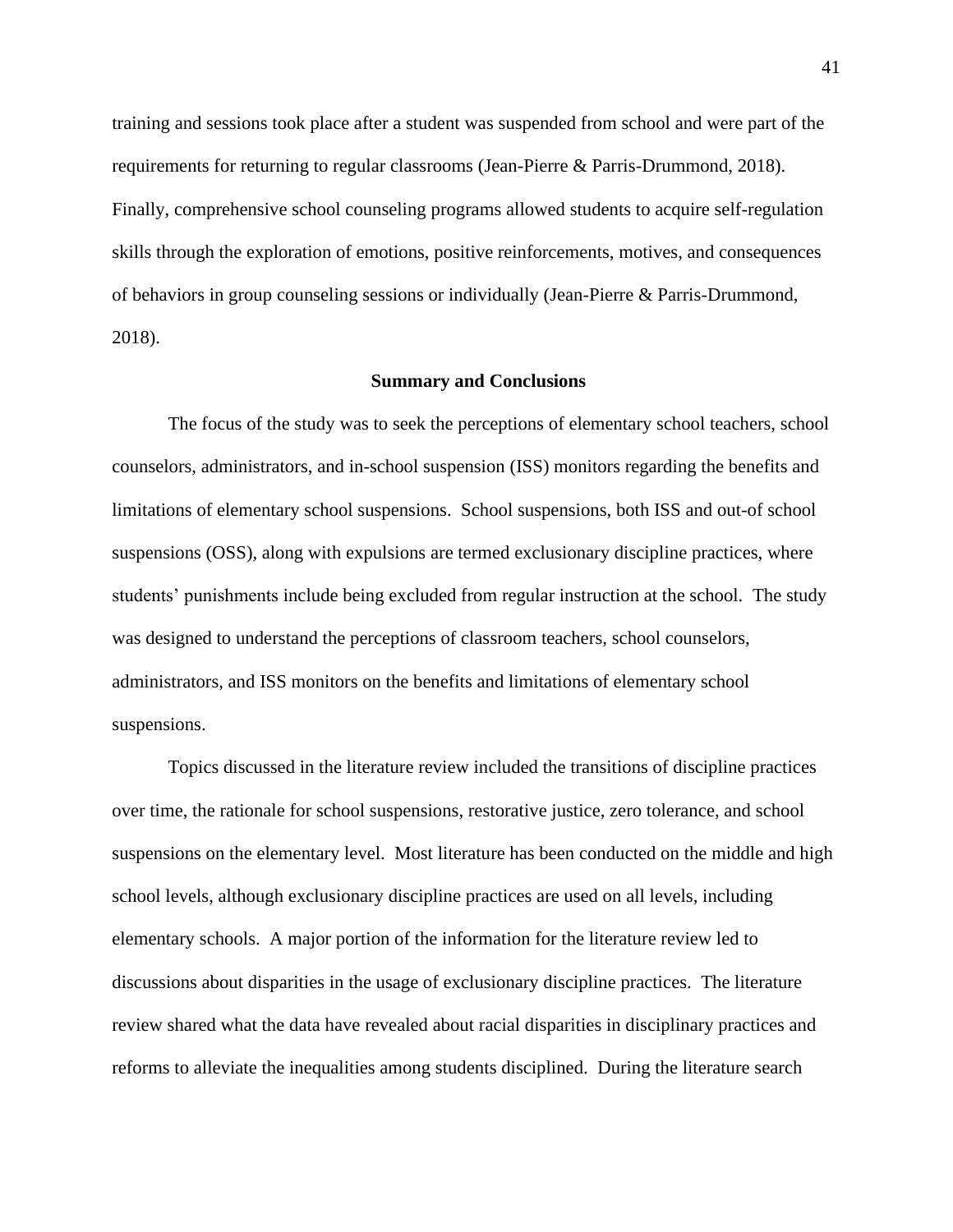training and sessions took place after a student was suspended from school and were part of the requirements for returning to regular classrooms (Jean-Pierre & Parris-Drummond, 2018). Finally, comprehensive school counseling programs allowed students to acquire self-regulation skills through the exploration of emotions, positive reinforcements, motives, and consequences of behaviors in group counseling sessions or individually (Jean-Pierre & Parris-Drummond, 2018).

## Summary and Conclusions

The focus of the study was to seek the perceptions of elementary school teachers, school counselors, administrators, and in-school suspension (ISS) monitors regarding the benefits and limitations of elementary school suspensions. School suspensions, both ISS and out-of school suspensions (OSS), along with expulsions are termed exclusionary discipline practices, where students' punishments include being excluded from regular instruction at the school. The study was designed to understand the perceptions of classroom teachers, school counselors, administrators, and ISS monitors on the benefits and limitations of elementary school suspensions.

Topics discussed in the literature review included the transitions of discipline practices over time, the rationale for school suspensions, restorative justice, zero tolerance, and school suspensions on the elementary level. Most literature has been conducted on the middle and high school levels, although exclusionary discipline practices are used on all levels, including elementary schools. A major portion of the information for the literature review led to discussions about disparities in the usage of exclusionary discipline practices. The literature review shared what the data have revealed about racial disparities in disciplinary practices and reforms to alleviate the inequalities among students disciplined. During the literature search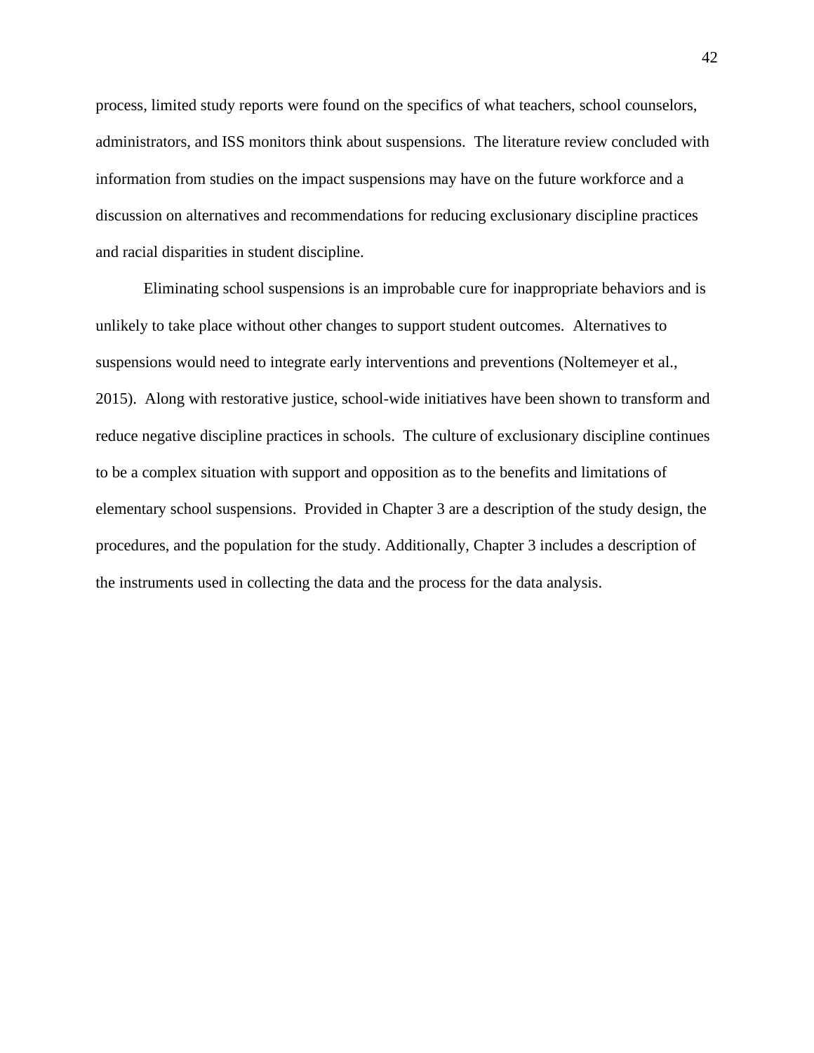process, limited study reports were found on the specifics of what teachers, school counselors, administrators, and ISS monitors think about suspensions. The literature review concluded with information from studies on the impact suspensions may have on the future workforce and a discussion on alternatives and recommendations for reducing exclusionary discipline practices and racial disparities in student discipline.

Eliminating school suspensions is an improbable cure for inappropriate behaviors and is unlikely to take place without other changes to support student outcomes. Alternatives to suspensions would need to integrate early interventions and preventions (Noltemeyer et al., 2015). Along with restorative justice, school-wide initiatives have been shown to transform and reduce negative discipline practices in schools. The culture of exclusionary discipline continues to be a complex situation with support and opposition as to the benefits and limitations of elementary school suspensions. Provided in Chapter 3 are a description of the study design, the procedures, and the population for the study. Additionally, Chapter 3 includes a description of the instruments used in collecting the data and the process for the data analysis.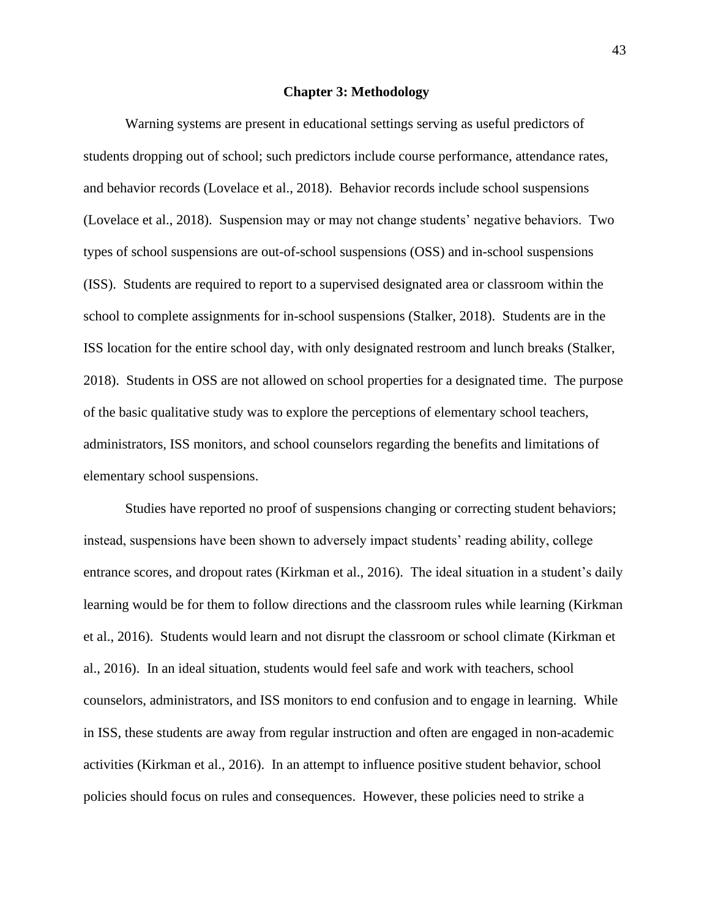# Chapter 3: Methodology

Warning systems are present in educational settings serving as useful predictors of students dropping out of school; such predictors include course performance, attendance rates, and behavior records (Lovelace et al., 2018). Behavior records include school suspensions (Lovelace et al., 2018). Suspension may or may not change students' negative behaviors. Two types of school suspensions are out-of-school suspensions (OSS) and in-school suspensions (ISS). Students are required to report to a supervised designated area or classroom within the school to complete assignments for in-school suspensions (Stalker, 2018). Students are in the ISS location for the entire school day, with only designated restroom and lunch breaks (Stalker, 2018). Students in OSS are not allowed on school properties for a designated time. The purpose of the basic qualitative study was to explore the perceptions of elementary school teachers, administrators, ISS monitors, and school counselors regarding the benefits and limitations of elementary school suspensions.

Studies have reported no proof of suspensions changing or correcting student behaviors; instead, suspensions have been shown to adversely impact students' reading ability, college entrance scores, and dropout rates (Kirkman et al., 2016). The ideal situation in a student's daily learning would be for them to follow directions and the classroom rules while learning (Kirkman et al., 2016). Students would learn and not disrupt the classroom or school climate (Kirkman et al., 2016). In an ideal situation, students would feel safe and work with teachers, school counselors, administrators, and ISS monitors to end confusion and to engage in learning. While in ISS, these students are away from regular instruction and often are engaged in non-academic activities (Kirkman et al., 2016). In an attempt to influence positive student behavior, school policies should focus on rules and consequences. However, these policies need to strike a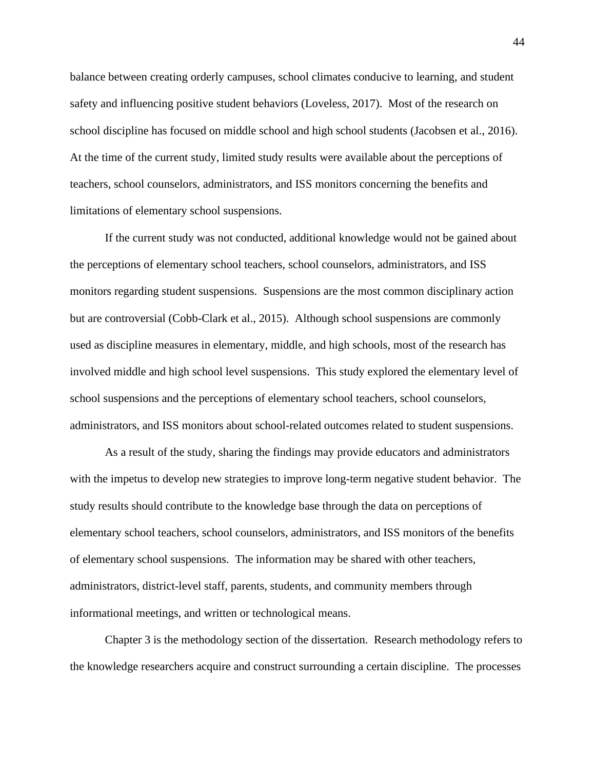balance between creating orderly campuses, school climates conducive to learning, and student safety and influencing positive student behaviors (Loveless, 2017). Most of the research on school discipline has focused on middle school and high school students (Jacobsen et al., 2016). At the time of the current study, limited study results were available about the perceptions of teachers, school counselors, administrators, and ISS monitors concerning the benefits and limitations of elementary school suspensions.

If the current study was not conducted, additional knowledge would not be gained about the perceptions of elementary school teachers, school counselors, administrators, and ISS monitors regarding student suspensions. Suspensions are the most common disciplinary action but are controversial (Cobb-Clark et al., 2015). Although school suspensions are commonly used as discipline measures in elementary, middle, and high schools, most of the research has involved middle and high school level suspensions. This study explored the elementary level of school suspensions and the perceptions of elementary school teachers, school counselors, administrators, and ISS monitors about school-related outcomes related to student suspensions.

As a result of the study, sharing the findings may provide educators and administrators with the impetus to develop new strategies to improve long-term negative student behavior. The study results should contribute to the knowledge base through the data on perceptions of elementary school teachers, school counselors, administrators, and ISS monitors of the benefits of elementary school suspensions. The information may be shared with other teachers, administrators, district-level staff, parents, students, and community members through informational meetings, and written or technological means.

Chapter 3 is the methodology section of the dissertation. Research methodology refers to the knowledge researchers acquire and construct surrounding a certain discipline. The processes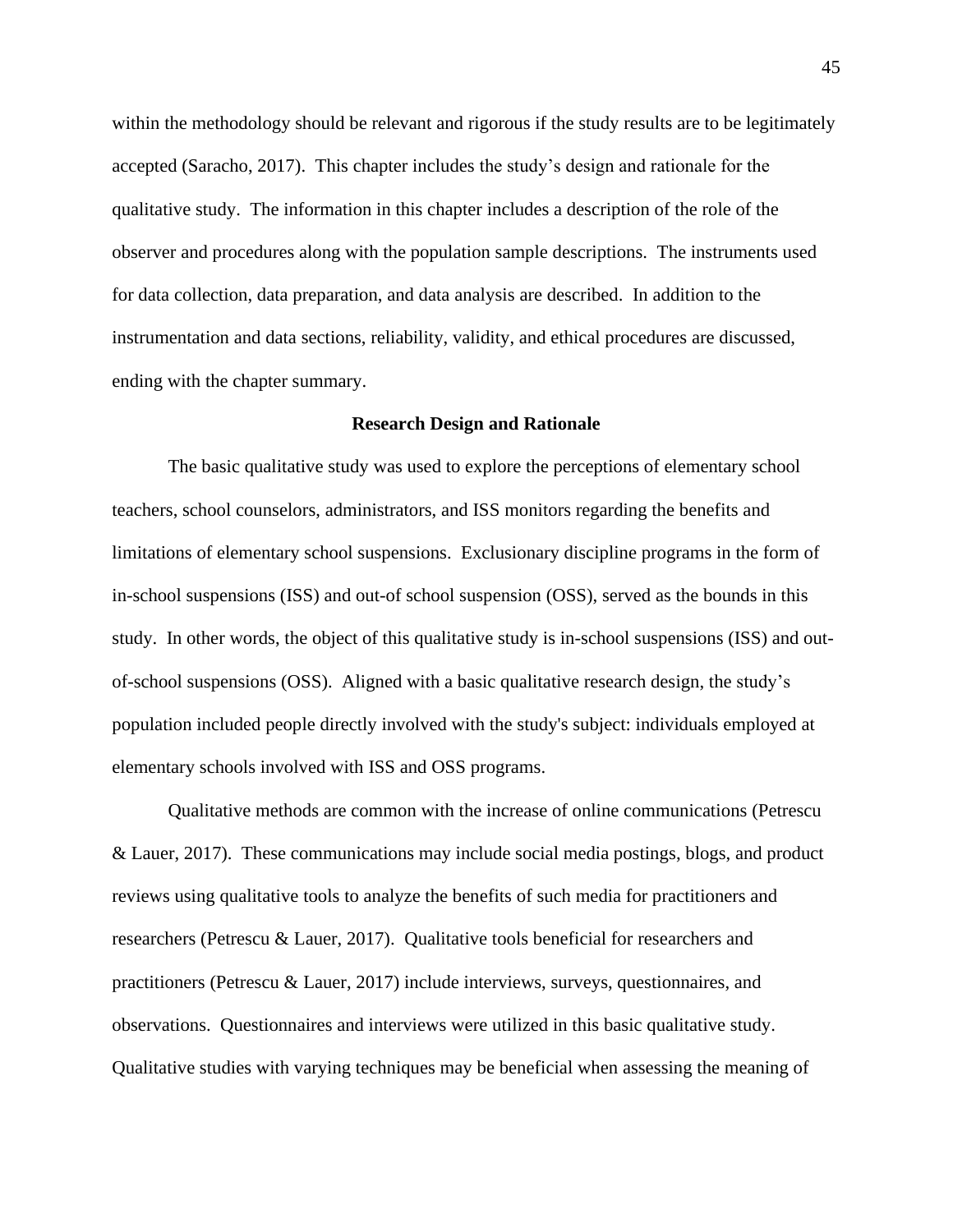within the methodology should be relevant and rigorous if the study results are to be legitimately accepted (Saracho, 2017). This chapter includes the study's design and rationale for the qualitative study. The information in this chapter includes a description of the role of the observer and procedures along with the population sample descriptions. The instruments used for data collection, data preparation, and data analysis are described. In addition to the instrumentation and data sections, reliability, validity, and ethical procedures are discussed, ending with the chapter summary.

## Research Design and Rationale

The basic qualitative study was used to explore the perceptions of elementary school teachers, school counselors, administrators, and ISS monitors regarding the benefits and limitations of elementary school suspensions. Exclusionary discipline programs in the form of in-school suspensions (ISS) and out-of school suspension (OSS), served as the bounds in this study. In other words, the object of this qualitative study is in-school suspensions (ISS) and out-of-school suspensions (OSS). Aligned with a basic qualitative research design, the study's population included people directly involved with the study's subject: individuals employed at elementary schools involved with ISS and OSS programs.

Qualitative methods are common with the increase of online communications (Petrescu & Lauer, 2017). These communications may include social media postings, blogs, and product reviews using qualitative tools to analyze the benefits of such media for practitioners and researchers (Petrescu & Lauer, 2017). Qualitative tools beneficial for researchers and practitioners (Petrescu & Lauer, 2017) include interviews, surveys, questionnaires, and observations. Questionnaires and interviews were utilized in this basic qualitative study. Qualitative studies with varying techniques may be beneficial when assessing the meaning of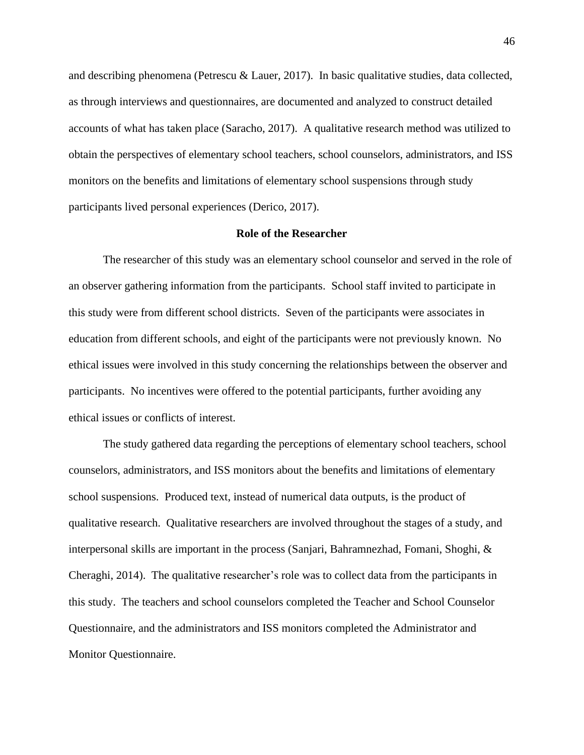and describing phenomena (Petrescu & Lauer, 2017). In basic qualitative studies, data collected, as through interviews and questionnaires, are documented and analyzed to construct detailed accounts of what has taken place (Saracho, 2017). A qualitative research method was utilized to obtain the perspectives of elementary school teachers, school counselors, administrators, and ISS monitors on the benefits and limitations of elementary school suspensions through study participants lived personal experiences (Derico, 2017).

## Role of the Researcher

The researcher of this study was an elementary school counselor and served in the role of an observer gathering information from the participants. School staff invited to participate in this study were from different school districts. Seven of the participants were associates in education from different schools, and eight of the participants were not previously known. No ethical issues were involved in this study concerning the relationships between the observer and participants. No incentives were offered to the potential participants, further avoiding any ethical issues or conflicts of interest.

The study gathered data regarding the perceptions of elementary school teachers, school counselors, administrators, and ISS monitors about the benefits and limitations of elementary school suspensions. Produced text, instead of numerical data outputs, is the product of qualitative research. Qualitative researchers are involved throughout the stages of a study, and interpersonal skills are important in the process (Sanjari, Bahramnezhad, Fomani, Shoghi, & Cheraghi, 2014). The qualitative researcher's role was to collect data from the participants in this study. The teachers and school counselors completed the Teacher and School Counselor Questionnaire, and the administrators and ISS monitors completed the Administrator and Monitor Questionnaire.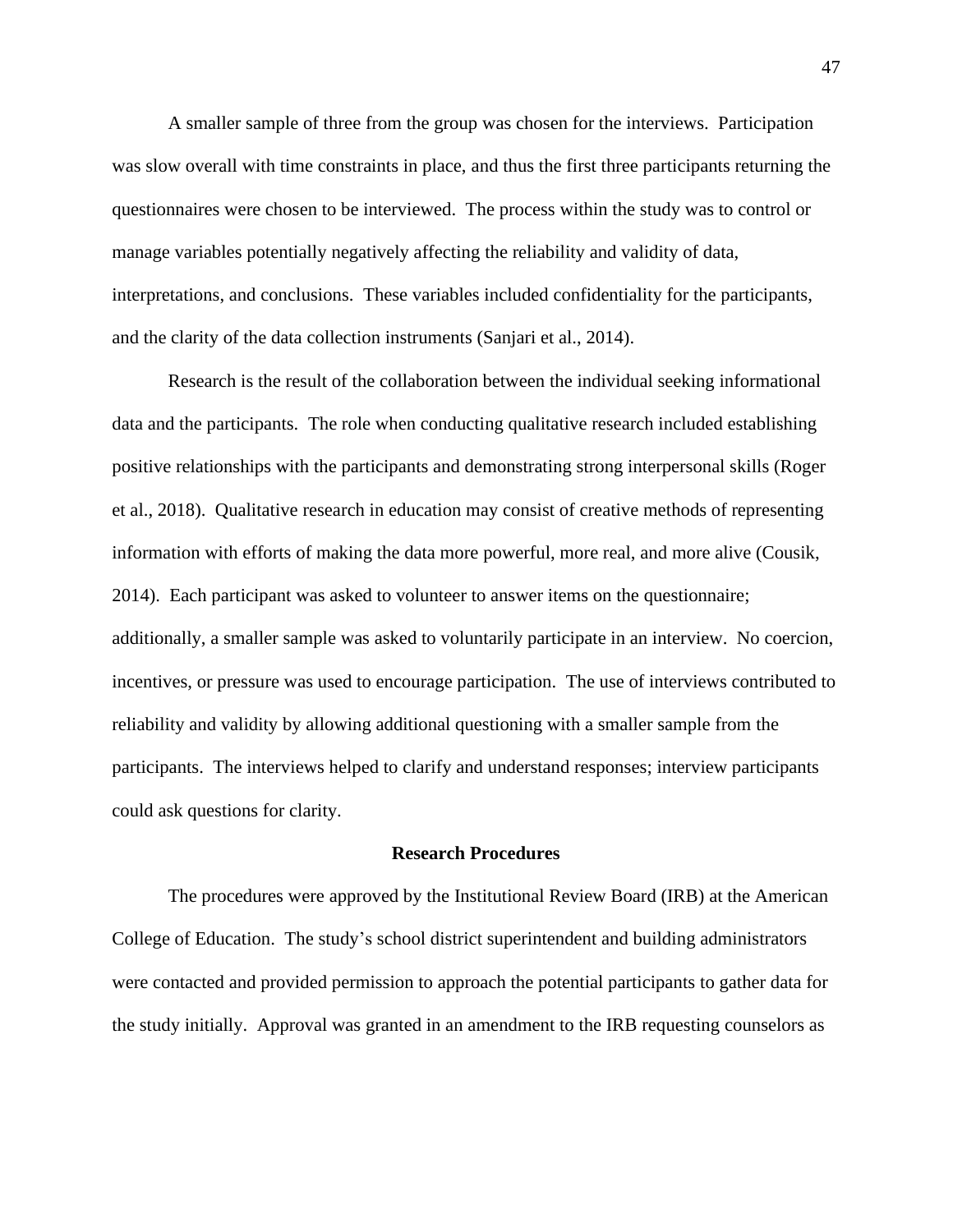A smaller sample of three from the group was chosen for the interviews. Participation was slow overall with time constraints in place, and thus the first three participants returning the questionnaires were chosen to be interviewed. The process within the study was to control or manage variables potentially negatively affecting the reliability and validity of data, interpretations, and conclusions. These variables included confidentiality for the participants, and the clarity of the data collection instruments (Sanjari et al., 2014).

Research is the result of the collaboration between the individual seeking informational data and the participants. The role when conducting qualitative research included establishing positive relationships with the participants and demonstrating strong interpersonal skills (Roger et al., 2018). Qualitative research in education may consist of creative methods of representing information with efforts of making the data more powerful, more real, and more alive (Cousik, 2014). Each participant was asked to volunteer to answer items on the questionnaire; additionally, a smaller sample was asked to voluntarily participate in an interview. No coercion, incentives, or pressure was used to encourage participation. The use of interviews contributed to reliability and validity by allowing additional questioning with a smaller sample from the participants. The interviews helped to clarify and understand responses; interview participants could ask questions for clarity.

## Research Procedures

The procedures were approved by the Institutional Review Board (IRB) at the American College of Education. The study's school district superintendent and building administrators were contacted and provided permission to approach the potential participants to gather data for the study initially. Approval was granted in an amendment to the IRB requesting counselors as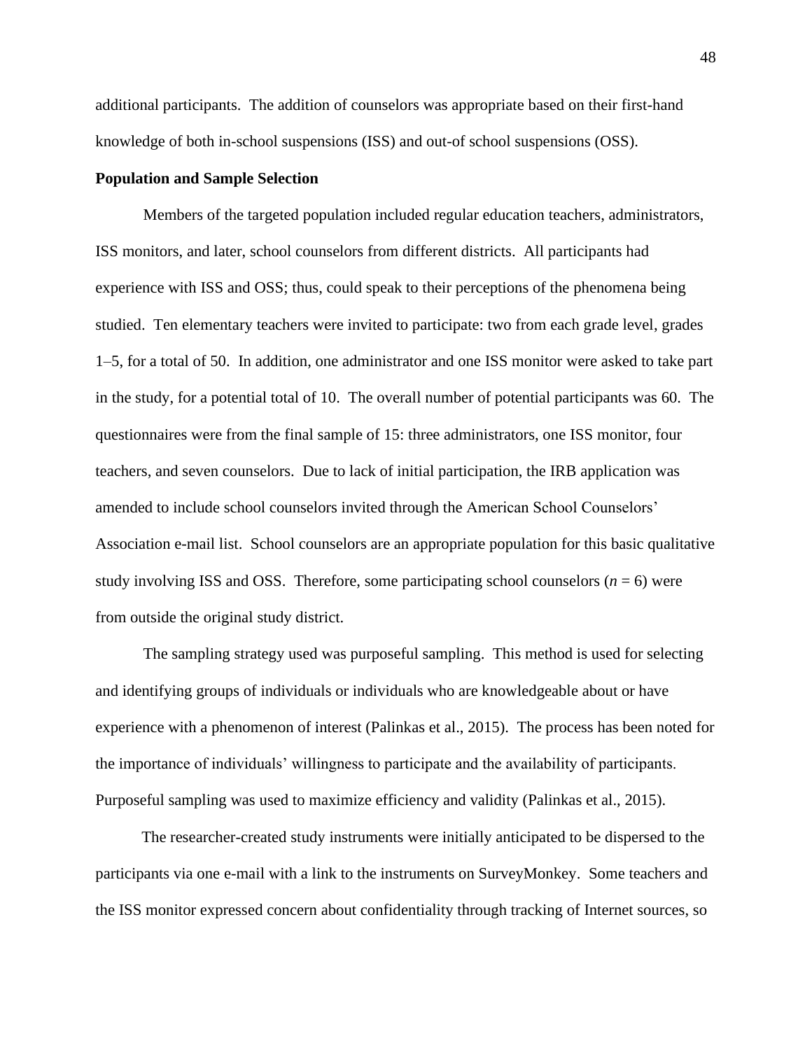additional participants. The addition of counselors was appropriate based on their first-hand knowledge of both in-school suspensions (ISS) and out-of school suspensions (OSS).

**Population and Sample Selection**

Members of the targeted population included regular education teachers, administrators, ISS monitors, and later, school counselors from different districts. All participants had experience with ISS and OSS; thus, could speak to their perceptions of the phenomena being studied. Ten elementary teachers were invited to participate: two from each grade level, grades 1–5, for a total of 50. In addition, one administrator and one ISS monitor were asked to take part in the study, for a potential total of 10. The overall number of potential participants was 60. The questionnaires were from the final sample of 15: three administrators, one ISS monitor, four teachers, and seven counselors. Due to lack of initial participation, the IRB application was amended to include school counselors invited through the American School Counselors' Association e-mail list. School counselors are an appropriate population for this basic qualitative study involving ISS and OSS. Therefore, some participating school counselors (*n* = 6) were from outside the original study district.

The sampling strategy used was purposeful sampling. This method is used for selecting and identifying groups of individuals or individuals who are knowledgeable about or have experience with a phenomenon of interest (Palinkas et al., 2015). The process has been noted for the importance of individuals' willingness to participate and the availability of participants. Purposeful sampling was used to maximize efficiency and validity (Palinkas et al., 2015).

The researcher-created study instruments were initially anticipated to be dispersed to the participants via one e-mail with a link to the instruments on SurveyMonkey. Some teachers and the ISS monitor expressed concern about confidentiality through tracking of Internet sources, so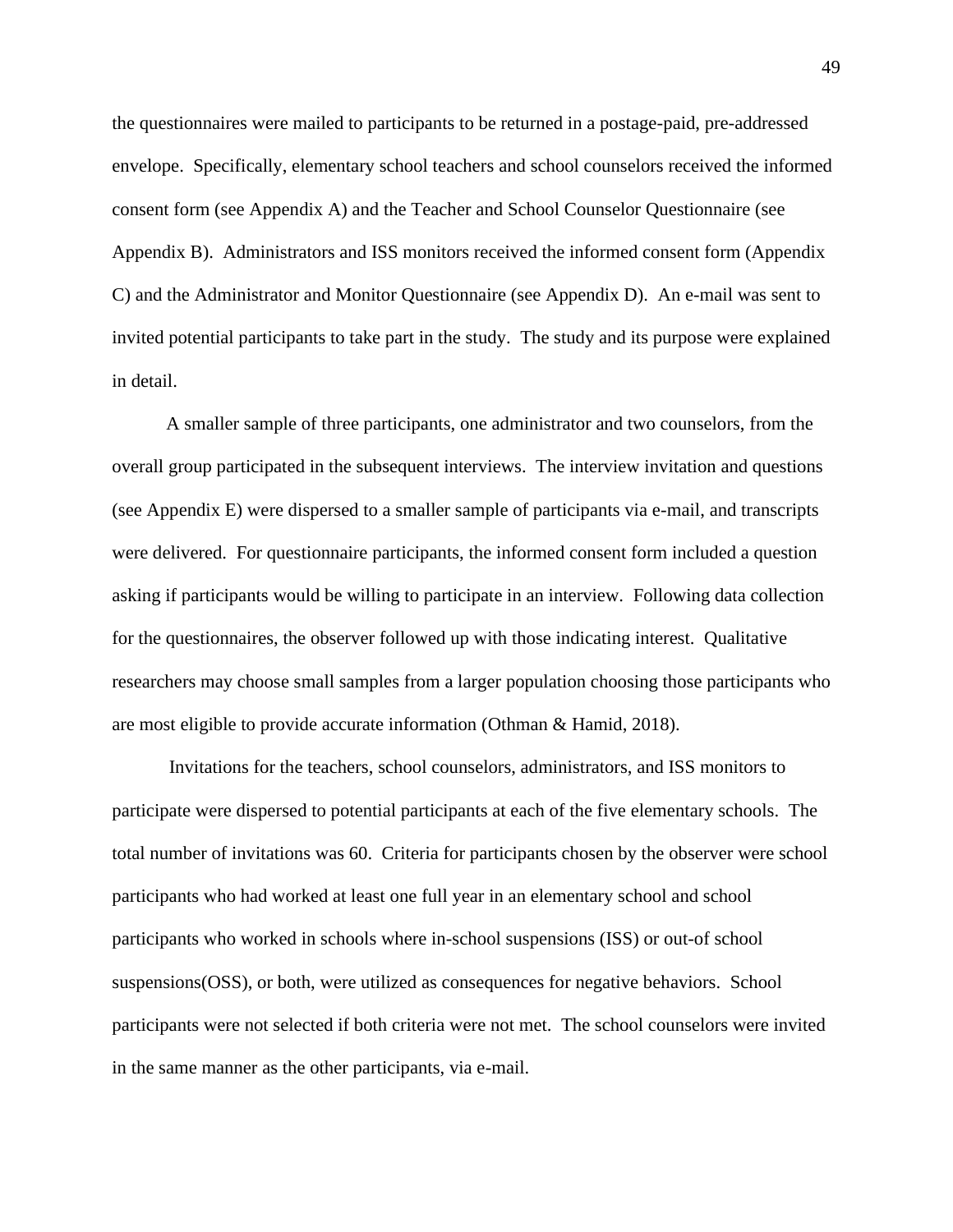the questionnaires were mailed to participants to be returned in a postage-paid, pre-addressed envelope. Specifically, elementary school teachers and school counselors received the informed consent form (see Appendix A) and the Teacher and School Counselor Questionnaire (see Appendix B). Administrators and ISS monitors received the informed consent form (Appendix C) and the Administrator and Monitor Questionnaire (see Appendix D). An e-mail was sent to invited potential participants to take part in the study. The study and its purpose were explained in detail.

A smaller sample of three participants, one administrator and two counselors, from the overall group participated in the subsequent interviews. The interview invitation and questions (see Appendix E) were dispersed to a smaller sample of participants via e-mail, and transcripts were delivered. For questionnaire participants, the informed consent form included a question asking if participants would be willing to participate in an interview. Following data collection for the questionnaires, the observer followed up with those indicating interest. Qualitative researchers may choose small samples from a larger population choosing those participants who are most eligible to provide accurate information (Othman & Hamid, 2018).

Invitations for the teachers, school counselors, administrators, and ISS monitors to participate were dispersed to potential participants at each of the five elementary schools. The total number of invitations was 60. Criteria for participants chosen by the observer were school participants who had worked at least one full year in an elementary school and school participants who worked in schools where in-school suspensions (ISS) or out-of school suspensions(OSS), or both, were utilized as consequences for negative behaviors. School participants were not selected if both criteria were not met. The school counselors were invited in the same manner as the other participants, via e-mail.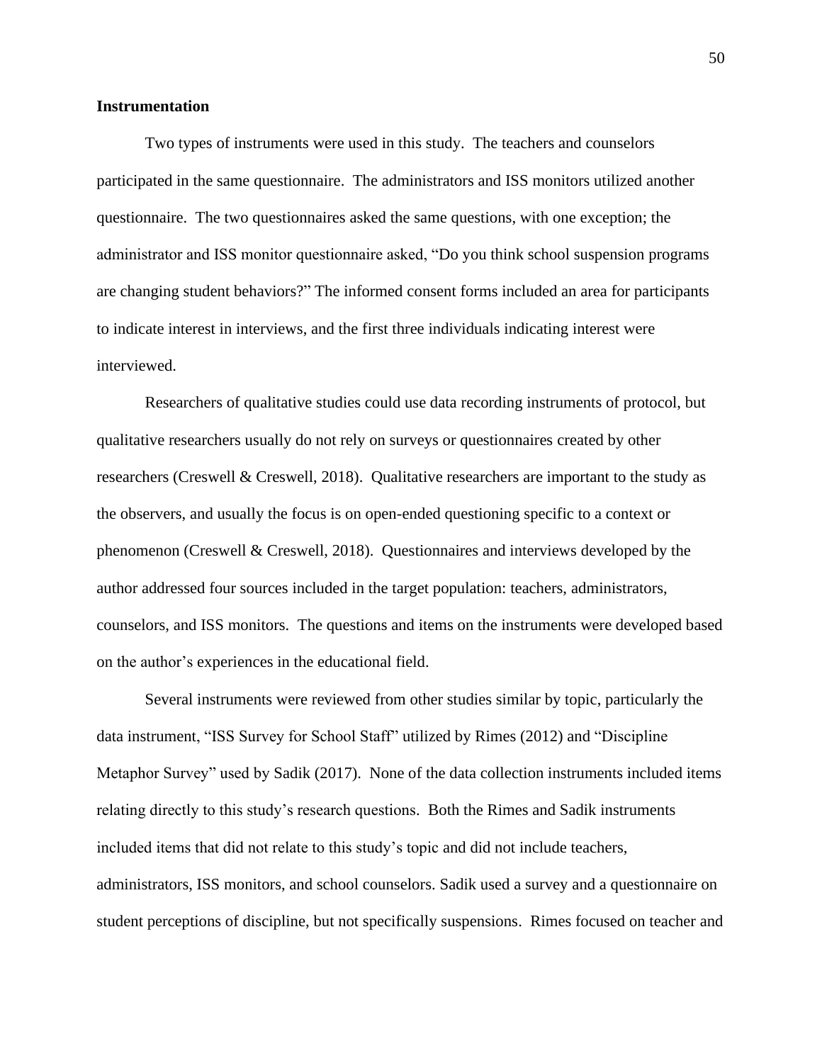## Instrumentation

Two types of instruments were used in this study. The teachers and counselors participated in the same questionnaire. The administrators and ISS monitors utilized another questionnaire. The two questionnaires asked the same questions, with one exception; the administrator and ISS monitor questionnaire asked, "Do you think school suspension programs are changing student behaviors?" The informed consent forms included an area for participants to indicate interest in interviews, and the first three individuals indicating interest were interviewed.

Researchers of qualitative studies could use data recording instruments of protocol, but qualitative researchers usually do not rely on surveys or questionnaires created by other researchers (Creswell & Creswell, 2018). Qualitative researchers are important to the study as the observers, and usually the focus is on open-ended questioning specific to a context or phenomenon (Creswell & Creswell, 2018). Questionnaires and interviews developed by the author addressed four sources included in the target population: teachers, administrators, counselors, and ISS monitors. The questions and items on the instruments were developed based on the author's experiences in the educational field.

Several instruments were reviewed from other studies similar by topic, particularly the data instrument, "ISS Survey for School Staff" utilized by Rimes (2012) and "Discipline Metaphor Survey" used by Sadik (2017). None of the data collection instruments included items relating directly to this study's research questions. Both the Rimes and Sadik instruments included items that did not relate to this study's topic and did not include teachers, administrators, ISS monitors, and school counselors. Sadik used a survey and a questionnaire on student perceptions of discipline, but not specifically suspensions. Rimes focused on teacher and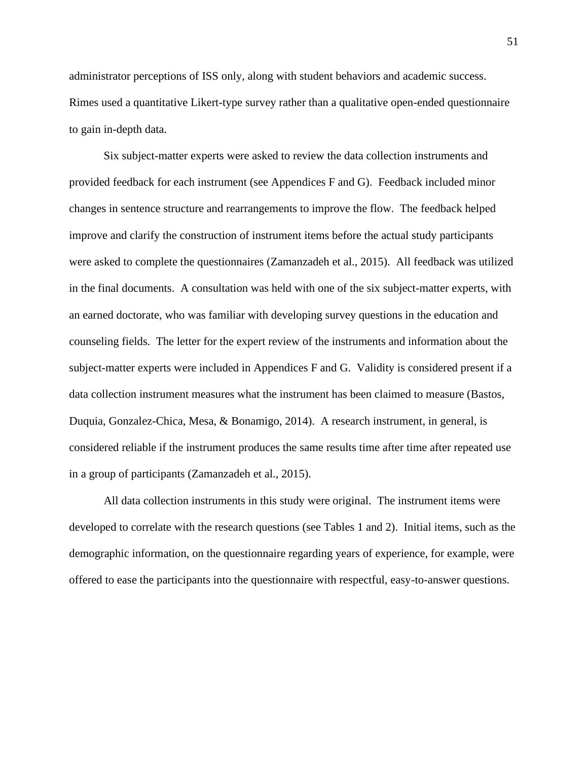administrator perceptions of ISS only, along with student behaviors and academic success. Rimes used a quantitative Likert-type survey rather than a qualitative open-ended questionnaire to gain in-depth data.

Six subject-matter experts were asked to review the data collection instruments and provided feedback for each instrument (see Appendices F and G). Feedback included minor changes in sentence structure and rearrangements to improve the flow. The feedback helped improve and clarify the construction of instrument items before the actual study participants were asked to complete the questionnaires (Zamanzadeh et al., 2015). All feedback was utilized in the final documents. A consultation was held with one of the six subject-matter experts, with an earned doctorate, who was familiar with developing survey questions in the education and counseling fields. The letter for the expert review of the instruments and information about the subject-matter experts were included in Appendices F and G. Validity is considered present if a data collection instrument measures what the instrument has been claimed to measure (Bastos, Duquia, Gonzalez-Chica, Mesa, & Bonamigo, 2014). A research instrument, in general, is considered reliable if the instrument produces the same results time after time after repeated use in a group of participants (Zamanzadeh et al., 2015).

All data collection instruments in this study were original. The instrument items were developed to correlate with the research questions (see Tables 1 and 2). Initial items, such as the demographic information, on the questionnaire regarding years of experience, for example, were offered to ease the participants into the questionnaire with respectful, easy-to-answer questions.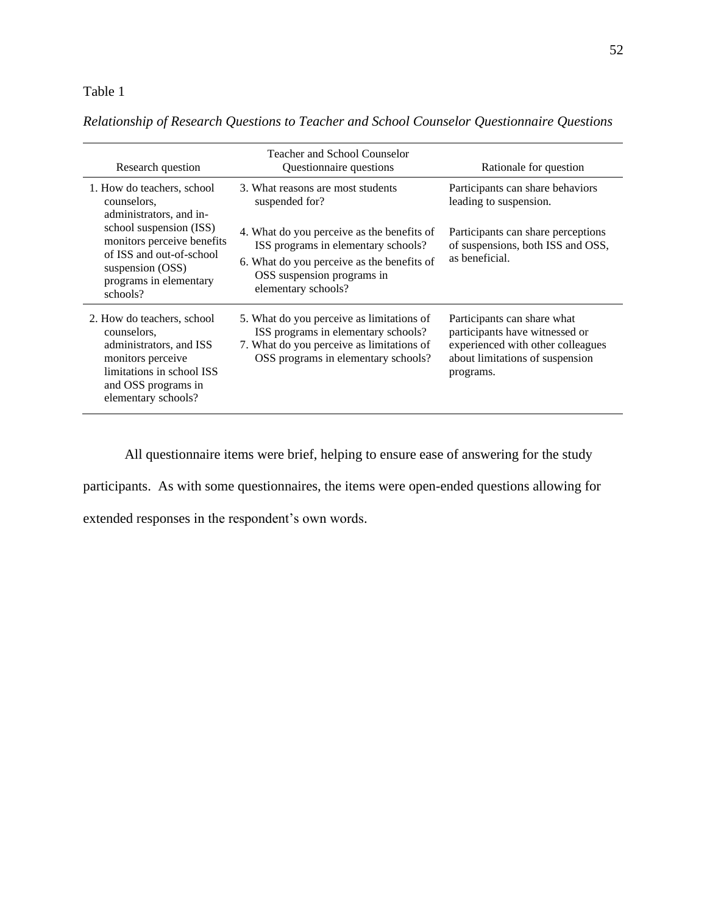Table 1

*Relationship of Research Questions to Teacher and School Counselor Questionnaire Questions*

| Research question | Teacher and School Counselor Questionnaire questions | Rationale for question |
|---|---|---|
| 1. How do teachers, school counselors, administrators, and in-school suspension (ISS) monitors perceive benefits of ISS and out-of-school suspension (OSS) programs in elementary schools? | 3. What reasons are most students suspended for? | Participants can share behaviors leading to suspension. |
| | 4. What do you perceive as the benefits of ISS programs in elementary schools?<br>6. What do you perceive as the benefits of OSS suspension programs in elementary schools? | Participants can share perceptions of suspensions, both ISS and OSS, as beneficial. |
| 2. How do teachers, school counselors, administrators, and ISS monitors perceive limitations in school ISS and OSS programs in elementary schools? | 5. What do you perceive as limitations of ISS programs in elementary schools?<br>7. What do you perceive as limitations of OSS programs in elementary schools? | Participants can share what participants have witnessed or experienced with other colleagues about limitations of suspension programs. |

All questionnaire items were brief, helping to ensure ease of answering for the study participants. As with some questionnaires, the items were open-ended questions allowing for extended responses in the respondent's own words.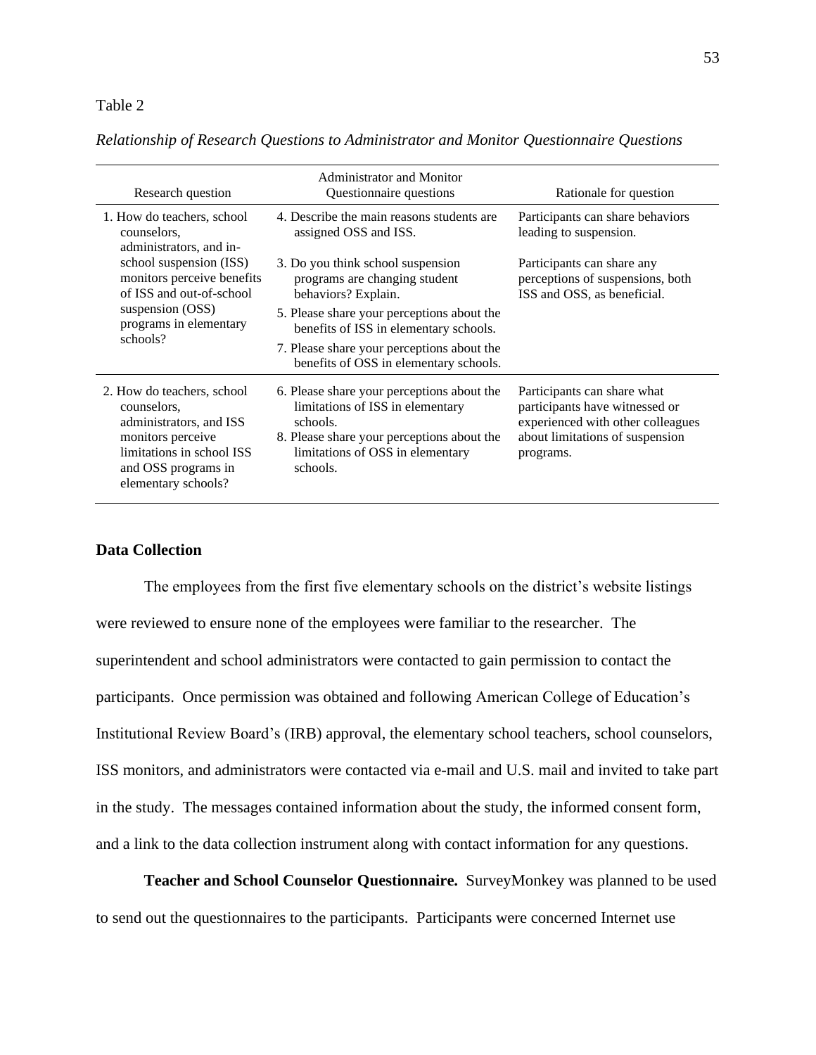Table 2

*Relationship of Research Questions to Administrator and Monitor Questionnaire Questions*

| Research question | Administrator and Monitor Questionnaire questions | Rationale for question |
|---|---|---|
| 1. How do teachers, school counselors, administrators, and in-school suspension (ISS) monitors perceive benefits of ISS and out-of-school suspension (OSS) programs in elementary schools? | 4. Describe the main reasons students are assigned OSS and ISS. | Participants can share behaviors leading to suspension. |
| | 3. Do you think school suspension programs are changing student behaviors? Explain.<br>5. Please share your perceptions about the benefits of ISS in elementary schools.<br>7. Please share your perceptions about the benefits of OSS in elementary schools. | Participants can share any perceptions of suspensions, both ISS and OSS, as beneficial. |
| 2. How do teachers, school counselors, administrators, and ISS monitors perceive limitations in school ISS and OSS programs in elementary schools? | 6. Please share your perceptions about the limitations of ISS in elementary schools.<br>8. Please share your perceptions about the limitations of OSS in elementary schools. | Participants can share what participants have witnessed or experienced with other colleagues about limitations of suspension programs. |

## Data Collection

The employees from the first five elementary schools on the district's website listings were reviewed to ensure none of the employees were familiar to the researcher. The superintendent and school administrators were contacted to gain permission to contact the participants. Once permission was obtained and following American College of Education's Institutional Review Board's (IRB) approval, the elementary school teachers, school counselors, ISS monitors, and administrators were contacted via e-mail and U.S. mail and invited to take part in the study. The messages contained information about the study, the informed consent form, and a link to the data collection instrument along with contact information for any questions.

**Teacher and School Counselor Questionnaire.** SurveyMonkey was planned to be used to send out the questionnaires to the participants. Participants were concerned Internet use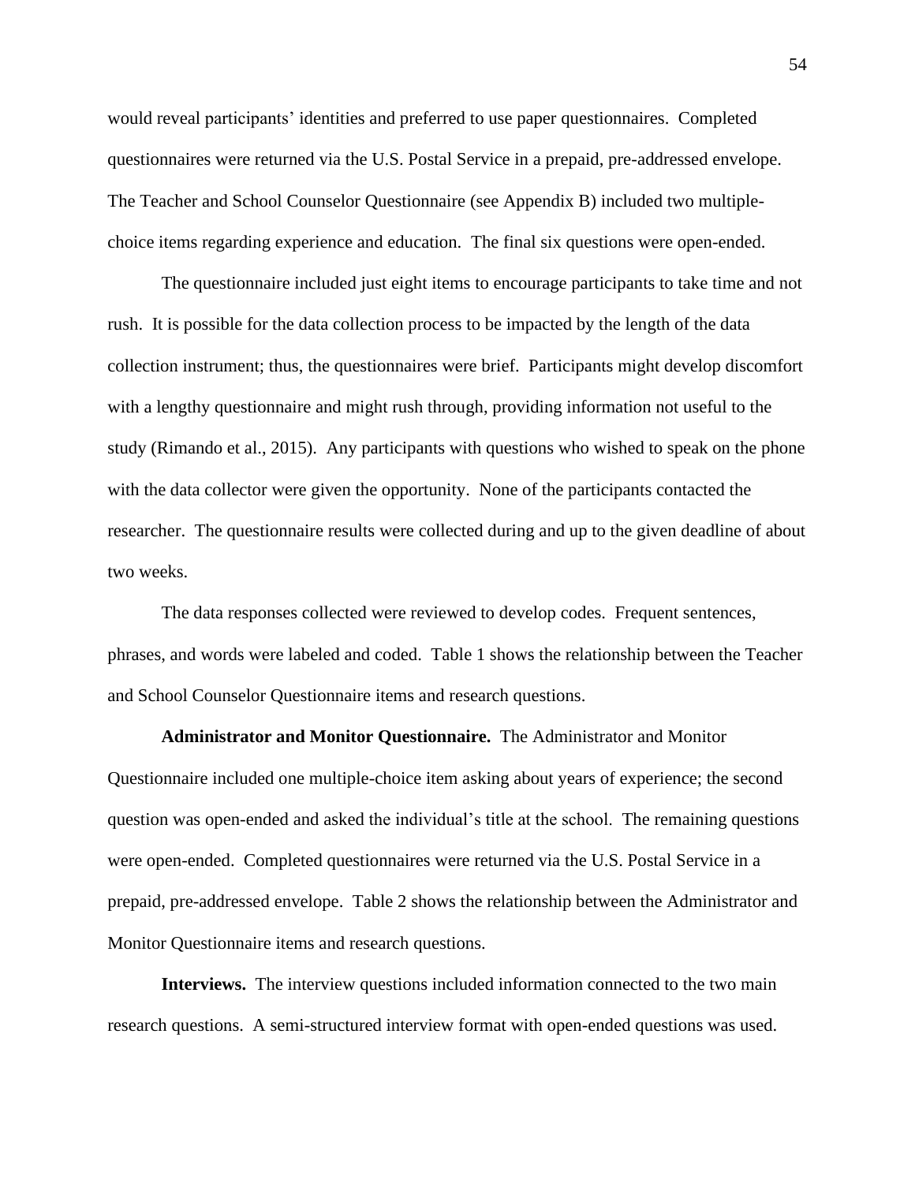would reveal participants' identities and preferred to use paper questionnaires. Completed questionnaires were returned via the U.S. Postal Service in a prepaid, pre-addressed envelope. The Teacher and School Counselor Questionnaire (see Appendix B) included two multiple-choice items regarding experience and education. The final six questions were open-ended.

The questionnaire included just eight items to encourage participants to take time and not rush. It is possible for the data collection process to be impacted by the length of the data collection instrument; thus, the questionnaires were brief. Participants might develop discomfort with a lengthy questionnaire and might rush through, providing information not useful to the study (Rimando et al., 2015). Any participants with questions who wished to speak on the phone with the data collector were given the opportunity. None of the participants contacted the researcher. The questionnaire results were collected during and up to the given deadline of about two weeks.

The data responses collected were reviewed to develop codes. Frequent sentences, phrases, and words were labeled and coded. Table 1 shows the relationship between the Teacher and School Counselor Questionnaire items and research questions.

**Administrator and Monitor Questionnaire.** The Administrator and Monitor Questionnaire included one multiple-choice item asking about years of experience; the second question was open-ended and asked the individual's title at the school. The remaining questions were open-ended. Completed questionnaires were returned via the U.S. Postal Service in a prepaid, pre-addressed envelope. Table 2 shows the relationship between the Administrator and Monitor Questionnaire items and research questions.

**Interviews.** The interview questions included information connected to the two main research questions. A semi-structured interview format with open-ended questions was used.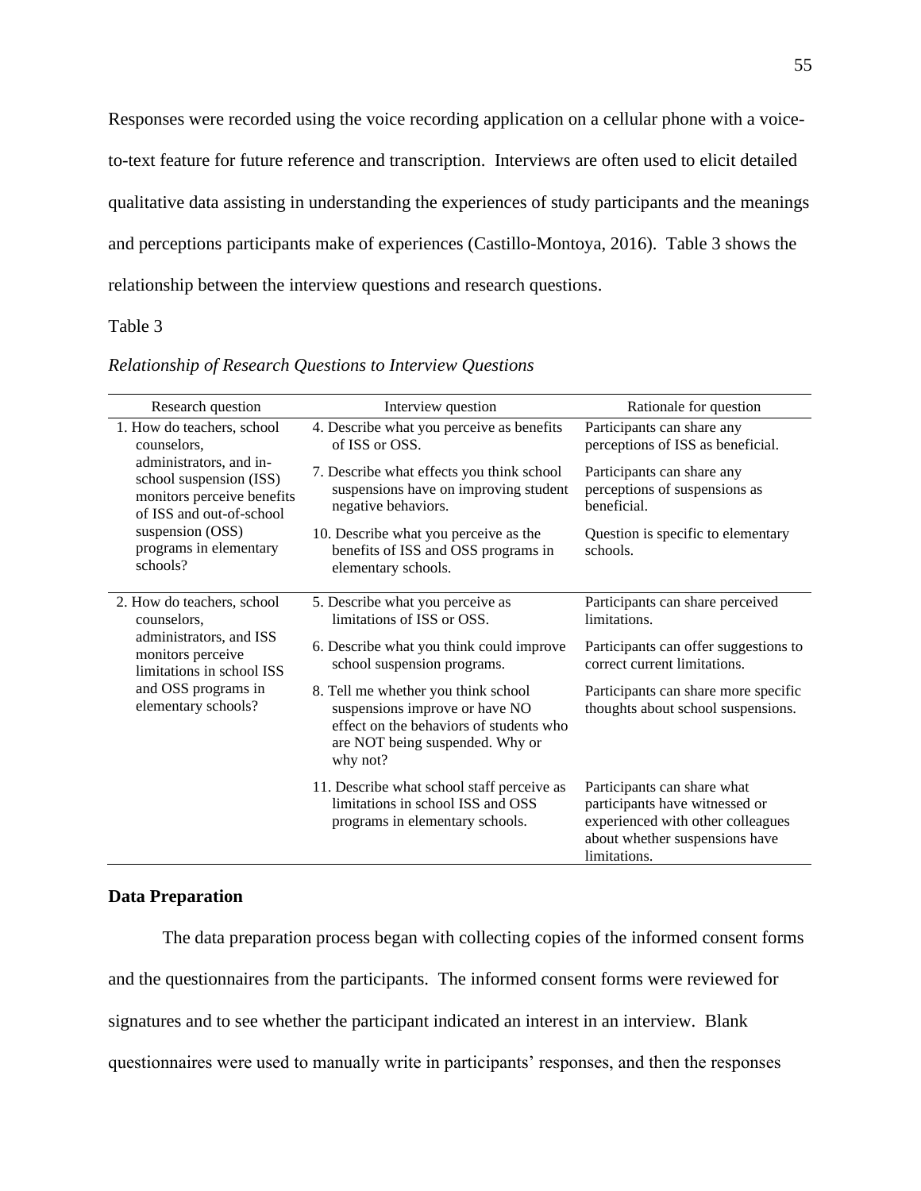Responses were recorded using the voice recording application on a cellular phone with a voice-to-text feature for future reference and transcription. Interviews are often used to elicit detailed qualitative data assisting in understanding the experiences of study participants and the meanings and perceptions participants make of experiences (Castillo-Montoya, 2016). Table 3 shows the relationship between the interview questions and research questions.

Table 3

*Relationship of Research Questions to Interview Questions*

| Research question | Interview question | Rationale for question |
|---|---|---|
| 1. How do teachers, school counselors, administrators, and in-school suspension (ISS) monitors perceive benefits of ISS and out-of-school suspension (OSS) programs in elementary schools? | 4. Describe what you perceive as benefits of ISS or OSS. | Participants can share any perceptions of ISS as beneficial. |
| | 7. Describe what effects you think school suspensions have on improving student negative behaviors. | Participants can share any perceptions of suspensions as beneficial. |
| | 10. Describe what you perceive as the benefits of ISS and OSS programs in elementary schools. | Question is specific to elementary schools. |
| 2. How do teachers, school counselors, administrators, and ISS monitors perceive limitations in school ISS and OSS programs in elementary schools? | 5. Describe what you perceive as limitations of ISS or OSS. | Participants can share perceived limitations. |
| | 6. Describe what you think could improve school suspension programs. | Participants can offer suggestions to correct current limitations. |
| | 8. Tell me whether you think school suspensions improve or have NO effect on the behaviors of students who are NOT being suspended. Why or why not? | Participants can share more specific thoughts about school suspensions. |
| | 11. Describe what school staff perceive as limitations in school ISS and OSS programs in elementary schools. | Participants can share what participants have witnessed or experienced with other colleagues about whether suspensions have limitations. |

**Data Preparation**

The data preparation process began with collecting copies of the informed consent forms and the questionnaires from the participants. The informed consent forms were reviewed for signatures and to see whether the participant indicated an interest in an interview. Blank questionnaires were used to manually write in participants' responses, and then the responses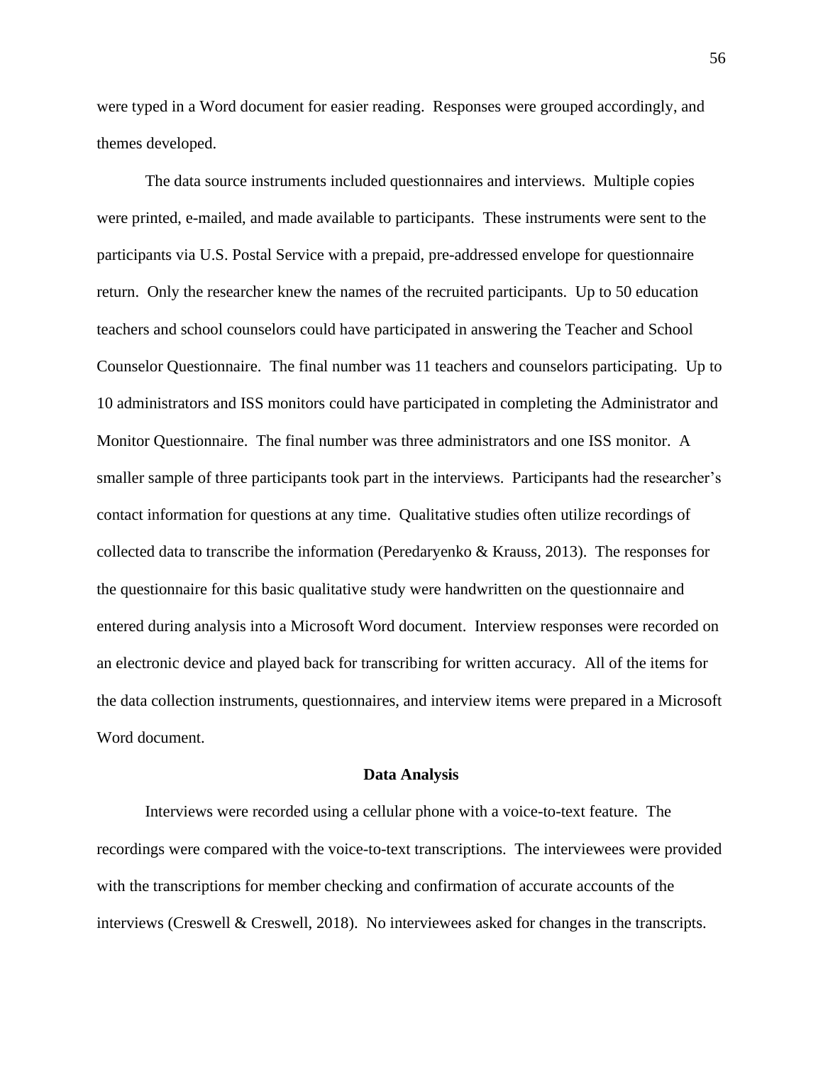were typed in a Word document for easier reading. Responses were grouped accordingly, and themes developed.

The data source instruments included questionnaires and interviews. Multiple copies were printed, e-mailed, and made available to participants. These instruments were sent to the participants via U.S. Postal Service with a prepaid, pre-addressed envelope for questionnaire return. Only the researcher knew the names of the recruited participants. Up to 50 education teachers and school counselors could have participated in answering the Teacher and School Counselor Questionnaire. The final number was 11 teachers and counselors participating. Up to 10 administrators and ISS monitors could have participated in completing the Administrator and Monitor Questionnaire. The final number was three administrators and one ISS monitor. A smaller sample of three participants took part in the interviews. Participants had the researcher's contact information for questions at any time. Qualitative studies often utilize recordings of collected data to transcribe the information (Peredaryenko & Krauss, 2013). The responses for the questionnaire for this basic qualitative study were handwritten on the questionnaire and entered during analysis into a Microsoft Word document. Interview responses were recorded on an electronic device and played back for transcribing for written accuracy. All of the items for the data collection instruments, questionnaires, and interview items were prepared in a Microsoft Word document.

## Data Analysis

Interviews were recorded using a cellular phone with a voice-to-text feature. The recordings were compared with the voice-to-text transcriptions. The interviewees were provided with the transcriptions for member checking and confirmation of accurate accounts of the interviews (Creswell & Creswell, 2018). No interviewees asked for changes in the transcripts.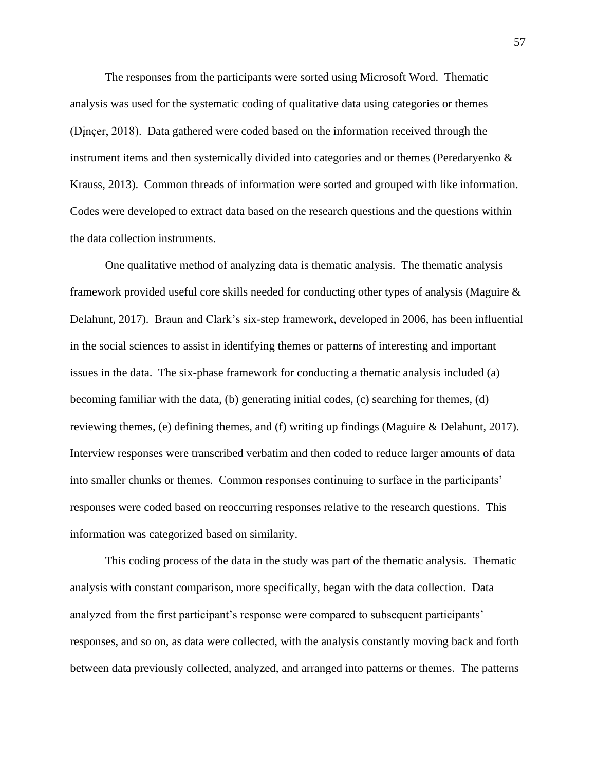The responses from the participants were sorted using Microsoft Word. Thematic analysis was used for the systematic coding of qualitative data using categories or themes (Dįnçer, 2018). Data gathered were coded based on the information received through the instrument items and then systemically divided into categories and or themes (Peredaryenko & Krauss, 2013). Common threads of information were sorted and grouped with like information. Codes were developed to extract data based on the research questions and the questions within the data collection instruments.

One qualitative method of analyzing data is thematic analysis. The thematic analysis framework provided useful core skills needed for conducting other types of analysis (Maguire & Delahunt, 2017). Braun and Clark's six-step framework, developed in 2006, has been influential in the social sciences to assist in identifying themes or patterns of interesting and important issues in the data. The six-phase framework for conducting a thematic analysis included (a) becoming familiar with the data, (b) generating initial codes, (c) searching for themes, (d) reviewing themes, (e) defining themes, and (f) writing up findings (Maguire & Delahunt, 2017). Interview responses were transcribed verbatim and then coded to reduce larger amounts of data into smaller chunks or themes. Common responses continuing to surface in the participants' responses were coded based on reoccurring responses relative to the research questions. This information was categorized based on similarity.

This coding process of the data in the study was part of the thematic analysis. Thematic analysis with constant comparison, more specifically, began with the data collection. Data analyzed from the first participant's response were compared to subsequent participants' responses, and so on, as data were collected, with the analysis constantly moving back and forth between data previously collected, analyzed, and arranged into patterns or themes. The patterns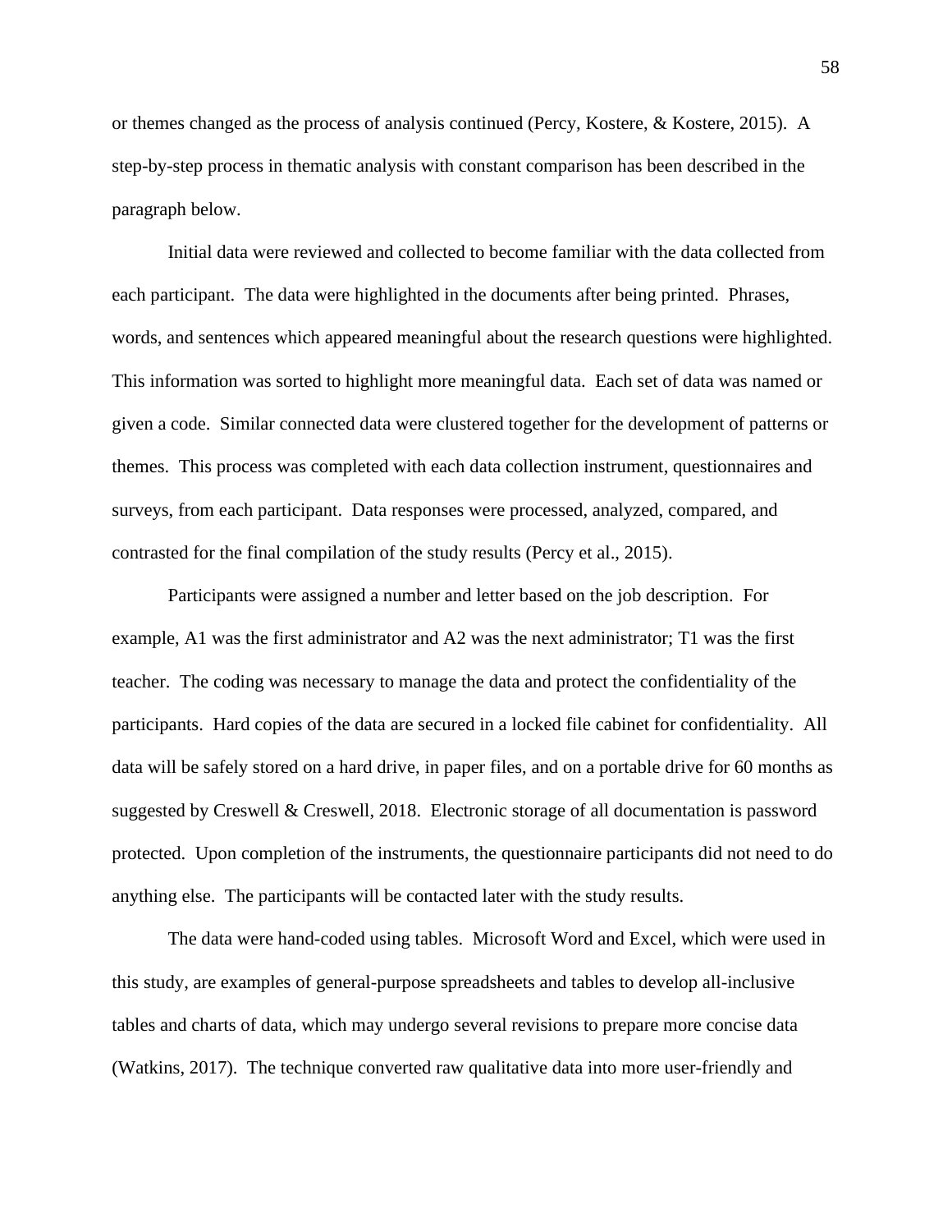or themes changed as the process of analysis continued (Percy, Kostere, & Kostere, 2015). A step-by-step process in thematic analysis with constant comparison has been described in the paragraph below.

Initial data were reviewed and collected to become familiar with the data collected from each participant. The data were highlighted in the documents after being printed. Phrases, words, and sentences which appeared meaningful about the research questions were highlighted. This information was sorted to highlight more meaningful data. Each set of data was named or given a code. Similar connected data were clustered together for the development of patterns or themes. This process was completed with each data collection instrument, questionnaires and surveys, from each participant. Data responses were processed, analyzed, compared, and contrasted for the final compilation of the study results (Percy et al., 2015).

Participants were assigned a number and letter based on the job description. For example, A1 was the first administrator and A2 was the next administrator; T1 was the first teacher. The coding was necessary to manage the data and protect the confidentiality of the participants. Hard copies of the data are secured in a locked file cabinet for confidentiality. All data will be safely stored on a hard drive, in paper files, and on a portable drive for 60 months as suggested by Creswell & Creswell, 2018. Electronic storage of all documentation is password protected. Upon completion of the instruments, the questionnaire participants did not need to do anything else. The participants will be contacted later with the study results.

The data were hand-coded using tables. Microsoft Word and Excel, which were used in this study, are examples of general-purpose spreadsheets and tables to develop all-inclusive tables and charts of data, which may undergo several revisions to prepare more concise data (Watkins, 2017). The technique converted raw qualitative data into more user-friendly and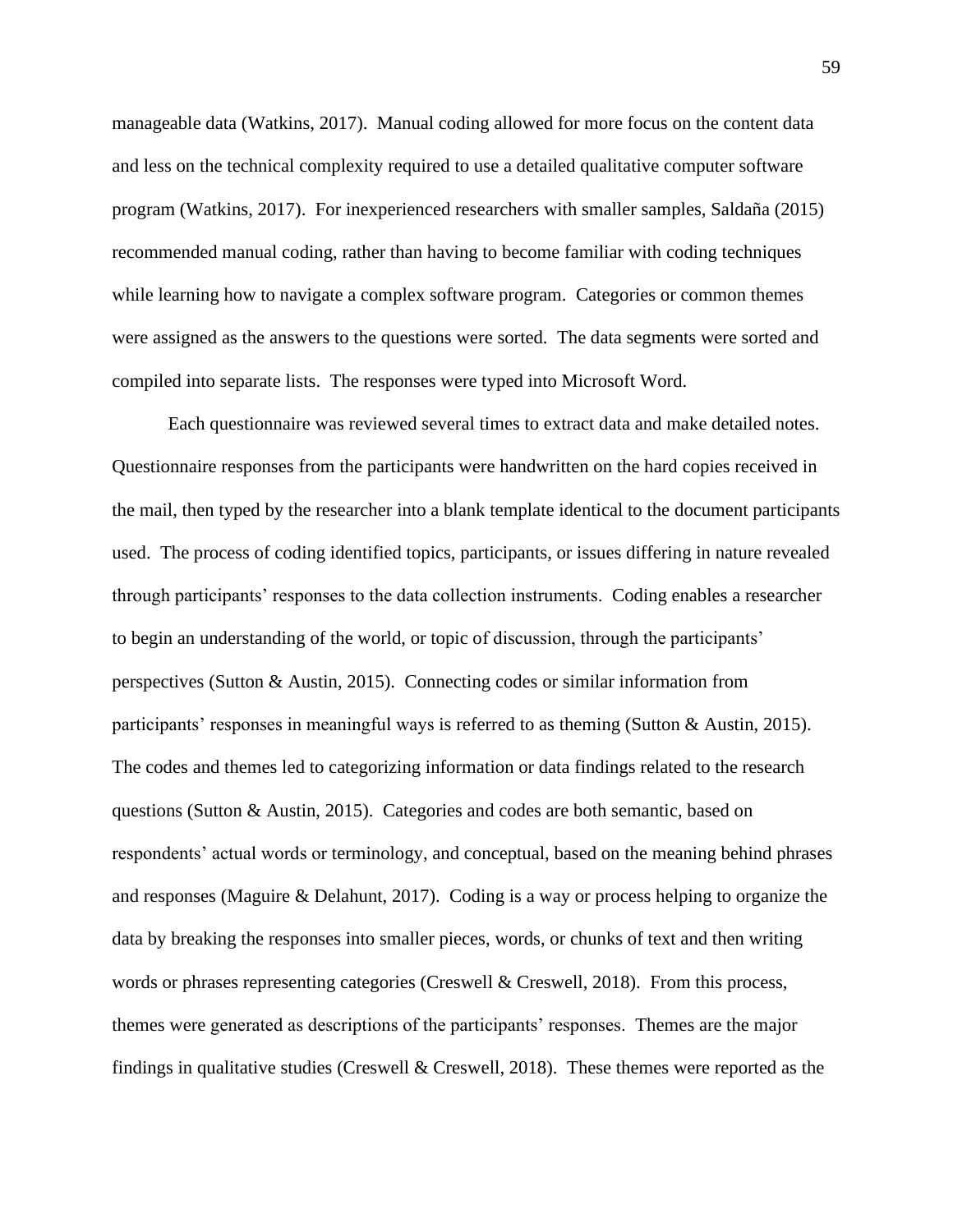manageable data (Watkins, 2017). Manual coding allowed for more focus on the content data and less on the technical complexity required to use a detailed qualitative computer software program (Watkins, 2017). For inexperienced researchers with smaller samples, Saldaña (2015) recommended manual coding, rather than having to become familiar with coding techniques while learning how to navigate a complex software program. Categories or common themes were assigned as the answers to the questions were sorted. The data segments were sorted and compiled into separate lists. The responses were typed into Microsoft Word.

Each questionnaire was reviewed several times to extract data and make detailed notes. Questionnaire responses from the participants were handwritten on the hard copies received in the mail, then typed by the researcher into a blank template identical to the document participants used. The process of coding identified topics, participants, or issues differing in nature revealed through participants' responses to the data collection instruments. Coding enables a researcher to begin an understanding of the world, or topic of discussion, through the participants' perspectives (Sutton & Austin, 2015). Connecting codes or similar information from participants' responses in meaningful ways is referred to as theming (Sutton & Austin, 2015). The codes and themes led to categorizing information or data findings related to the research questions (Sutton & Austin, 2015). Categories and codes are both semantic, based on respondents' actual words or terminology, and conceptual, based on the meaning behind phrases and responses (Maguire & Delahunt, 2017). Coding is a way or process helping to organize the data by breaking the responses into smaller pieces, words, or chunks of text and then writing words or phrases representing categories (Creswell & Creswell, 2018). From this process, themes were generated as descriptions of the participants' responses. Themes are the major findings in qualitative studies (Creswell & Creswell, 2018). These themes were reported as the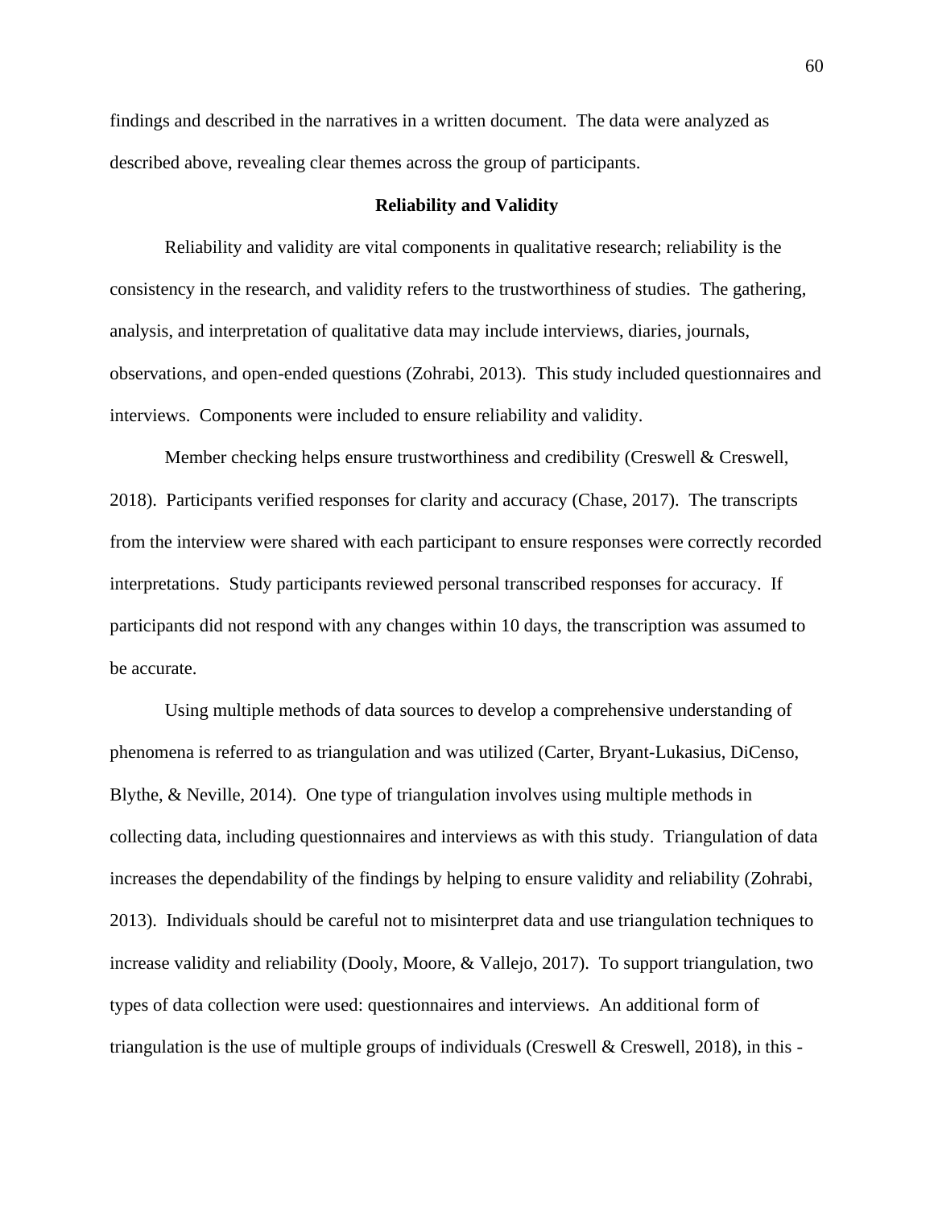findings and described in the narratives in a written document. The data were analyzed as described above, revealing clear themes across the group of participants.

## Reliability and Validity

Reliability and validity are vital components in qualitative research; reliability is the consistency in the research, and validity refers to the trustworthiness of studies. The gathering, analysis, and interpretation of qualitative data may include interviews, diaries, journals, observations, and open-ended questions (Zohrabi, 2013). This study included questionnaires and interviews. Components were included to ensure reliability and validity.

Member checking helps ensure trustworthiness and credibility (Creswell & Creswell, 2018). Participants verified responses for clarity and accuracy (Chase, 2017). The transcripts from the interview were shared with each participant to ensure responses were correctly recorded interpretations. Study participants reviewed personal transcribed responses for accuracy. If participants did not respond with any changes within 10 days, the transcription was assumed to be accurate.

Using multiple methods of data sources to develop a comprehensive understanding of phenomena is referred to as triangulation and was utilized (Carter, Bryant-Lukasius, DiCenso, Blythe, & Neville, 2014). One type of triangulation involves using multiple methods in collecting data, including questionnaires and interviews as with this study. Triangulation of data increases the dependability of the findings by helping to ensure validity and reliability (Zohrabi, 2013). Individuals should be careful not to misinterpret data and use triangulation techniques to increase validity and reliability (Dooly, Moore, & Vallejo, 2017). To support triangulation, two types of data collection were used: questionnaires and interviews. An additional form of triangulation is the use of multiple groups of individuals (Creswell & Creswell, 2018), in this -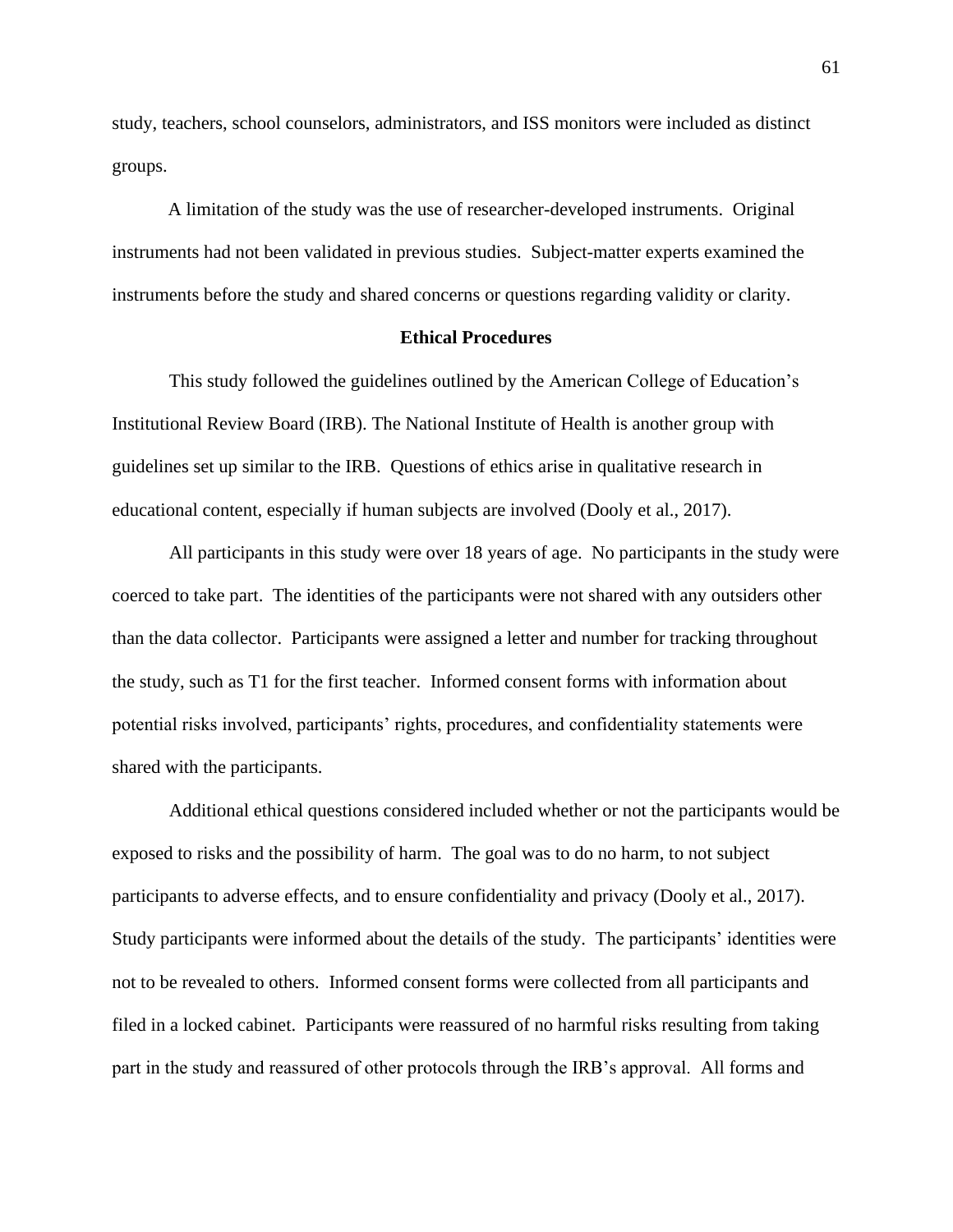study, teachers, school counselors, administrators, and ISS monitors were included as distinct groups.

A limitation of the study was the use of researcher-developed instruments. Original instruments had not been validated in previous studies. Subject-matter experts examined the instruments before the study and shared concerns or questions regarding validity or clarity.

## Ethical Procedures

This study followed the guidelines outlined by the American College of Education's Institutional Review Board (IRB). The National Institute of Health is another group with guidelines set up similar to the IRB. Questions of ethics arise in qualitative research in educational content, especially if human subjects are involved (Dooly et al., 2017).

All participants in this study were over 18 years of age. No participants in the study were coerced to take part. The identities of the participants were not shared with any outsiders other than the data collector. Participants were assigned a letter and number for tracking throughout the study, such as T1 for the first teacher. Informed consent forms with information about potential risks involved, participants' rights, procedures, and confidentiality statements were shared with the participants.

Additional ethical questions considered included whether or not the participants would be exposed to risks and the possibility of harm. The goal was to do no harm, to not subject participants to adverse effects, and to ensure confidentiality and privacy (Dooly et al., 2017). Study participants were informed about the details of the study. The participants' identities were not to be revealed to others. Informed consent forms were collected from all participants and filed in a locked cabinet. Participants were reassured of no harmful risks resulting from taking part in the study and reassured of other protocols through the IRB's approval. All forms and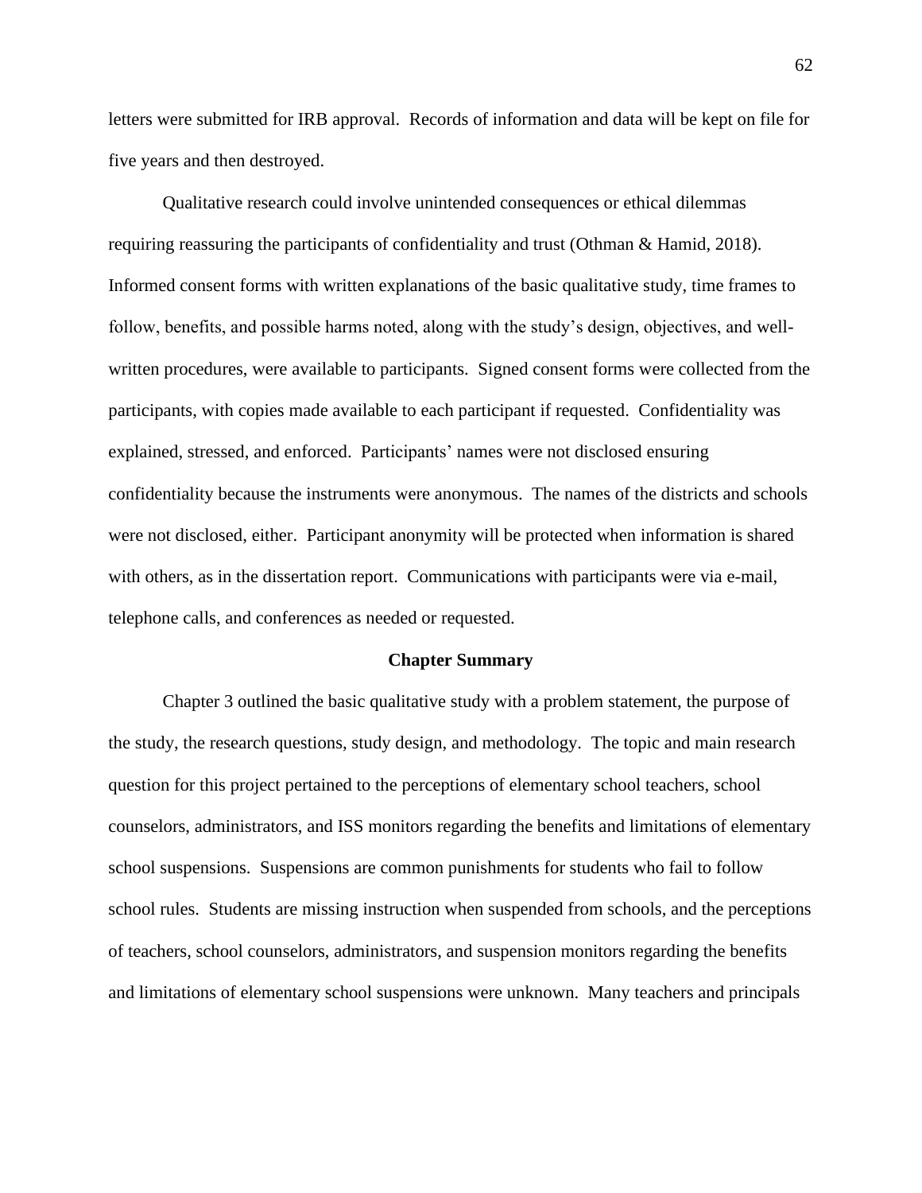letters were submitted for IRB approval. Records of information and data will be kept on file for five years and then destroyed.

Qualitative research could involve unintended consequences or ethical dilemmas requiring reassuring the participants of confidentiality and trust (Othman & Hamid, 2018). Informed consent forms with written explanations of the basic qualitative study, time frames to follow, benefits, and possible harms noted, along with the study's design, objectives, and well-written procedures, were available to participants. Signed consent forms were collected from the participants, with copies made available to each participant if requested. Confidentiality was explained, stressed, and enforced. Participants' names were not disclosed ensuring confidentiality because the instruments were anonymous. The names of the districts and schools were not disclosed, either. Participant anonymity will be protected when information is shared with others, as in the dissertation report. Communications with participants were via e-mail, telephone calls, and conferences as needed or requested.

## Chapter Summary

Chapter 3 outlined the basic qualitative study with a problem statement, the purpose of the study, the research questions, study design, and methodology. The topic and main research question for this project pertained to the perceptions of elementary school teachers, school counselors, administrators, and ISS monitors regarding the benefits and limitations of elementary school suspensions. Suspensions are common punishments for students who fail to follow school rules. Students are missing instruction when suspended from schools, and the perceptions of teachers, school counselors, administrators, and suspension monitors regarding the benefits and limitations of elementary school suspensions were unknown. Many teachers and principals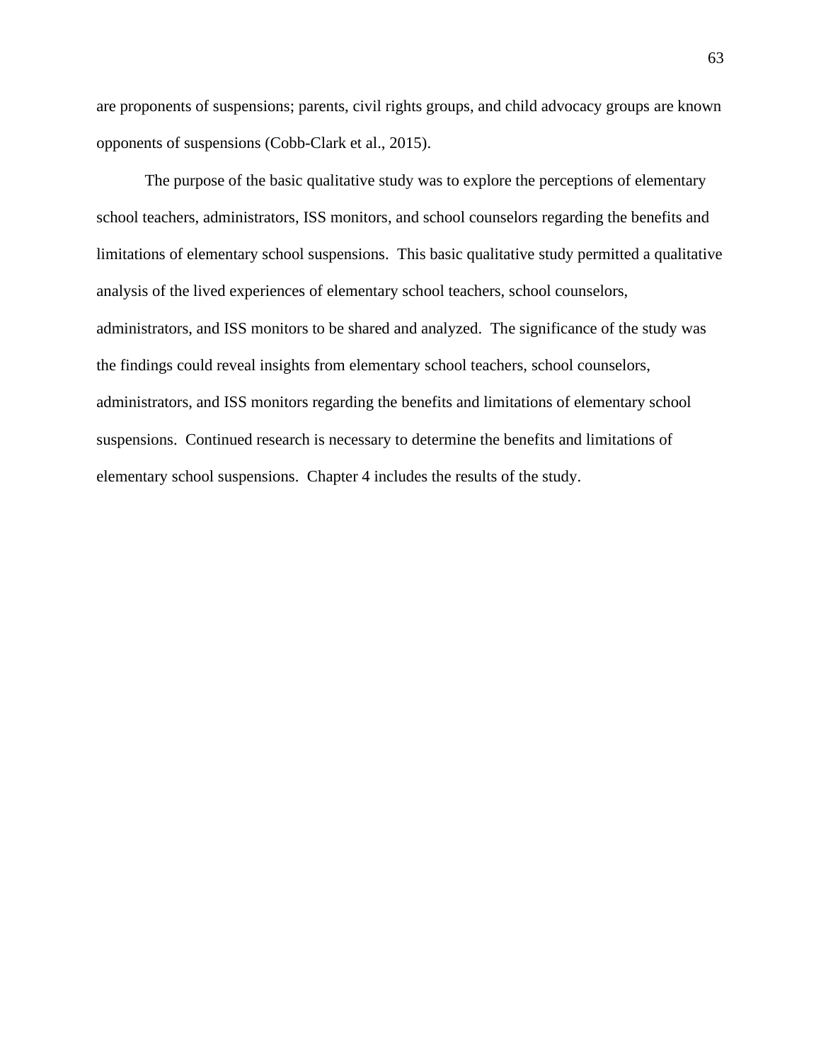are proponents of suspensions; parents, civil rights groups, and child advocacy groups are known opponents of suspensions (Cobb-Clark et al., 2015).

The purpose of the basic qualitative study was to explore the perceptions of elementary school teachers, administrators, ISS monitors, and school counselors regarding the benefits and limitations of elementary school suspensions. This basic qualitative study permitted a qualitative analysis of the lived experiences of elementary school teachers, school counselors, administrators, and ISS monitors to be shared and analyzed. The significance of the study was the findings could reveal insights from elementary school teachers, school counselors, administrators, and ISS monitors regarding the benefits and limitations of elementary school suspensions. Continued research is necessary to determine the benefits and limitations of elementary school suspensions. Chapter 4 includes the results of the study.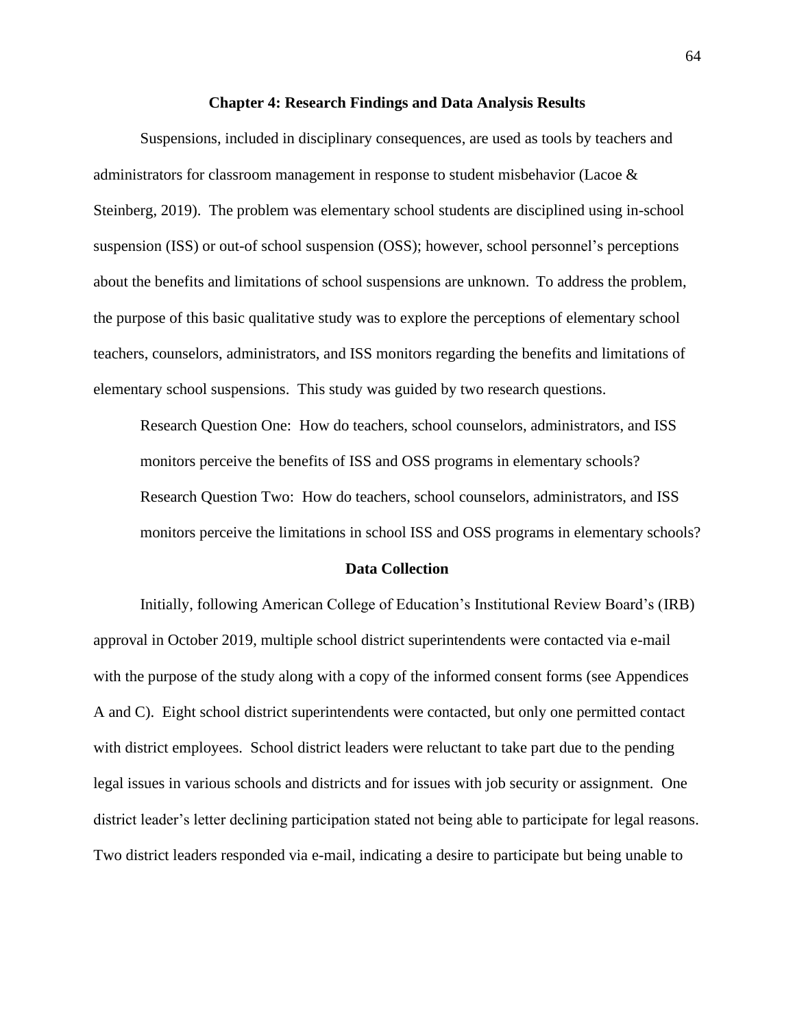# Chapter 4: Research Findings and Data Analysis Results

Suspensions, included in disciplinary consequences, are used as tools by teachers and administrators for classroom management in response to student misbehavior (Lacoe & Steinberg, 2019). The problem was elementary school students are disciplined using in-school suspension (ISS) or out-of school suspension (OSS); however, school personnel's perceptions about the benefits and limitations of school suspensions are unknown. To address the problem, the purpose of this basic qualitative study was to explore the perceptions of elementary school teachers, counselors, administrators, and ISS monitors regarding the benefits and limitations of elementary school suspensions. This study was guided by two research questions.

Research Question One: How do teachers, school counselors, administrators, and ISS monitors perceive the benefits of ISS and OSS programs in elementary schools?

Research Question Two: How do teachers, school counselors, administrators, and ISS monitors perceive the limitations in school ISS and OSS programs in elementary schools?

## Data Collection

Initially, following American College of Education's Institutional Review Board's (IRB) approval in October 2019, multiple school district superintendents were contacted via e-mail with the purpose of the study along with a copy of the informed consent forms (see Appendices A and C). Eight school district superintendents were contacted, but only one permitted contact with district employees. School district leaders were reluctant to take part due to the pending legal issues in various schools and districts and for issues with job security or assignment. One district leader's letter declining participation stated not being able to participate for legal reasons. Two district leaders responded via e-mail, indicating a desire to participate but being unable to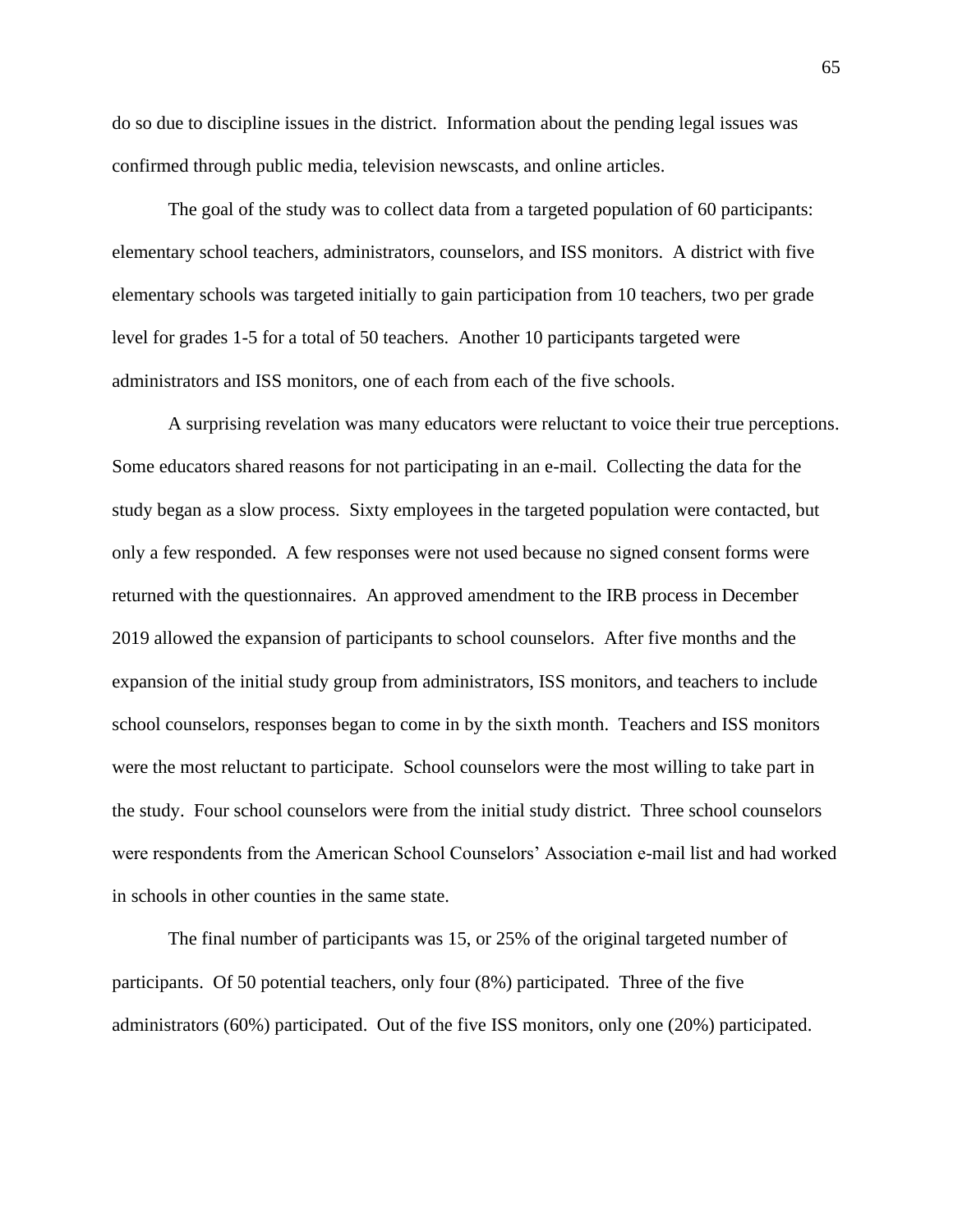do so due to discipline issues in the district. Information about the pending legal issues was confirmed through public media, television newscasts, and online articles.

The goal of the study was to collect data from a targeted population of 60 participants: elementary school teachers, administrators, counselors, and ISS monitors. A district with five elementary schools was targeted initially to gain participation from 10 teachers, two per grade level for grades 1-5 for a total of 50 teachers. Another 10 participants targeted were administrators and ISS monitors, one of each from each of the five schools.

A surprising revelation was many educators were reluctant to voice their true perceptions. Some educators shared reasons for not participating in an e-mail. Collecting the data for the study began as a slow process. Sixty employees in the targeted population were contacted, but only a few responded. A few responses were not used because no signed consent forms were returned with the questionnaires. An approved amendment to the IRB process in December 2019 allowed the expansion of participants to school counselors. After five months and the expansion of the initial study group from administrators, ISS monitors, and teachers to include school counselors, responses began to come in by the sixth month. Teachers and ISS monitors were the most reluctant to participate. School counselors were the most willing to take part in the study. Four school counselors were from the initial study district. Three school counselors were respondents from the American School Counselors' Association e-mail list and had worked in schools in other counties in the same state.

The final number of participants was 15, or 25% of the original targeted number of participants. Of 50 potential teachers, only four (8%) participated. Three of the five administrators (60%) participated. Out of the five ISS monitors, only one (20%) participated.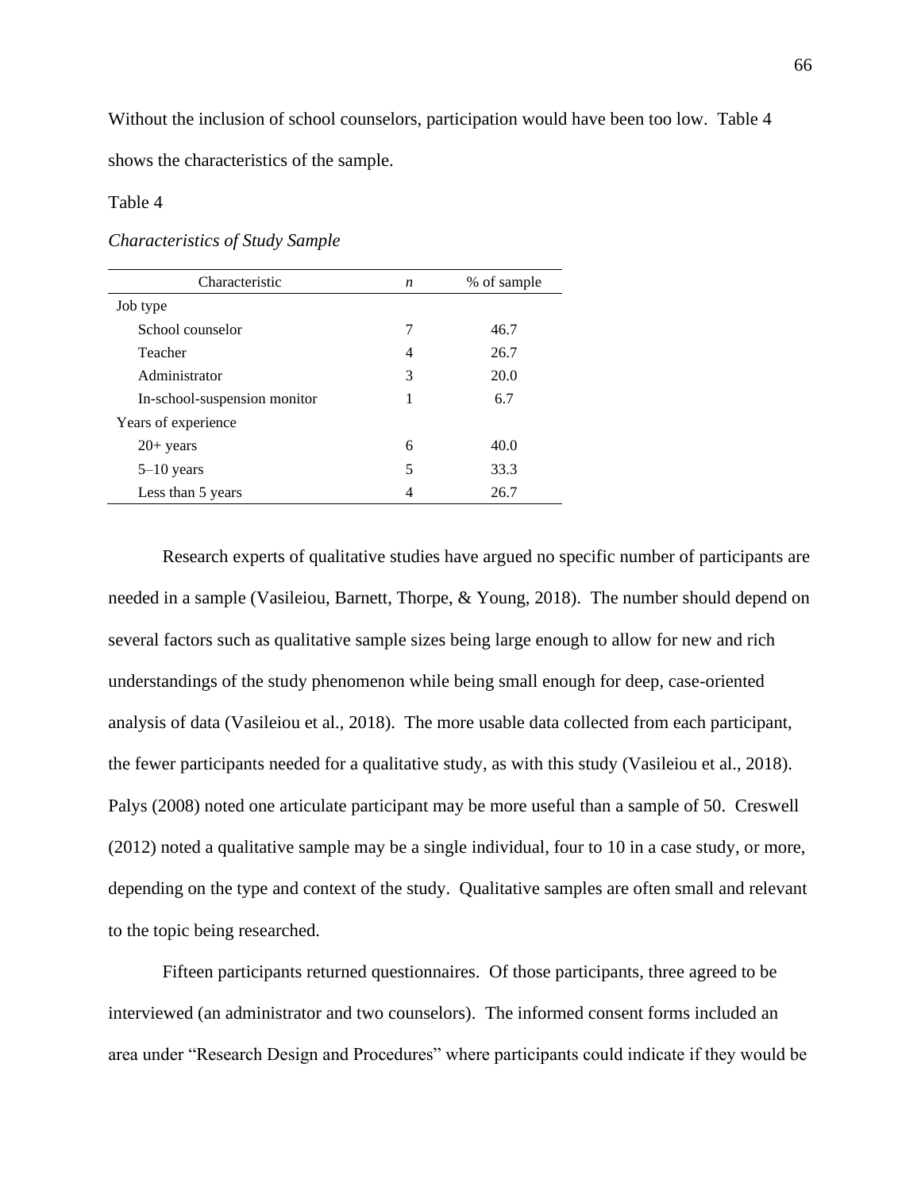Without the inclusion of school counselors, participation would have been too low. Table 4 shows the characteristics of the sample.

Table 4

*Characteristics of Study Sample*

| Characteristic | *n* | % of sample |
|---|---|---|
| Job type | | |
| School counselor | 7 | 46.7 |
| Teacher | 4 | 26.7 |
| Administrator | 3 | 20.0 |
| In-school-suspension monitor | 1 | 6.7 |
| Years of experience | | |
| 20+ years | 6 | 40.0 |
| 5–10 years | 5 | 33.3 |
| Less than 5 years | 4 | 26.7 |

Research experts of qualitative studies have argued no specific number of participants are needed in a sample (Vasileiou, Barnett, Thorpe, & Young, 2018). The number should depend on several factors such as qualitative sample sizes being large enough to allow for new and rich understandings of the study phenomenon while being small enough for deep, case-oriented analysis of data (Vasileiou et al., 2018). The more usable data collected from each participant, the fewer participants needed for a qualitative study, as with this study (Vasileiou et al., 2018). Palys (2008) noted one articulate participant may be more useful than a sample of 50. Creswell (2012) noted a qualitative sample may be a single individual, four to 10 in a case study, or more, depending on the type and context of the study. Qualitative samples are often small and relevant to the topic being researched.

Fifteen participants returned questionnaires. Of those participants, three agreed to be interviewed (an administrator and two counselors). The informed consent forms included an area under "Research Design and Procedures" where participants could indicate if they would be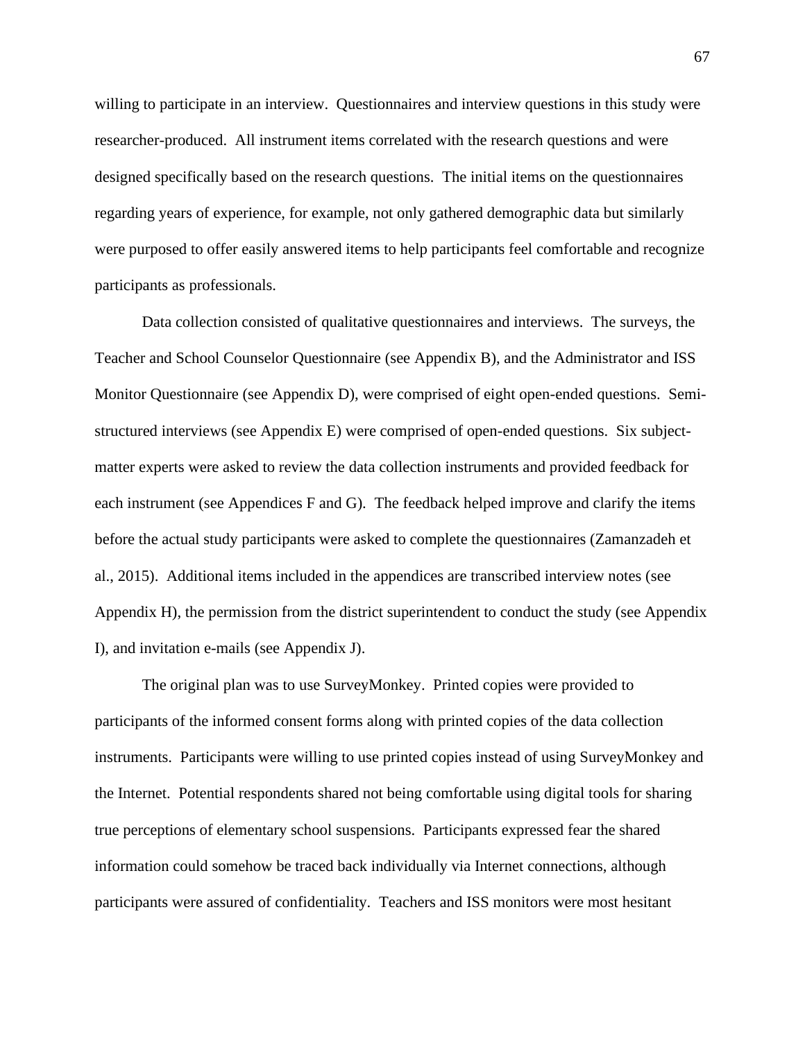willing to participate in an interview. Questionnaires and interview questions in this study were researcher-produced. All instrument items correlated with the research questions and were designed specifically based on the research questions. The initial items on the questionnaires regarding years of experience, for example, not only gathered demographic data but similarly were purposed to offer easily answered items to help participants feel comfortable and recognize participants as professionals.

Data collection consisted of qualitative questionnaires and interviews. The surveys, the Teacher and School Counselor Questionnaire (see Appendix B), and the Administrator and ISS Monitor Questionnaire (see Appendix D), were comprised of eight open-ended questions. Semi-structured interviews (see Appendix E) were comprised of open-ended questions. Six subject-matter experts were asked to review the data collection instruments and provided feedback for each instrument (see Appendices F and G). The feedback helped improve and clarify the items before the actual study participants were asked to complete the questionnaires (Zamanzadeh et al., 2015). Additional items included in the appendices are transcribed interview notes (see Appendix H), the permission from the district superintendent to conduct the study (see Appendix I), and invitation e-mails (see Appendix J).

The original plan was to use SurveyMonkey. Printed copies were provided to participants of the informed consent forms along with printed copies of the data collection instruments. Participants were willing to use printed copies instead of using SurveyMonkey and the Internet. Potential respondents shared not being comfortable using digital tools for sharing true perceptions of elementary school suspensions. Participants expressed fear the shared information could somehow be traced back individually via Internet connections, although participants were assured of confidentiality. Teachers and ISS monitors were most hesitant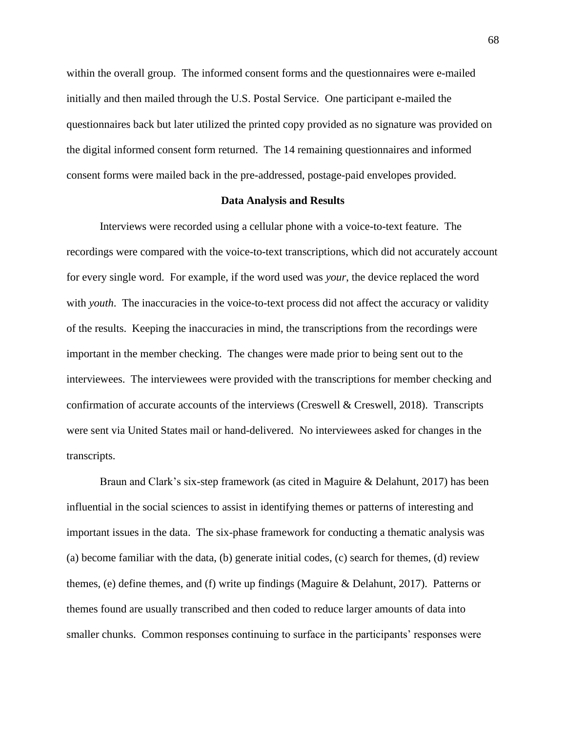within the overall group. The informed consent forms and the questionnaires were e-mailed initially and then mailed through the U.S. Postal Service. One participant e-mailed the questionnaires back but later utilized the printed copy provided as no signature was provided on the digital informed consent form returned. The 14 remaining questionnaires and informed consent forms were mailed back in the pre-addressed, postage-paid envelopes provided.

## Data Analysis and Results

Interviews were recorded using a cellular phone with a voice-to-text feature. The recordings were compared with the voice-to-text transcriptions, which did not accurately account for every single word. For example, if the word used was *your*, the device replaced the word with *youth*. The inaccuracies in the voice-to-text process did not affect the accuracy or validity of the results. Keeping the inaccuracies in mind, the transcriptions from the recordings were important in the member checking. The changes were made prior to being sent out to the interviewees. The interviewees were provided with the transcriptions for member checking and confirmation of accurate accounts of the interviews (Creswell & Creswell, 2018). Transcripts were sent via United States mail or hand-delivered. No interviewees asked for changes in the transcripts.

Braun and Clark's six-step framework (as cited in Maguire & Delahunt, 2017) has been influential in the social sciences to assist in identifying themes or patterns of interesting and important issues in the data. The six-phase framework for conducting a thematic analysis was (a) become familiar with the data, (b) generate initial codes, (c) search for themes, (d) review themes, (e) define themes, and (f) write up findings (Maguire & Delahunt, 2017). Patterns or themes found are usually transcribed and then coded to reduce larger amounts of data into smaller chunks. Common responses continuing to surface in the participants' responses were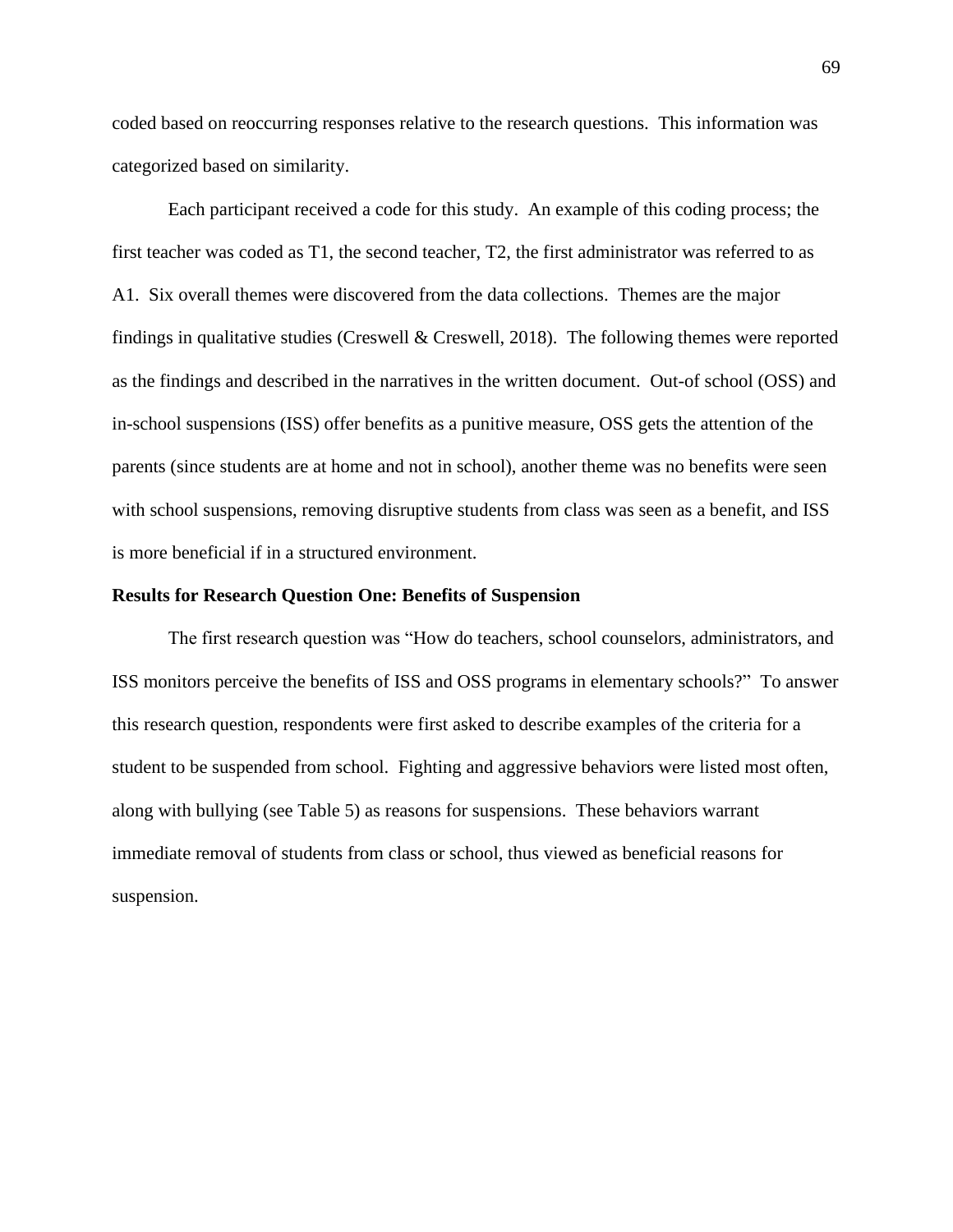coded based on reoccurring responses relative to the research questions. This information was categorized based on similarity.

Each participant received a code for this study. An example of this coding process; the first teacher was coded as T1, the second teacher, T2, the first administrator was referred to as A1. Six overall themes were discovered from the data collections. Themes are the major findings in qualitative studies (Creswell & Creswell, 2018). The following themes were reported as the findings and described in the narratives in the written document. Out-of school (OSS) and in-school suspensions (ISS) offer benefits as a punitive measure, OSS gets the attention of the parents (since students are at home and not in school), another theme was no benefits were seen with school suspensions, removing disruptive students from class was seen as a benefit, and ISS is more beneficial if in a structured environment.

**Results for Research Question One: Benefits of Suspension**

The first research question was "How do teachers, school counselors, administrators, and ISS monitors perceive the benefits of ISS and OSS programs in elementary schools?" To answer this research question, respondents were first asked to describe examples of the criteria for a student to be suspended from school. Fighting and aggressive behaviors were listed most often, along with bullying (see Table 5) as reasons for suspensions. These behaviors warrant immediate removal of students from class or school, thus viewed as beneficial reasons for suspension.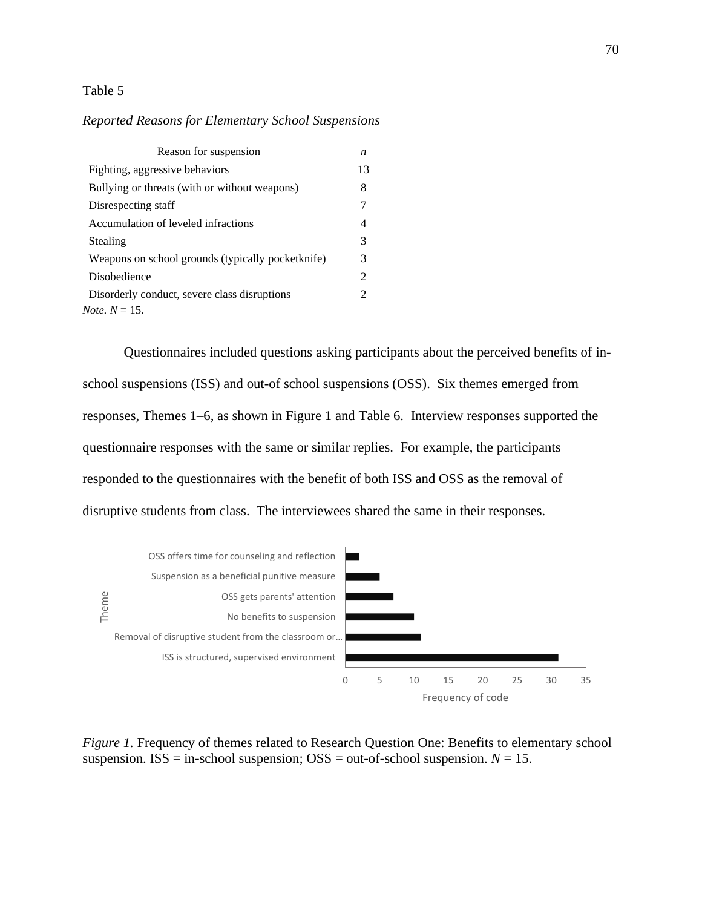Table 5

*Reported Reasons for Elementary School Suspensions*

| Reason for suspension | *n* |
|---|---|
| Fighting, aggressive behaviors | 13 |
| Bullying or threats (with or without weapons) | 8 |
| Disrespecting staff | 7 |
| Accumulation of leveled infractions | 4 |
| Stealing | 3 |
| Weapons on school grounds (typically pocketknife) | 3 |
| Disobedience | 2 |
| Disorderly conduct, severe class disruptions | 2 |

*Note.* $N$ = 15.

Questionnaires included questions asking participants about the perceived benefits of in-school suspensions (ISS) and out-of school suspensions (OSS). Six themes emerged from responses, Themes 1–6, as shown in Figure 1 and Table 6. Interview responses supported the questionnaire responses with the same or similar replies. For example, the participants responded to the questionnaires with the benefit of both ISS and OSS as the removal of disruptive students from class. The interviewees shared the same in their responses.

*Figure 1.* Frequency of themes related to Research Question One: Benefits to elementary school suspension. ISS = in-school suspension; OSS = out-of-school suspension. $N$ = 15.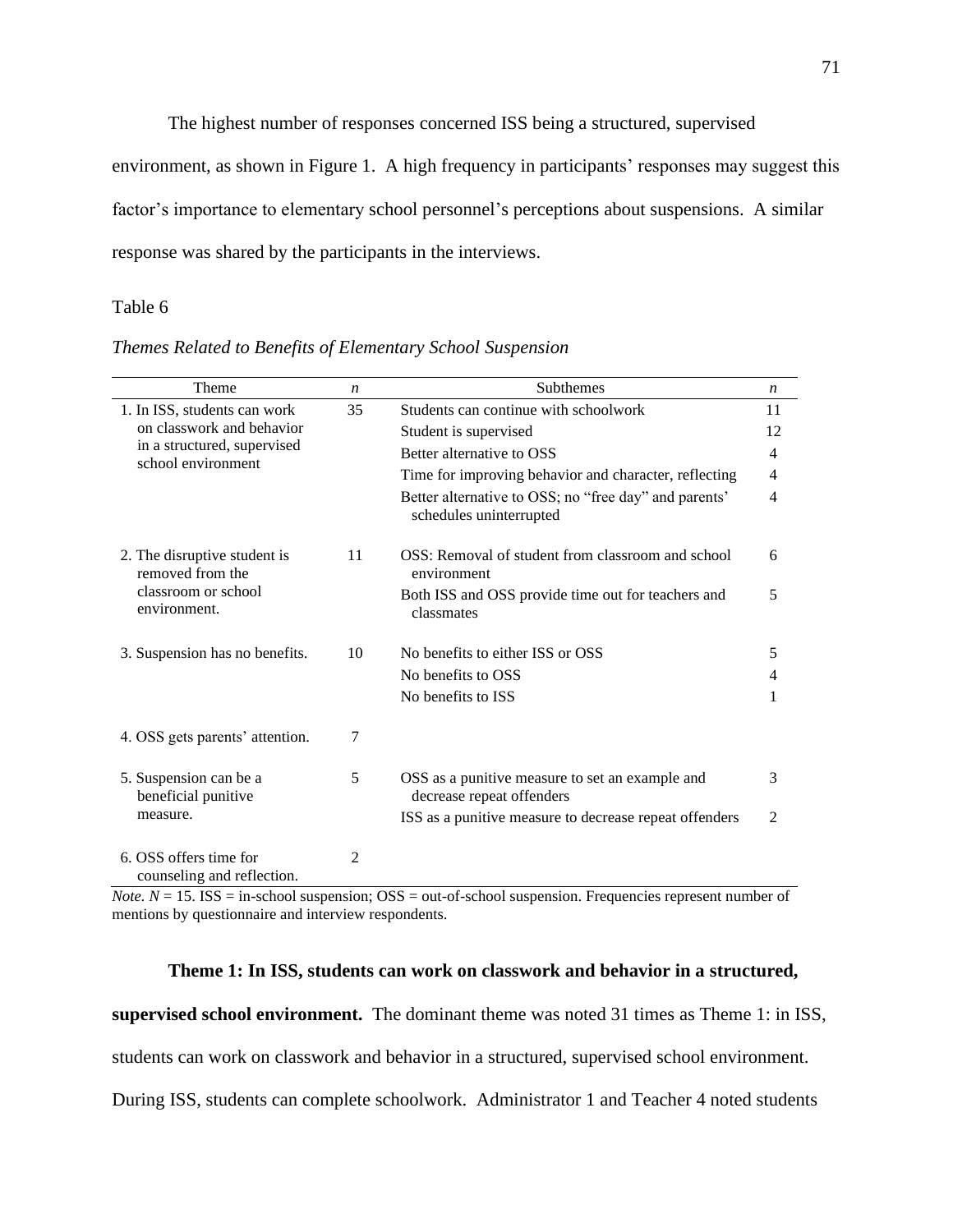The highest number of responses concerned ISS being a structured, supervised environment, as shown in Figure 1. A high frequency in participants' responses may suggest this factor's importance to elementary school personnel's perceptions about suspensions. A similar response was shared by the participants in the interviews.

Table 6

*Themes Related to Benefits of Elementary School Suspension*

| Theme | *n* | Subthemes | *n* |
|---|---|---|---|
| 1. In ISS, students can work on classwork and behavior in a structured, supervised school environment | 35 | Students can continue with schoolwork | 11 |
| | | Student is supervised | 12 |
| | | Better alternative to OSS | 4 |
| | | Time for improving behavior and character, reflecting | 4 |
| | | Better alternative to OSS; no "free day" and parents' schedules uninterrupted | 4 |
| 2. The disruptive student is removed from the classroom or school environment. | 11 | OSS: Removal of student from classroom and school environment | 6 |
| | | Both ISS and OSS provide time out for teachers and classmates | 5 |
| 3. Suspension has no benefits. | 10 | No benefits to either ISS or OSS | 5 |
| | | No benefits to OSS | 4 |
| | | No benefits to ISS | 1 |
| 4. OSS gets parents' attention. | 7 | | |
| 5. Suspension can be a beneficial punitive measure. | 5 | OSS as a punitive measure to set an example and decrease repeat offenders | 3 |
| | | ISS as a punitive measure to decrease repeat offenders | 2 |
| 6. OSS offers time for counseling and reflection. | 2 | | |

*Note. N* = 15. ISS = in-school suspension; OSS = out-of-school suspension. Frequencies represent number of mentions by questionnaire and interview respondents.

**Theme 1: In ISS, students can work on classwork and behavior in a structured, supervised school environment.** The dominant theme was noted 31 times as Theme 1: in ISS, students can work on classwork and behavior in a structured, supervised school environment. During ISS, students can complete schoolwork. Administrator 1 and Teacher 4 noted students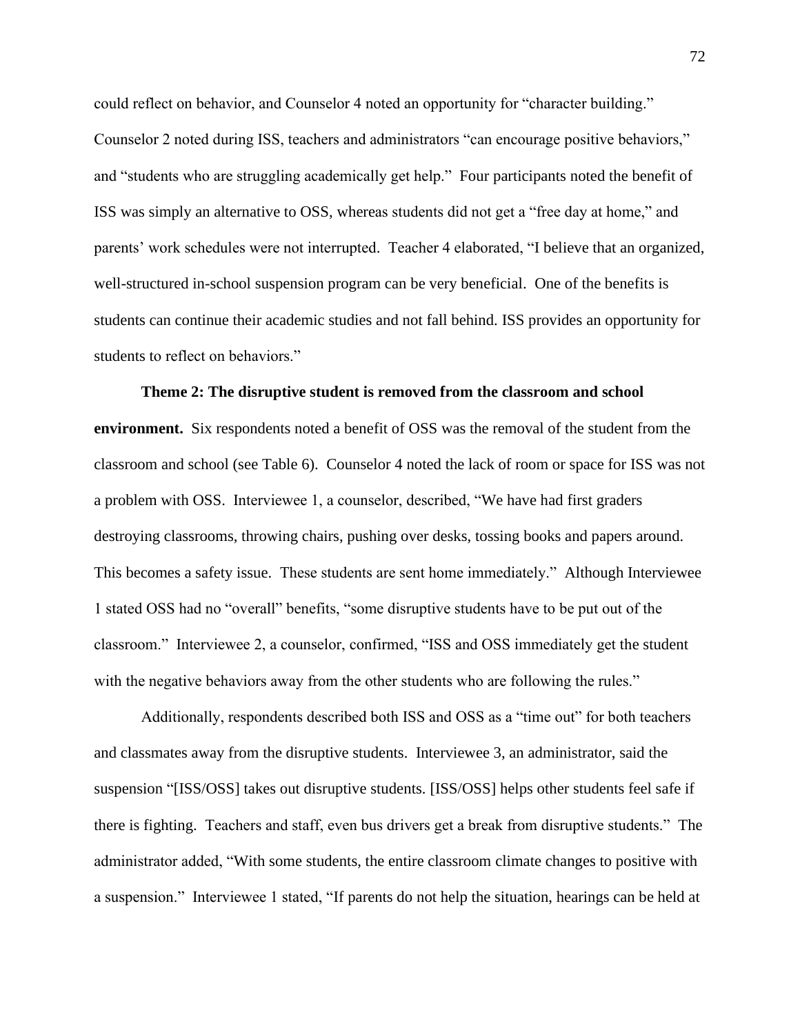could reflect on behavior, and Counselor 4 noted an opportunity for "character building." Counselor 2 noted during ISS, teachers and administrators "can encourage positive behaviors," and "students who are struggling academically get help." Four participants noted the benefit of ISS was simply an alternative to OSS, whereas students did not get a "free day at home," and parents' work schedules were not interrupted. Teacher 4 elaborated, "I believe that an organized, well-structured in-school suspension program can be very beneficial. One of the benefits is students can continue their academic studies and not fall behind. ISS provides an opportunity for students to reflect on behaviors."

**Theme 2: The disruptive student is removed from the classroom and school environment.** Six respondents noted a benefit of OSS was the removal of the student from the classroom and school (see Table 6). Counselor 4 noted the lack of room or space for ISS was not a problem with OSS. Interviewee 1, a counselor, described, "We have had first graders destroying classrooms, throwing chairs, pushing over desks, tossing books and papers around. This becomes a safety issue. These students are sent home immediately." Although Interviewee 1 stated OSS had no "overall" benefits, "some disruptive students have to be put out of the classroom." Interviewee 2, a counselor, confirmed, "ISS and OSS immediately get the student with the negative behaviors away from the other students who are following the rules."

Additionally, respondents described both ISS and OSS as a "time out" for both teachers and classmates away from the disruptive students. Interviewee 3, an administrator, said the suspension "[ISS/OSS] takes out disruptive students. [ISS/OSS] helps other students feel safe if there is fighting. Teachers and staff, even bus drivers get a break from disruptive students." The administrator added, "With some students, the entire classroom climate changes to positive with a suspension." Interviewee 1 stated, "If parents do not help the situation, hearings can be held at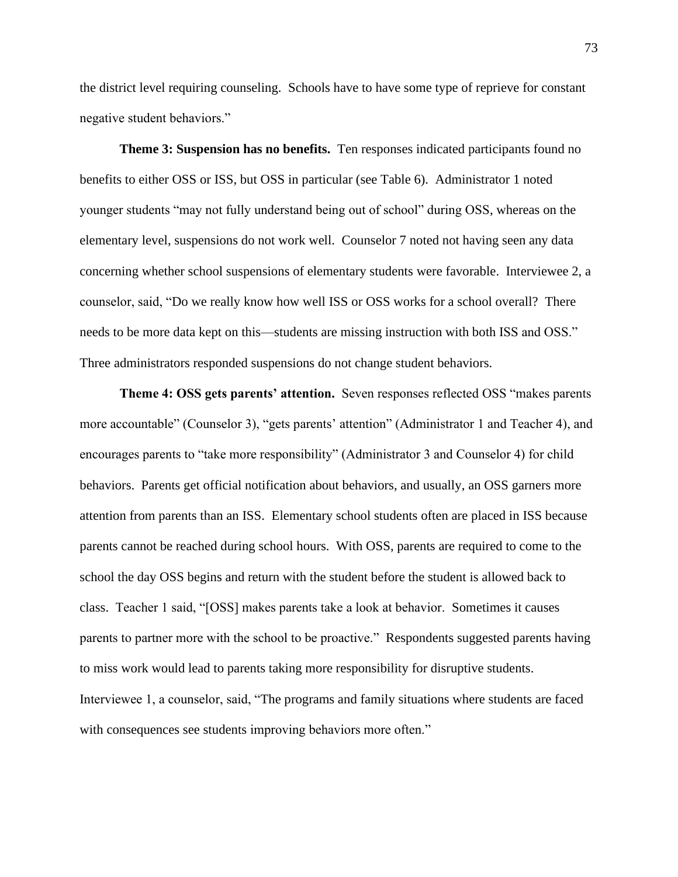the district level requiring counseling. Schools have to have some type of reprieve for constant negative student behaviors."

**Theme 3: Suspension has no benefits.** Ten responses indicated participants found no benefits to either OSS or ISS, but OSS in particular (see Table 6). Administrator 1 noted younger students "may not fully understand being out of school" during OSS, whereas on the elementary level, suspensions do not work well. Counselor 7 noted not having seen any data concerning whether school suspensions of elementary students were favorable. Interviewee 2, a counselor, said, "Do we really know how well ISS or OSS works for a school overall? There needs to be more data kept on this—students are missing instruction with both ISS and OSS." Three administrators responded suspensions do not change student behaviors.

**Theme 4: OSS gets parents' attention.** Seven responses reflected OSS "makes parents more accountable" (Counselor 3), "gets parents' attention" (Administrator 1 and Teacher 4), and encourages parents to "take more responsibility" (Administrator 3 and Counselor 4) for child behaviors. Parents get official notification about behaviors, and usually, an OSS garners more attention from parents than an ISS. Elementary school students often are placed in ISS because parents cannot be reached during school hours. With OSS, parents are required to come to the school the day OSS begins and return with the student before the student is allowed back to class. Teacher 1 said, "[OSS] makes parents take a look at behavior. Sometimes it causes parents to partner more with the school to be proactive." Respondents suggested parents having to miss work would lead to parents taking more responsibility for disruptive students. Interviewee 1, a counselor, said, "The programs and family situations where students are faced with consequences see students improving behaviors more often."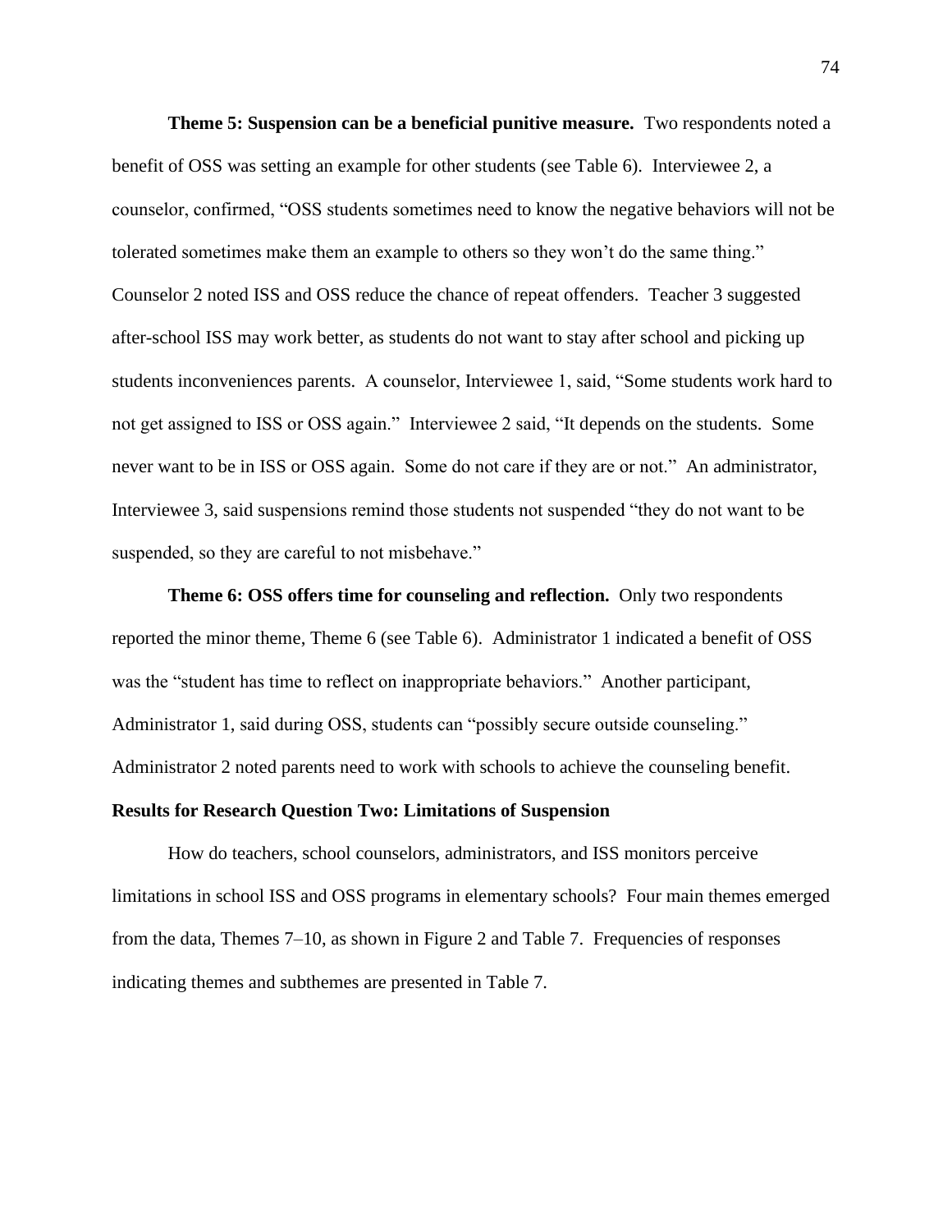**Theme 5: Suspension can be a beneficial punitive measure.** Two respondents noted a benefit of OSS was setting an example for other students (see Table 6). Interviewee 2, a counselor, confirmed, "OSS students sometimes need to know the negative behaviors will not be tolerated sometimes make them an example to others so they won't do the same thing." Counselor 2 noted ISS and OSS reduce the chance of repeat offenders. Teacher 3 suggested after-school ISS may work better, as students do not want to stay after school and picking up students inconveniences parents. A counselor, Interviewee 1, said, "Some students work hard to not get assigned to ISS or OSS again." Interviewee 2 said, "It depends on the students. Some never want to be in ISS or OSS again. Some do not care if they are or not." An administrator, Interviewee 3, said suspensions remind those students not suspended "they do not want to be suspended, so they are careful to not misbehave."

**Theme 6: OSS offers time for counseling and reflection.** Only two respondents reported the minor theme, Theme 6 (see Table 6). Administrator 1 indicated a benefit of OSS was the "student has time to reflect on inappropriate behaviors." Another participant, Administrator 1, said during OSS, students can "possibly secure outside counseling." Administrator 2 noted parents need to work with schools to achieve the counseling benefit.

## Results for Research Question Two: Limitations of Suspension

How do teachers, school counselors, administrators, and ISS monitors perceive limitations in school ISS and OSS programs in elementary schools? Four main themes emerged from the data, Themes 7–10, as shown in Figure 2 and Table 7. Frequencies of responses indicating themes and subthemes are presented in Table 7.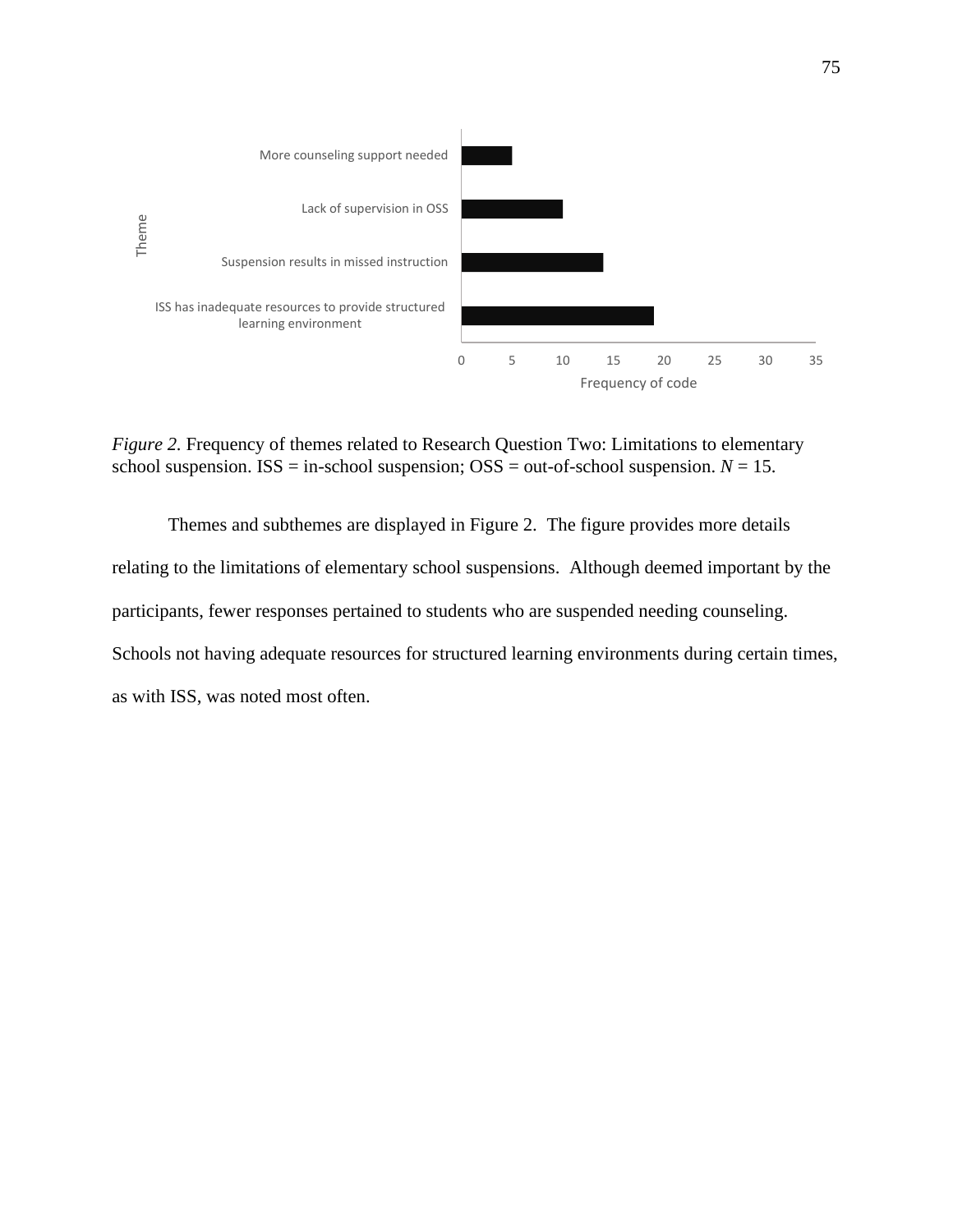*Figure 2.* Frequency of themes related to Research Question Two: Limitations to elementary school suspension. ISS = in-school suspension; OSS = out-of-school suspension. *N* = 15.

Themes and subthemes are displayed in Figure 2. The figure provides more details relating to the limitations of elementary school suspensions. Although deemed important by the participants, fewer responses pertained to students who are suspended needing counseling. Schools not having adequate resources for structured learning environments during certain times, as with ISS, was noted most often.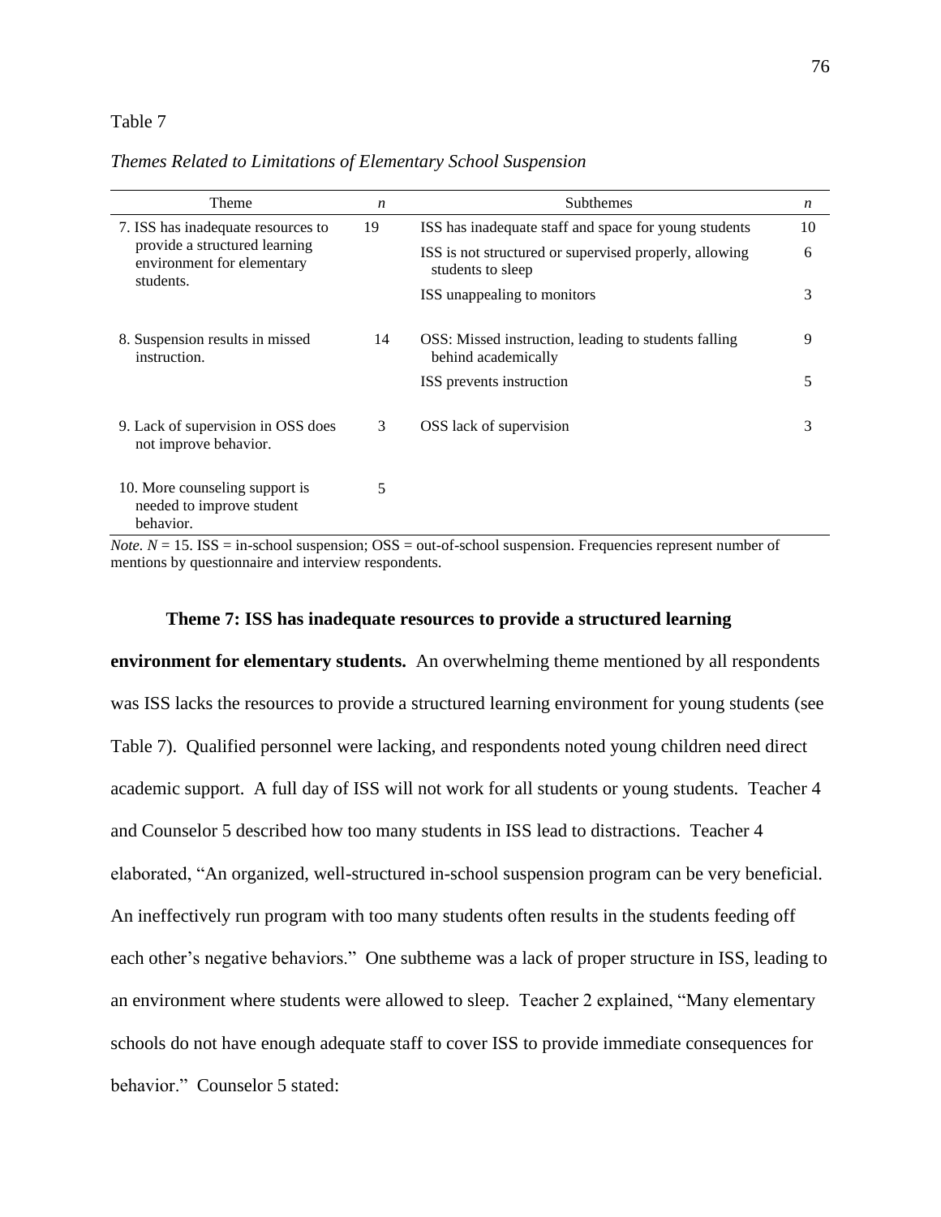Table 7

*Themes Related to Limitations of Elementary School Suspension*

| Theme | *n* | Subthemes | *n* |
|---|---|---|---|
| 7. ISS has inadequate resources to provide a structured learning environment for elementary students. | 19 | ISS has inadequate staff and space for young students | 10 |
| | | ISS is not structured or supervised properly, allowing students to sleep | 6 |
| | | ISS unappealing to monitors | 3 |
| 8. Suspension results in missed instruction. | 14 | OSS: Missed instruction, leading to students falling behind academically | 9 |
| | | ISS prevents instruction | 5 |
| 9. Lack of supervision in OSS does not improve behavior. | 3 | OSS lack of supervision | 3 |
| 10. More counseling support is needed to improve student behavior. | 5 | | |

*Note. N* = 15. ISS = in-school suspension; OSS = out-of-school suspension. Frequencies represent number of mentions by questionnaire and interview respondents.

**Theme 7: ISS has inadequate resources to provide a structured learning environment for elementary students.** An overwhelming theme mentioned by all respondents was ISS lacks the resources to provide a structured learning environment for young students (see Table 7). Qualified personnel were lacking, and respondents noted young children need direct academic support. A full day of ISS will not work for all students or young students. Teacher 4 and Counselor 5 described how too many students in ISS lead to distractions. Teacher 4 elaborated, "An organized, well-structured in-school suspension program can be very beneficial. An ineffectively run program with too many students often results in the students feeding off each other's negative behaviors." One subtheme was a lack of proper structure in ISS, leading to an environment where students were allowed to sleep. Teacher 2 explained, "Many elementary schools do not have enough adequate staff to cover ISS to provide immediate consequences for behavior." Counselor 5 stated: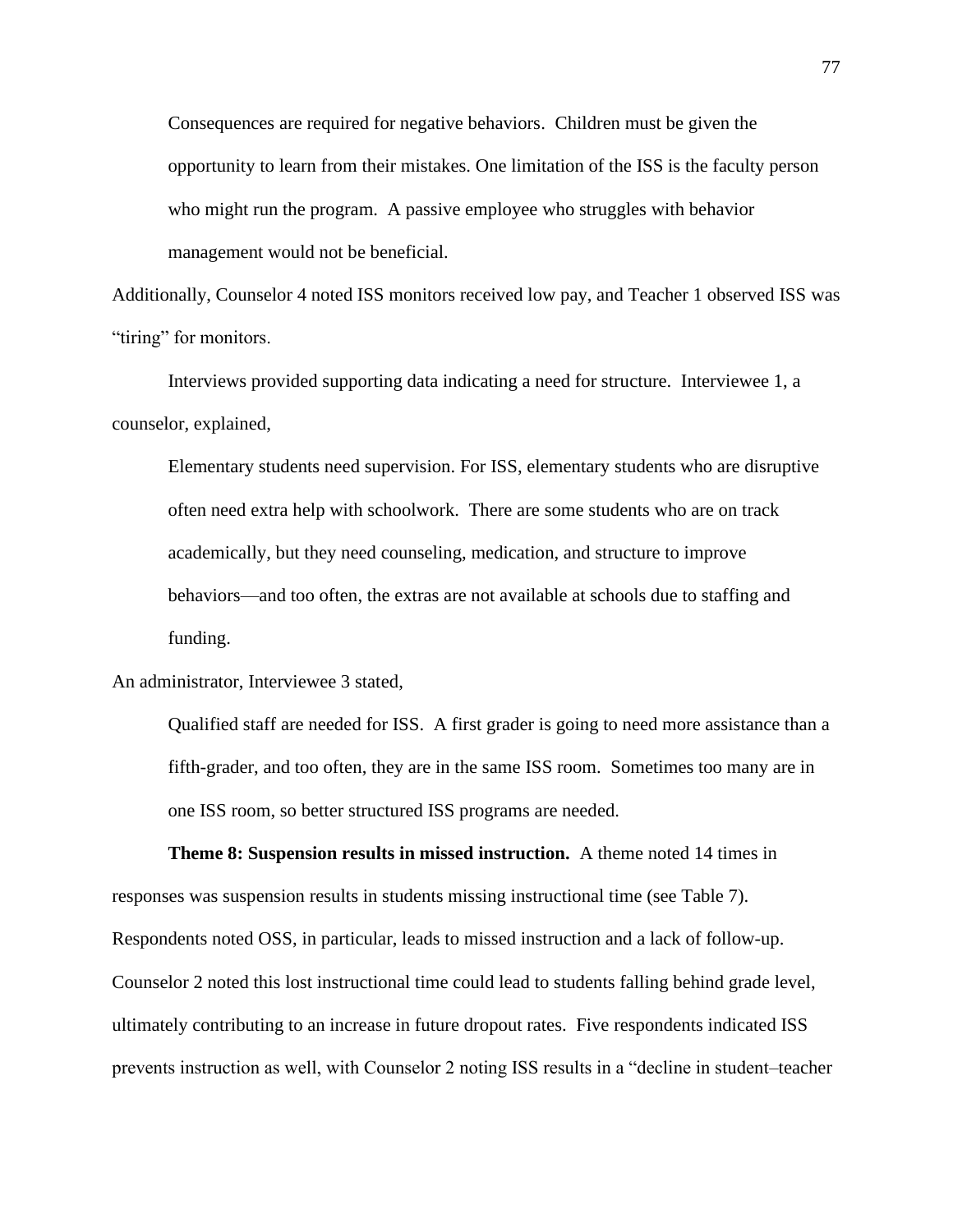> Consequences are required for negative behaviors. Children must be given the opportunity to learn from their mistakes. One limitation of the ISS is the faculty person who might run the program. A passive employee who struggles with behavior management would not be beneficial.

Additionally, Counselor 4 noted ISS monitors received low pay, and Teacher 1 observed ISS was "tiring" for monitors.

Interviews provided supporting data indicating a need for structure. Interviewee 1, a counselor, explained,

> Elementary students need supervision. For ISS, elementary students who are disruptive often need extra help with schoolwork. There are some students who are on track academically, but they need counseling, medication, and structure to improve behaviors—and too often, the extras are not available at schools due to staffing and funding.

An administrator, Interviewee 3 stated,

> Qualified staff are needed for ISS. A first grader is going to need more assistance than a fifth-grader, and too often, they are in the same ISS room. Sometimes too many are in one ISS room, so better structured ISS programs are needed.

**Theme 8: Suspension results in missed instruction.** A theme noted 14 times in responses was suspension results in students missing instructional time (see Table 7). Respondents noted OSS, in particular, leads to missed instruction and a lack of follow-up. Counselor 2 noted this lost instructional time could lead to students falling behind grade level, ultimately contributing to an increase in future dropout rates. Five respondents indicated ISS prevents instruction as well, with Counselor 2 noting ISS results in a "decline in student–teacher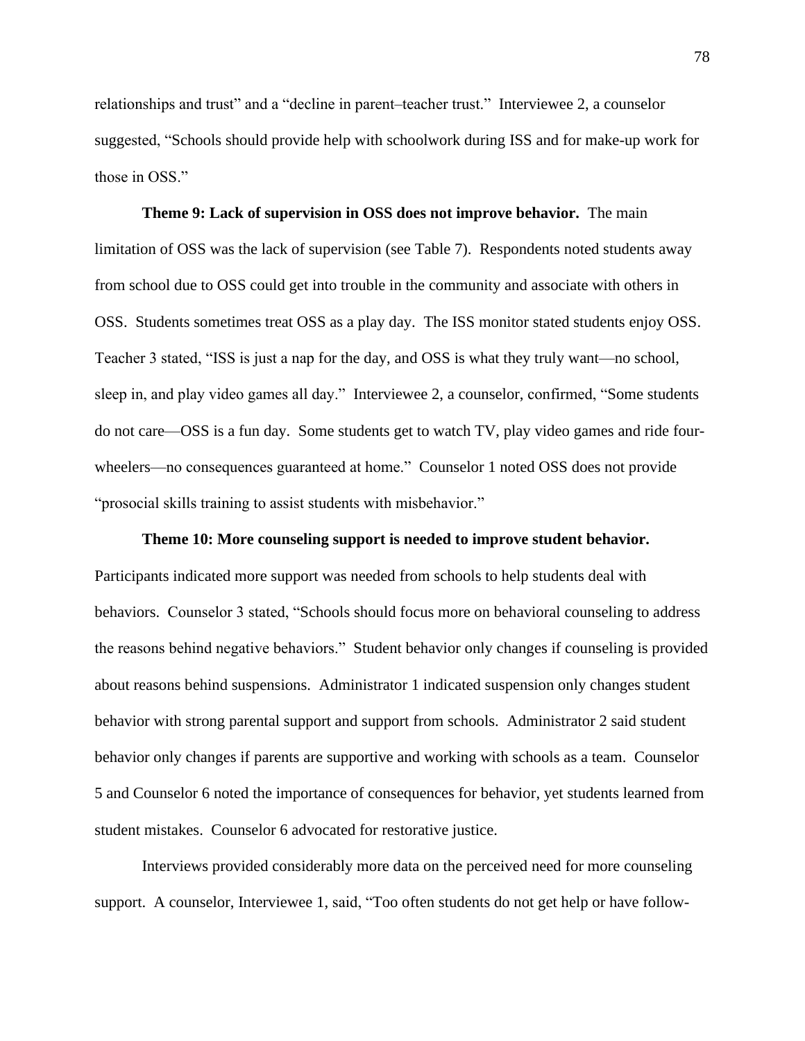relationships and trust" and a "decline in parent–teacher trust." Interviewee 2, a counselor suggested, "Schools should provide help with schoolwork during ISS and for make-up work for those in OSS."

**Theme 9: Lack of supervision in OSS does not improve behavior.** The main limitation of OSS was the lack of supervision (see Table 7). Respondents noted students away from school due to OSS could get into trouble in the community and associate with others in OSS. Students sometimes treat OSS as a play day. The ISS monitor stated students enjoy OSS. Teacher 3 stated, "ISS is just a nap for the day, and OSS is what they truly want—no school, sleep in, and play video games all day." Interviewee 2, a counselor, confirmed, "Some students do not care—OSS is a fun day. Some students get to watch TV, play video games and ride four-wheelers—no consequences guaranteed at home." Counselor 1 noted OSS does not provide "prosocial skills training to assist students with misbehavior."

**Theme 10: More counseling support is needed to improve student behavior.** Participants indicated more support was needed from schools to help students deal with behaviors. Counselor 3 stated, "Schools should focus more on behavioral counseling to address the reasons behind negative behaviors." Student behavior only changes if counseling is provided about reasons behind suspensions. Administrator 1 indicated suspension only changes student behavior with strong parental support and support from schools. Administrator 2 said student behavior only changes if parents are supportive and working with schools as a team. Counselor 5 and Counselor 6 noted the importance of consequences for behavior, yet students learned from student mistakes. Counselor 6 advocated for restorative justice.

Interviews provided considerably more data on the perceived need for more counseling support. A counselor, Interviewee 1, said, "Too often students do not get help or have follow-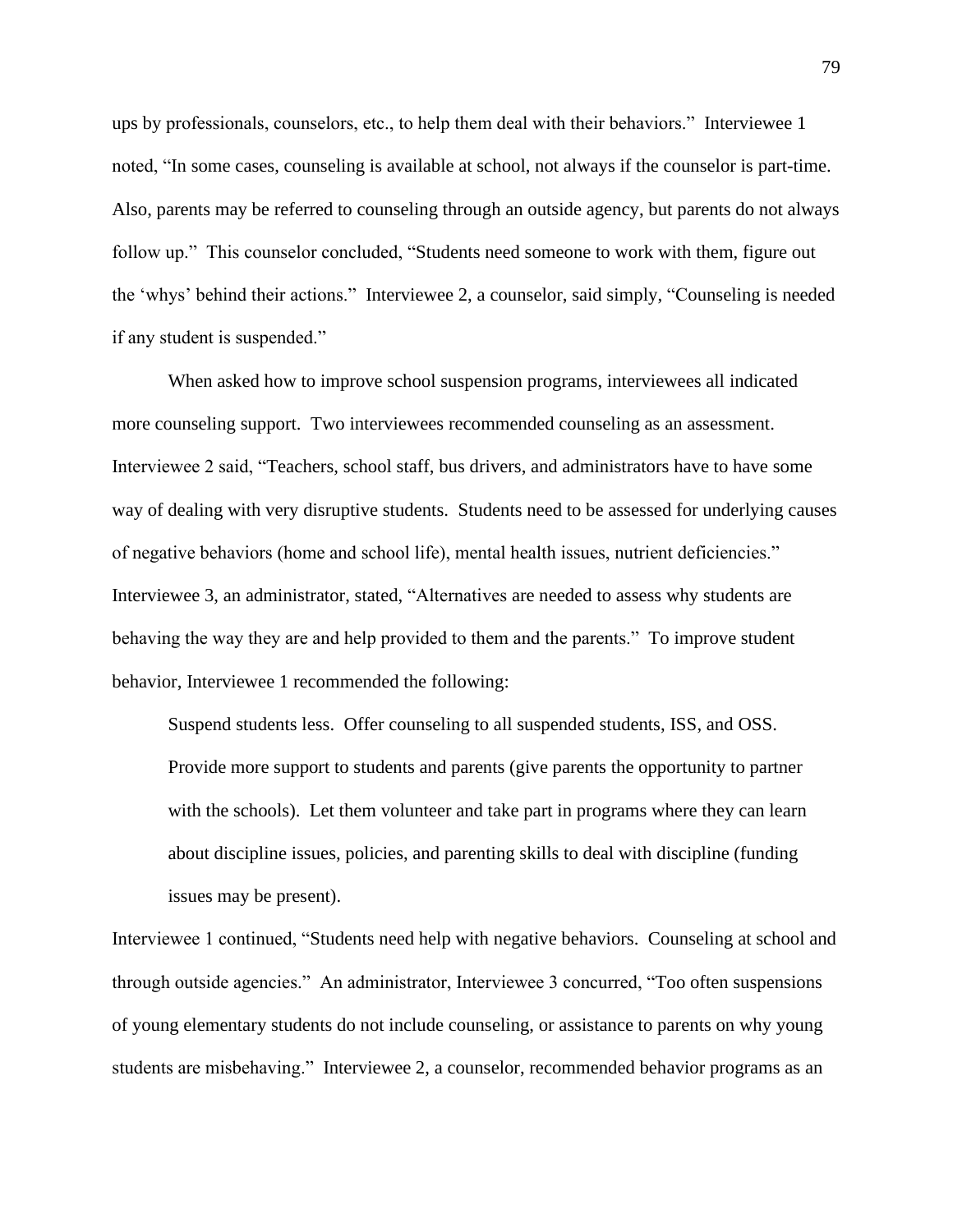ups by professionals, counselors, etc., to help them deal with their behaviors." Interviewee 1 noted, "In some cases, counseling is available at school, not always if the counselor is part-time. Also, parents may be referred to counseling through an outside agency, but parents do not always follow up." This counselor concluded, "Students need someone to work with them, figure out the 'whys' behind their actions." Interviewee 2, a counselor, said simply, "Counseling is needed if any student is suspended."

When asked how to improve school suspension programs, interviewees all indicated more counseling support. Two interviewees recommended counseling as an assessment. Interviewee 2 said, "Teachers, school staff, bus drivers, and administrators have to have some way of dealing with very disruptive students. Students need to be assessed for underlying causes of negative behaviors (home and school life), mental health issues, nutrient deficiencies." Interviewee 3, an administrator, stated, "Alternatives are needed to assess why students are behaving the way they are and help provided to them and the parents." To improve student behavior, Interviewee 1 recommended the following:

> Suspend students less. Offer counseling to all suspended students, ISS, and OSS. Provide more support to students and parents (give parents the opportunity to partner with the schools). Let them volunteer and take part in programs where they can learn about discipline issues, policies, and parenting skills to deal with discipline (funding issues may be present).

Interviewee 1 continued, "Students need help with negative behaviors. Counseling at school and through outside agencies." An administrator, Interviewee 3 concurred, "Too often suspensions of young elementary students do not include counseling, or assistance to parents on why young students are misbehaving." Interviewee 2, a counselor, recommended behavior programs as an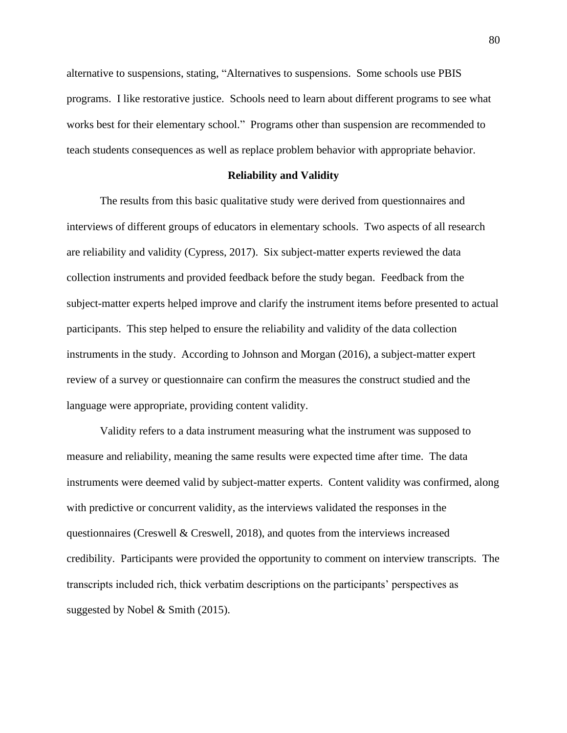alternative to suspensions, stating, "Alternatives to suspensions. Some schools use PBIS programs. I like restorative justice. Schools need to learn about different programs to see what works best for their elementary school." Programs other than suspension are recommended to teach students consequences as well as replace problem behavior with appropriate behavior.

## Reliability and Validity

The results from this basic qualitative study were derived from questionnaires and interviews of different groups of educators in elementary schools. Two aspects of all research are reliability and validity (Cypress, 2017). Six subject-matter experts reviewed the data collection instruments and provided feedback before the study began. Feedback from the subject-matter experts helped improve and clarify the instrument items before presented to actual participants. This step helped to ensure the reliability and validity of the data collection instruments in the study. According to Johnson and Morgan (2016), a subject-matter expert review of a survey or questionnaire can confirm the measures the construct studied and the language were appropriate, providing content validity.

Validity refers to a data instrument measuring what the instrument was supposed to measure and reliability, meaning the same results were expected time after time. The data instruments were deemed valid by subject-matter experts. Content validity was confirmed, along with predictive or concurrent validity, as the interviews validated the responses in the questionnaires (Creswell & Creswell, 2018), and quotes from the interviews increased credibility. Participants were provided the opportunity to comment on interview transcripts. The transcripts included rich, thick verbatim descriptions on the participants' perspectives as suggested by Nobel & Smith (2015).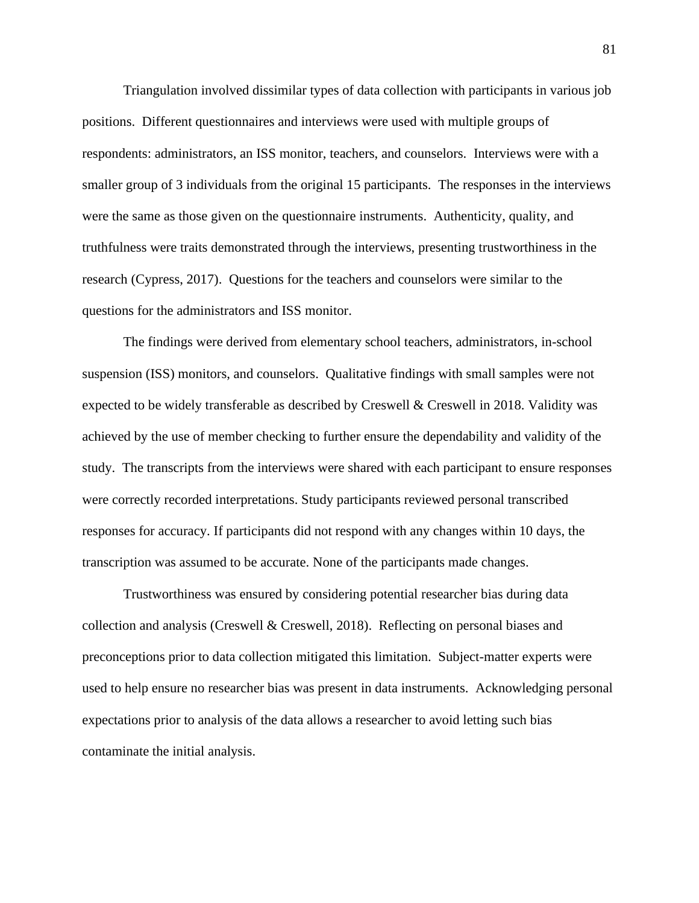Triangulation involved dissimilar types of data collection with participants in various job positions. Different questionnaires and interviews were used with multiple groups of respondents: administrators, an ISS monitor, teachers, and counselors. Interviews were with a smaller group of 3 individuals from the original 15 participants. The responses in the interviews were the same as those given on the questionnaire instruments. Authenticity, quality, and truthfulness were traits demonstrated through the interviews, presenting trustworthiness in the research (Cypress, 2017). Questions for the teachers and counselors were similar to the questions for the administrators and ISS monitor.

The findings were derived from elementary school teachers, administrators, in-school suspension (ISS) monitors, and counselors. Qualitative findings with small samples were not expected to be widely transferable as described by Creswell & Creswell in 2018. Validity was achieved by the use of member checking to further ensure the dependability and validity of the study. The transcripts from the interviews were shared with each participant to ensure responses were correctly recorded interpretations. Study participants reviewed personal transcribed responses for accuracy. If participants did not respond with any changes within 10 days, the transcription was assumed to be accurate. None of the participants made changes.

Trustworthiness was ensured by considering potential researcher bias during data collection and analysis (Creswell & Creswell, 2018). Reflecting on personal biases and preconceptions prior to data collection mitigated this limitation. Subject-matter experts were used to help ensure no researcher bias was present in data instruments. Acknowledging personal expectations prior to analysis of the data allows a researcher to avoid letting such bias contaminate the initial analysis.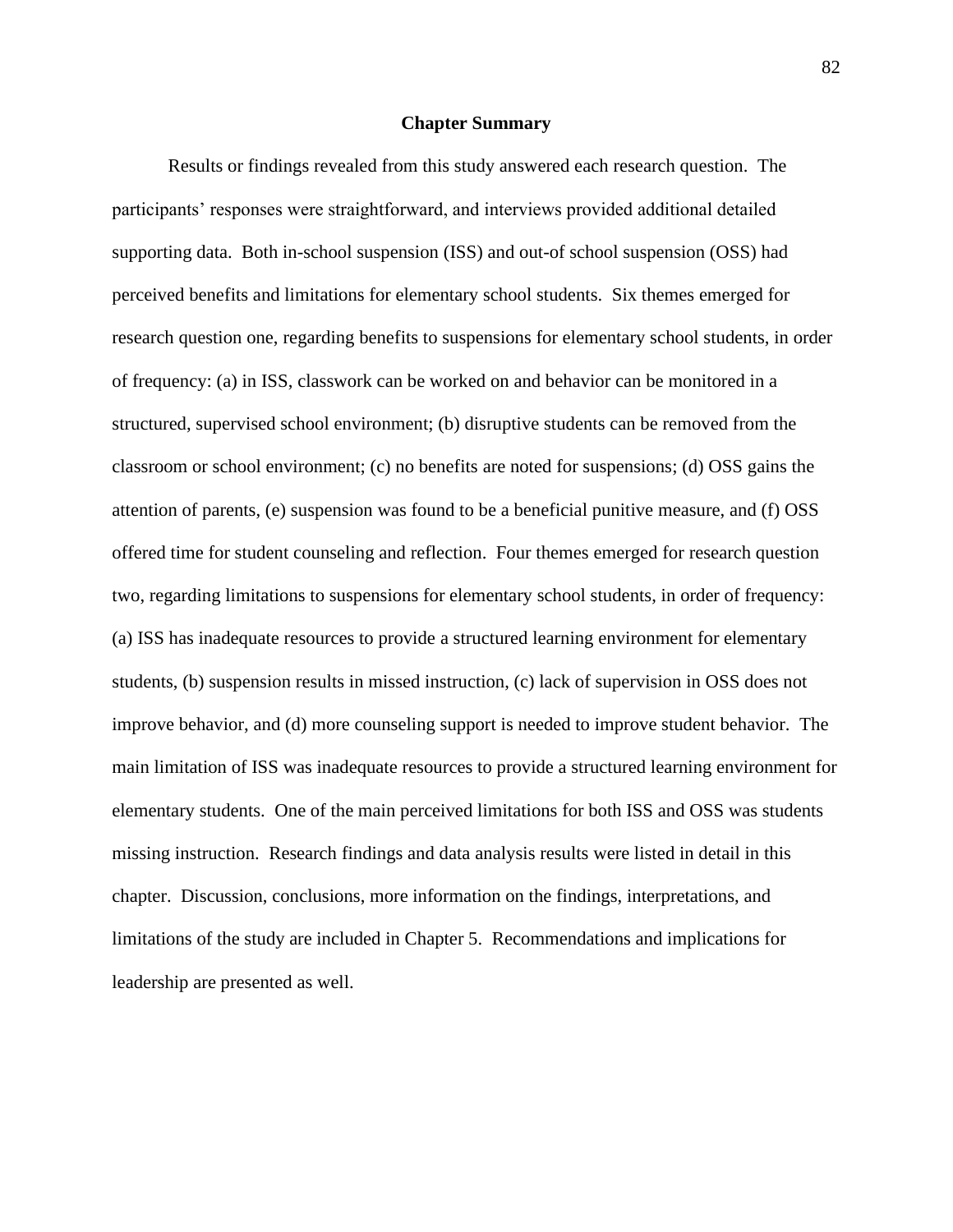## Chapter Summary

Results or findings revealed from this study answered each research question. The participants' responses were straightforward, and interviews provided additional detailed supporting data. Both in-school suspension (ISS) and out-of school suspension (OSS) had perceived benefits and limitations for elementary school students. Six themes emerged for research question one, regarding benefits to suspensions for elementary school students, in order of frequency: (a) in ISS, classwork can be worked on and behavior can be monitored in a structured, supervised school environment; (b) disruptive students can be removed from the classroom or school environment; (c) no benefits are noted for suspensions; (d) OSS gains the attention of parents, (e) suspension was found to be a beneficial punitive measure, and (f) OSS offered time for student counseling and reflection. Four themes emerged for research question two, regarding limitations to suspensions for elementary school students, in order of frequency: (a) ISS has inadequate resources to provide a structured learning environment for elementary students, (b) suspension results in missed instruction, (c) lack of supervision in OSS does not improve behavior, and (d) more counseling support is needed to improve student behavior. The main limitation of ISS was inadequate resources to provide a structured learning environment for elementary students. One of the main perceived limitations for both ISS and OSS was students missing instruction. Research findings and data analysis results were listed in detail in this chapter. Discussion, conclusions, more information on the findings, interpretations, and limitations of the study are included in Chapter 5. Recommendations and implications for leadership are presented as well.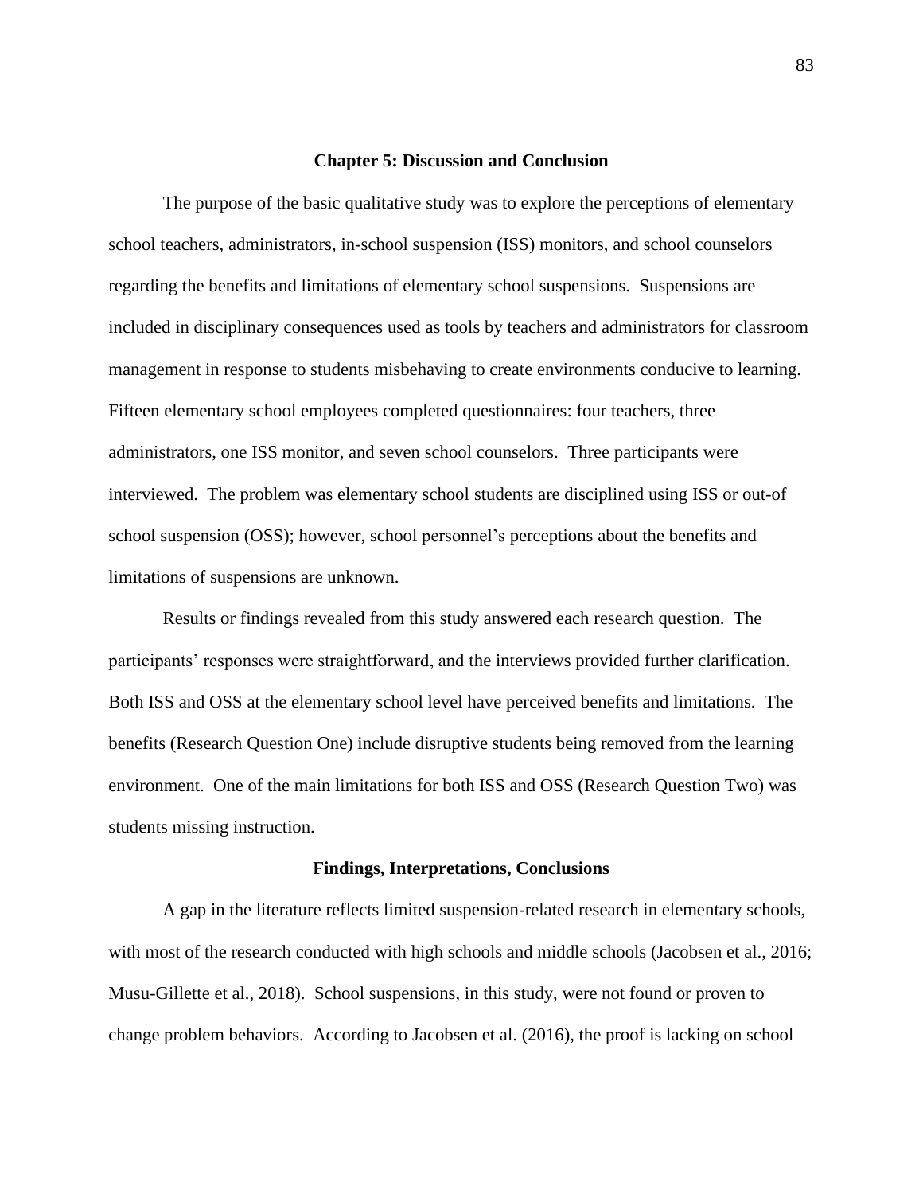## Chapter 5: Discussion and Conclusion

The purpose of the basic qualitative study was to explore the perceptions of elementary school teachers, administrators, in-school suspension (ISS) monitors, and school counselors regarding the benefits and limitations of elementary school suspensions. Suspensions are included in disciplinary consequences used as tools by teachers and administrators for classroom management in response to students misbehaving to create environments conducive to learning. Fifteen elementary school employees completed questionnaires: four teachers, three administrators, one ISS monitor, and seven school counselors. Three participants were interviewed. The problem was elementary school students are disciplined using ISS or out-of school suspension (OSS); however, school personnel's perceptions about the benefits and limitations of suspensions are unknown.

Results or findings revealed from this study answered each research question. The participants' responses were straightforward, and the interviews provided further clarification. Both ISS and OSS at the elementary school level have perceived benefits and limitations. The benefits (Research Question One) include disruptive students being removed from the learning environment. One of the main limitations for both ISS and OSS (Research Question Two) was students missing instruction.

### Findings, Interpretations, Conclusions

A gap in the literature reflects limited suspension-related research in elementary schools, with most of the research conducted with high schools and middle schools (Jacobsen et al., 2016; Musu-Gillette et al., 2018). School suspensions, in this study, were not found or proven to change problem behaviors. According to Jacobsen et al. (2016), the proof is lacking on school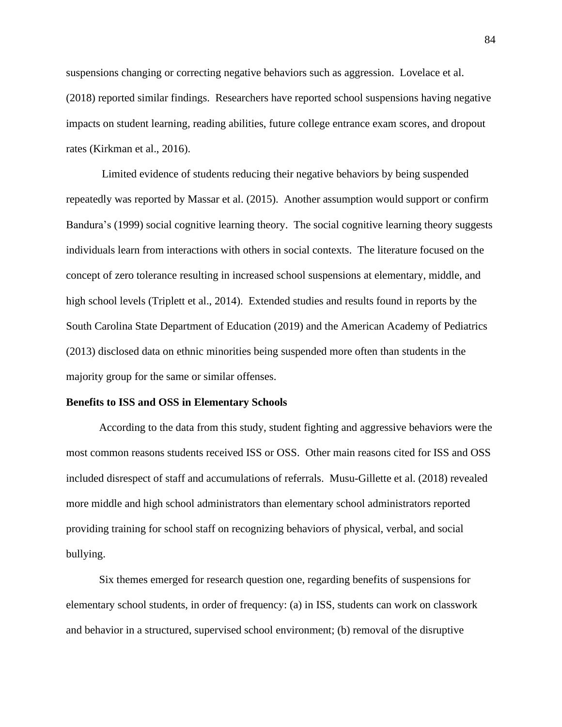suspensions changing or correcting negative behaviors such as aggression. Lovelace et al. (2018) reported similar findings. Researchers have reported school suspensions having negative impacts on student learning, reading abilities, future college entrance exam scores, and dropout rates (Kirkman et al., 2016).

Limited evidence of students reducing their negative behaviors by being suspended repeatedly was reported by Massar et al. (2015). Another assumption would support or confirm Bandura's (1999) social cognitive learning theory. The social cognitive learning theory suggests individuals learn from interactions with others in social contexts. The literature focused on the concept of zero tolerance resulting in increased school suspensions at elementary, middle, and high school levels (Triplett et al., 2014). Extended studies and results found in reports by the South Carolina State Department of Education (2019) and the American Academy of Pediatrics (2013) disclosed data on ethnic minorities being suspended more often than students in the majority group for the same or similar offenses.

**Benefits to ISS and OSS in Elementary Schools**

According to the data from this study, student fighting and aggressive behaviors were the most common reasons students received ISS or OSS. Other main reasons cited for ISS and OSS included disrespect of staff and accumulations of referrals. Musu-Gillette et al. (2018) revealed more middle and high school administrators than elementary school administrators reported providing training for school staff on recognizing behaviors of physical, verbal, and social bullying.

Six themes emerged for research question one, regarding benefits of suspensions for elementary school students, in order of frequency: (a) in ISS, students can work on classwork and behavior in a structured, supervised school environment; (b) removal of the disruptive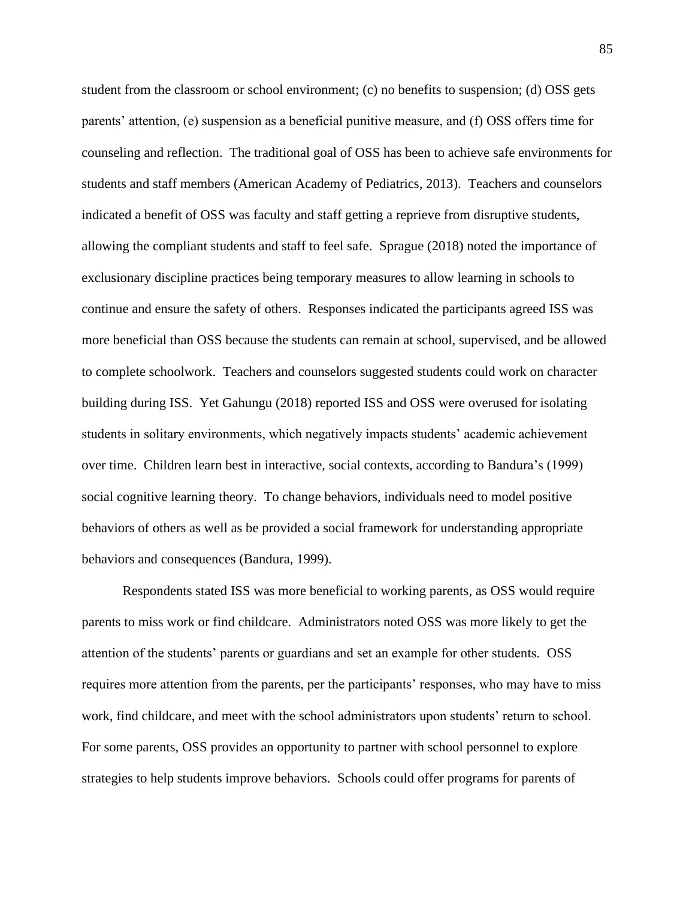student from the classroom or school environment; (c) no benefits to suspension; (d) OSS gets parents' attention, (e) suspension as a beneficial punitive measure, and (f) OSS offers time for counseling and reflection. The traditional goal of OSS has been to achieve safe environments for students and staff members (American Academy of Pediatrics, 2013). Teachers and counselors indicated a benefit of OSS was faculty and staff getting a reprieve from disruptive students, allowing the compliant students and staff to feel safe. Sprague (2018) noted the importance of exclusionary discipline practices being temporary measures to allow learning in schools to continue and ensure the safety of others. Responses indicated the participants agreed ISS was more beneficial than OSS because the students can remain at school, supervised, and be allowed to complete schoolwork. Teachers and counselors suggested students could work on character building during ISS. Yet Gahungu (2018) reported ISS and OSS were overused for isolating students in solitary environments, which negatively impacts students' academic achievement over time. Children learn best in interactive, social contexts, according to Bandura's (1999) social cognitive learning theory. To change behaviors, individuals need to model positive behaviors of others as well as be provided a social framework for understanding appropriate behaviors and consequences (Bandura, 1999).

Respondents stated ISS was more beneficial to working parents, as OSS would require parents to miss work or find childcare. Administrators noted OSS was more likely to get the attention of the students' parents or guardians and set an example for other students. OSS requires more attention from the parents, per the participants' responses, who may have to miss work, find childcare, and meet with the school administrators upon students' return to school. For some parents, OSS provides an opportunity to partner with school personnel to explore strategies to help students improve behaviors. Schools could offer programs for parents of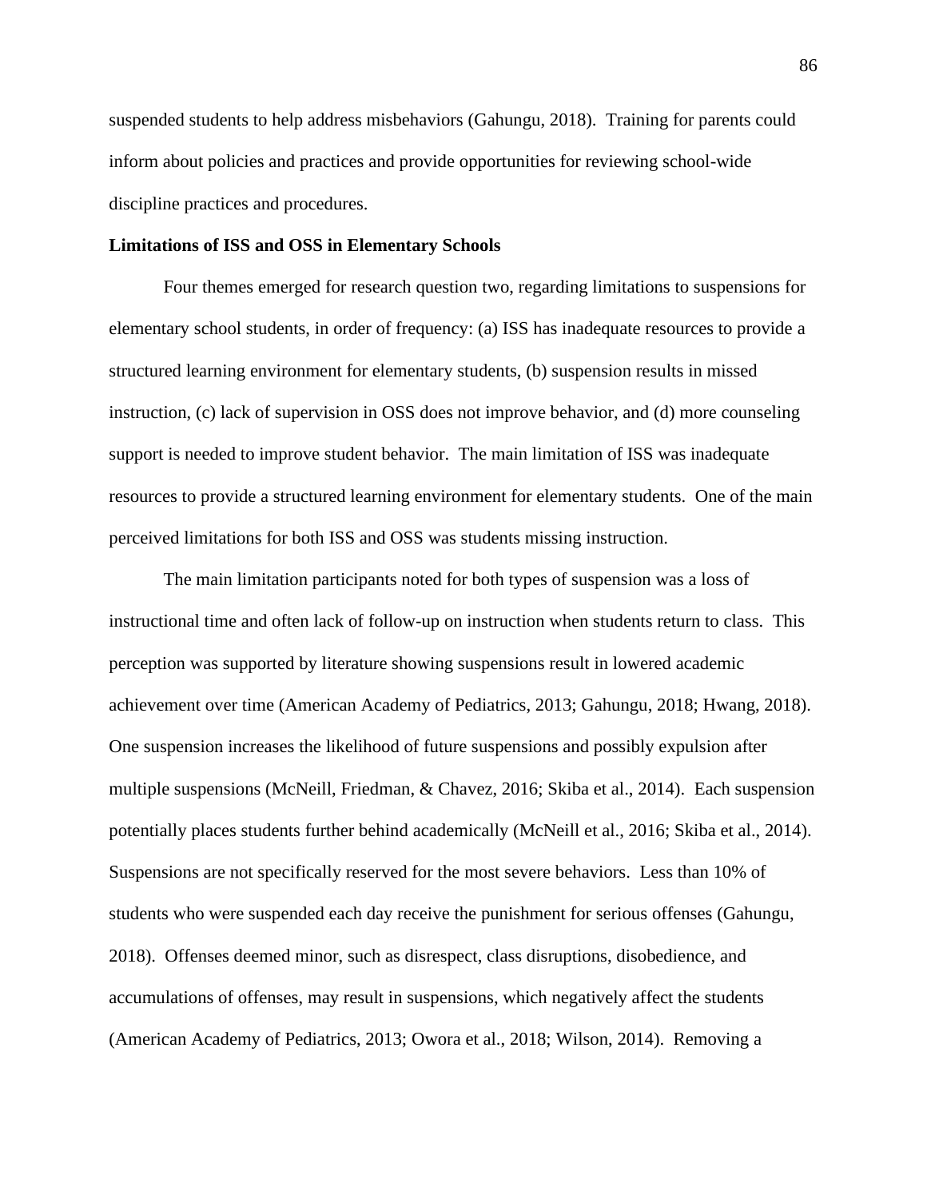suspended students to help address misbehaviors (Gahungu, 2018). Training for parents could inform about policies and practices and provide opportunities for reviewing school-wide discipline practices and procedures.

**Limitations of ISS and OSS in Elementary Schools**

Four themes emerged for research question two, regarding limitations to suspensions for elementary school students, in order of frequency: (a) ISS has inadequate resources to provide a structured learning environment for elementary students, (b) suspension results in missed instruction, (c) lack of supervision in OSS does not improve behavior, and (d) more counseling support is needed to improve student behavior. The main limitation of ISS was inadequate resources to provide a structured learning environment for elementary students. One of the main perceived limitations for both ISS and OSS was students missing instruction.

The main limitation participants noted for both types of suspension was a loss of instructional time and often lack of follow-up on instruction when students return to class. This perception was supported by literature showing suspensions result in lowered academic achievement over time (American Academy of Pediatrics, 2013; Gahungu, 2018; Hwang, 2018). One suspension increases the likelihood of future suspensions and possibly expulsion after multiple suspensions (McNeill, Friedman, & Chavez, 2016; Skiba et al., 2014). Each suspension potentially places students further behind academically (McNeill et al., 2016; Skiba et al., 2014). Suspensions are not specifically reserved for the most severe behaviors. Less than 10% of students who were suspended each day receive the punishment for serious offenses (Gahungu, 2018). Offenses deemed minor, such as disrespect, class disruptions, disobedience, and accumulations of offenses, may result in suspensions, which negatively affect the students (American Academy of Pediatrics, 2013; Owora et al., 2018; Wilson, 2014). Removing a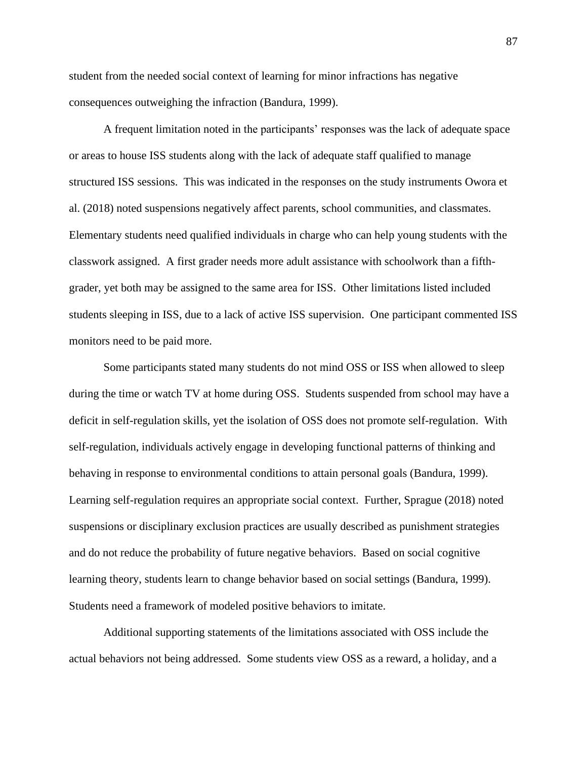student from the needed social context of learning for minor infractions has negative consequences outweighing the infraction (Bandura, 1999).

A frequent limitation noted in the participants' responses was the lack of adequate space or areas to house ISS students along with the lack of adequate staff qualified to manage structured ISS sessions. This was indicated in the responses on the study instruments Owora et al. (2018) noted suspensions negatively affect parents, school communities, and classmates. Elementary students need qualified individuals in charge who can help young students with the classwork assigned. A first grader needs more adult assistance with schoolwork than a fifth-grader, yet both may be assigned to the same area for ISS. Other limitations listed included students sleeping in ISS, due to a lack of active ISS supervision. One participant commented ISS monitors need to be paid more.

Some participants stated many students do not mind OSS or ISS when allowed to sleep during the time or watch TV at home during OSS. Students suspended from school may have a deficit in self-regulation skills, yet the isolation of OSS does not promote self-regulation. With self-regulation, individuals actively engage in developing functional patterns of thinking and behaving in response to environmental conditions to attain personal goals (Bandura, 1999). Learning self-regulation requires an appropriate social context. Further, Sprague (2018) noted suspensions or disciplinary exclusion practices are usually described as punishment strategies and do not reduce the probability of future negative behaviors. Based on social cognitive learning theory, students learn to change behavior based on social settings (Bandura, 1999). Students need a framework of modeled positive behaviors to imitate.

Additional supporting statements of the limitations associated with OSS include the actual behaviors not being addressed. Some students view OSS as a reward, a holiday, and a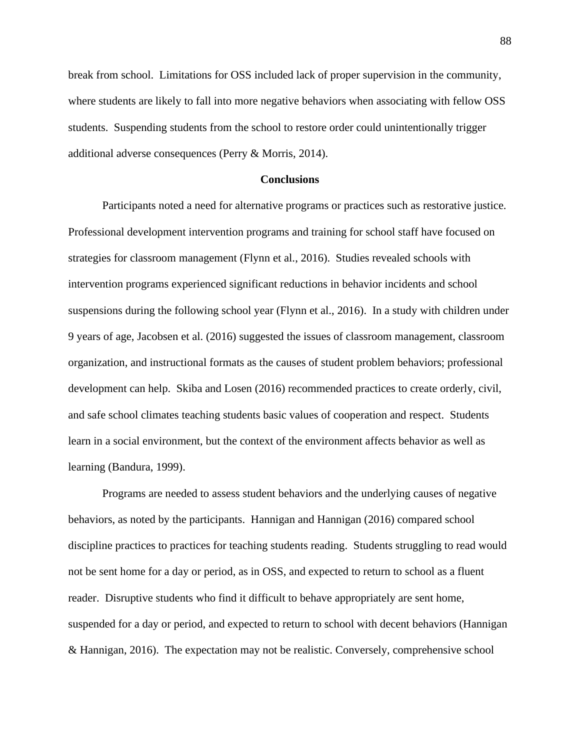break from school. Limitations for OSS included lack of proper supervision in the community, where students are likely to fall into more negative behaviors when associating with fellow OSS students. Suspending students from the school to restore order could unintentionally trigger additional adverse consequences (Perry & Morris, 2014).

## Conclusions

Participants noted a need for alternative programs or practices such as restorative justice. Professional development intervention programs and training for school staff have focused on strategies for classroom management (Flynn et al., 2016). Studies revealed schools with intervention programs experienced significant reductions in behavior incidents and school suspensions during the following school year (Flynn et al., 2016). In a study with children under 9 years of age, Jacobsen et al. (2016) suggested the issues of classroom management, classroom organization, and instructional formats as the causes of student problem behaviors; professional development can help. Skiba and Losen (2016) recommended practices to create orderly, civil, and safe school climates teaching students basic values of cooperation and respect. Students learn in a social environment, but the context of the environment affects behavior as well as learning (Bandura, 1999).

Programs are needed to assess student behaviors and the underlying causes of negative behaviors, as noted by the participants. Hannigan and Hannigan (2016) compared school discipline practices to practices for teaching students reading. Students struggling to read would not be sent home for a day or period, as in OSS, and expected to return to school as a fluent reader. Disruptive students who find it difficult to behave appropriately are sent home, suspended for a day or period, and expected to return to school with decent behaviors (Hannigan & Hannigan, 2016). The expectation may not be realistic. Conversely, comprehensive school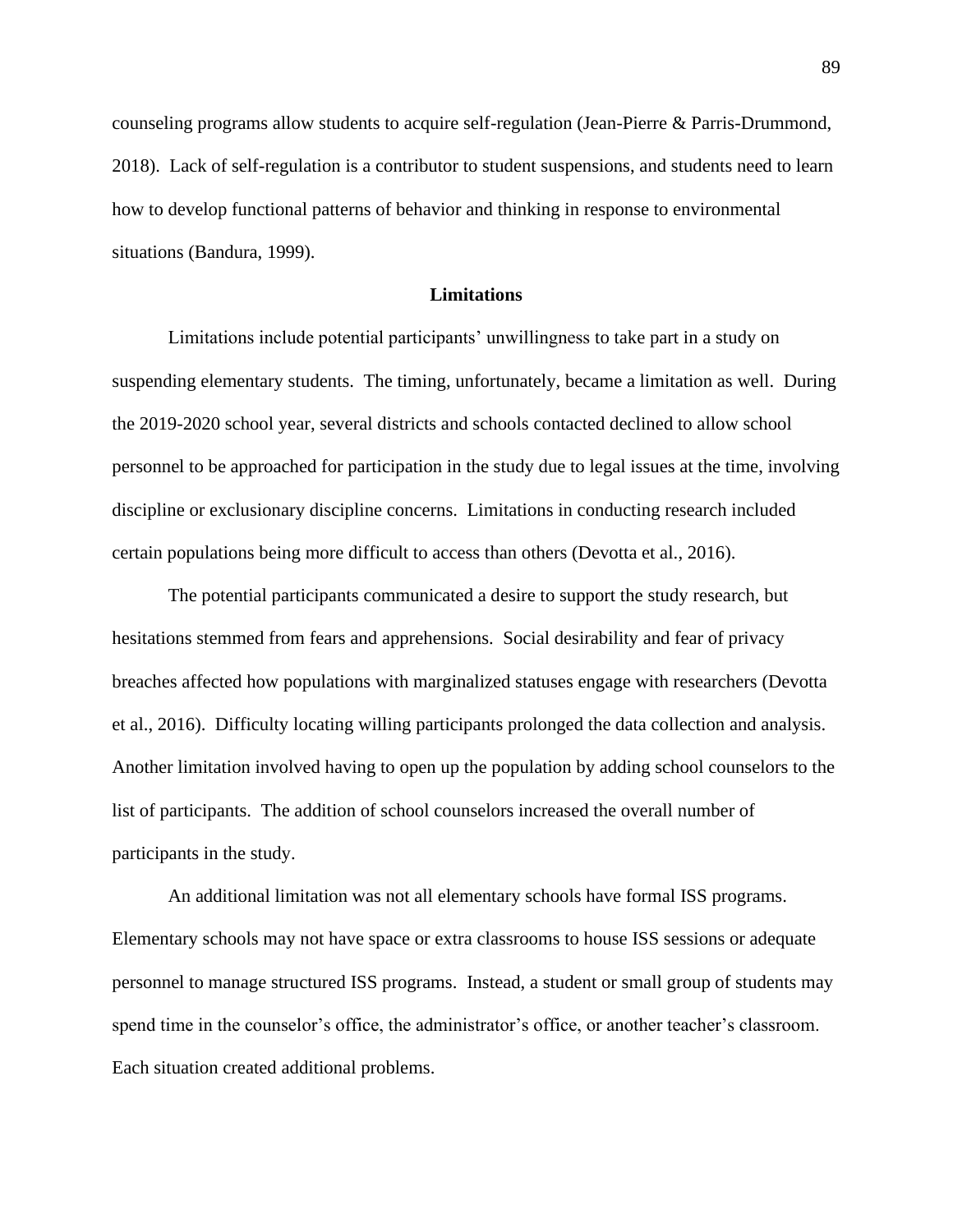counseling programs allow students to acquire self-regulation (Jean-Pierre & Parris-Drummond, 2018). Lack of self-regulation is a contributor to student suspensions, and students need to learn how to develop functional patterns of behavior and thinking in response to environmental situations (Bandura, 1999).

## Limitations

Limitations include potential participants' unwillingness to take part in a study on suspending elementary students. The timing, unfortunately, became a limitation as well. During the 2019-2020 school year, several districts and schools contacted declined to allow school personnel to be approached for participation in the study due to legal issues at the time, involving discipline or exclusionary discipline concerns. Limitations in conducting research included certain populations being more difficult to access than others (Devotta et al., 2016).

The potential participants communicated a desire to support the study research, but hesitations stemmed from fears and apprehensions. Social desirability and fear of privacy breaches affected how populations with marginalized statuses engage with researchers (Devotta et al., 2016). Difficulty locating willing participants prolonged the data collection and analysis. Another limitation involved having to open up the population by adding school counselors to the list of participants. The addition of school counselors increased the overall number of participants in the study.

An additional limitation was not all elementary schools have formal ISS programs. Elementary schools may not have space or extra classrooms to house ISS sessions or adequate personnel to manage structured ISS programs. Instead, a student or small group of students may spend time in the counselor's office, the administrator's office, or another teacher's classroom. Each situation created additional problems.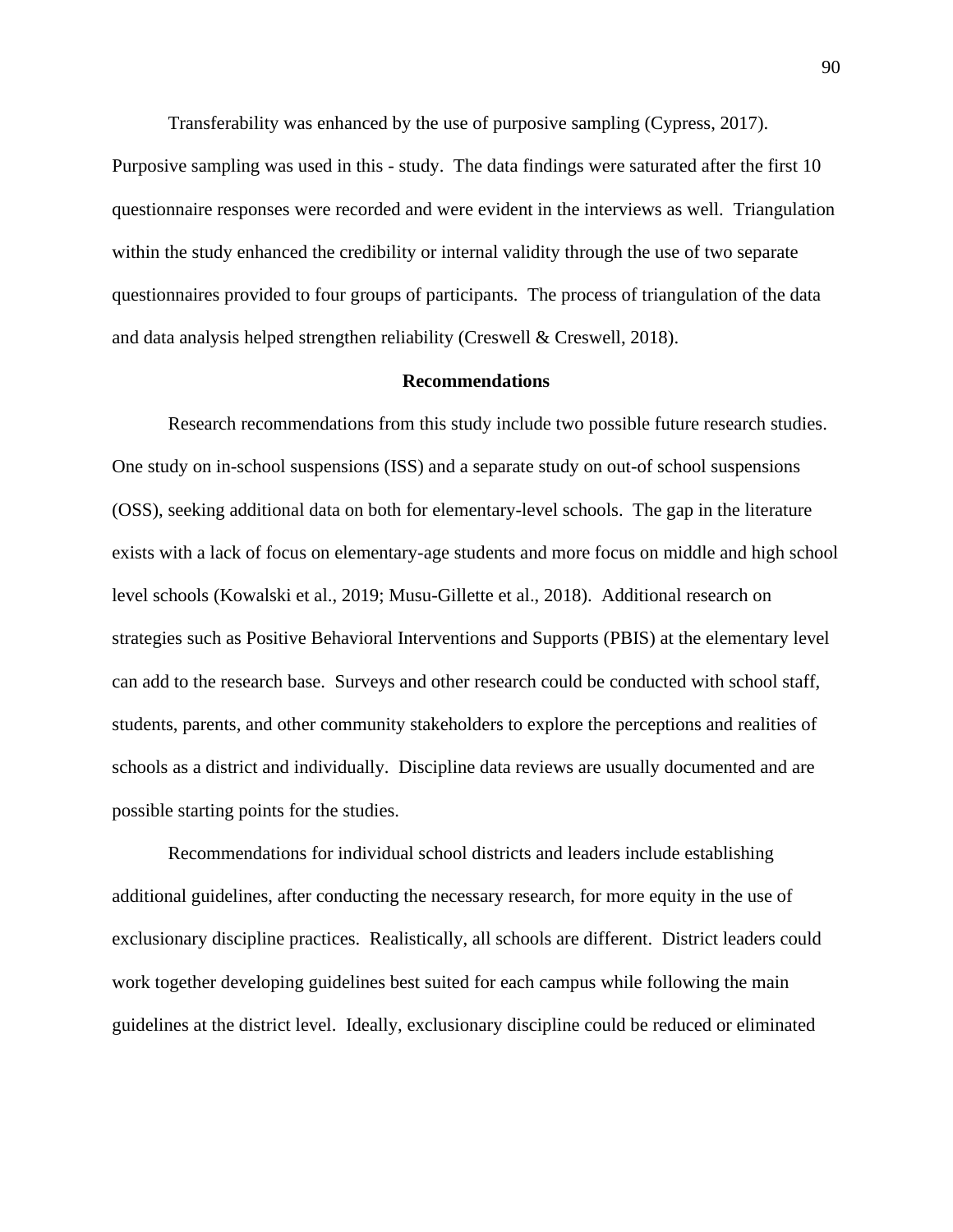Transferability was enhanced by the use of purposive sampling (Cypress, 2017). Purposive sampling was used in this - study. The data findings were saturated after the first 10 questionnaire responses were recorded and were evident in the interviews as well. Triangulation within the study enhanced the credibility or internal validity through the use of two separate questionnaires provided to four groups of participants. The process of triangulation of the data and data analysis helped strengthen reliability (Creswell & Creswell, 2018).

## Recommendations

Research recommendations from this study include two possible future research studies. One study on in-school suspensions (ISS) and a separate study on out-of school suspensions (OSS), seeking additional data on both for elementary-level schools. The gap in the literature exists with a lack of focus on elementary-age students and more focus on middle and high school level schools (Kowalski et al., 2019; Musu-Gillette et al., 2018). Additional research on strategies such as Positive Behavioral Interventions and Supports (PBIS) at the elementary level can add to the research base. Surveys and other research could be conducted with school staff, students, parents, and other community stakeholders to explore the perceptions and realities of schools as a district and individually. Discipline data reviews are usually documented and are possible starting points for the studies.

Recommendations for individual school districts and leaders include establishing additional guidelines, after conducting the necessary research, for more equity in the use of exclusionary discipline practices. Realistically, all schools are different. District leaders could work together developing guidelines best suited for each campus while following the main guidelines at the district level. Ideally, exclusionary discipline could be reduced or eliminated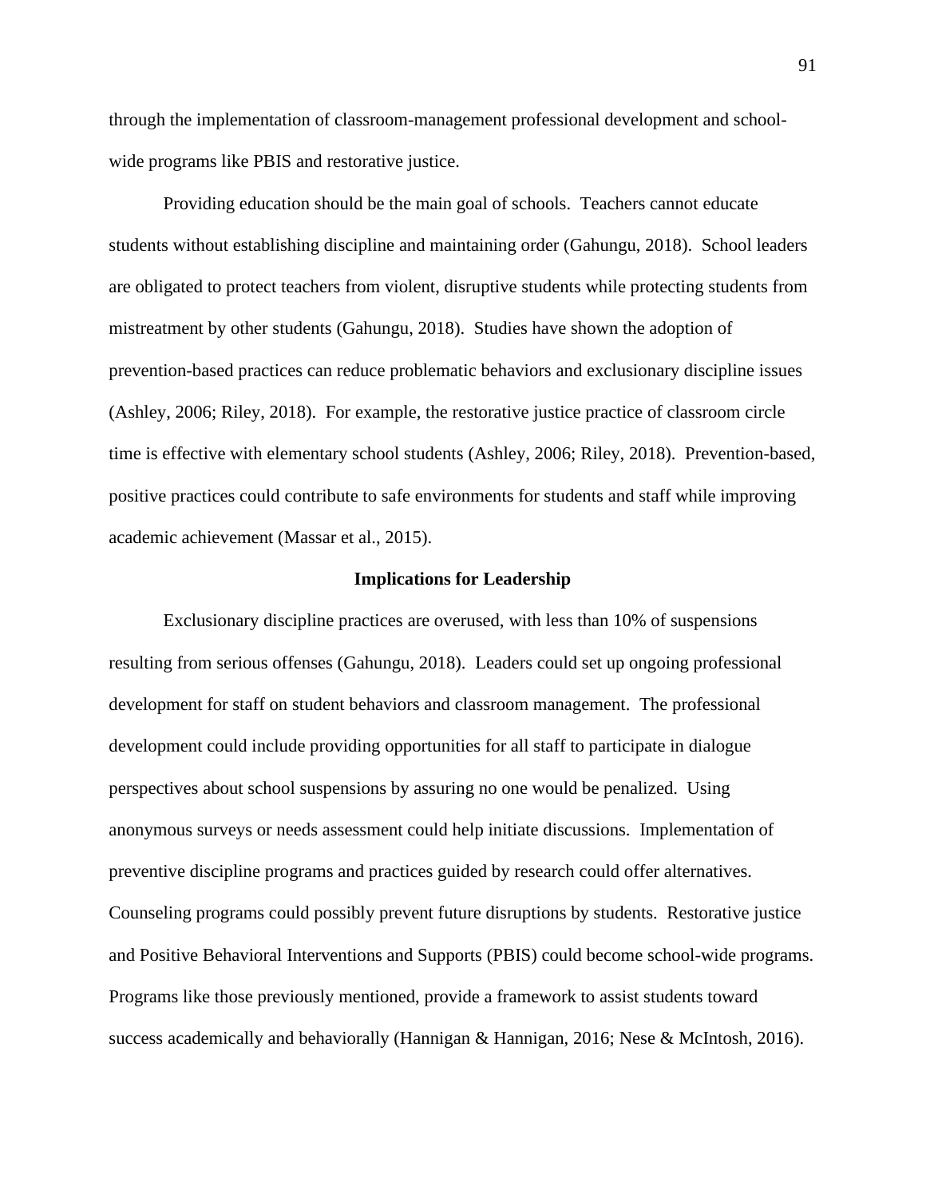through the implementation of classroom-management professional development and school-wide programs like PBIS and restorative justice.

Providing education should be the main goal of schools. Teachers cannot educate students without establishing discipline and maintaining order (Gahungu, 2018). School leaders are obligated to protect teachers from violent, disruptive students while protecting students from mistreatment by other students (Gahungu, 2018). Studies have shown the adoption of prevention-based practices can reduce problematic behaviors and exclusionary discipline issues (Ashley, 2006; Riley, 2018). For example, the restorative justice practice of classroom circle time is effective with elementary school students (Ashley, 2006; Riley, 2018). Prevention-based, positive practices could contribute to safe environments for students and staff while improving academic achievement (Massar et al., 2015).

## Implications for Leadership

Exclusionary discipline practices are overused, with less than 10% of suspensions resulting from serious offenses (Gahungu, 2018). Leaders could set up ongoing professional development for staff on student behaviors and classroom management. The professional development could include providing opportunities for all staff to participate in dialogue perspectives about school suspensions by assuring no one would be penalized. Using anonymous surveys or needs assessment could help initiate discussions. Implementation of preventive discipline programs and practices guided by research could offer alternatives. Counseling programs could possibly prevent future disruptions by students. Restorative justice and Positive Behavioral Interventions and Supports (PBIS) could become school-wide programs. Programs like those previously mentioned, provide a framework to assist students toward success academically and behaviorally (Hannigan & Hannigan, 2016; Nese & McIntosh, 2016).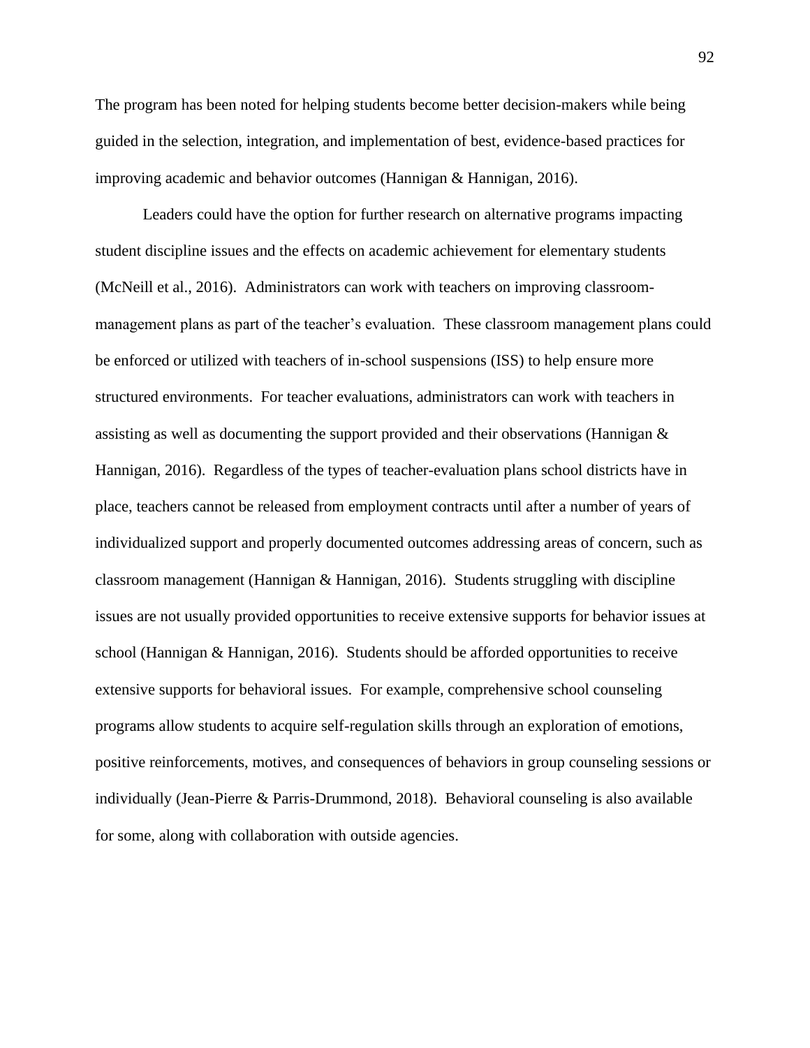The program has been noted for helping students become better decision-makers while being guided in the selection, integration, and implementation of best, evidence-based practices for improving academic and behavior outcomes (Hannigan & Hannigan, 2016).

Leaders could have the option for further research on alternative programs impacting student discipline issues and the effects on academic achievement for elementary students (McNeill et al., 2016). Administrators can work with teachers on improving classroom-management plans as part of the teacher's evaluation. These classroom management plans could be enforced or utilized with teachers of in-school suspensions (ISS) to help ensure more structured environments. For teacher evaluations, administrators can work with teachers in assisting as well as documenting the support provided and their observations (Hannigan & Hannigan, 2016). Regardless of the types of teacher-evaluation plans school districts have in place, teachers cannot be released from employment contracts until after a number of years of individualized support and properly documented outcomes addressing areas of concern, such as classroom management (Hannigan & Hannigan, 2016). Students struggling with discipline issues are not usually provided opportunities to receive extensive supports for behavior issues at school (Hannigan & Hannigan, 2016). Students should be afforded opportunities to receive extensive supports for behavioral issues. For example, comprehensive school counseling programs allow students to acquire self-regulation skills through an exploration of emotions, positive reinforcements, motives, and consequences of behaviors in group counseling sessions or individually (Jean-Pierre & Parris-Drummond, 2018). Behavioral counseling is also available for some, along with collaboration with outside agencies.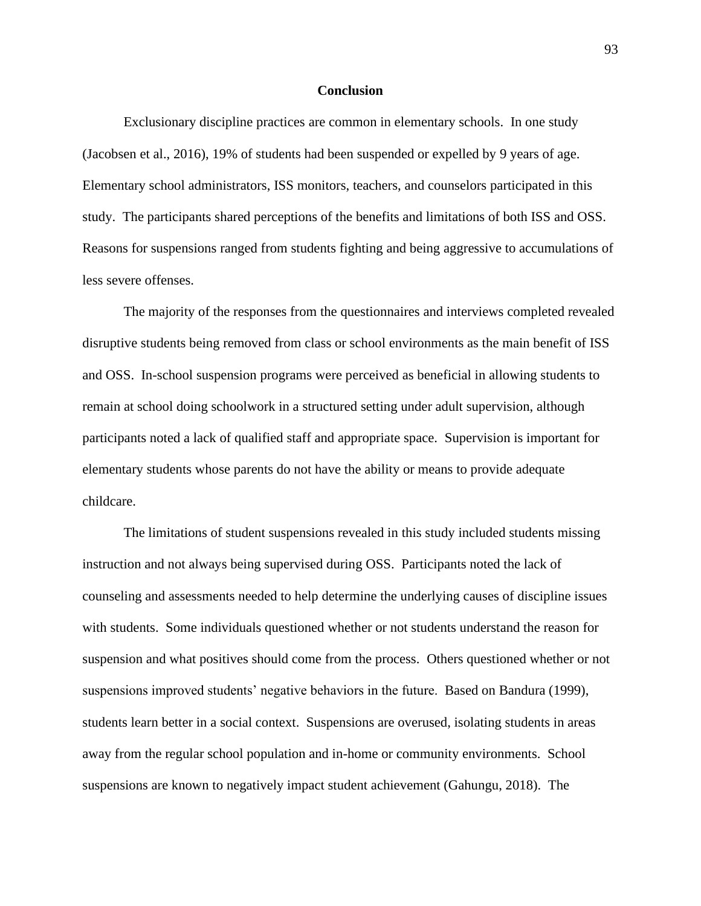## Conclusion

Exclusionary discipline practices are common in elementary schools. In one study (Jacobsen et al., 2016), 19% of students had been suspended or expelled by 9 years of age. Elementary school administrators, ISS monitors, teachers, and counselors participated in this study. The participants shared perceptions of the benefits and limitations of both ISS and OSS. Reasons for suspensions ranged from students fighting and being aggressive to accumulations of less severe offenses.

The majority of the responses from the questionnaires and interviews completed revealed disruptive students being removed from class or school environments as the main benefit of ISS and OSS. In-school suspension programs were perceived as beneficial in allowing students to remain at school doing schoolwork in a structured setting under adult supervision, although participants noted a lack of qualified staff and appropriate space. Supervision is important for elementary students whose parents do not have the ability or means to provide adequate childcare.

The limitations of student suspensions revealed in this study included students missing instruction and not always being supervised during OSS. Participants noted the lack of counseling and assessments needed to help determine the underlying causes of discipline issues with students. Some individuals questioned whether or not students understand the reason for suspension and what positives should come from the process. Others questioned whether or not suspensions improved students' negative behaviors in the future. Based on Bandura (1999), students learn better in a social context. Suspensions are overused, isolating students in areas away from the regular school population and in-home or community environments. School suspensions are known to negatively impact student achievement (Gahungu, 2018). The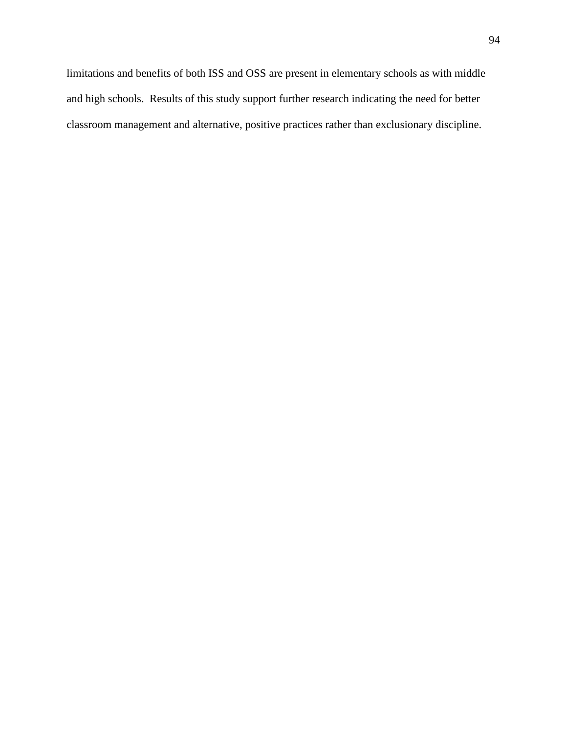limitations and benefits of both ISS and OSS are present in elementary schools as with middle and high schools. Results of this study support further research indicating the need for better classroom management and alternative, positive practices rather than exclusionary discipline.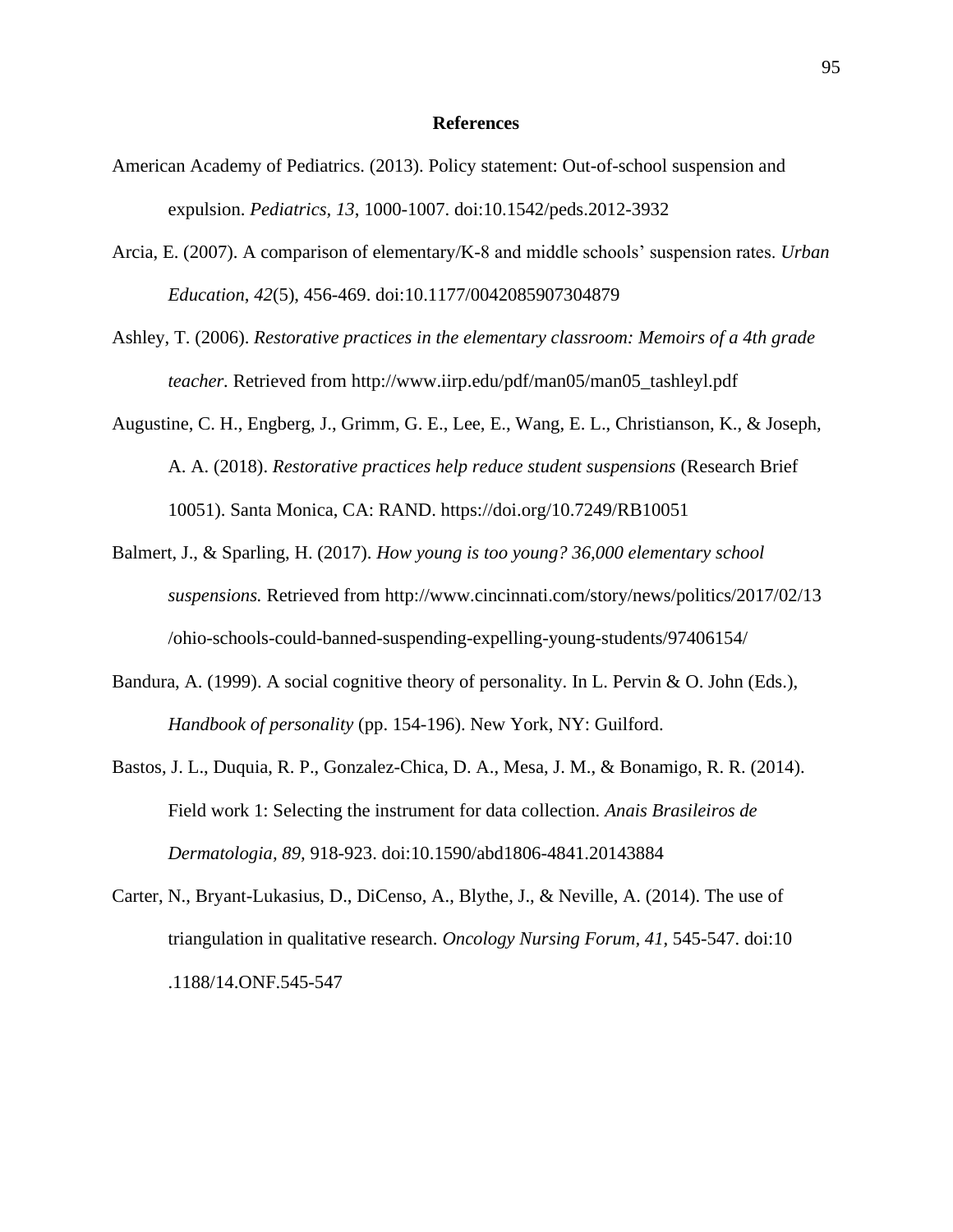# References

American Academy of Pediatrics. (2013). Policy statement: Out-of-school suspension and expulsion. *Pediatrics, 13,* 1000-1007. doi:10.1542/peds.2012-3932

Arcia, E. (2007). A comparison of elementary/K-8 and middle schools' suspension rates. *Urban Education*, *42*(5), 456-469. doi:10.1177/0042085907304879

Ashley, T. (2006). *Restorative practices in the elementary classroom: Memoirs of a 4th grade teacher.* Retrieved from http://www.iirp.edu/pdf/man05/man05_tashleyl.pdf

Augustine, C. H., Engberg, J., Grimm, G. E., Lee, E., Wang, E. L., Christianson, K., & Joseph, A. A. (2018). *Restorative practices help reduce student suspensions* (Research Brief 10051). Santa Monica, CA: RAND. https://doi.org/10.7249/RB10051

Balmert, J., & Sparling, H. (2017). *How young is too young? 36,000 elementary school suspensions.* Retrieved from http://www.cincinnati.com/story/news/politics/2017/02/13/ohio-schools-could-banned-suspending-expelling-young-students/97406154/

Bandura, A. (1999). A social cognitive theory of personality. In L. Pervin & O. John (Eds.), *Handbook of personality* (pp. 154-196). New York, NY: Guilford.

Bastos, J. L., Duquia, R. P., Gonzalez-Chica, D. A., Mesa, J. M., & Bonamigo, R. R. (2014). Field work 1: Selecting the instrument for data collection. *Anais Brasileiros de Dermatologia, 89,* 918-923. doi:10.1590/abd1806-4841.20143884

Carter, N., Bryant-Lukasius, D., DiCenso, A., Blythe, J., & Neville, A. (2014). The use of triangulation in qualitative research. *Oncology Nursing Forum, 41*, 545-547. doi:10.1188/14.ONF.545-547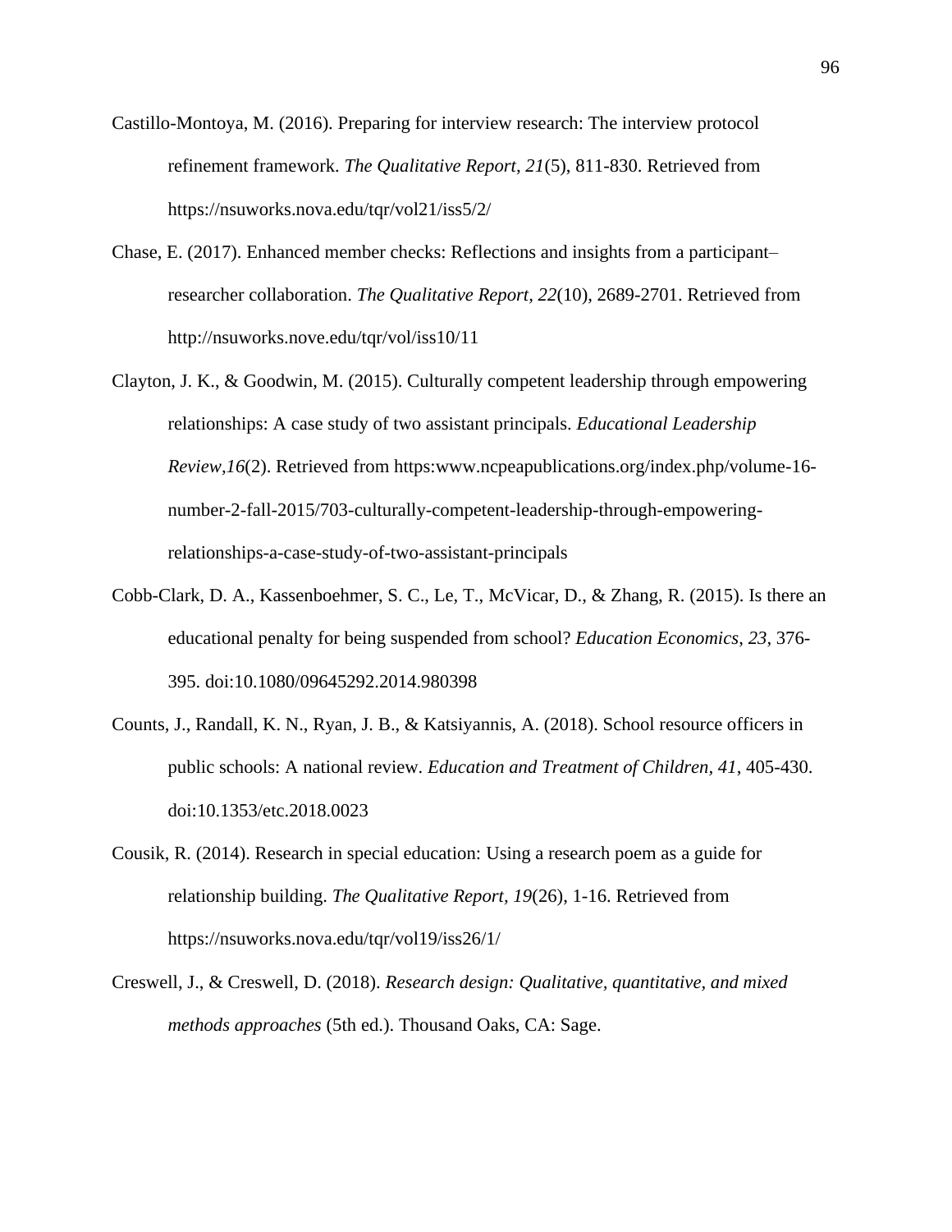Castillo-Montoya, M. (2016). Preparing for interview research: The interview protocol refinement framework. *The Qualitative Report, 21*(5), 811-830. Retrieved from https://nsuworks.nova.edu/tqr/vol21/iss5/2/

Chase, E. (2017). Enhanced member checks: Reflections and insights from a participant–researcher collaboration. *The Qualitative Report, 22*(10), 2689-2701. Retrieved from http://nsuworks.nove.edu/tqr/vol/iss10/11

Clayton, J. K., & Goodwin, M. (2015). Culturally competent leadership through empowering relationships: A case study of two assistant principals. *Educational Leadership Review,16*(2). Retrieved from https:www.ncpeapublications.org/index.php/volume-16-number-2-fall-2015/703-culturally-competent-leadership-through-empowering-relationships-a-case-study-of-two-assistant-principals

Cobb-Clark, D. A., Kassenboehmer, S. C., Le, T., McVicar, D., & Zhang, R. (2015). Is there an educational penalty for being suspended from school? *Education Economics, 23*, 376-395. doi:10.1080/09645292.2014.980398

Counts, J., Randall, K. N., Ryan, J. B., & Katsiyannis, A. (2018). School resource officers in public schools: A national review. *Education and Treatment of Children, 41*, 405-430. doi:10.1353/etc.2018.0023

Cousik, R. (2014). Research in special education: Using a research poem as a guide for relationship building. *The Qualitative Report, 19*(26), 1-16. Retrieved from https://nsuworks.nova.edu/tqr/vol19/iss26/1/

Creswell, J., & Creswell, D. (2018). *Research design: Qualitative, quantitative, and mixed methods approaches* (5th ed.). Thousand Oaks, CA: Sage.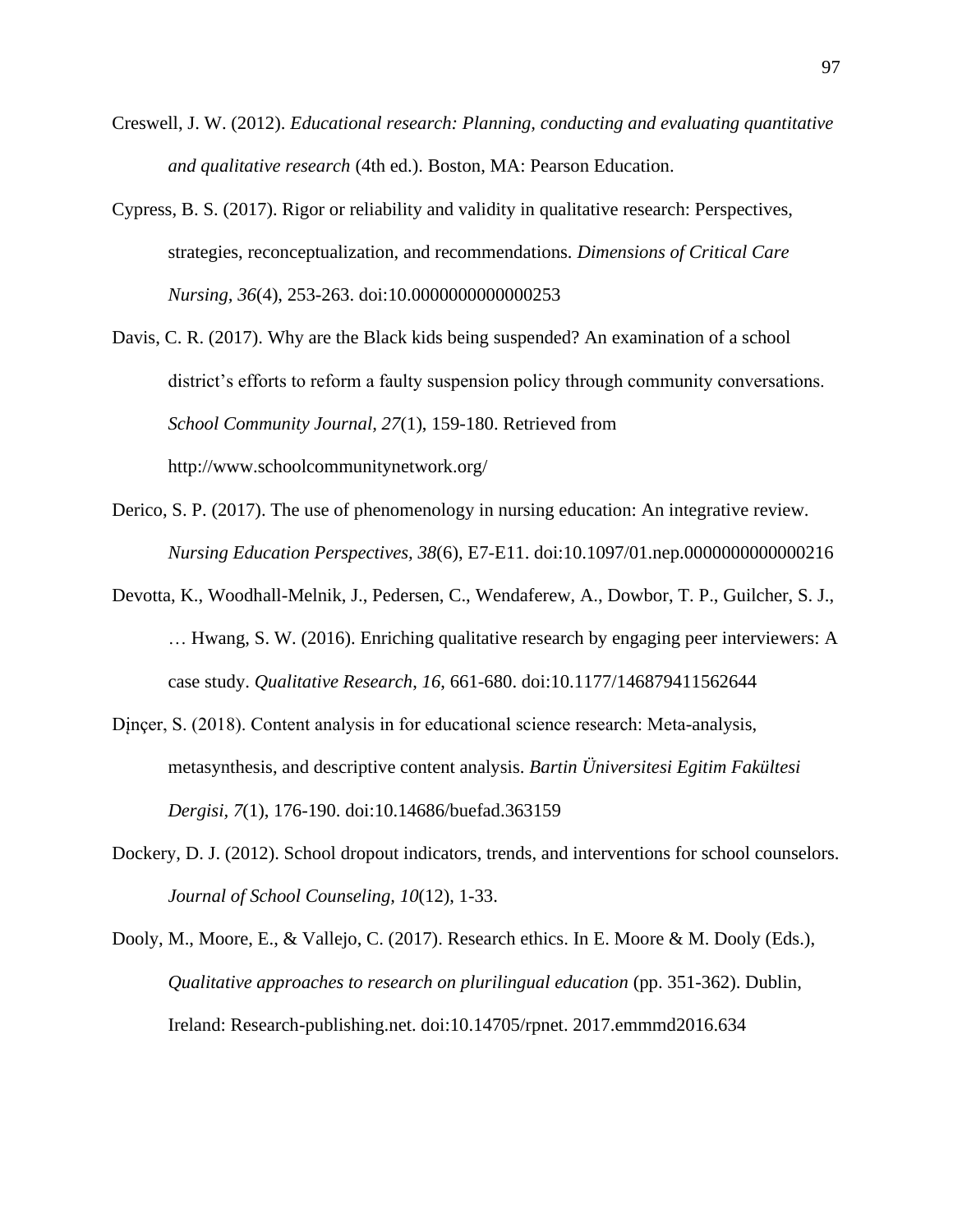Creswell, J. W. (2012). *Educational research: Planning, conducting and evaluating quantitative and qualitative research* (4th ed.). Boston, MA: Pearson Education.

Cypress, B. S. (2017). Rigor or reliability and validity in qualitative research: Perspectives, strategies, reconceptualization, and recommendations. *Dimensions of Critical Care Nursing, 36*(4), 253-263. doi:10.0000000000000253

Davis, C. R. (2017). Why are the Black kids being suspended? An examination of a school district's efforts to reform a faulty suspension policy through community conversations. *School Community Journal, 27*(1), 159-180. Retrieved from http://www.schoolcommunitynetwork.org/

Derico, S. P. (2017). The use of phenomenology in nursing education: An integrative review. *Nursing Education Perspectives, 38*(6), E7-E11. doi:10.1097/01.nep.0000000000000216

Devotta, K., Woodhall-Melnik, J., Pedersen, C., Wendaferew, A., Dowbor, T. P., Guilcher, S. J., … Hwang, S. W. (2016). Enriching qualitative research by engaging peer interviewers: A case study. *Qualitative Research, 16*, 661-680. doi:10.1177/146879411562644

Dịnçer, S. (2018). Content analysis in for educational science research: Meta-analysis, metasynthesis, and descriptive content analysis. *Bartin Üniversitesi Egitim Fakültesi Dergisi, 7*(1), 176-190. doi:10.14686/buefad.363159

Dockery, D. J. (2012). School dropout indicators, trends, and interventions for school counselors. *Journal of School Counseling, 10*(12), 1-33.

Dooly, M., Moore, E., & Vallejo, C. (2017). Research ethics. In E. Moore & M. Dooly (Eds.), *Qualitative approaches to research on plurilingual education* (pp. 351-362). Dublin, Ireland: Research-publishing.net. doi:10.14705/rpnet. 2017.emmmd2016.634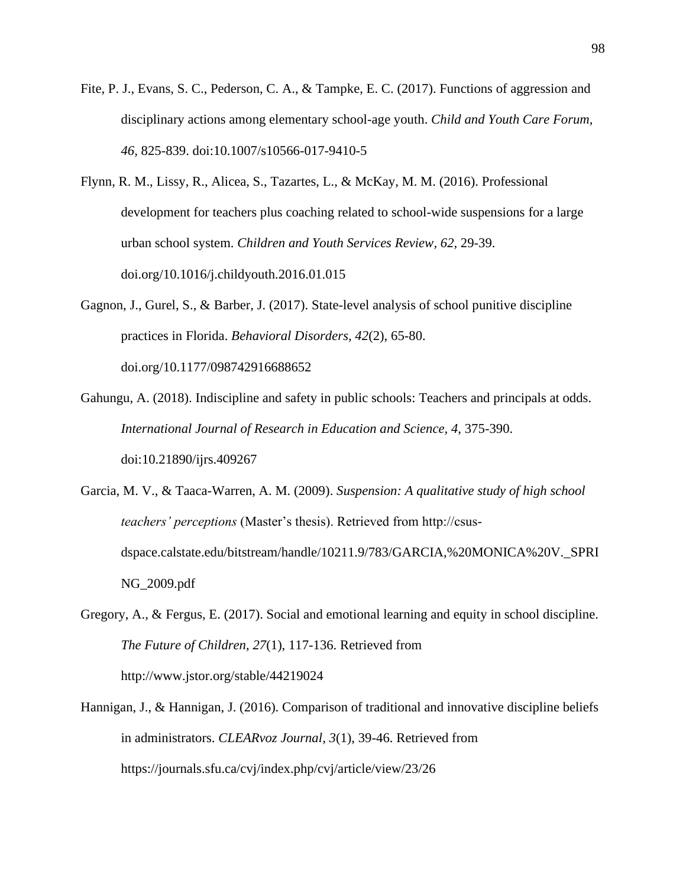Fite, P. J., Evans, S. C., Pederson, C. A., & Tampke, E. C. (2017). Functions of aggression and disciplinary actions among elementary school-age youth. *Child and Youth Care Forum, 46,* 825-839. doi:10.1007/s10566-017-9410-5

Flynn, R. M., Lissy, R., Alicea, S., Tazartes, L., & McKay, M. M. (2016). Professional development for teachers plus coaching related to school-wide suspensions for a large urban school system. *Children and Youth Services Review, 62,* 29-39. doi.org/10.1016/j.childyouth.2016.01.015

Gagnon, J., Gurel, S., & Barber, J. (2017). State-level analysis of school punitive discipline practices in Florida. *Behavioral Disorders, 42*(2), 65-80. doi.org/10.1177/098742916688652

Gahungu, A. (2018). Indiscipline and safety in public schools: Teachers and principals at odds. *International Journal of Research in Education and Science, 4*, 375-390. doi:10.21890/ijrs.409267

Garcia, M. V., & Taaca-Warren, A. M. (2009). *Suspension: A qualitative study of high school teachers' perceptions* (Master's thesis). Retrieved from http://csus-dspace.calstate.edu/bitstream/handle/10211.9/783/GARCIA,%20MONICA%20V._SPRING_2009.pdf

Gregory, A., & Fergus, E. (2017). Social and emotional learning and equity in school discipline. *The Future of Children*, *27*(1), 117-136. Retrieved from http://www.jstor.org/stable/44219024

Hannigan, J., & Hannigan, J. (2016). Comparison of traditional and innovative discipline beliefs in administrators. *CLEARvoz Journal, 3*(1), 39-46. Retrieved from https://journals.sfu.ca/cvj/index.php/cvj/article/view/23/26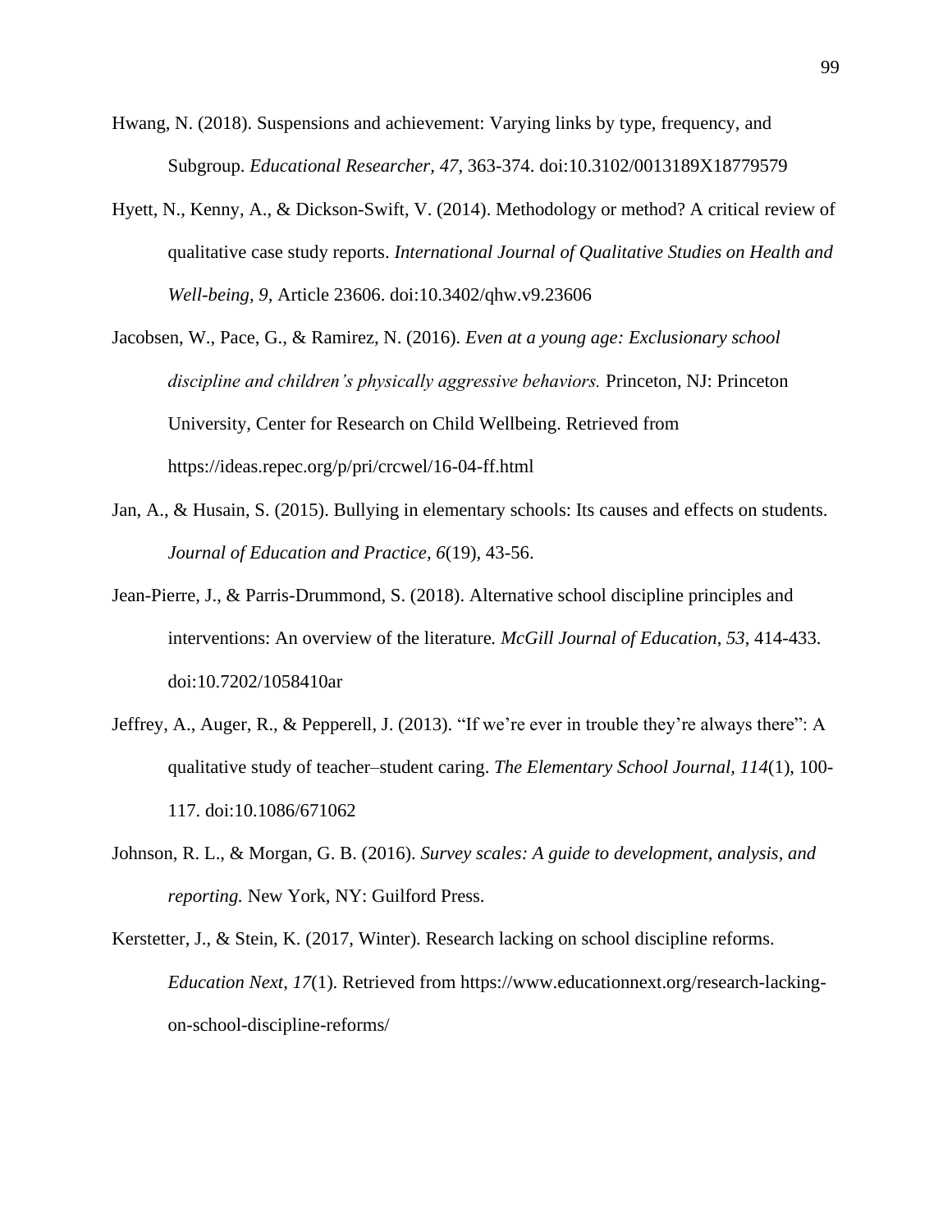Hwang, N. (2018). Suspensions and achievement: Varying links by type, frequency, and Subgroup. *Educational Researcher, 47*, 363-374. doi:10.3102/0013189X18779579

Hyett, N., Kenny, A., & Dickson-Swift, V. (2014). Methodology or method? A critical review of qualitative case study reports. *International Journal of Qualitative Studies on Health and Well-being, 9,* Article 23606. doi:10.3402/qhw.v9.23606

Jacobsen, W., Pace, G., & Ramirez, N. (2016). *Even at a young age: Exclusionary school discipline and children's physically aggressive behaviors.* Princeton, NJ: Princeton University, Center for Research on Child Wellbeing. Retrieved from https://ideas.repec.org/p/pri/crcwel/16-04-ff.html

Jan, A., & Husain, S. (2015). Bullying in elementary schools: Its causes and effects on students. *Journal of Education and Practice, 6*(19), 43-56.

Jean-Pierre, J., & Parris-Drummond, S. (2018). Alternative school discipline principles and interventions: An overview of the literature*. McGill Journal of Education, 53*, 414-433. doi:10.7202/1058410ar

Jeffrey, A., Auger, R., & Pepperell, J. (2013). "If we're ever in trouble they're always there": A qualitative study of teacher–student caring. *The Elementary School Journal, 114*(1), 100-117. doi:10.1086/671062

Johnson, R. L., & Morgan, G. B. (2016). *Survey scales: A guide to development, analysis, and reporting.* New York, NY: Guilford Press.

Kerstetter, J., & Stein, K. (2017, Winter). Research lacking on school discipline reforms. *Education Next*, *17*(1). Retrieved from https://www.educationnext.org/research-lacking-on-school-discipline-reforms/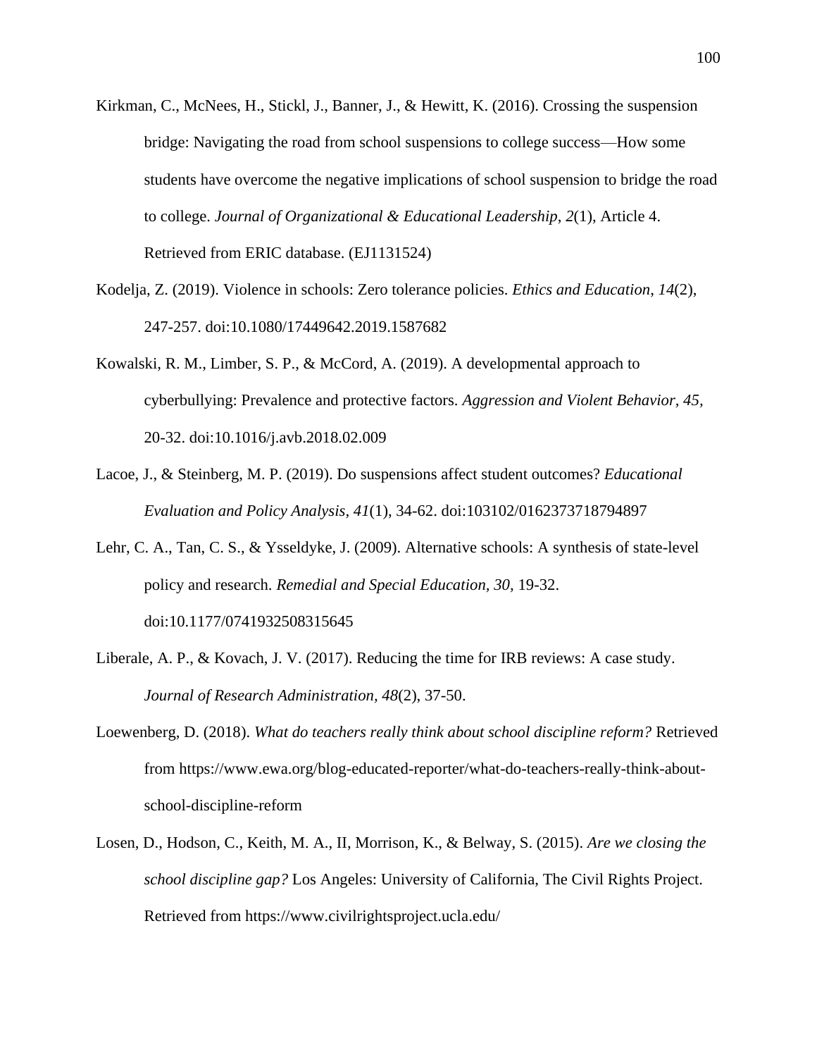Kirkman, C., McNees, H., Stickl, J., Banner, J., & Hewitt, K. (2016). Crossing the suspension bridge: Navigating the road from school suspensions to college success—How some students have overcome the negative implications of school suspension to bridge the road to college. *Journal of Organizational & Educational Leadership*, *2*(1), Article 4. Retrieved from ERIC database. (EJ1131524)

Kodelja, Z. (2019). Violence in schools: Zero tolerance policies. *Ethics and Education*, *14*(2), 247-257. doi:10.1080/17449642.2019.1587682

Kowalski, R. M., Limber, S. P., & McCord, A. (2019). A developmental approach to cyberbullying: Prevalence and protective factors. *Aggression and Violent Behavior, 45,* 20-32. doi:10.1016/j.avb.2018.02.009

Lacoe, J., & Steinberg, M. P. (2019). Do suspensions affect student outcomes? *Educational Evaluation and Policy Analysis, 41*(1), 34-62. doi:103102/0162373718794897

Lehr, C. A., Tan, C. S., & Ysseldyke, J. (2009). Alternative schools: A synthesis of state-level policy and research. *Remedial and Special Education, 30,* 19-32. doi:10.1177/0741932508315645

Liberale, A. P., & Kovach, J. V. (2017). Reducing the time for IRB reviews: A case study. *Journal of Research Administration, 48*(2), 37-50.

Loewenberg, D. (2018). *What do teachers really think about school discipline reform?* Retrieved from https://www.ewa.org/blog-educated-reporter/what-do-teachers-really-think-about-school-discipline-reform

Losen, D., Hodson, C., Keith, M. A., II, Morrison, K., & Belway, S. (2015). *Are we closing the school discipline gap?* Los Angeles: University of California, The Civil Rights Project. Retrieved from https://www.civilrightsproject.ucla.edu/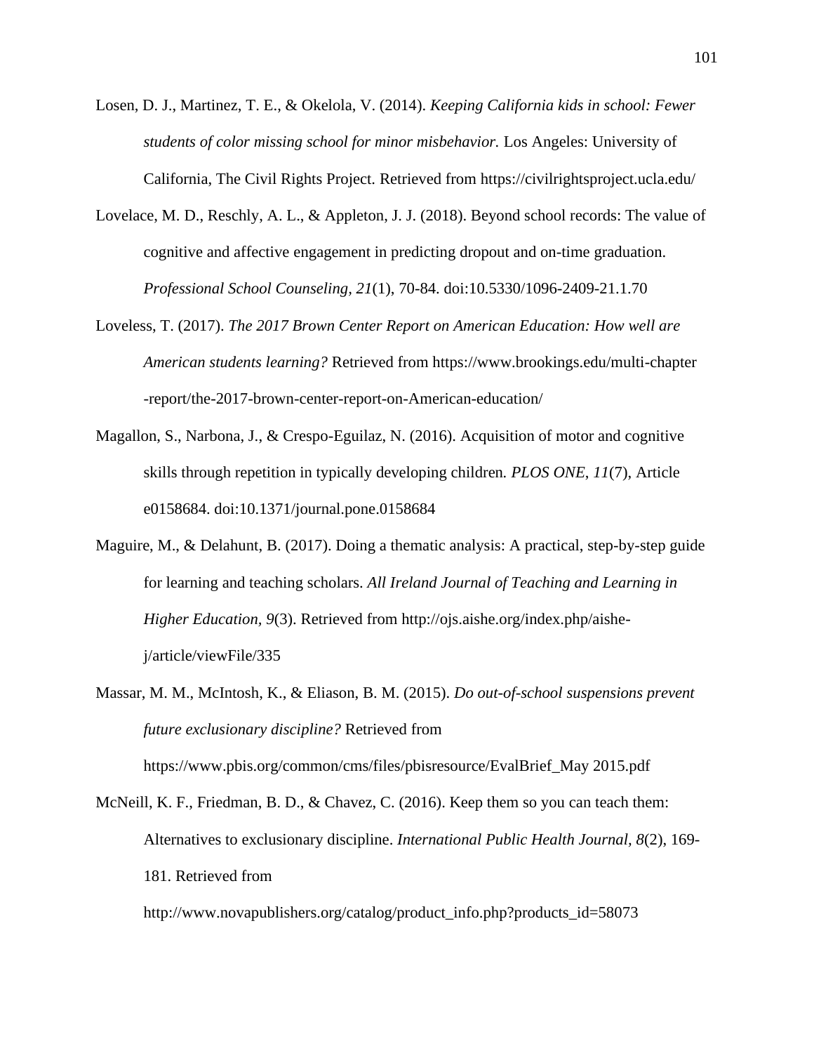Losen, D. J., Martinez, T. E., & Okelola, V. (2014). *Keeping California kids in school: Fewer students of color missing school for minor misbehavior.* Los Angeles: University of California, The Civil Rights Project. Retrieved from https://civilrightsproject.ucla.edu/

Lovelace, M. D., Reschly, A. L., & Appleton, J. J. (2018). Beyond school records: The value of cognitive and affective engagement in predicting dropout and on-time graduation. *Professional School Counseling, 21*(1), 70-84. doi:10.5330/1096-2409-21.1.70

Loveless, T. (2017). *The 2017 Brown Center Report on American Education: How well are American students learning?* Retrieved from https://www.brookings.edu/multi-chapter-report/the-2017-brown-center-report-on-American-education/

Magallon, S., Narbona, J., & Crespo-Eguilaz, N. (2016). Acquisition of motor and cognitive skills through repetition in typically developing children. *PLOS ONE*, *11*(7), Article e0158684. doi:10.1371/journal.pone.0158684

Maguire, M., & Delahunt, B. (2017). Doing a thematic analysis: A practical, step-by-step guide for learning and teaching scholars. *All Ireland Journal of Teaching and Learning in Higher Education, 9*(3). Retrieved from http://ojs.aishe.org/index.php/aishe-j/article/viewFile/335

Massar, M. M., McIntosh, K., & Eliason, B. M. (2015). *Do out-of-school suspensions prevent future exclusionary discipline?* Retrieved from https://www.pbis.org/common/cms/files/pbisresource/EvalBrief_May 2015.pdf

McNeill, K. F., Friedman, B. D., & Chavez, C. (2016). Keep them so you can teach them: Alternatives to exclusionary discipline. *International Public Health Journal, 8*(2), 169-181. Retrieved from http://www.novapublishers.org/catalog/product_info.php?products_id=58073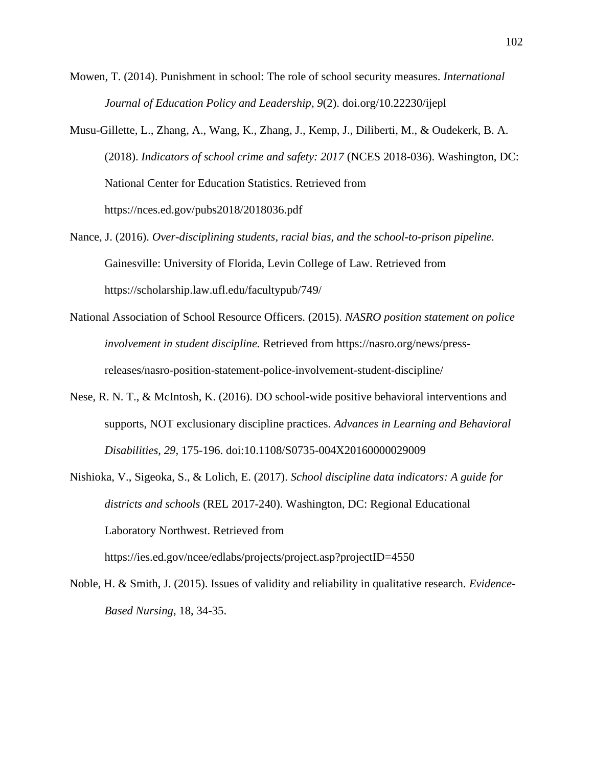Mowen, T. (2014). Punishment in school: The role of school security measures. *International Journal of Education Policy and Leadership, 9*(2). doi.org/10.22230/ijepl

Musu-Gillette, L., Zhang, A., Wang, K., Zhang, J., Kemp, J., Diliberti, M., & Oudekerk, B. A. (2018). *Indicators of school crime and safety: 2017* (NCES 2018-036). Washington, DC: National Center for Education Statistics. Retrieved from https://nces.ed.gov/pubs2018/2018036.pdf

Nance, J. (2016). *Over-disciplining students, racial bias, and the school-to-prison pipeline.* Gainesville: University of Florida, Levin College of Law. Retrieved from https://scholarship.law.ufl.edu/facultypub/749/

National Association of School Resource Officers. (2015). *NASRO position statement on police involvement in student discipline.* Retrieved from https://nasro.org/news/press-releases/nasro-position-statement-police-involvement-student-discipline/

Nese, R. N. T., & McIntosh, K. (2016). DO school-wide positive behavioral interventions and supports, NOT exclusionary discipline practices. *Advances in Learning and Behavioral Disabilities, 29*, 175-196. doi:10.1108/S0735-004X20160000029009

Nishioka, V., Sigeoka, S., & Lolich, E. (2017). *School discipline data indicators: A guide for districts and schools* (REL 2017-240). Washington, DC: Regional Educational Laboratory Northwest. Retrieved from https://ies.ed.gov/ncee/edlabs/projects/project.asp?projectID=4550

Noble, H. & Smith, J. (2015). Issues of validity and reliability in qualitative research. *Evidence-Based Nursing*, 18, 34-35.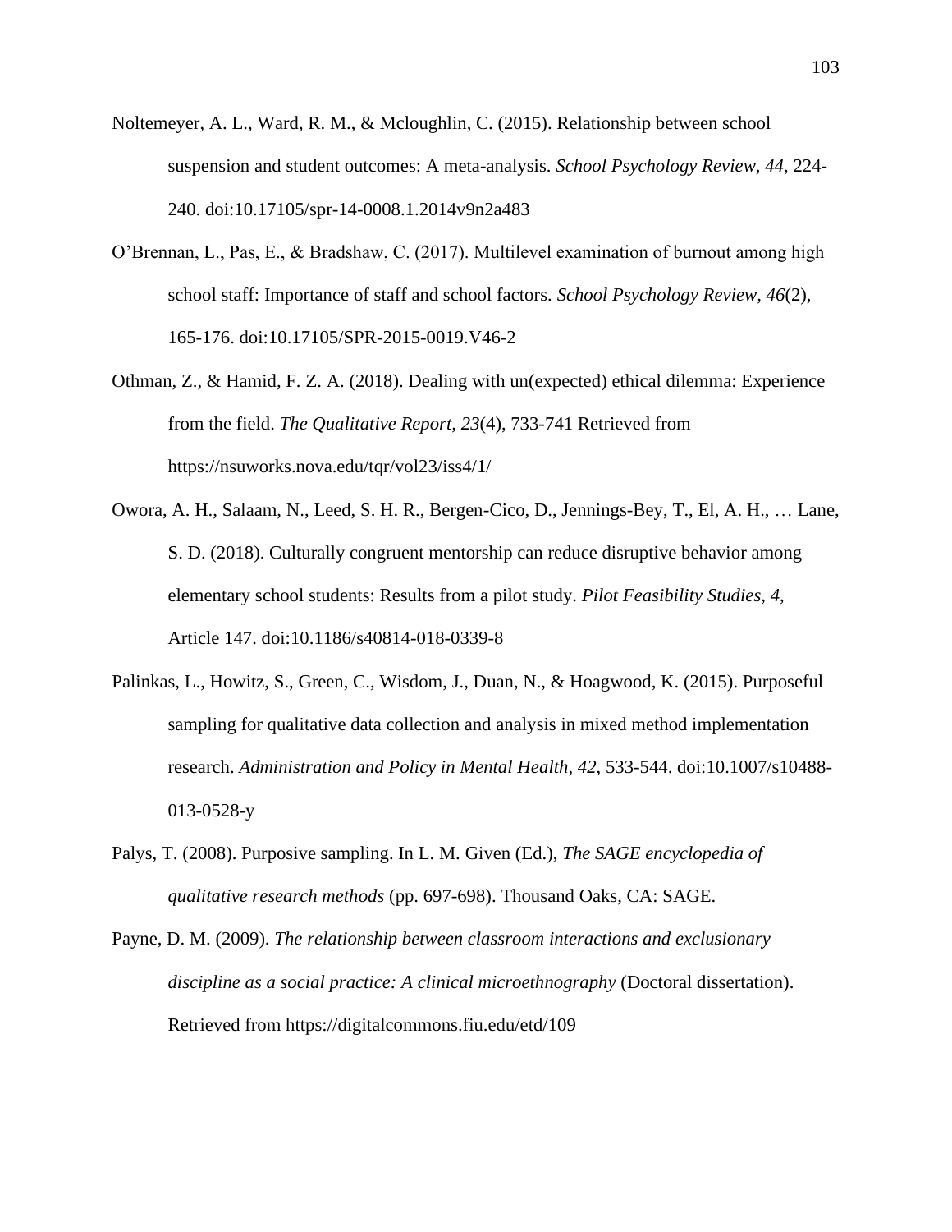Noltemeyer, A. L., Ward, R. M., & Mcloughlin, C. (2015). Relationship between school suspension and student outcomes: A meta-analysis. *School Psychology Review, 44*, 224-240. doi:10.17105/spr-14-0008.1.2014v9n2a483

O'Brennan, L., Pas, E., & Bradshaw, C. (2017). Multilevel examination of burnout among high school staff: Importance of staff and school factors. *School Psychology Review*, *46*(2), 165-176. doi:10.17105/SPR-2015-0019.V46-2

Othman, Z., & Hamid, F. Z. A. (2018). Dealing with un(expected) ethical dilemma: Experience from the field. *The Qualitative Report, 23*(4), 733-741 Retrieved from https://nsuworks.nova.edu/tqr/vol23/iss4/1/

Owora, A. H., Salaam, N., Leed, S. H. R., Bergen-Cico, D., Jennings-Bey, T., El, A. H., … Lane, S. D. (2018). Culturally congruent mentorship can reduce disruptive behavior among elementary school students: Results from a pilot study. *Pilot Feasibility Studies, 4*, Article 147. doi:10.1186/s40814-018-0339-8

Palinkas, L., Howitz, S., Green, C., Wisdom, J., Duan, N., & Hoagwood, K. (2015). Purposeful sampling for qualitative data collection and analysis in mixed method implementation research. *Administration and Policy in Mental Health*, *42*, 533-544. doi:10.1007/s10488-013-0528-y

Palys, T. (2008). Purposive sampling. In L. M. Given (Ed.), *The SAGE encyclopedia of qualitative research methods* (pp. 697-698). Thousand Oaks, CA: SAGE.

Payne, D. M. (2009). *The relationship between classroom interactions and exclusionary discipline as a social practice: A clinical microethnography* (Doctoral dissertation). Retrieved from https://digitalcommons.fiu.edu/etd/109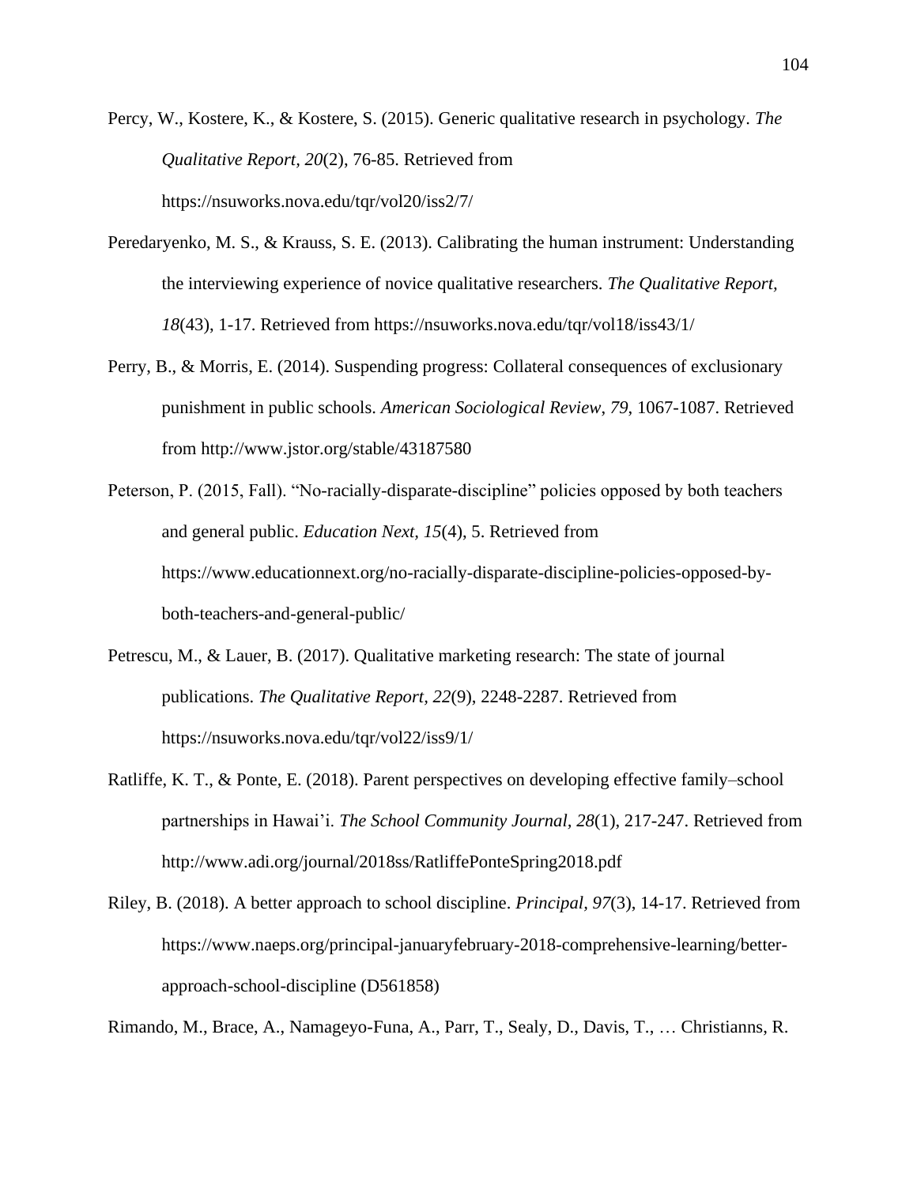Percy, W., Kostere, K., & Kostere, S. (2015). Generic qualitative research in psychology. *The Qualitative Report, 20*(2), 76-85. Retrieved from https://nsuworks.nova.edu/tqr/vol20/iss2/7/

Peredaryenko, M. S., & Krauss, S. E. (2013). Calibrating the human instrument: Understanding the interviewing experience of novice qualitative researchers. *The Qualitative Report, 18*(43), 1-17. Retrieved from https://nsuworks.nova.edu/tqr/vol18/iss43/1/

Perry, B., & Morris, E. (2014). Suspending progress: Collateral consequences of exclusionary punishment in public schools. *American Sociological Review, 79*, 1067-1087. Retrieved from http://www.jstor.org/stable/43187580

Peterson, P. (2015, Fall). "No-racially-disparate-discipline" policies opposed by both teachers and general public. *Education Next, 15*(4), 5. Retrieved from https://www.educationnext.org/no-racially-disparate-discipline-policies-opposed-by-both-teachers-and-general-public/

Petrescu, M., & Lauer, B. (2017). Qualitative marketing research: The state of journal publications. *The Qualitative Report, 22*(9), 2248-2287. Retrieved from https://nsuworks.nova.edu/tqr/vol22/iss9/1/

Ratliffe, K. T., & Ponte, E. (2018). Parent perspectives on developing effective family–school partnerships in Hawai'i. *The School Community Journal, 28*(1), 217-247. Retrieved from http://www.adi.org/journal/2018ss/RatliffePonteSpring2018.pdf

Riley, B. (2018). A better approach to school discipline. *Principal, 97*(3), 14-17. Retrieved from https://www.naeps.org/principal-januaryfebruary-2018-comprehensive-learning/better-approach-school-discipline (D561858)

Rimando, M., Brace, A., Namageyo-Funa, A., Parr, T., Sealy, D., Davis, T., … Christianns, R.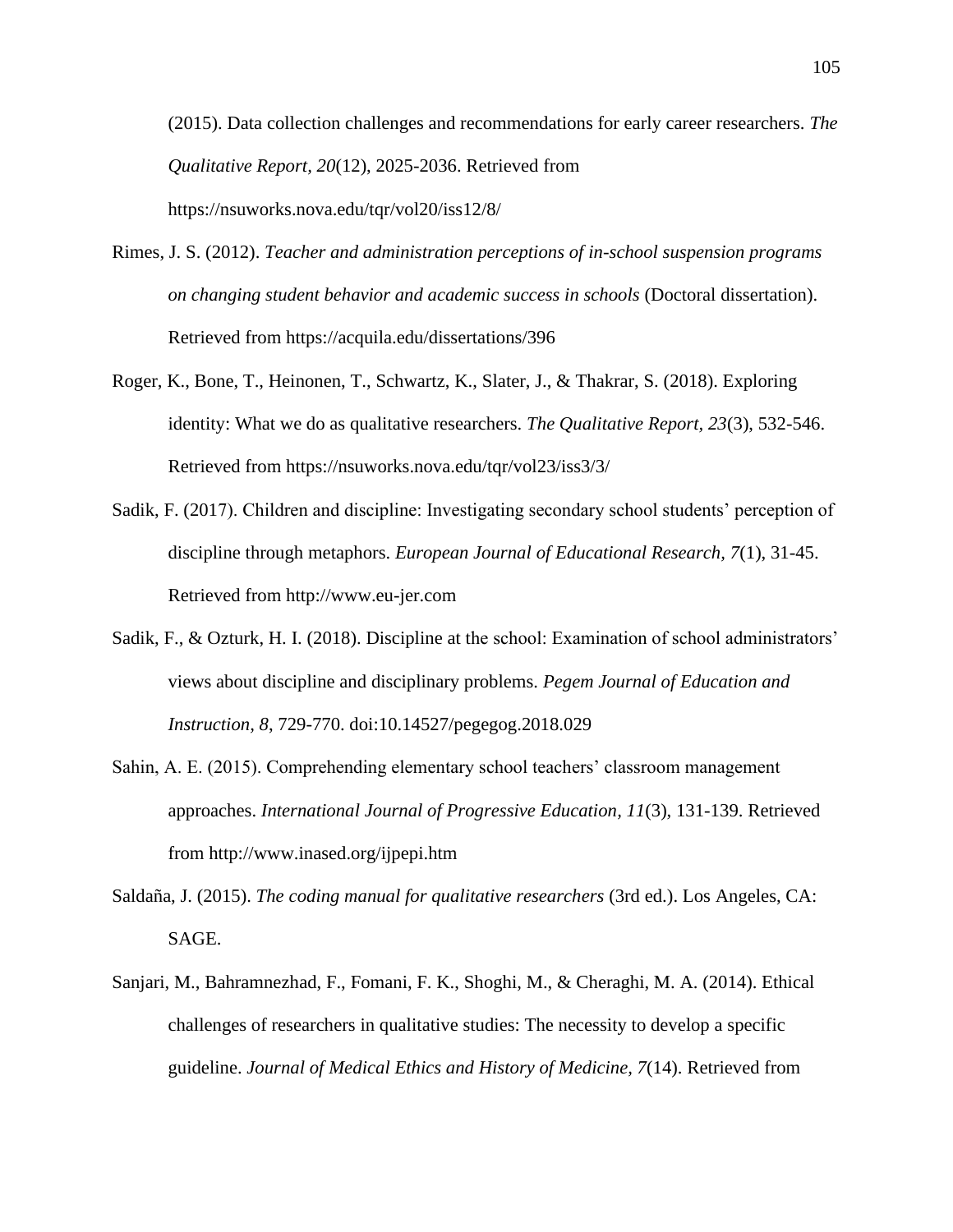(2015). Data collection challenges and recommendations for early career researchers. *The Qualitative Report, 20*(12), 2025-2036. Retrieved from https://nsuworks.nova.edu/tqr/vol20/iss12/8/

Rimes, J. S. (2012). *Teacher and administration perceptions of in-school suspension programs on changing student behavior and academic success in schools* (Doctoral dissertation). Retrieved from https://acquila.edu/dissertations/396

Roger, K., Bone, T., Heinonen, T., Schwartz, K., Slater, J., & Thakrar, S. (2018). Exploring identity: What we do as qualitative researchers. *The Qualitative Report, 23*(3), 532-546. Retrieved from https://nsuworks.nova.edu/tqr/vol23/iss3/3/

Sadik, F. (2017). Children and discipline: Investigating secondary school students' perception of discipline through metaphors. *European Journal of Educational Research, 7*(1), 31-45. Retrieved from http://www.eu-jer.com

Sadik, F., & Ozturk, H. I. (2018). Discipline at the school: Examination of school administrators' views about discipline and disciplinary problems. *Pegem Journal of Education and Instruction, 8*, 729-770. doi:10.14527/pegegog.2018.029

Sahin, A. E. (2015). Comprehending elementary school teachers' classroom management approaches. *International Journal of Progressive Education, 11*(3), 131-139. Retrieved from http://www.inased.org/ijpepi.htm

Saldaña, J. (2015). *The coding manual for qualitative researchers* (3rd ed.). Los Angeles, CA: SAGE.

Sanjari, M., Bahramnezhad, F., Fomani, F. K., Shoghi, M., & Cheraghi, M. A. (2014). Ethical challenges of researchers in qualitative studies: The necessity to develop a specific guideline. *Journal of Medical Ethics and History of Medicine, 7*(14). Retrieved from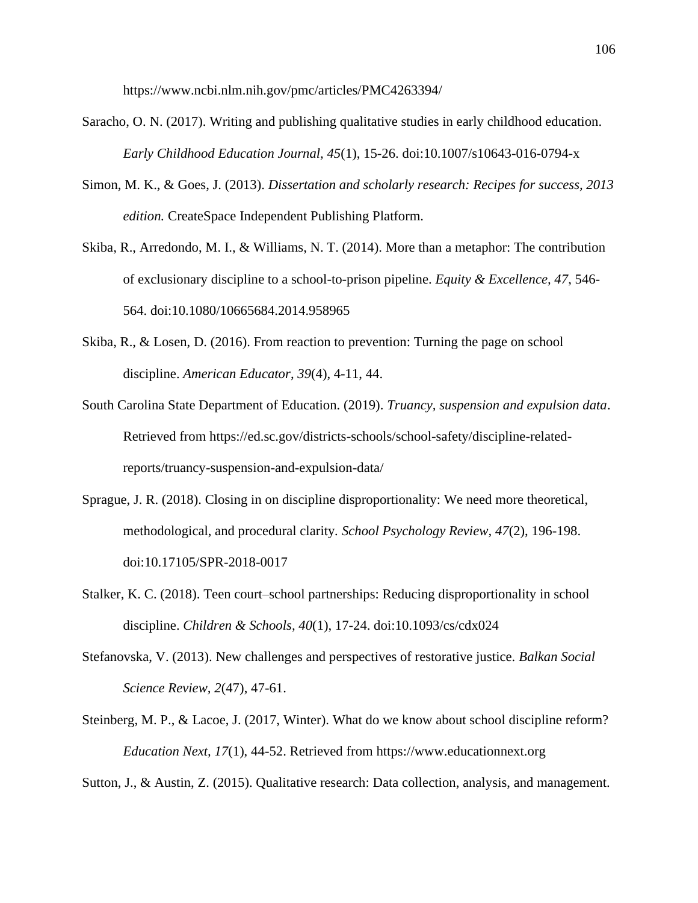https://www.ncbi.nlm.nih.gov/pmc/articles/PMC4263394/

Saracho, O. N. (2017). Writing and publishing qualitative studies in early childhood education. *Early Childhood Education Journal*, *45*(1), 15-26. doi:10.1007/s10643-016-0794-x

Simon, M. K., & Goes, J. (2013). *Dissertation and scholarly research: Recipes for success, 2013 edition.* CreateSpace Independent Publishing Platform.

Skiba, R., Arredondo, M. I., & Williams, N. T. (2014). More than a metaphor: The contribution of exclusionary discipline to a school-to-prison pipeline. *Equity & Excellence*, *47*, 546-564. doi:10.1080/10665684.2014.958965

Skiba, R., & Losen, D. (2016). From reaction to prevention: Turning the page on school discipline. *American Educator*, *39*(4), 4-11, 44.

South Carolina State Department of Education. (2019). *Truancy, suspension and expulsion data*. Retrieved from https://ed.sc.gov/districts-schools/school-safety/discipline-related-reports/truancy-suspension-and-expulsion-data/

Sprague, J. R. (2018). Closing in on discipline disproportionality: We need more theoretical, methodological, and procedural clarity. *School Psychology Review, 47*(2), 196-198. doi:10.17105/SPR-2018-0017

Stalker, K. C. (2018). Teen court–school partnerships: Reducing disproportionality in school discipline. *Children & Schools*, *40*(1), 17-24. doi:10.1093/cs/cdx024

Stefanovska, V. (2013). New challenges and perspectives of restorative justice. *Balkan Social Science Review*, *2*(47), 47-61.

Steinberg, M. P., & Lacoe, J. (2017, Winter). What do we know about school discipline reform? *Education Next, 17*(1), 44-52. Retrieved from https://www.educationnext.org

Sutton, J., & Austin, Z. (2015). Qualitative research: Data collection, analysis, and management.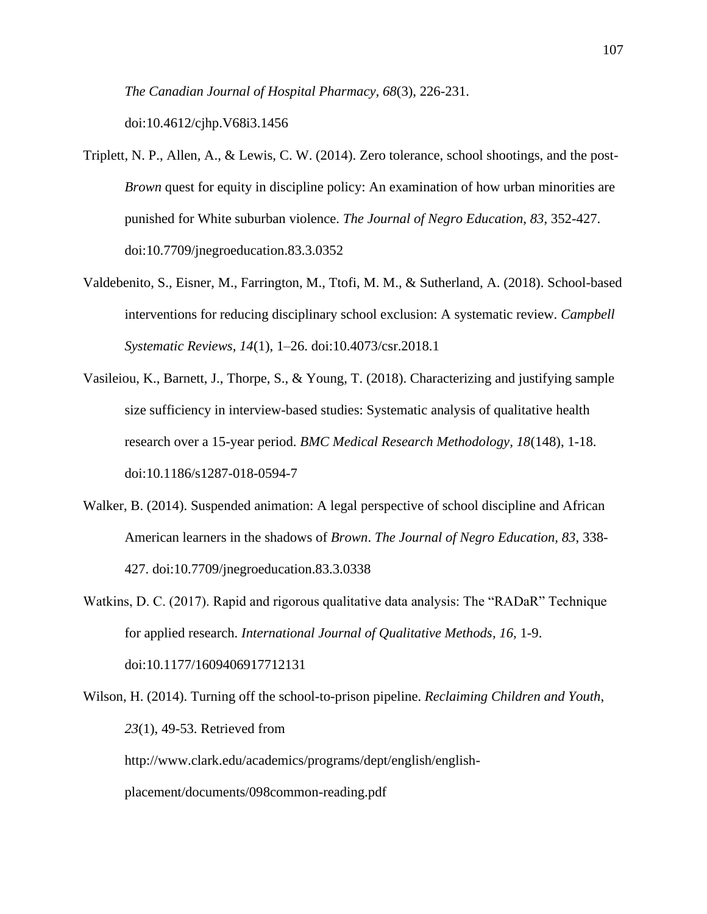*The Canadian Journal of Hospital Pharmacy, 68*(3), 226-231. doi:10.4612/cjhp.V68i3.1456

Triplett, N. P., Allen, A., & Lewis, C. W. (2014). Zero tolerance, school shootings, and the post-*Brown* quest for equity in discipline policy: An examination of how urban minorities are punished for White suburban violence. *The Journal of Negro Education, 83*, 352-427. doi:10.7709/jnegroeducation.83.3.0352

Valdebenito, S., Eisner, M., Farrington, M., Ttofi, M. M., & Sutherland, A. (2018). School-based interventions for reducing disciplinary school exclusion: A systematic review. *Campbell Systematic Reviews, 14*(1), 1–26. doi:10.4073/csr.2018.1

Vasileiou, K., Barnett, J., Thorpe, S., & Young, T. (2018). Characterizing and justifying sample size sufficiency in interview-based studies: Systematic analysis of qualitative health research over a 15-year period. *BMC Medical Research Methodology, 18*(148), 1-18. doi:10.1186/s1287-018-0594-7

Walker, B. (2014). Suspended animation: A legal perspective of school discipline and African American learners in the shadows of *Brown*. *The Journal of Negro Education, 83*, 338-427. doi:10.7709/jnegroeducation.83.3.0338

Watkins, D. C. (2017). Rapid and rigorous qualitative data analysis: The "RADaR" Technique for applied research. *International Journal of Qualitative Methods, 16*, 1-9. doi:10.1177/1609406917712131

Wilson, H. (2014). Turning off the school-to-prison pipeline. *Reclaiming Children and Youth*, *23*(1), 49-53. Retrieved from http://www.clark.edu/academics/programs/dept/english/english-placement/documents/098common-reading.pdf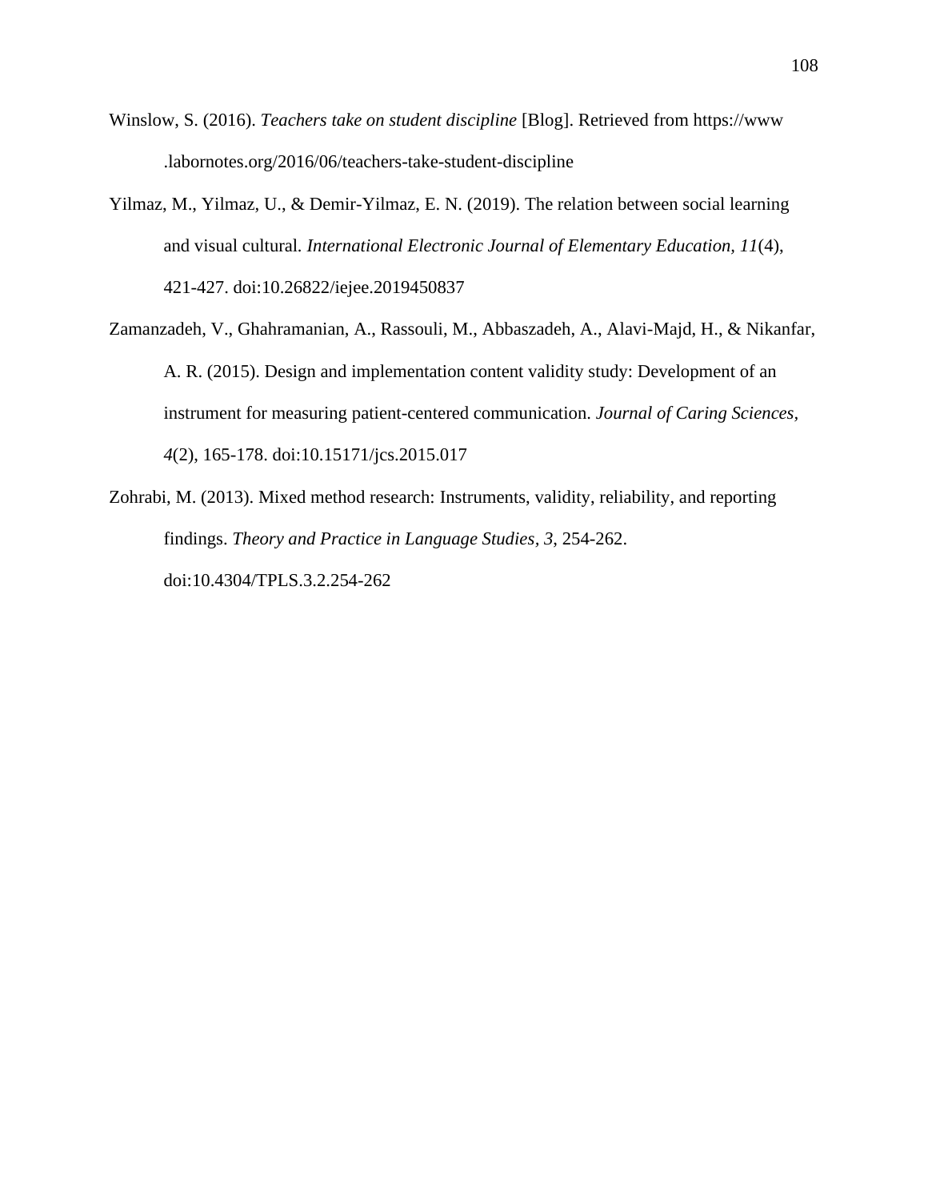Winslow, S. (2016). *Teachers take on student discipline* [Blog]. Retrieved from https://www.labornotes.org/2016/06/teachers-take-student-discipline

Yilmaz, M., Yilmaz, U., & Demir-Yilmaz, E. N. (2019). The relation between social learning and visual cultural. *International Electronic Journal of Elementary Education, 11*(4), 421-427. doi:10.26822/iejee.2019450837

Zamanzadeh, V., Ghahramanian, A., Rassouli, M., Abbaszadeh, A., Alavi-Majd, H., & Nikanfar, A. R. (2015). Design and implementation content validity study: Development of an instrument for measuring patient-centered communication. *Journal of Caring Sciences, 4*(2), 165-178. doi:10.15171/jcs.2015.017

Zohrabi, M. (2013). Mixed method research: Instruments, validity, reliability, and reporting findings. *Theory and Practice in Language Studies, 3*, 254-262. doi:10.4304/TPLS.3.2.254-262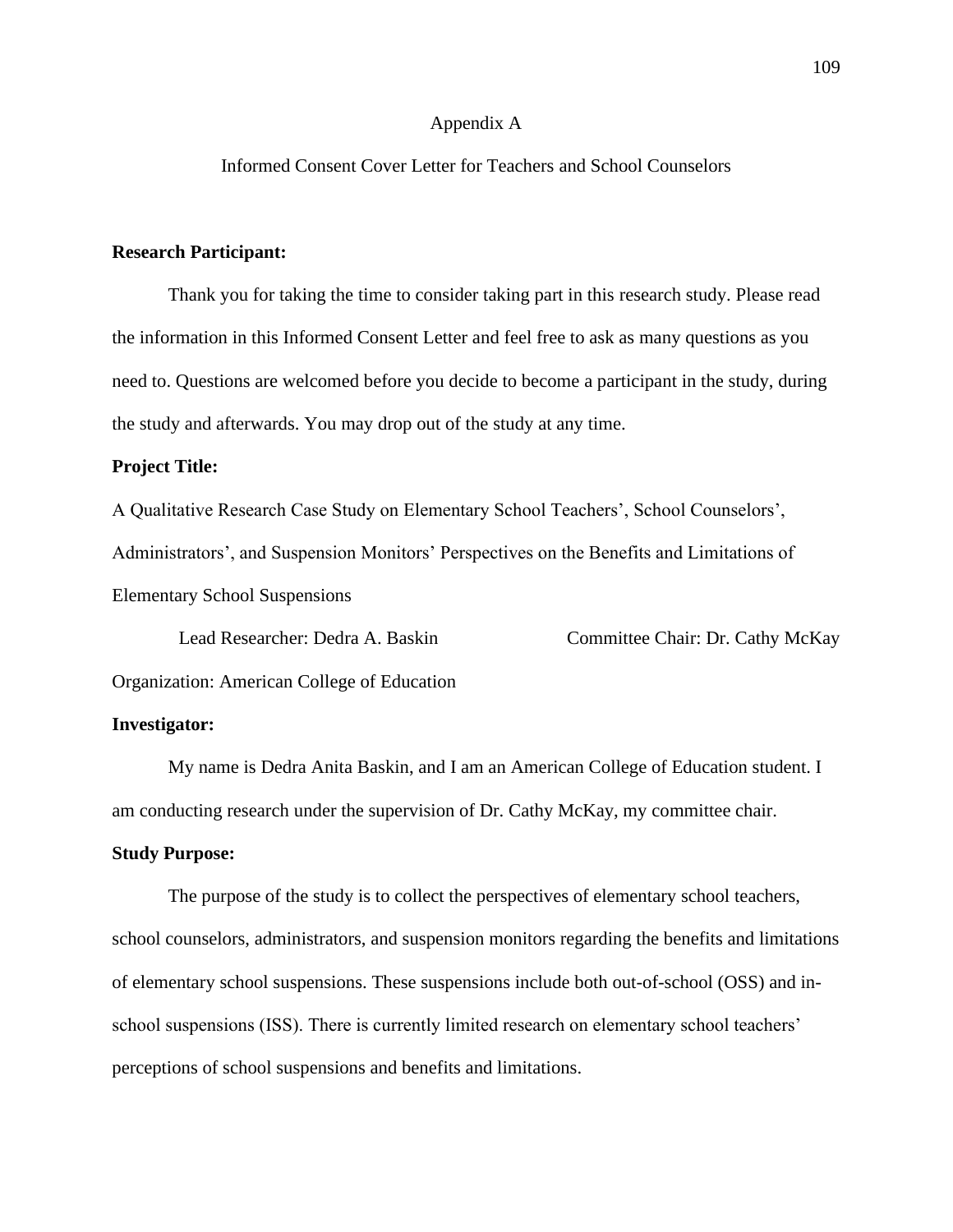# Appendix A

## Informed Consent Cover Letter for Teachers and School Counselors

**Research Participant:**

Thank you for taking the time to consider taking part in this research study. Please read the information in this Informed Consent Letter and feel free to ask as many questions as you need to. Questions are welcomed before you decide to become a participant in the study, during the study and afterwards. You may drop out of the study at any time.

**Project Title:**

A Qualitative Research Case Study on Elementary School Teachers', School Counselors', Administrators', and Suspension Monitors' Perspectives on the Benefits and Limitations of Elementary School Suspensions

Lead Researcher: Dedra A. Baskin Committee Chair: Dr. Cathy McKay

Organization: American College of Education

**Investigator:**

My name is Dedra Anita Baskin, and I am an American College of Education student. I am conducting research under the supervision of Dr. Cathy McKay, my committee chair.

**Study Purpose:**

The purpose of the study is to collect the perspectives of elementary school teachers, school counselors, administrators, and suspension monitors regarding the benefits and limitations of elementary school suspensions. These suspensions include both out-of-school (OSS) and in-school suspensions (ISS). There is currently limited research on elementary school teachers' perceptions of school suspensions and benefits and limitations.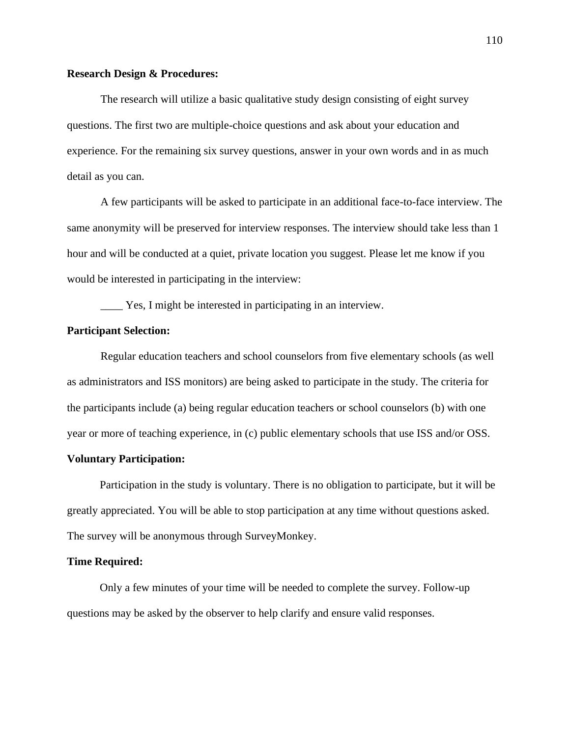**Research Design & Procedures:**

The research will utilize a basic qualitative study design consisting of eight survey questions. The first two are multiple-choice questions and ask about your education and experience. For the remaining six survey questions, answer in your own words and in as much detail as you can.

A few participants will be asked to participate in an additional face-to-face interview. The same anonymity will be preserved for interview responses. The interview should take less than 1 hour and will be conducted at a quiet, private location you suggest. Please let me know if you would be interested in participating in the interview:

____ Yes, I might be interested in participating in an interview.

**Participant Selection:**

Regular education teachers and school counselors from five elementary schools (as well as administrators and ISS monitors) are being asked to participate in the study. The criteria for the participants include (a) being regular education teachers or school counselors (b) with one year or more of teaching experience, in (c) public elementary schools that use ISS and/or OSS.

**Voluntary Participation:**

Participation in the study is voluntary. There is no obligation to participate, but it will be greatly appreciated. You will be able to stop participation at any time without questions asked. The survey will be anonymous through SurveyMonkey.

**Time Required:**

Only a few minutes of your time will be needed to complete the survey. Follow-up questions may be asked by the observer to help clarify and ensure valid responses.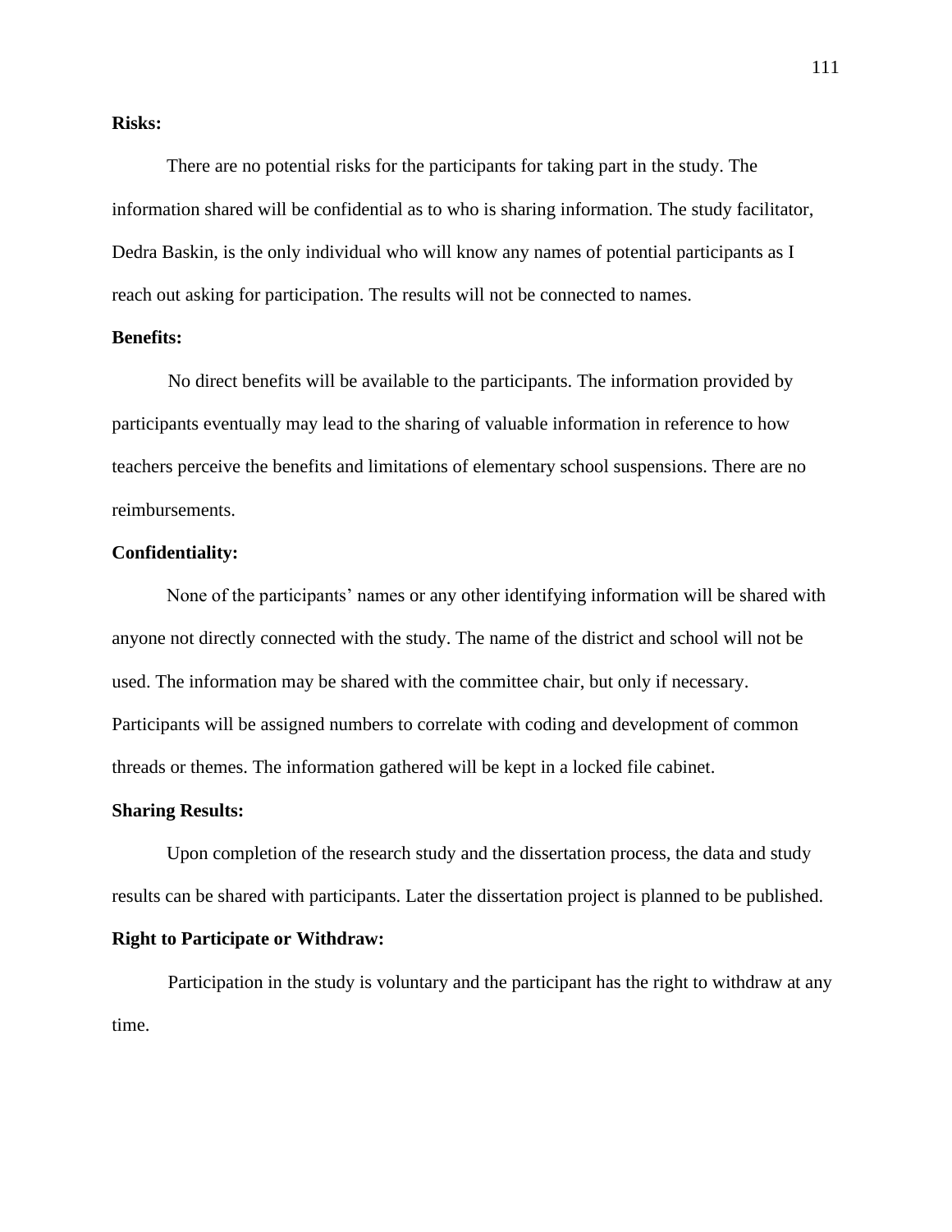**Risks:**

There are no potential risks for the participants for taking part in the study. The information shared will be confidential as to who is sharing information. The study facilitator, Dedra Baskin, is the only individual who will know any names of potential participants as I reach out asking for participation. The results will not be connected to names.

**Benefits:**

No direct benefits will be available to the participants. The information provided by participants eventually may lead to the sharing of valuable information in reference to how teachers perceive the benefits and limitations of elementary school suspensions. There are no reimbursements.

**Confidentiality:**

None of the participants' names or any other identifying information will be shared with anyone not directly connected with the study. The name of the district and school will not be used. The information may be shared with the committee chair, but only if necessary. Participants will be assigned numbers to correlate with coding and development of common threads or themes. The information gathered will be kept in a locked file cabinet.

**Sharing Results:**

Upon completion of the research study and the dissertation process, the data and study results can be shared with participants. Later the dissertation project is planned to be published.

**Right to Participate or Withdraw:**

Participation in the study is voluntary and the participant has the right to withdraw at any time.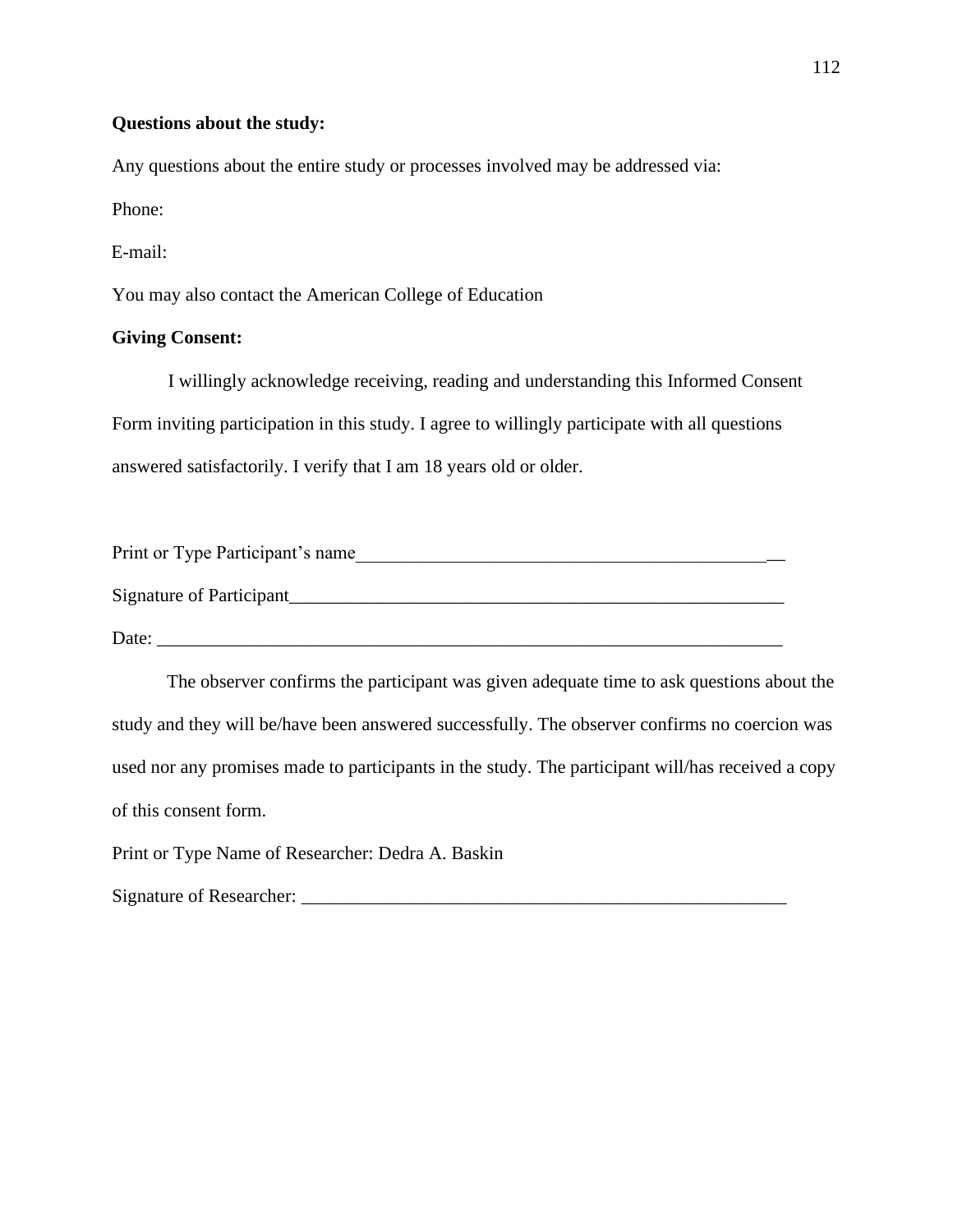**Questions about the study:**

Any questions about the entire study or processes involved may be addressed via:

Phone:

E-mail:

You may also contact the American College of Education

**Giving Consent:**

I willingly acknowledge receiving, reading and understanding this Informed Consent Form inviting participation in this study. I agree to willingly participate with all questions answered satisfactorily. I verify that I am 18 years old or older.

Print or Type Participant's name_______________________________________________

Signature of Participant_______________________________________________________

Date: ______________________________________________________________________

The observer confirms the participant was given adequate time to ask questions about the study and they will be/have been answered successfully. The observer confirms no coercion was used nor any promises made to participants in the study. The participant will/has received a copy of this consent form.

Print or Type Name of Researcher: Dedra A. Baskin

Signature of Researcher: _____________________________________________________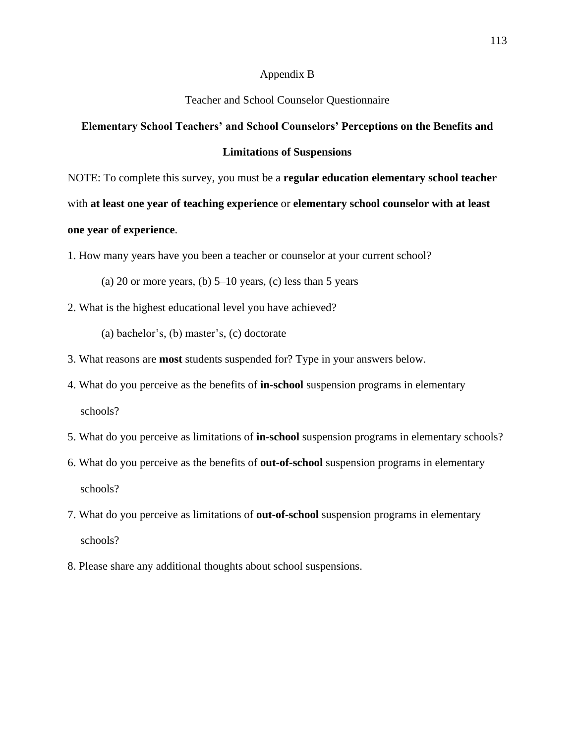# Appendix B

## Teacher and School Counselor Questionnaire

**Elementary School Teachers' and School Counselors' Perceptions on the Benefits and Limitations of Suspensions**

NOTE: To complete this survey, you must be a **regular education elementary school teacher** with **at least one year of teaching experience** or **elementary school counselor with at least one year of experience**.

1. How many years have you been a teacher or counselor at your current school?

   (a) 20 or more years, (b) 5–10 years, (c) less than 5 years

2. What is the highest educational level you have achieved?

   (a) bachelor's, (b) master's, (c) doctorate

3. What reasons are **most** students suspended for? Type in your answers below.

4. What do you perceive as the benefits of **in-school** suspension programs in elementary schools?

5. What do you perceive as limitations of **in-school** suspension programs in elementary schools?

6. What do you perceive as the benefits of **out-of-school** suspension programs in elementary schools?

7. What do you perceive as limitations of **out-of-school** suspension programs in elementary schools?

8. Please share any additional thoughts about school suspensions.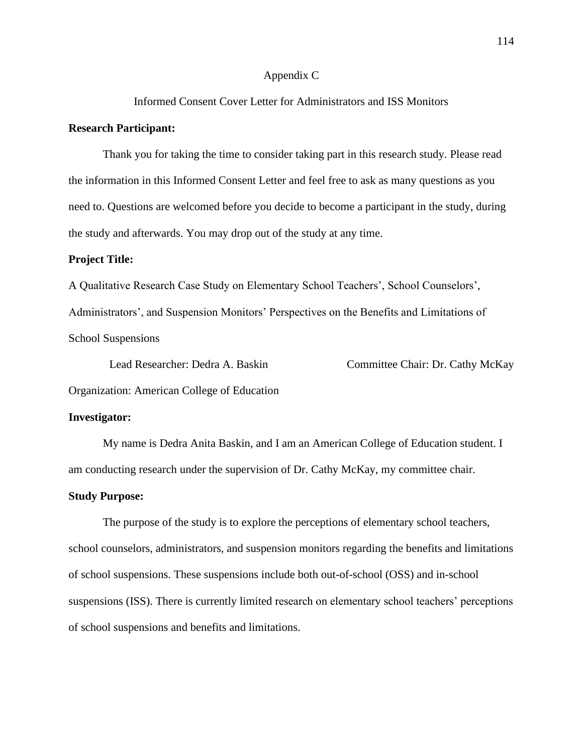Appendix C

Informed Consent Cover Letter for Administrators and ISS Monitors

**Research Participant:**

Thank you for taking the time to consider taking part in this research study. Please read the information in this Informed Consent Letter and feel free to ask as many questions as you need to. Questions are welcomed before you decide to become a participant in the study, during the study and afterwards. You may drop out of the study at any time.

**Project Title:**

A Qualitative Research Case Study on Elementary School Teachers', School Counselors', Administrators', and Suspension Monitors' Perspectives on the Benefits and Limitations of School Suspensions

Lead Researcher: Dedra A. Baskin Committee Chair: Dr. Cathy McKay

Organization: American College of Education

**Investigator:**

My name is Dedra Anita Baskin, and I am an American College of Education student. I am conducting research under the supervision of Dr. Cathy McKay, my committee chair.

**Study Purpose:**

The purpose of the study is to explore the perceptions of elementary school teachers, school counselors, administrators, and suspension monitors regarding the benefits and limitations of school suspensions. These suspensions include both out-of-school (OSS) and in-school suspensions (ISS). There is currently limited research on elementary school teachers' perceptions of school suspensions and benefits and limitations.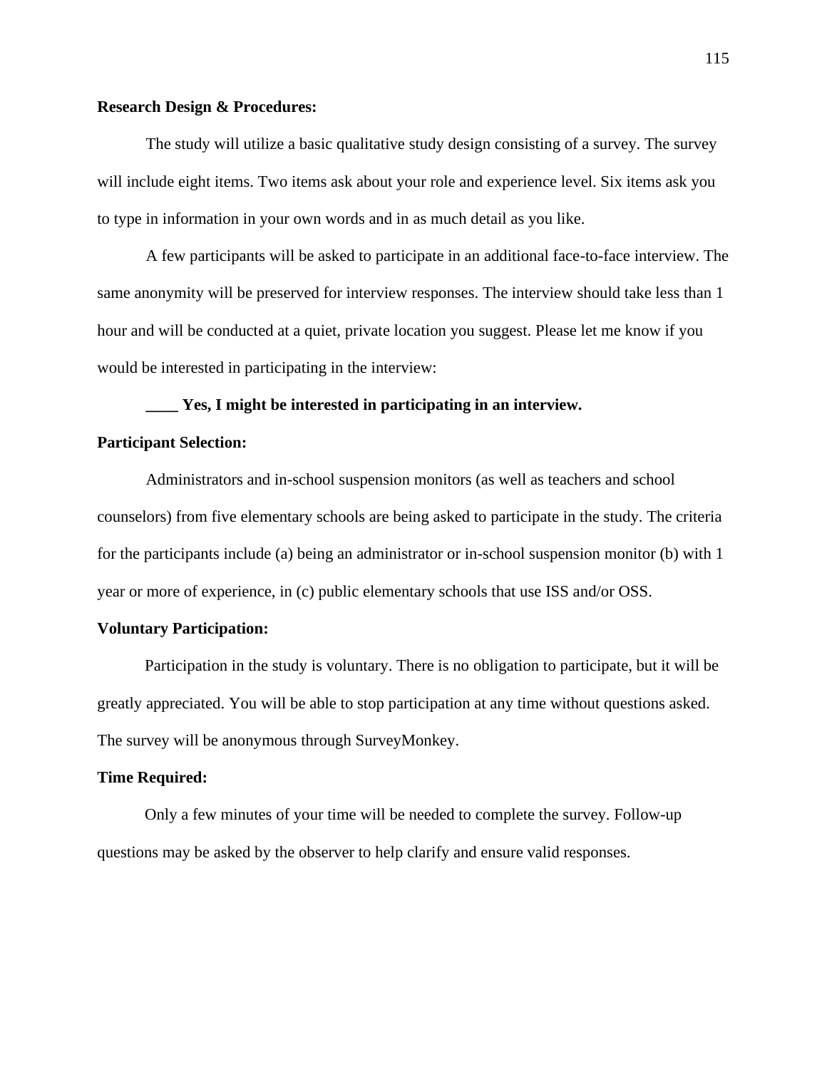**Research Design & Procedures:**

The study will utilize a basic qualitative study design consisting of a survey. The survey will include eight items. Two items ask about your role and experience level. Six items ask you to type in information in your own words and in as much detail as you like.

A few participants will be asked to participate in an additional face-to-face interview. The same anonymity will be preserved for interview responses. The interview should take less than 1 hour and will be conducted at a quiet, private location you suggest. Please let me know if you would be interested in participating in the interview:

**____ Yes, I might be interested in participating in an interview.**

**Participant Selection:**

Administrators and in-school suspension monitors (as well as teachers and school counselors) from five elementary schools are being asked to participate in the study. The criteria for the participants include (a) being an administrator or in-school suspension monitor (b) with 1 year or more of experience, in (c) public elementary schools that use ISS and/or OSS.

**Voluntary Participation:**

Participation in the study is voluntary. There is no obligation to participate, but it will be greatly appreciated. You will be able to stop participation at any time without questions asked. The survey will be anonymous through SurveyMonkey.

**Time Required:**

Only a few minutes of your time will be needed to complete the survey. Follow-up questions may be asked by the observer to help clarify and ensure valid responses.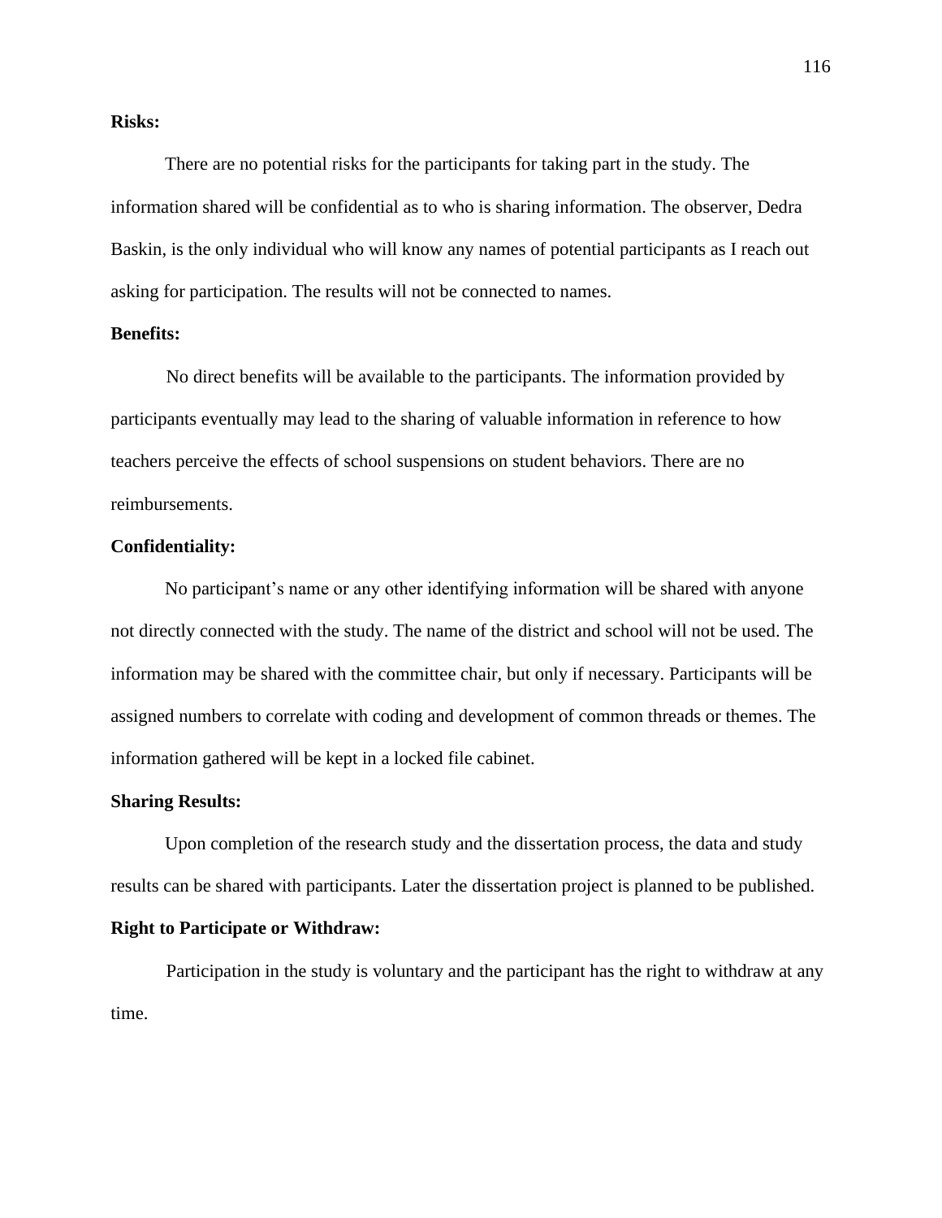**Risks:**

There are no potential risks for the participants for taking part in the study. The information shared will be confidential as to who is sharing information. The observer, Dedra Baskin, is the only individual who will know any names of potential participants as I reach out asking for participation. The results will not be connected to names.

**Benefits:**

No direct benefits will be available to the participants. The information provided by participants eventually may lead to the sharing of valuable information in reference to how teachers perceive the effects of school suspensions on student behaviors. There are no reimbursements.

**Confidentiality:**

No participant's name or any other identifying information will be shared with anyone not directly connected with the study. The name of the district and school will not be used. The information may be shared with the committee chair, but only if necessary. Participants will be assigned numbers to correlate with coding and development of common threads or themes. The information gathered will be kept in a locked file cabinet.

**Sharing Results:**

Upon completion of the research study and the dissertation process, the data and study results can be shared with participants. Later the dissertation project is planned to be published.

**Right to Participate or Withdraw:**

Participation in the study is voluntary and the participant has the right to withdraw at any time.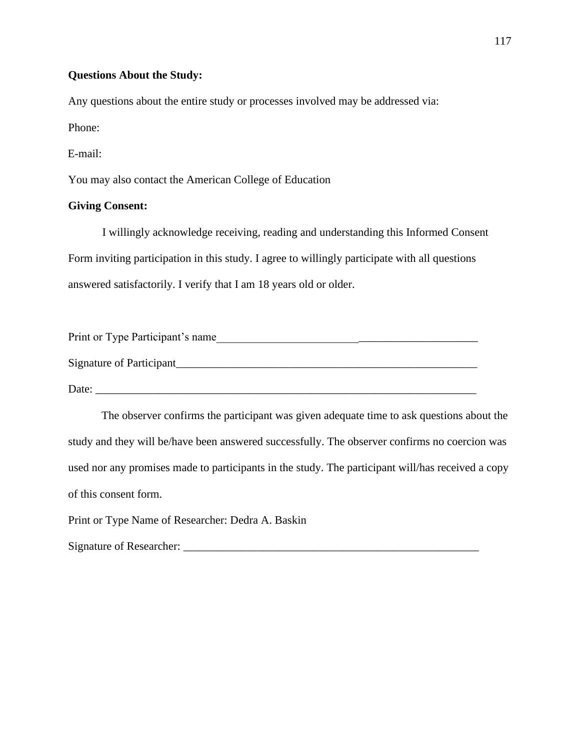**Questions About the Study:**

Any questions about the entire study or processes involved may be addressed via:

Phone:

E-mail:

You may also contact the American College of Education

**Giving Consent:**

I willingly acknowledge receiving, reading and understanding this Informed Consent Form inviting participation in this study. I agree to willingly participate with all questions answered satisfactorily. I verify that I am 18 years old or older.

Print or Type Participant's name_____________________________________________

Signature of Participant_______________________________________________________

Date: ______________________________________________________________________

The observer confirms the participant was given adequate time to ask questions about the study and they will be/have been answered successfully. The observer confirms no coercion was used nor any promises made to participants in the study. The participant will/has received a copy of this consent form.

Print or Type Name of Researcher: Dedra A. Baskin

Signature of Researcher: ____________________________________________________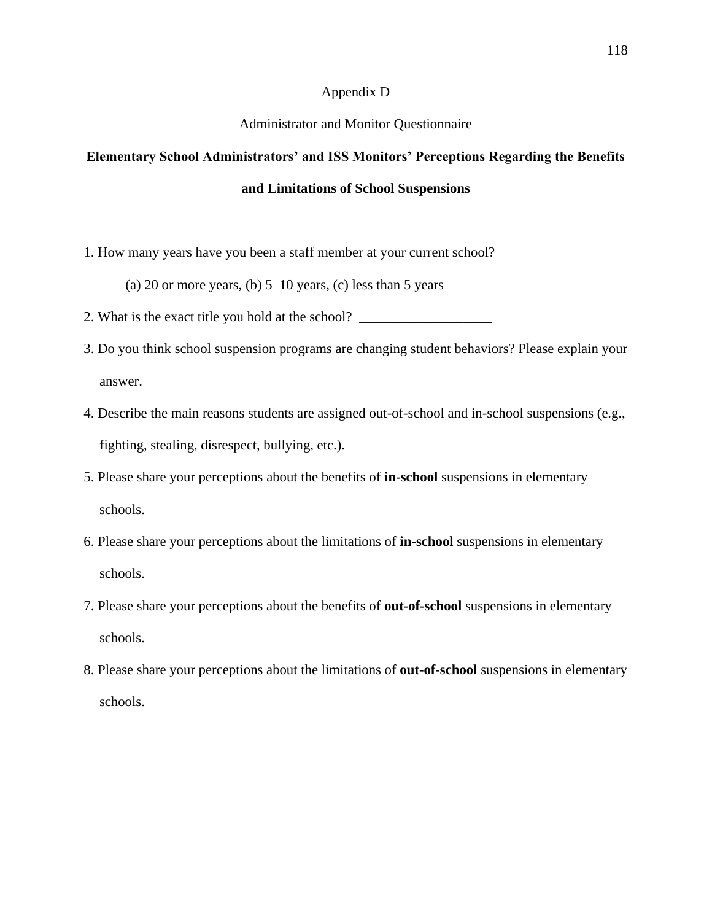# Appendix D

## Administrator and Monitor Questionnaire

**Elementary School Administrators' and ISS Monitors' Perceptions Regarding the Benefits and Limitations of School Suspensions**

1. How many years have you been a staff member at your current school?

   (a) 20 or more years, (b) 5–10 years, (c) less than 5 years

2. What is the exact title you hold at the school? ___________________

3. Do you think school suspension programs are changing student behaviors? Please explain your answer.

4. Describe the main reasons students are assigned out-of-school and in-school suspensions (e.g., fighting, stealing, disrespect, bullying, etc.).

5. Please share your perceptions about the benefits of **in-school** suspensions in elementary schools.

6. Please share your perceptions about the limitations of **in-school** suspensions in elementary schools.

7. Please share your perceptions about the benefits of **out-of-school** suspensions in elementary schools.

8. Please share your perceptions about the limitations of **out-of-school** suspensions in elementary schools.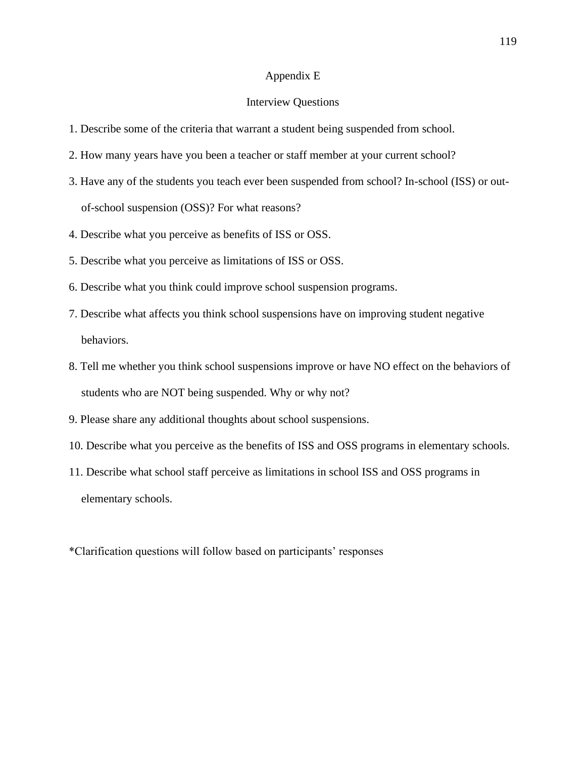# Appendix E

## Interview Questions

1. Describe some of the criteria that warrant a student being suspended from school.
2. How many years have you been a teacher or staff member at your current school?
3. Have any of the students you teach ever been suspended from school? In-school (ISS) or out-of-school suspension (OSS)? For what reasons?
4. Describe what you perceive as benefits of ISS or OSS.
5. Describe what you perceive as limitations of ISS or OSS.
6. Describe what you think could improve school suspension programs.
7. Describe what affects you think school suspensions have on improving student negative behaviors.
8. Tell me whether you think school suspensions improve or have NO effect on the behaviors of students who are NOT being suspended. Why or why not?
9. Please share any additional thoughts about school suspensions.
10. Describe what you perceive as the benefits of ISS and OSS programs in elementary schools.
11. Describe what school staff perceive as limitations in school ISS and OSS programs in elementary schools.

*Clarification questions will follow based on participants' responses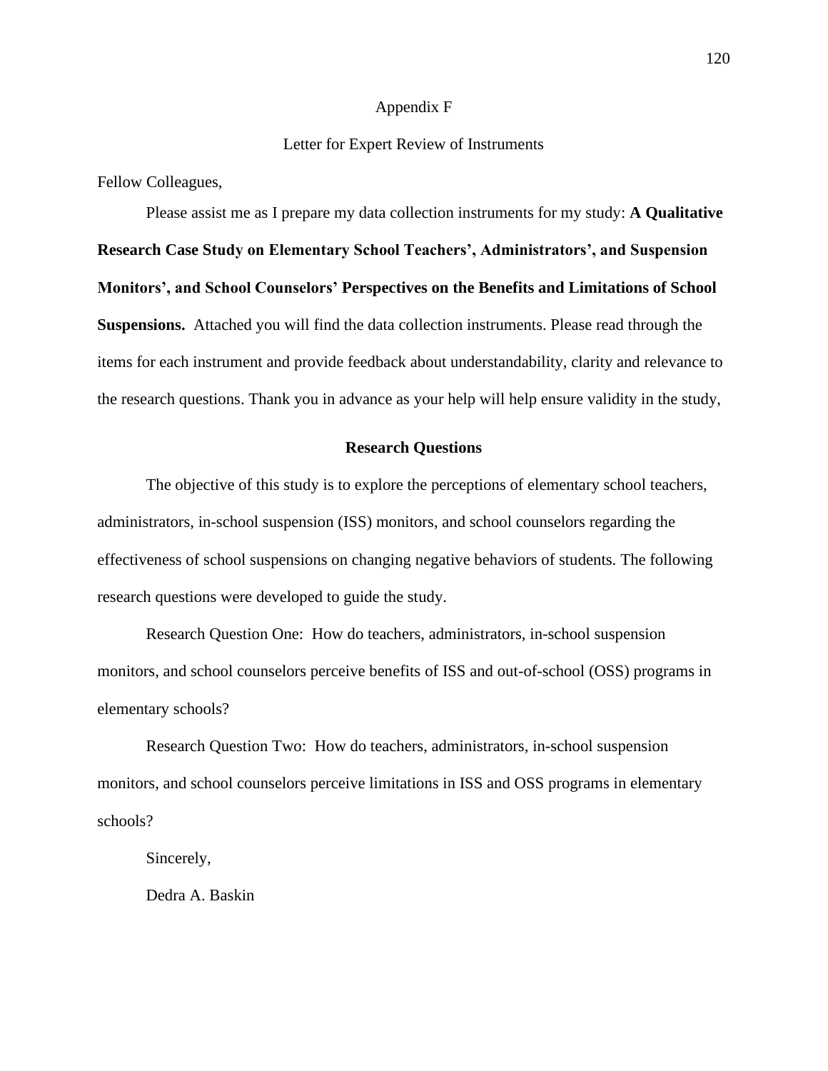# Appendix F

## Letter for Expert Review of Instruments

Fellow Colleagues,

Please assist me as I prepare my data collection instruments for my study: **A Qualitative Research Case Study on Elementary School Teachers', Administrators', and Suspension Monitors', and School Counselors' Perspectives on the Benefits and Limitations of School Suspensions.** Attached you will find the data collection instruments. Please read through the items for each instrument and provide feedback about understandability, clarity and relevance to the research questions. Thank you in advance as your help will help ensure validity in the study,

**Research Questions**

The objective of this study is to explore the perceptions of elementary school teachers, administrators, in-school suspension (ISS) monitors, and school counselors regarding the effectiveness of school suspensions on changing negative behaviors of students. The following research questions were developed to guide the study.

Research Question One: How do teachers, administrators, in-school suspension monitors, and school counselors perceive benefits of ISS and out-of-school (OSS) programs in elementary schools?

Research Question Two: How do teachers, administrators, in-school suspension monitors, and school counselors perceive limitations in ISS and OSS programs in elementary schools?

Sincerely,

Dedra A. Baskin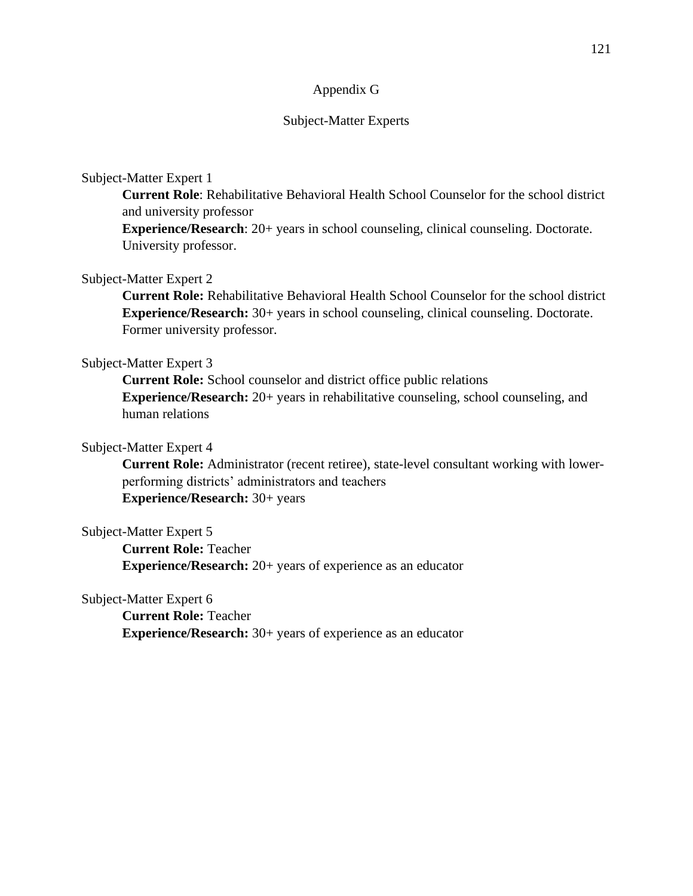# Appendix G

## Subject-Matter Experts

Subject-Matter Expert 1

**Current Role**: Rehabilitative Behavioral Health School Counselor for the school district and university professor

**Experience/Research**: 20+ years in school counseling, clinical counseling. Doctorate. University professor.

Subject-Matter Expert 2

**Current Role:** Rehabilitative Behavioral Health School Counselor for the school district

**Experience/Research:** 30+ years in school counseling, clinical counseling. Doctorate. Former university professor.

Subject-Matter Expert 3

**Current Role:** School counselor and district office public relations

**Experience/Research:** 20+ years in rehabilitative counseling, school counseling, and human relations

Subject-Matter Expert 4

**Current Role:** Administrator (recent retiree), state-level consultant working with lower-performing districts' administrators and teachers

**Experience/Research:** 30+ years

Subject-Matter Expert 5

**Current Role:** Teacher

**Experience/Research:** 20+ years of experience as an educator

Subject-Matter Expert 6

**Current Role:** Teacher

**Experience/Research:** 30+ years of experience as an educator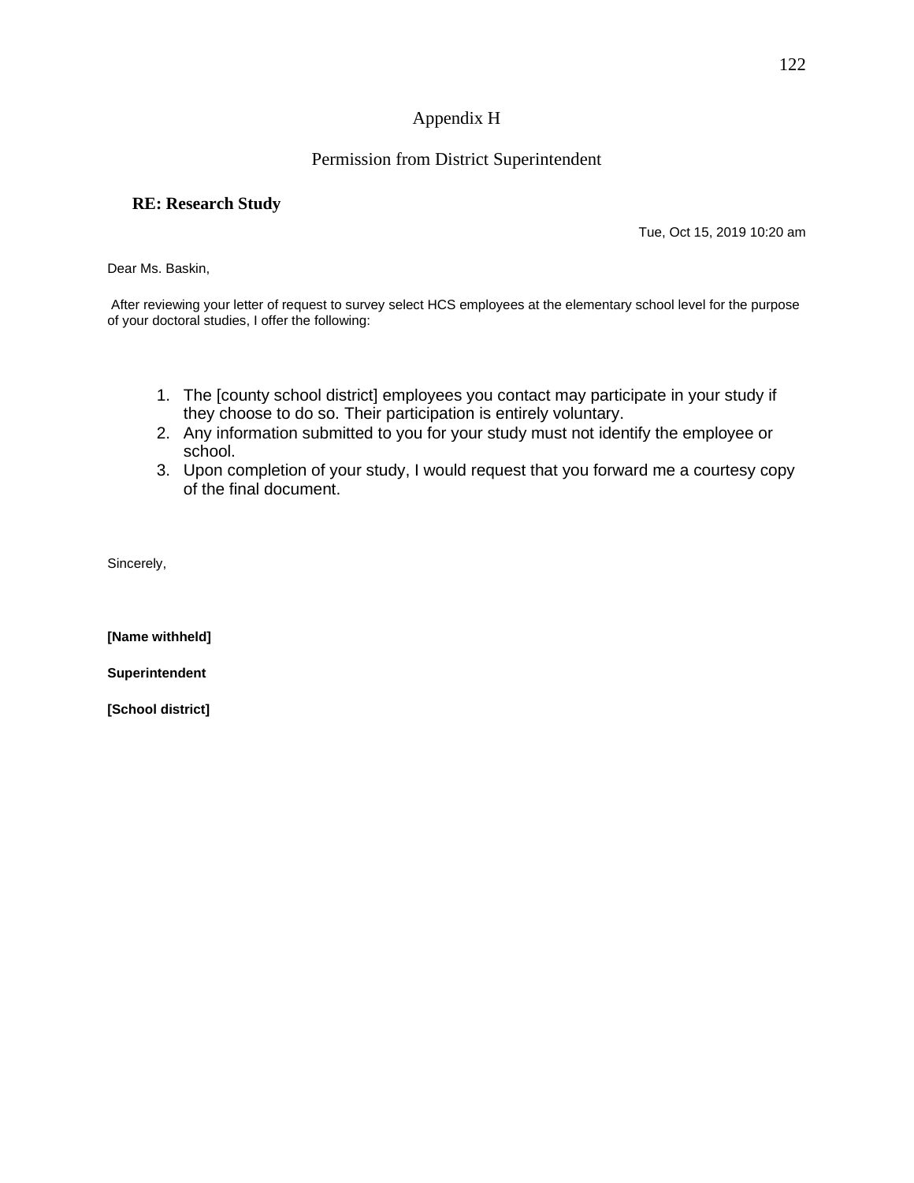# Appendix H

## Permission from District Superintendent

**RE: Research Study**

Tue, Oct 15, 2019 10:20 am

Dear Ms. Baskin,

After reviewing your letter of request to survey select HCS employees at the elementary school level for the purpose of your doctoral studies, I offer the following:

1. The [county school district] employees you contact may participate in your study if they choose to do so. Their participation is entirely voluntary.
2. Any information submitted to you for your study must not identify the employee or school.
3. Upon completion of your study, I would request that you forward me a courtesy copy of the final document.

Sincerely,

**[Name withheld]**

**Superintendent**

**[School district]**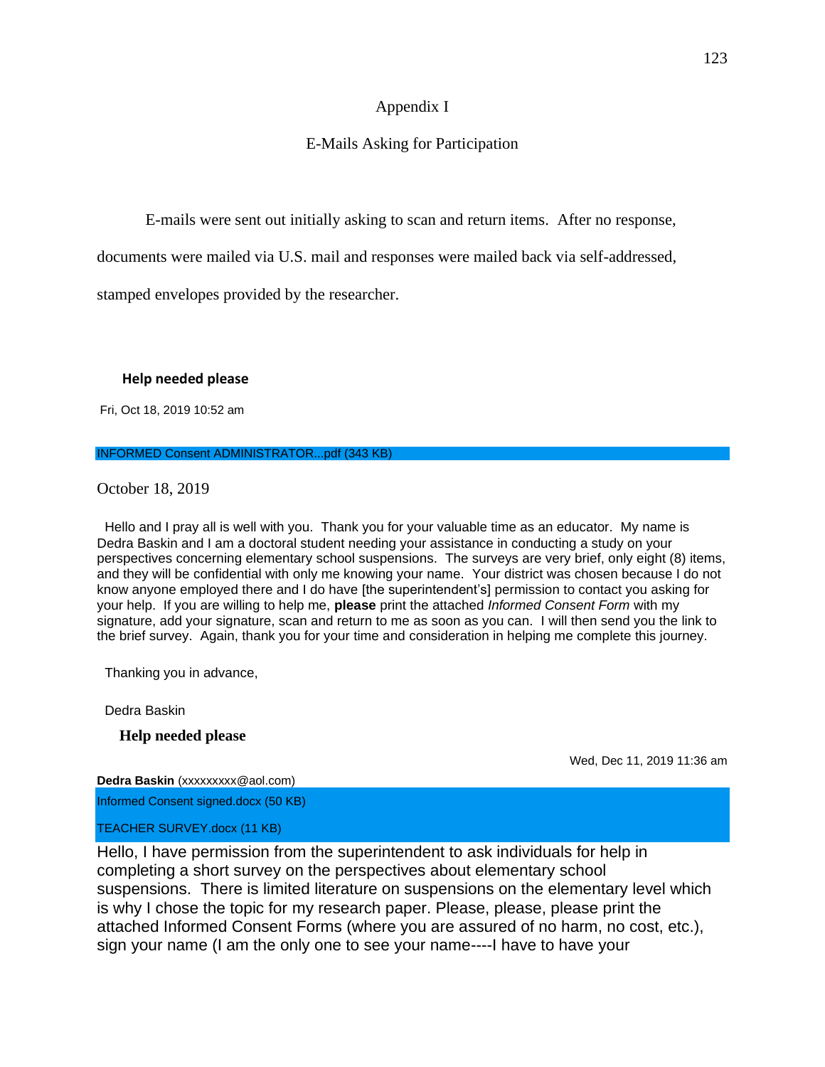# Appendix I

## E-Mails Asking for Participation

E-mails were sent out initially asking to scan and return items. After no response, documents were mailed via U.S. mail and responses were mailed back via self-addressed, stamped envelopes provided by the researcher.

**Help needed please**

Fri, Oct 18, 2019 10:52 am

INFORMED Consent ADMINISTRATOR...pdf (343 KB)

October 18, 2019

Hello and I pray all is well with you. Thank you for your valuable time as an educator. My name is Dedra Baskin and I am a doctoral student needing your assistance in conducting a study on your perspectives concerning elementary school suspensions. The surveys are very brief, only eight (8) items, and they will be confidential with only me knowing your name. Your district was chosen because I do not know anyone employed there and I do have [the superintendent's] permission to contact you asking for your help. If you are willing to help me, **please** print the attached *Informed Consent Form* with my signature, add your signature, scan and return to me as soon as you can. I will then send you the link to the brief survey. Again, thank you for your time and consideration in helping me complete this journey.

Thanking you in advance,

Dedra Baskin

**Help needed please**

Wed, Dec 11, 2019 11:36 am

**Dedra Baskin** (xxxxxxxxx@aol.com)

Informed Consent signed.docx (50 KB)

TEACHER SURVEY.docx (11 KB)

Hello, I have permission from the superintendent to ask individuals for help in completing a short survey on the perspectives about elementary school suspensions. There is limited literature on suspensions on the elementary level which is why I chose the topic for my research paper. Please, please, please print the attached Informed Consent Forms (where you are assured of no harm, no cost, etc.), sign your name (I am the only one to see your name----I have to have your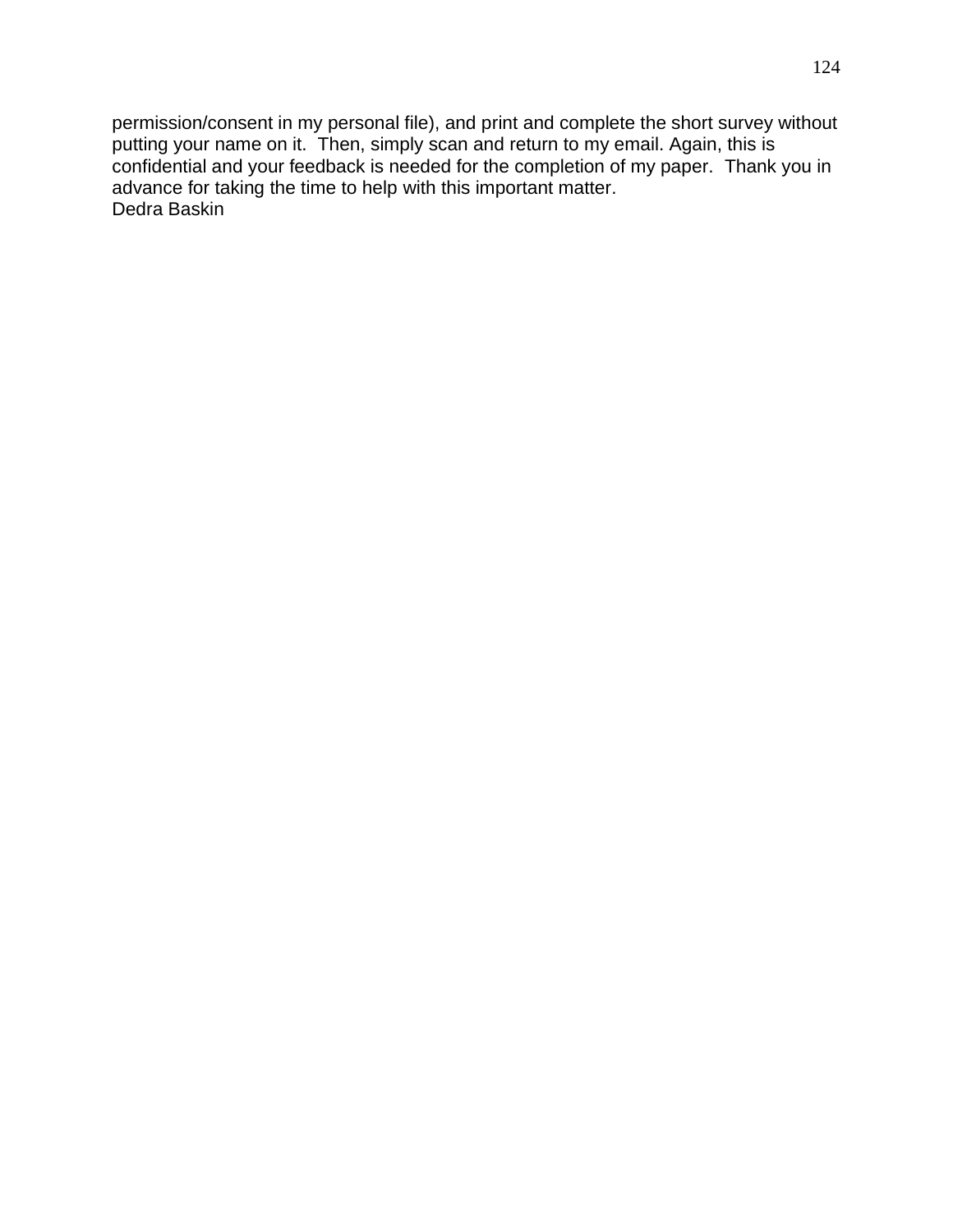permission/consent in my personal file), and print and complete the short survey without putting your name on it. Then, simply scan and return to my email. Again, this is confidential and your feedback is needed for the completion of my paper. Thank you in advance for taking the time to help with this important matter.
Dedra Baskin